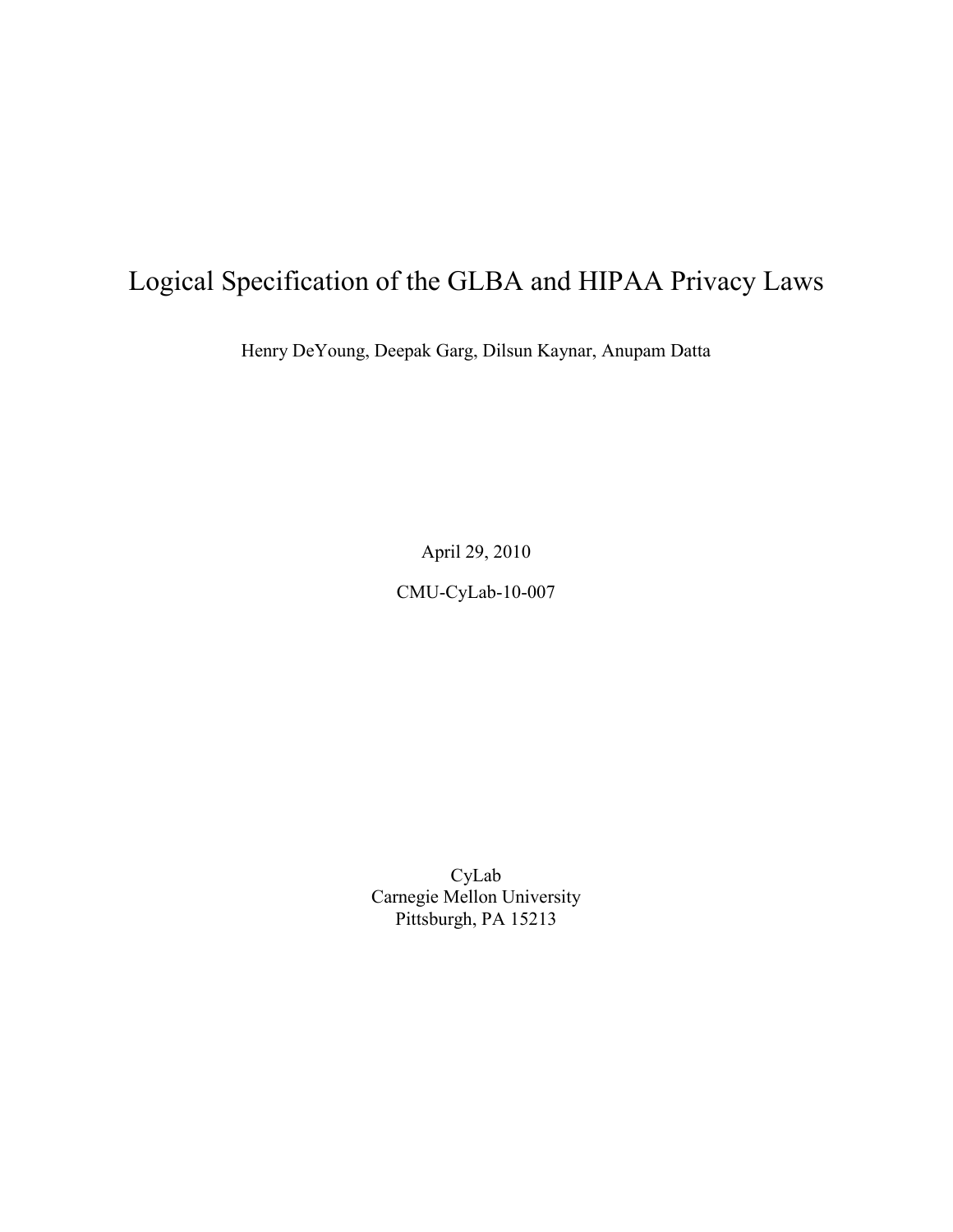# Logical Specification of the GLBA and HIPAA Privacy Laws

Henry DeYoung, Deepak Garg, Dilsun Kaynar, Anupam Datta

April 29, 2010

CMU-CyLab-10-007

CyLab
Carnegie Mellon University
Pittsburgh, PA 15213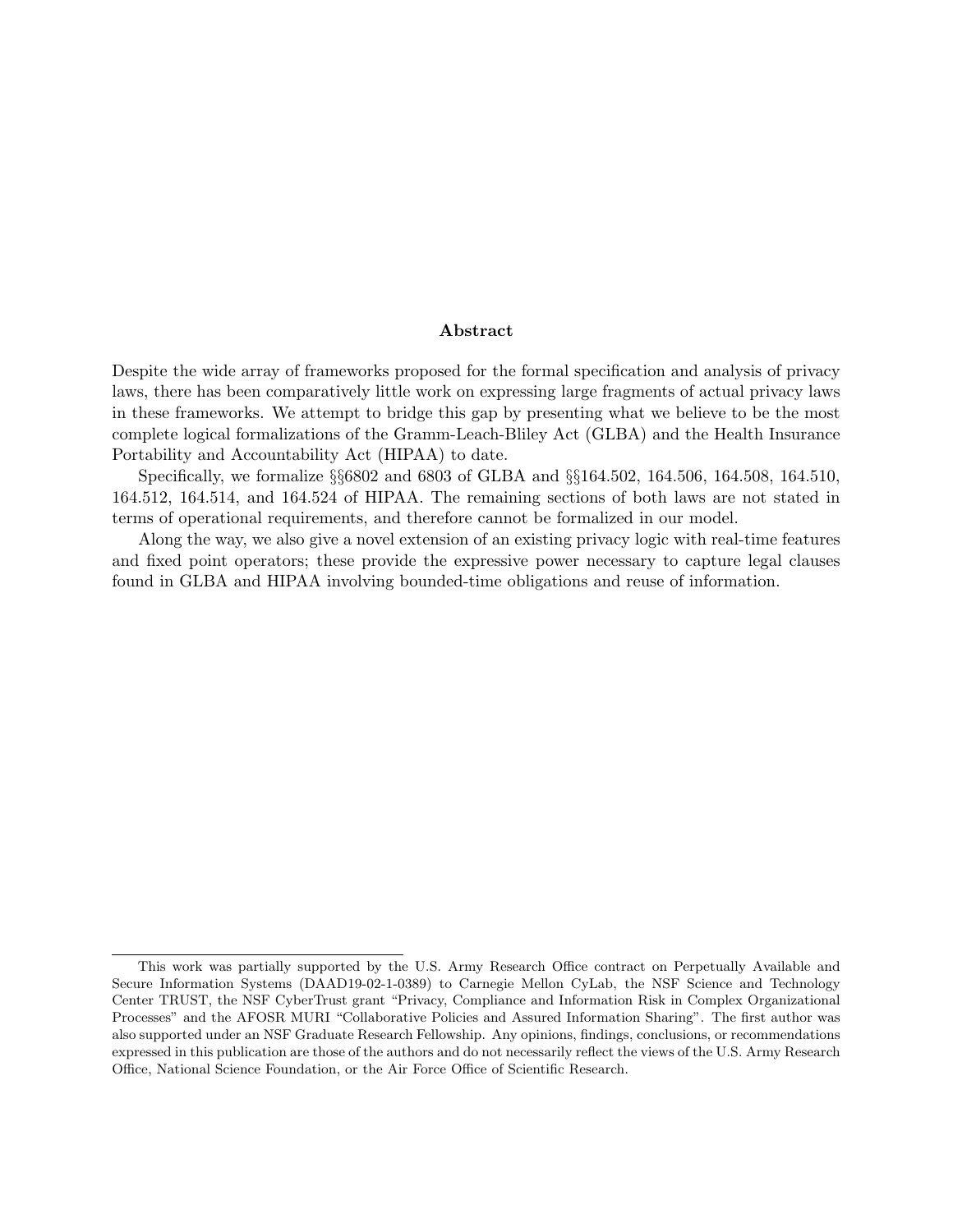## Abstract

Despite the wide array of frameworks proposed for the formal specification and analysis of privacy laws, there has been comparatively little work on expressing large fragments of actual privacy laws in these frameworks. We attempt to bridge this gap by presenting what we believe to be the most complete logical formalizations of the Gramm-Leach-Bliley Act (GLBA) and the Health Insurance Portability and Accountability Act (HIPAA) to date.

Specifically, we formalize §§6802 and 6803 of GLBA and §§164.502, 164.506, 164.508, 164.510, 164.512, 164.514, and 164.524 of HIPAA. The remaining sections of both laws are not stated in terms of operational requirements, and therefore cannot be formalized in our model.

Along the way, we also give a novel extension of an existing privacy logic with real-time features and fixed point operators; these provide the expressive power necessary to capture legal clauses found in GLBA and HIPAA involving bounded-time obligations and reuse of information.

---

This work was partially supported by the U.S. Army Research Office contract on Perpetually Available and Secure Information Systems (DAAD19-02-1-0389) to Carnegie Mellon CyLab, the NSF Science and Technology Center TRUST, the NSF CyberTrust grant "Privacy, Compliance and Information Risk in Complex Organizational Processes" and the AFOSR MURI "Collaborative Policies and Assured Information Sharing". The first author was also supported under an NSF Graduate Research Fellowship. Any opinions, findings, conclusions, or recommendations expressed in this publication are those of the authors and do not necessarily reflect the views of the U.S. Army Research Office, National Science Foundation, or the Air Force Office of Scientific Research.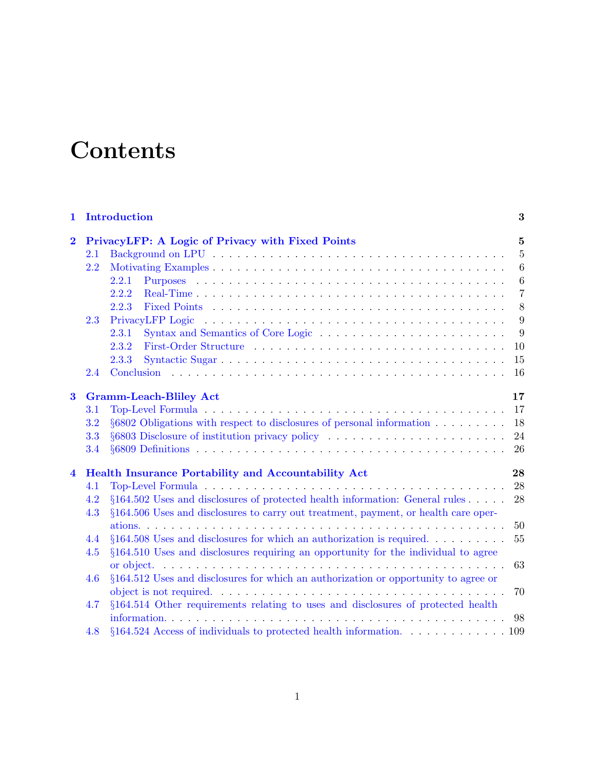# Contents

- **1 Introduction** — 3
- **2 PrivacyLFP: A Logic of Privacy with Fixed Points** — 5
  - 2.1 Background on LPU — 5
  - 2.2 Motivating Examples — 6
    - 2.2.1 Purposes — 6
    - 2.2.2 Real-Time — 7
    - 2.2.3 Fixed Points — 8
  - 2.3 PrivacyLFP Logic — 9
    - 2.3.1 Syntax and Semantics of Core Logic — 9
    - 2.3.2 First-Order Structure — 10
    - 2.3.3 Syntactic Sugar — 15
  - 2.4 Conclusion — 16
- **3 Gramm-Leach-Bliley Act** — 17
  - 3.1 Top-Level Formula — 17
  - 3.2 §6802 Obligations with respect to disclosures of personal information — 18
  - 3.3 §6803 Disclosure of institution privacy policy — 24
  - 3.4 §6809 Definitions — 26
- **4 Health Insurance Portability and Accountability Act** — 28
  - 4.1 Top-Level Formula — 28
  - 4.2 §164.502 Uses and disclosures of protected health information: General rules — 28
  - 4.3 §164.506 Uses and disclosures to carry out treatment, payment, or health care operations. — 50
  - 4.4 §164.508 Uses and disclosures for which an authorization is required. — 55
  - 4.5 §164.510 Uses and disclosures requiring an opportunity for the individual to agree or object. — 63
  - 4.6 §164.512 Uses and disclosures for which an authorization or opportunity to agree or object is not required. — 70
  - 4.7 §164.514 Other requirements relating to uses and disclosures of protected health information. — 98
  - 4.8 §164.524 Access of individuals to protected health information. — 109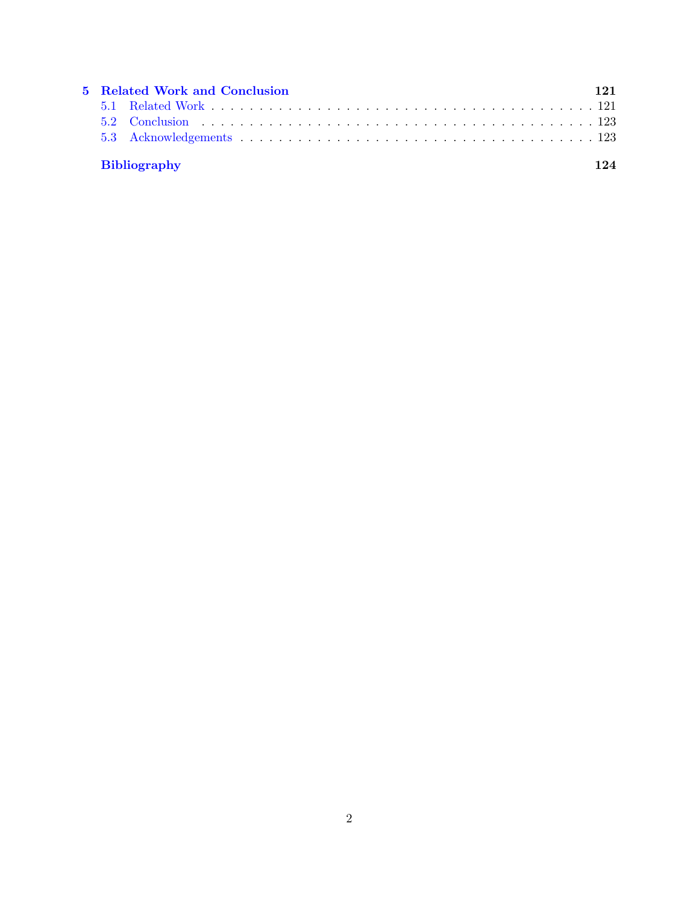**5 Related Work and Conclusion** **121**

5.1 Related Work . . . . . . . . . . . . . . . . . . . . . . . . . . . . . . . . . . . . . 121

5.2 Conclusion . . . . . . . . . . . . . . . . . . . . . . . . . . . . . . . . . . . . . . 123

5.3 Acknowledgements . . . . . . . . . . . . . . . . . . . . . . . . . . . . . . . . . 123

**Bibliography** **124**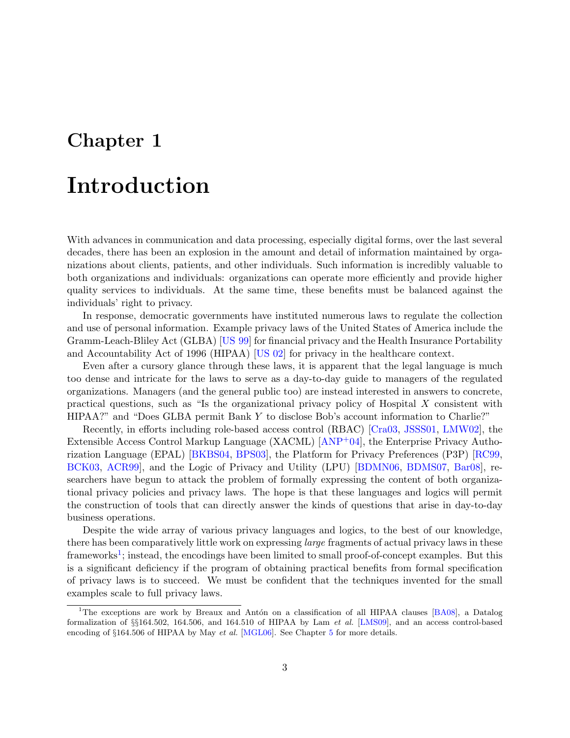# Chapter 1

# Introduction

With advances in communication and data processing, especially digital forms, over the last several decades, there has been an explosion in the amount and detail of information maintained by organizations about clients, patients, and other individuals. Such information is incredibly valuable to both organizations and individuals: organizations can operate more efficiently and provide higher quality services to individuals. At the same time, these benefits must be balanced against the individuals' right to privacy.

In response, democratic governments have instituted numerous laws to regulate the collection and use of personal information. Example privacy laws of the United States of America include the Gramm-Leach-Bliley Act (GLBA) [US 99] for financial privacy and the Health Insurance Portability and Accountability Act of 1996 (HIPAA) [US 02] for privacy in the healthcare context.

Even after a cursory glance through these laws, it is apparent that the legal language is much too dense and intricate for the laws to serve as a day-to-day guide to managers of the regulated organizations. Managers (and the general public too) are instead interested in answers to concrete, practical questions, such as "Is the organizational privacy policy of Hospital $X$ consistent with HIPAA?" and "Does GLBA permit Bank $Y$ to disclose Bob's account information to Charlie?"

Recently, in efforts including role-based access control (RBAC) [Cra03, JSSS01, LMW02], the Extensible Access Control Markup Language (XACML) [ANP+04], the Enterprise Privacy Authorization Language (EPAL) [BKBS04, BPS03], the Platform for Privacy Preferences (P3P) [RC99, BCK03, ACR99], and the Logic of Privacy and Utility (LPU) [BDMN06, BDMS07, Bar08], researchers have begun to attack the problem of formally expressing the content of both organizational privacy policies and privacy laws. The hope is that these languages and logics will permit the construction of tools that can directly answer the kinds of questions that arise in day-to-day business operations.

Despite the wide array of various privacy languages and logics, to the best of our knowledge, there has been comparatively little work on expressing *large* fragments of actual privacy laws in these frameworks[1]; instead, the encodings have been limited to small proof-of-concept examples. But this is a significant deficiency if the program of obtaining practical benefits from formal specification of privacy laws is to succeed. We must be confident that the techniques invented for the small examples scale to full privacy laws.

[1] The exceptions are work by Breaux and Antón on a classification of all HIPAA clauses [BA08], a Datalog formalization of §§164.502, 164.506, and 164.510 of HIPAA by Lam *et al.* [LMS09], and an access control-based encoding of §164.506 of HIPAA by May *et al.* [MGL06]. See Chapter 5 for more details.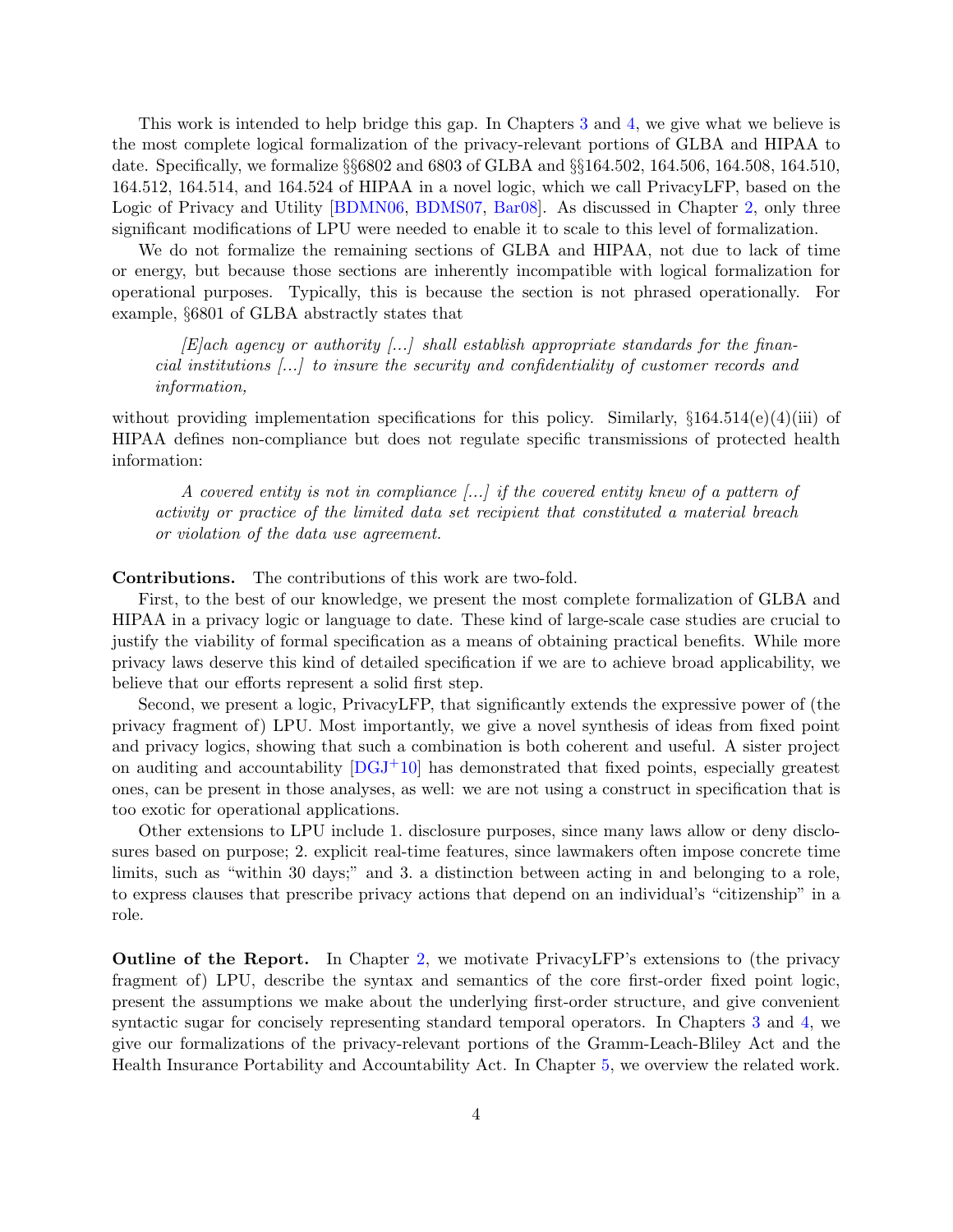This work is intended to help bridge this gap. In Chapters 3 and 4, we give what we believe is the most complete logical formalization of the privacy-relevant portions of GLBA and HIPAA to date. Specifically, we formalize §§6802 and 6803 of GLBA and §§164.502, 164.506, 164.508, 164.510, 164.512, 164.514, and 164.524 of HIPAA in a novel logic, which we call PrivacyLFP, based on the Logic of Privacy and Utility [BDMN06, BDMS07, Bar08]. As discussed in Chapter 2, only three significant modifications of LPU were needed to enable it to scale to this level of formalization.

We do not formalize the remaining sections of GLBA and HIPAA, not due to lack of time or energy, but because those sections are inherently incompatible with logical formalization for operational purposes. Typically, this is because the section is not phrased operationally. For example, §6801 of GLBA abstractly states that

> *[E]ach agency or authority [...] shall establish appropriate standards for the financial institutions [...] to insure the security and confidentiality of customer records and information,*

without providing implementation specifications for this policy. Similarly, §164.514(e)(4)(iii) of HIPAA defines non-compliance but does not regulate specific transmissions of protected health information:

> *A covered entity is not in compliance [...] if the covered entity knew of a pattern of activity or practice of the limited data set recipient that constituted a material breach or violation of the data use agreement.*

**Contributions.** The contributions of this work are two-fold.

First, to the best of our knowledge, we present the most complete formalization of GLBA and HIPAA in a privacy logic or language to date. These kind of large-scale case studies are crucial to justify the viability of formal specification as a means of obtaining practical benefits. While more privacy laws deserve this kind of detailed specification if we are to achieve broad applicability, we believe that our efforts represent a solid first step.

Second, we present a logic, PrivacyLFP, that significantly extends the expressive power of (the privacy fragment of) LPU. Most importantly, we give a novel synthesis of ideas from fixed point and privacy logics, showing that such a combination is both coherent and useful. A sister project on auditing and accountability [DGJ+10] has demonstrated that fixed points, especially greatest ones, can be present in those analyses, as well: we are not using a construct in specification that is too exotic for operational applications.

Other extensions to LPU include 1. disclosure purposes, since many laws allow or deny disclosures based on purpose; 2. explicit real-time features, since lawmakers often impose concrete time limits, such as "within 30 days;" and 3. a distinction between acting in and belonging to a role, to express clauses that prescribe privacy actions that depend on an individual's "citizenship" in a role.

**Outline of the Report.** In Chapter 2, we motivate PrivacyLFP's extensions to (the privacy fragment of) LPU, describe the syntax and semantics of the core first-order fixed point logic, present the assumptions we make about the underlying first-order structure, and give convenient syntactic sugar for concisely representing standard temporal operators. In Chapters 3 and 4, we give our formalizations of the privacy-relevant portions of the Gramm-Leach-Bliley Act and the Health Insurance Portability and Accountability Act. In Chapter 5, we overview the related work.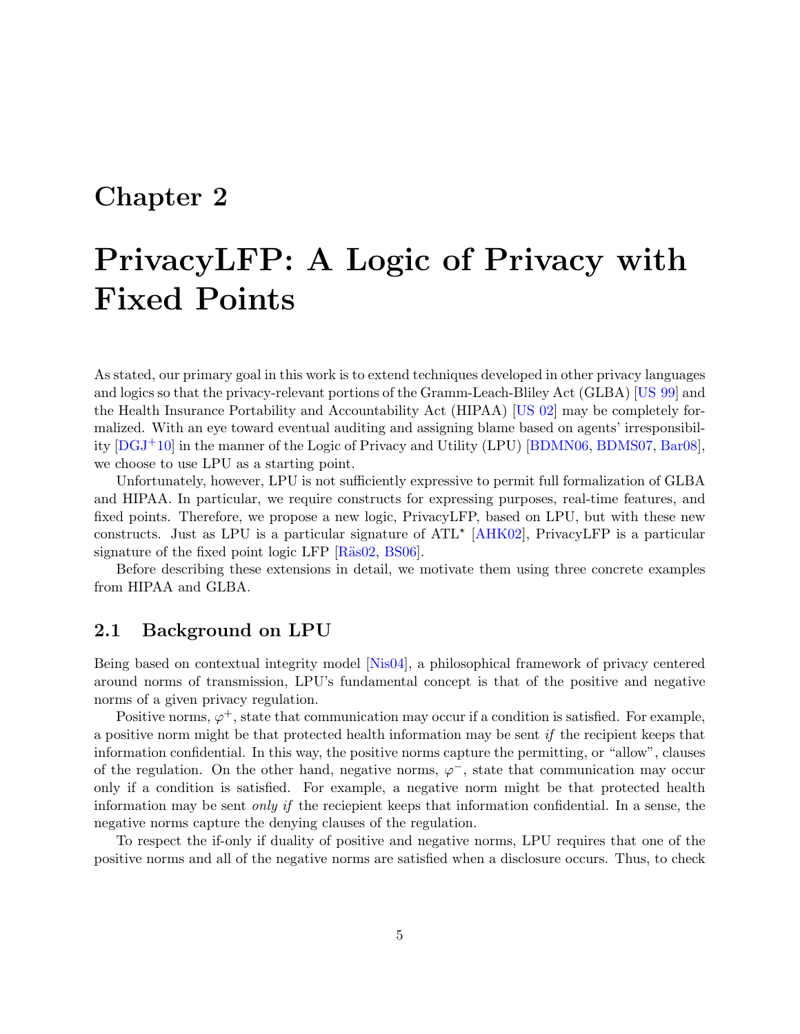# Chapter 2

# PrivacyLFP: A Logic of Privacy with Fixed Points

As stated, our primary goal in this work is to extend techniques developed in other privacy languages and logics so that the privacy-relevant portions of the Gramm-Leach-Bliley Act (GLBA) [US 99] and the Health Insurance Portability and Accountability Act (HIPAA) [US 02] may be completely formalized. With an eye toward eventual auditing and assigning blame based on agents' irresponsibility [DGJ+10] in the manner of the Logic of Privacy and Utility (LPU) [BDMN06, BDMS07, Bar08], we choose to use LPU as a starting point.

Unfortunately, however, LPU is not sufficiently expressive to permit full formalization of GLBA and HIPAA. In particular, we require constructs for expressing purposes, real-time features, and fixed points. Therefore, we propose a new logic, PrivacyLFP, based on LPU, but with these new constructs. Just as LPU is a particular signature of ATL$^\star$ [AHK02], PrivacyLFP is a particular signature of the fixed point logic LFP [Räs02, BS06].

Before describing these extensions in detail, we motivate them using three concrete examples from HIPAA and GLBA.

## 2.1 Background on LPU

Being based on contextual integrity model [Nis04], a philosophical framework of privacy centered around norms of transmission, LPU's fundamental concept is that of the positive and negative norms of a given privacy regulation.

Positive norms, $\varphi^+$, state that communication may occur if a condition is satisfied. For example, a positive norm might be that protected health information may be sent *if* the recipient keeps that information confidential. In this way, the positive norms capture the permitting, or "allow", clauses of the regulation. On the other hand, negative norms, $\varphi^-$, state that communication may occur only if a condition is satisfied. For example, a negative norm might be that protected health information may be sent *only if* the reciepient keeps that information confidential. In a sense, the negative norms capture the denying clauses of the regulation.

To respect the if-only if duality of positive and negative norms, LPU requires that one of the positive norms and all of the negative norms are satisfied when a disclosure occurs. Thus, to check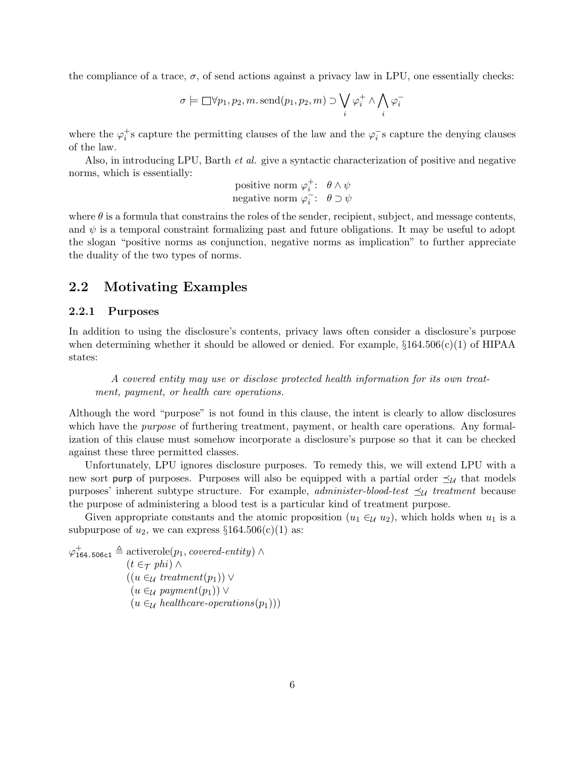the compliance of a trace, $\sigma$, of send actions against a privacy law in LPU, one essentially checks:

$$\sigma \models \Box \forall p_1, p_2, m.\, \text{send}(p_1, p_2, m) \supset \bigvee_i \varphi_i^+ \wedge \bigwedge_i \varphi_i^-$$

where the $\varphi_i^+$s capture the permitting clauses of the law and the $\varphi_i^-$s capture the denying clauses of the law.

Also, in introducing LPU, Barth *et al.* give a syntactic characterization of positive and negative norms, which is essentially:

$$\begin{aligned} \text{positive norm } \varphi_i^+&: \;\; \theta \wedge \psi \\ \text{negative norm } \varphi_i^-&: \;\; \theta \supset \psi \end{aligned}$$

where $\theta$ is a formula that constrains the roles of the sender, recipient, subject, and message contents, and $\psi$ is a temporal constraint formalizing past and future obligations. It may be useful to adopt the slogan "positive norms as conjunction, negative norms as implication" to further appreciate the duality of the two types of norms.

## 2.2 Motivating Examples

### 2.2.1 Purposes

In addition to using the disclosure's contents, privacy laws often consider a disclosure's purpose when determining whether it should be allowed or denied. For example, §164.506(c)(1) of HIPAA states:

> *A covered entity may use or disclose protected health information for its own treatment, payment, or health care operations.*

Although the word "purpose" is not found in this clause, the intent is clearly to allow disclosures which have the *purpose* of furthering treatment, payment, or health care operations. Any formalization of this clause must somehow incorporate a disclosure's purpose so that it can be checked against these three permitted classes.

Unfortunately, LPU ignores disclosure purposes. To remedy this, we will extend LPU with a new sort $\mathsf{purp}$ of purposes. Purposes will also be equipped with a partial order $\preceq_\mathcal{U}$ that models purposes' inherent subtype structure. For example, *administer-blood-test* $\preceq_\mathcal{U}$ *treatment* because the purpose of administering a blood test is a particular kind of treatment purpose.

Given appropriate constants and the atomic proposition $(u_1 \in_\mathcal{U} u_2)$, which holds when $u_1$ is a subpurpose of $u_2$, we can express §164.506(c)(1) as:

$$\begin{aligned} \varphi^+_{\texttt{164.506c1}} \triangleq\; & \text{activerole}(p_1, \textit{covered-entity}) \wedge \\ & (t \in_\mathcal{T} \textit{phi}) \wedge \\ & ((u \in_\mathcal{U} \textit{treatment}(p_1)) \vee \\ & \;(u \in_\mathcal{U} \textit{payment}(p_1)) \vee \\ & \;(u \in_\mathcal{U} \textit{healthcare-operations}(p_1))) \end{aligned}$$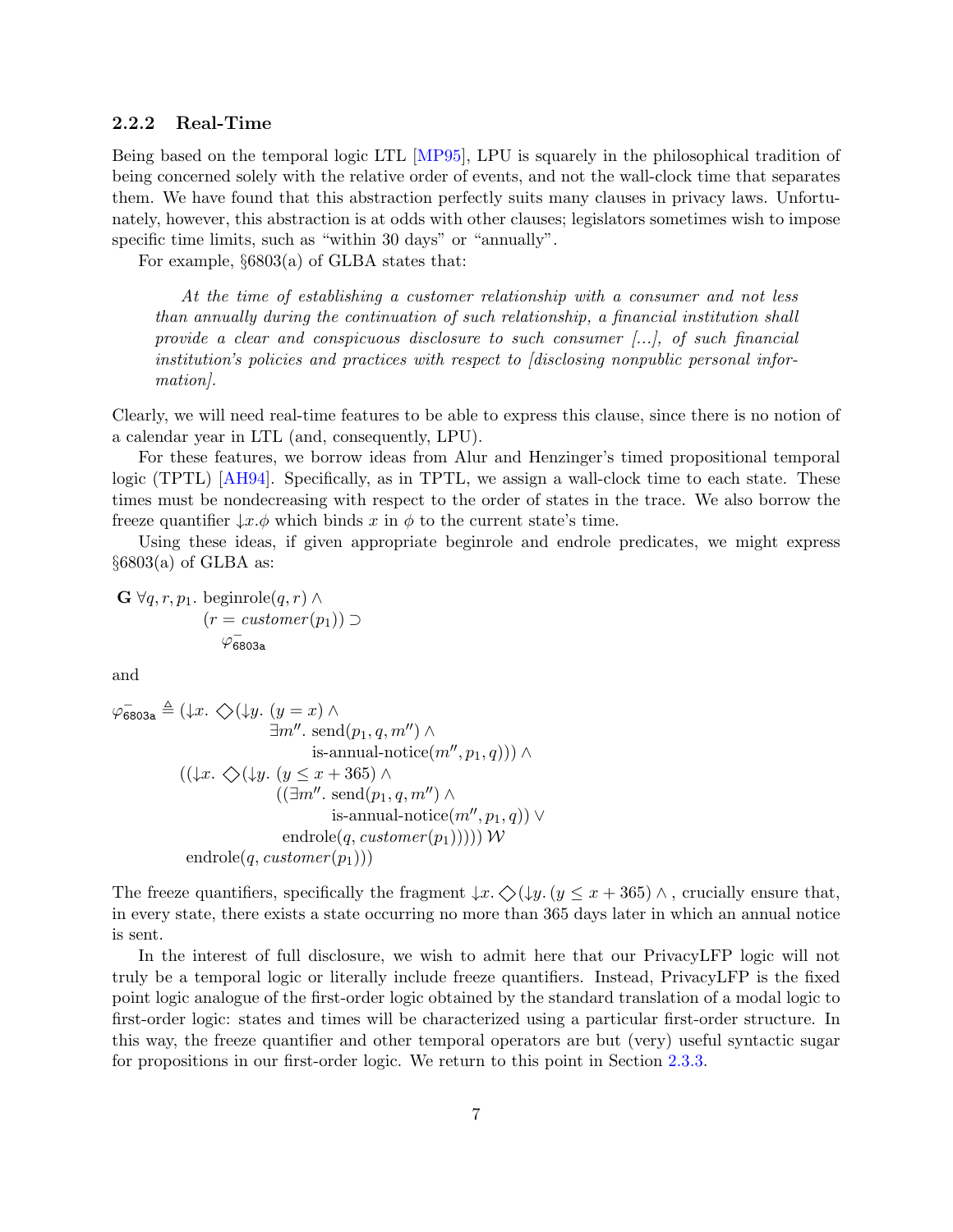### 2.2.2 Real-Time

Being based on the temporal logic LTL [MP95], LPU is squarely in the philosophical tradition of being concerned solely with the relative order of events, and not the wall-clock time that separates them. We have found that this abstraction perfectly suits many clauses in privacy laws. Unfortunately, however, this abstraction is at odds with other clauses; legislators sometimes wish to impose specific time limits, such as "within 30 days" or "annually".

For example, §6803(a) of GLBA states that:

> *At the time of establishing a customer relationship with a consumer and not less than annually during the continuation of such relationship, a financial institution shall provide a clear and conspicuous disclosure to such consumer [...], of such financial institution's policies and practices with respect to [disclosing nonpublic personal information].*

Clearly, we will need real-time features to be able to express this clause, since there is no notion of a calendar year in LTL (and, consequently, LPU).

For these features, we borrow ideas from Alur and Henzinger's timed propositional temporal logic (TPTL) [AH94]. Specifically, as in TPTL, we assign a wall-clock time to each state. These times must be nondecreasing with respect to the order of states in the trace. We also borrow the freeze quantifier $\downarrow x.\phi$ which binds $x$ in $\phi$ to the current state's time.

Using these ideas, if given appropriate beginrole and endrole predicates, we might express §6803(a) of GLBA as:

$$
\begin{aligned}
\mathbf{G}\ \forall q, r, p_1.\ & \text{beginrole}(q, r) \wedge \\
& (r = \mathit{customer}(p_1)) \supset \\
& \quad \varphi^{-}_{\mathtt{6803a}}
\end{aligned}
$$

and

$$
\begin{aligned}
\varphi^{-}_{\mathtt{6803a}} \triangleq\ & (\downarrow x.\ \Diamond(\downarrow y.\ (y = x) \wedge \\
& \qquad\qquad \exists m''.\ \text{send}(p_1, q, m'') \wedge \\
& \qquad\qquad\qquad \text{is-annual-notice}(m'', p_1, q))) \wedge \\
& ((\downarrow x.\ \Diamond(\downarrow y.\ (y \leq x + 365) \wedge \\
& \qquad\qquad ((\exists m''.\ \text{send}(p_1, q, m'') \wedge \\
& \qquad\qquad\qquad \text{is-annual-notice}(m'', p_1, q)) \vee \\
& \qquad\qquad \text{endrole}(q, \mathit{customer}(p_1))))) \,\mathcal{W} \\
& \ \text{endrole}(q, \mathit{customer}(p_1)))
\end{aligned}
$$

The freeze quantifiers, specifically the fragment $\downarrow x. \Diamond(\downarrow y. (y \leq x + 365) \wedge$, crucially ensure that, in every state, there exists a state occurring no more than 365 days later in which an annual notice is sent.

In the interest of full disclosure, we wish to admit here that our PrivacyLFP logic will not truly be a temporal logic or literally include freeze quantifiers. Instead, PrivacyLFP is the fixed point logic analogue of the first-order logic obtained by the standard translation of a modal logic to first-order logic: states and times will be characterized using a particular first-order structure. In this way, the freeze quantifier and other temporal operators are but (very) useful syntactic sugar for propositions in our first-order logic. We return to this point in Section 2.3.3.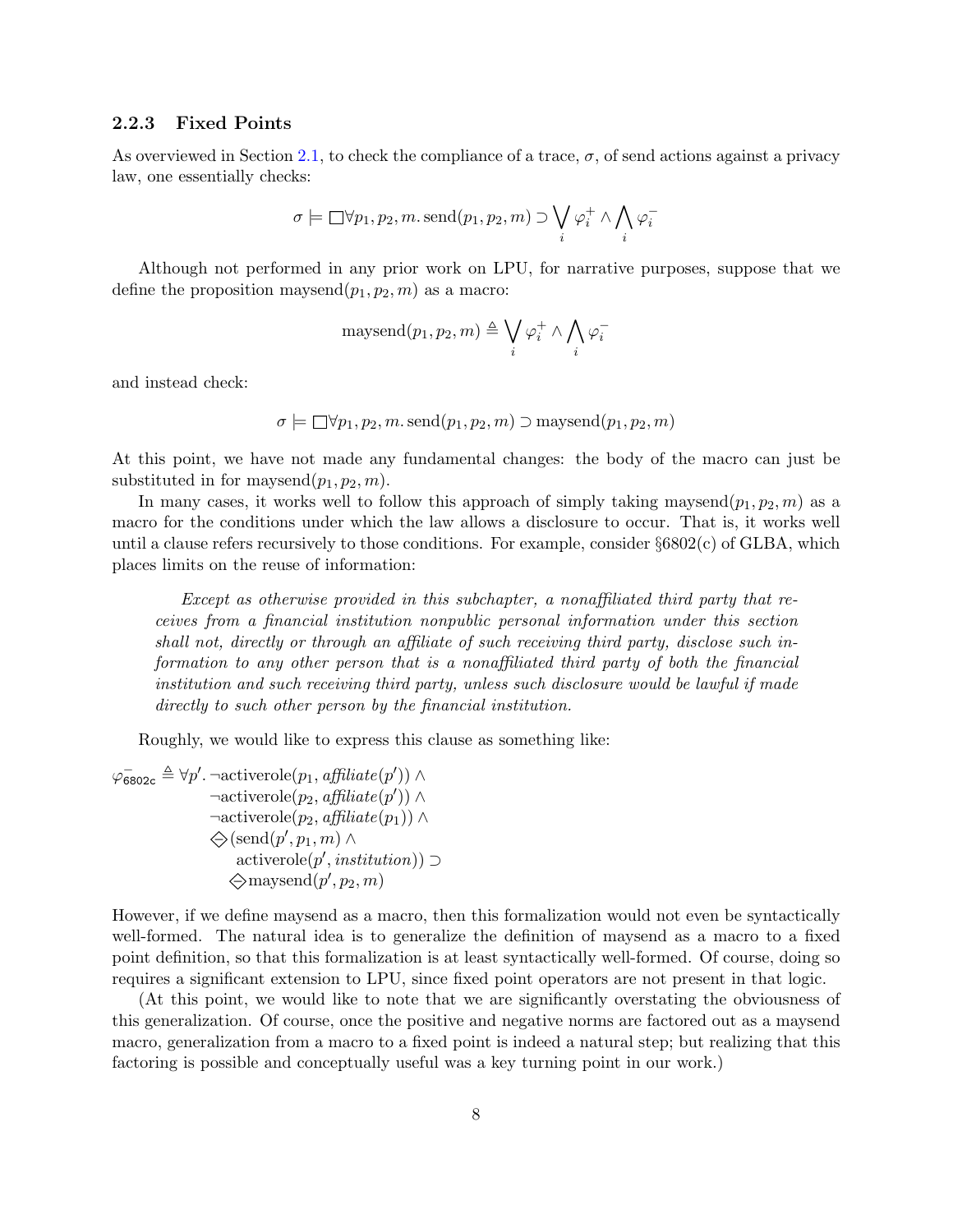### 2.2.3 Fixed Points

As overviewed in Section 2.1, to check the compliance of a trace, $\sigma$, of send actions against a privacy law, one essentially checks:

$$\sigma \models \Box \forall p_1, p_2, m.\, \text{send}(p_1, p_2, m) \supset \bigvee_i \varphi_i^+ \wedge \bigwedge_i \varphi_i^-$$

Although not performed in any prior work on LPU, for narrative purposes, suppose that we define the proposition $\text{maysend}(p_1, p_2, m)$ as a macro:

$$\text{maysend}(p_1, p_2, m) \triangleq \bigvee_i \varphi_i^+ \wedge \bigwedge_i \varphi_i^-$$

and instead check:

$$\sigma \models \Box \forall p_1, p_2, m.\, \text{send}(p_1, p_2, m) \supset \text{maysend}(p_1, p_2, m)$$

At this point, we have not made any fundamental changes: the body of the macro can just be substituted in for $\text{maysend}(p_1, p_2, m)$.

In many cases, it works well to follow this approach of simply taking $\text{maysend}(p_1, p_2, m)$ as a macro for the conditions under which the law allows a disclosure to occur. That is, it works well until a clause refers recursively to those conditions. For example, consider §6802(c) of GLBA, which places limits on the reuse of information:

> *Except as otherwise provided in this subchapter, a nonaffiliated third party that receives from a financial institution nonpublic personal information under this section shall not, directly or through an affiliate of such receiving third party, disclose such information to any other person that is a nonaffiliated third party of both the financial institution and such receiving third party, unless such disclosure would be lawful if made directly to such other person by the financial institution.*

Roughly, we would like to express this clause as something like:

$$\begin{aligned}
\varphi_{\mathsf{6802c}}^- \triangleq \forall p'.\, & \neg\text{activerole}(p_1, \mathit{affiliate}(p')) \wedge \\
& \neg\text{activerole}(p_2, \mathit{affiliate}(p')) \wedge \\
& \neg\text{activerole}(p_2, \mathit{affiliate}(p_1)) \wedge \\
& \diamondminus(\text{send}(p', p_1, m) \wedge \\
& \quad \text{activerole}(p', \mathit{institution})) \supset \\
& \quad \diamondminus \text{maysend}(p', p_2, m)
\end{aligned}$$

However, if we define maysend as a macro, then this formalization would not even be syntactically well-formed. The natural idea is to generalize the definition of maysend as a macro to a fixed point definition, so that this formalization is at least syntactically well-formed. Of course, doing so requires a significant extension to LPU, since fixed point operators are not present in that logic.

(At this point, we would like to note that we are significantly overstating the obviousness of this generalization. Of course, once the positive and negative norms are factored out as a maysend macro, generalization from a macro to a fixed point is indeed a natural step; but realizing that this factoring is possible and conceptually useful was a key turning point in our work.)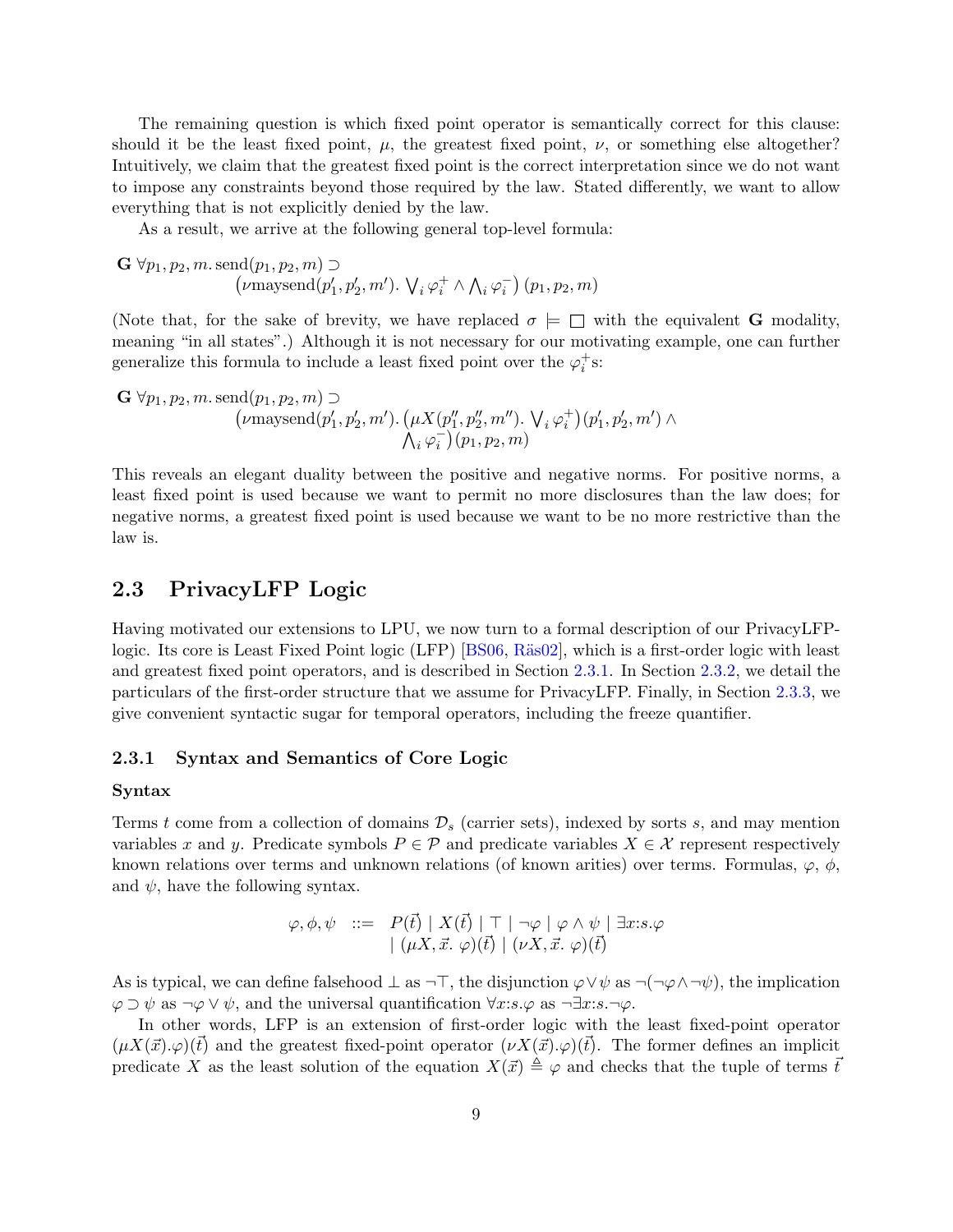The remaining question is which fixed point operator is semantically correct for this clause: should it be the least fixed point, $\mu$, the greatest fixed point, $\nu$, or something else altogether? Intuitively, we claim that the greatest fixed point is the correct interpretation since we do not want to impose any constraints beyond those required by the law. Stated differently, we want to allow everything that is not explicitly denied by the law.

As a result, we arrive at the following general top-level formula:

$$
\begin{aligned}
&\mathbf{G}\ \forall p_1, p_2, m.\, \mathrm{send}(p_1, p_2, m) \supset \\
&\qquad\qquad \big(\nu \mathrm{maysend}(p_1', p_2', m').\ \textstyle\bigvee_i \varphi_i^+ \wedge \bigwedge_i \varphi_i^-\big)\,(p_1, p_2, m)
\end{aligned}
$$

(Note that, for the sake of brevity, we have replaced $\sigma \models \Box$ with the equivalent $\mathbf{G}$ modality, meaning "in all states".) Although it is not necessary for our motivating example, one can further generalize this formula to include a least fixed point over the $\varphi_i^+$s:

$$
\begin{aligned}
&\mathbf{G}\ \forall p_1, p_2, m.\, \mathrm{send}(p_1, p_2, m) \supset \\
&\qquad\qquad \big(\nu \mathrm{maysend}(p_1', p_2', m').\, \big(\mu X(p_1'', p_2'', m'').\ \textstyle\bigvee_i \varphi_i^+\big)(p_1', p_2', m') \wedge \\
&\qquad\qquad\qquad \textstyle\bigwedge_i \varphi_i^-\big)\,(p_1, p_2, m)
\end{aligned}
$$

This reveals an elegant duality between the positive and negative norms. For positive norms, a least fixed point is used because we want to permit no more disclosures than the law does; for negative norms, a greatest fixed point is used because we want to be no more restrictive than the law is.

## 2.3 PrivacyLFP Logic

Having motivated our extensions to LPU, we now turn to a formal description of our PrivacyLFP-logic. Its core is Least Fixed Point logic (LFP) [BS06, Räs02], which is a first-order logic with least and greatest fixed point operators, and is described in Section 2.3.1. In Section 2.3.2, we detail the particulars of the first-order structure that we assume for PrivacyLFP. Finally, in Section 2.3.3, we give convenient syntactic sugar for temporal operators, including the freeze quantifier.

### 2.3.1 Syntax and Semantics of Core Logic

**Syntax**

Terms $t$ come from a collection of domains $\mathcal{D}_s$ (carrier sets), indexed by sorts $s$, and may mention variables $x$ and $y$. Predicate symbols $P \in \mathcal{P}$ and predicate variables $X \in \mathcal{X}$ represent respectively known relations over terms and unknown relations (of known arities) over terms. Formulas, $\varphi$, $\phi$, and $\psi$, have the following syntax.

$$
\begin{aligned}
\varphi, \phi, \psi \quad ::= \quad & P(\vec{t}) \mid X(\vec{t}) \mid \top \mid \neg\varphi \mid \varphi \wedge \psi \mid \exists x{:}s.\varphi \\
& \mid (\mu X, \vec{x}.\ \varphi)(\vec{t}) \mid (\nu X, \vec{x}.\ \varphi)(\vec{t})
\end{aligned}
$$

As is typical, we can define falsehood $\bot$ as $\neg\top$, the disjunction $\varphi \vee \psi$ as $\neg(\neg\varphi \wedge \neg\psi)$, the implication $\varphi \supset \psi$ as $\neg\varphi \vee \psi$, and the universal quantification $\forall x{:}s.\varphi$ as $\neg\exists x{:}s.\neg\varphi$.

In other words, LFP is an extension of first-order logic with the least fixed-point operator $(\mu X(\vec{x}).\varphi)(\vec{t})$ and the greatest fixed-point operator $(\nu X(\vec{x}).\varphi)(\vec{t})$. The former defines an implicit predicate $X$ as the least solution of the equation $X(\vec{x}) \triangleq \varphi$ and checks that the tuple of terms $\vec{t}$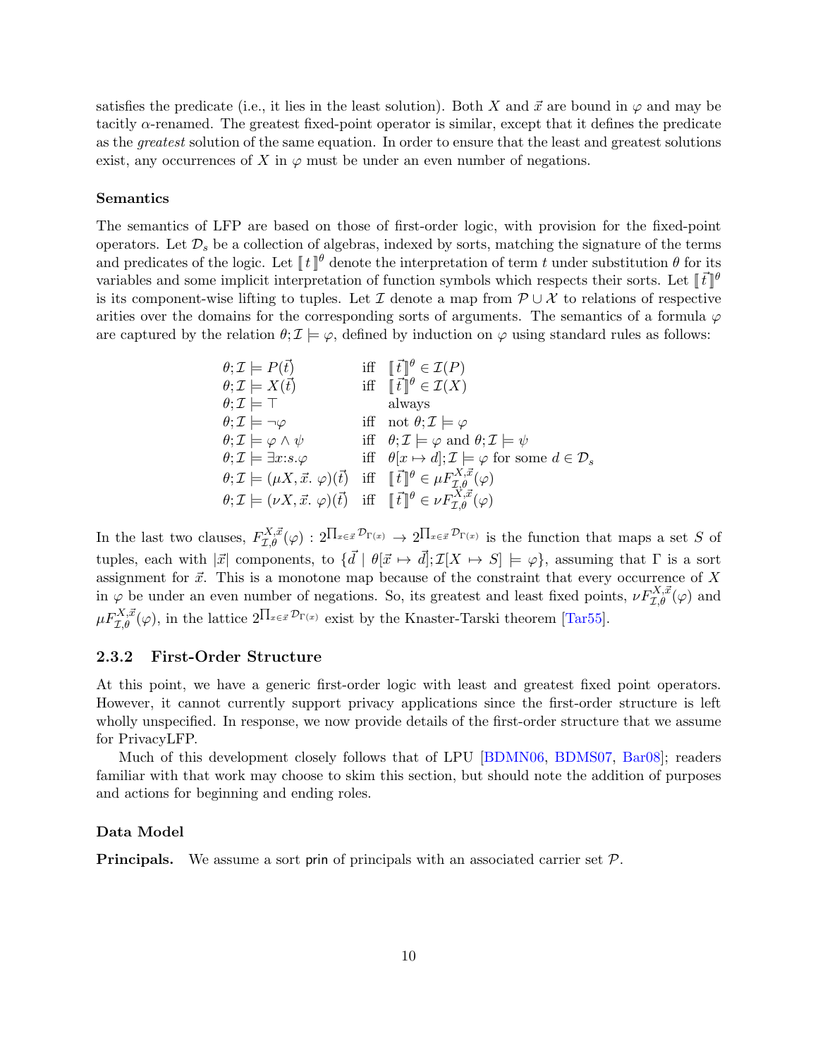satisfies the predicate (i.e., it lies in the least solution). Both $X$ and $\vec{x}$ are bound in $\varphi$ and may be tacitly $\alpha$-renamed. The greatest fixed-point operator is similar, except that it defines the predicate as the *greatest* solution of the same equation. In order to ensure that the least and greatest solutions exist, any occurrences of $X$ in $\varphi$ must be under an even number of negations.

#### Semantics

The semantics of LFP are based on those of first-order logic, with provision for the fixed-point operators. Let $\mathcal{D}_s$ be a collection of algebras, indexed by sorts, matching the signature of the terms and predicates of the logic. Let $[\![\, t \,]\!]^\theta$ denote the interpretation of term $t$ under substitution $\theta$ for its variables and some implicit interpretation of function symbols which respects their sorts. Let $[\![\, \vec{t} \,]\!]^\theta$ is its component-wise lifting to tuples. Let $\mathcal{I}$ denote a map from $\mathcal{P} \cup \mathcal{X}$ to relations of respective arities over the domains for the corresponding sorts of arguments. The semantics of a formula $\varphi$ are captured by the relation $\theta; \mathcal{I} \models \varphi$, defined by induction on $\varphi$ using standard rules as follows:

$$
\begin{array}{lll}
\theta;\mathcal{I} \models P(\vec{t}) & \text{iff} & [\![\,\vec{t}\,]\!]^\theta \in \mathcal{I}(P) \\
\theta;\mathcal{I} \models X(\vec{t}) & \text{iff} & [\![\,\vec{t}\,]\!]^\theta \in \mathcal{I}(X) \\
\theta;\mathcal{I} \models \top & & \text{always} \\
\theta;\mathcal{I} \models \neg\varphi & \text{iff} & \text{not } \theta;\mathcal{I} \models \varphi \\
\theta;\mathcal{I} \models \varphi \wedge \psi & \text{iff} & \theta;\mathcal{I} \models \varphi \text{ and } \theta;\mathcal{I} \models \psi \\
\theta;\mathcal{I} \models \exists x{:}s.\varphi & \text{iff} & \theta[x \mapsto d];\mathcal{I} \models \varphi \text{ for some } d \in \mathcal{D}_s \\
\theta;\mathcal{I} \models (\mu X, \vec{x}.\ \varphi)(\vec{t}) & \text{iff} & [\![\,\vec{t}\,]\!]^\theta \in \mu F^{X,\vec{x}}_{\mathcal{I},\theta}(\varphi) \\
\theta;\mathcal{I} \models (\nu X, \vec{x}.\ \varphi)(\vec{t}) & \text{iff} & [\![\,\vec{t}\,]\!]^\theta \in \nu F^{X,\vec{x}}_{\mathcal{I},\theta}(\varphi)
\end{array}
$$

In the last two clauses, $F^{X,\vec{x}}_{\mathcal{I},\theta}(\varphi) : 2^{\prod_{x\in\vec{x}} \mathcal{D}_{\Gamma(x)}} \to 2^{\prod_{x\in\vec{x}} \mathcal{D}_{\Gamma(x)}}$ is the function that maps a set $S$ of tuples, each with $|\vec{x}|$ components, to $\{\vec{d} \mid \theta[\vec{x} \mapsto \vec{d}];\mathcal{I}[X \mapsto S] \models \varphi\}$, assuming that $\Gamma$ is a sort assignment for $\vec{x}$. This is a monotone map because of the constraint that every occurrence of $X$ in $\varphi$ be under an even number of negations. So, its greatest and least fixed points, $\nu F^{X,\vec{x}}_{\mathcal{I},\theta}(\varphi)$ and $\mu F^{X,\vec{x}}_{\mathcal{I},\theta}(\varphi)$, in the lattice $2^{\prod_{x\in\vec{x}} \mathcal{D}_{\Gamma(x)}}$ exist by the Knaster-Tarski theorem [Tar55].

### 2.3.2 First-Order Structure

At this point, we have a generic first-order logic with least and greatest fixed point operators. However, it cannot currently support privacy applications since the first-order structure is left wholly unspecified. In response, we now provide details of the first-order structure that we assume for PrivacyLFP.

Much of this development closely follows that of LPU [BDMN06, BDMS07, Bar08]; readers familiar with that work may choose to skim this section, but should note the addition of purposes and actions for beginning and ending roles.

#### Data Model

**Principals.** We assume a sort prin of principals with an associated carrier set $\mathcal{P}$.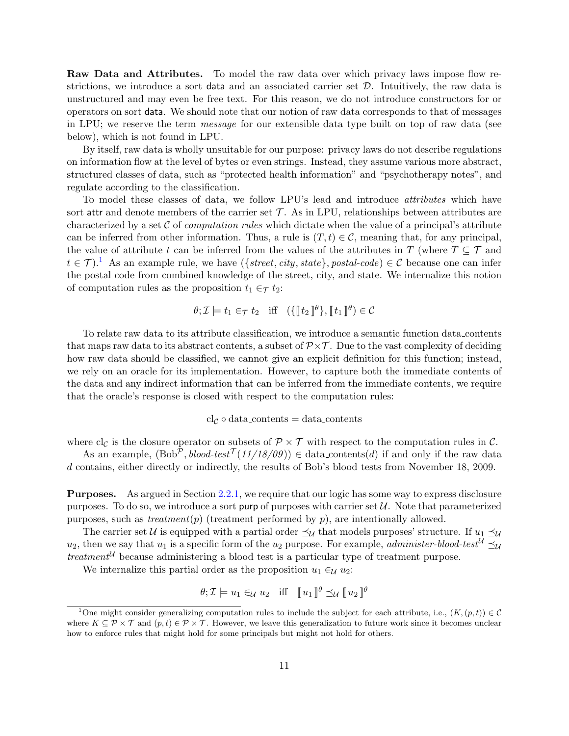**Raw Data and Attributes.** To model the raw data over which privacy laws impose flow restrictions, we introduce a sort $\mathsf{data}$ and an associated carrier set $\mathcal{D}$. Intuitively, the raw data is unstructured and may even be free text. For this reason, we do not introduce constructors for or operators on sort $\mathsf{data}$. We should note that our notion of raw data corresponds to that of messages in LPU; we reserve the term *message* for our extensible data type built on top of raw data (see below), which is not found in LPU.

By itself, raw data is wholly unsuitable for our purpose: privacy laws do not describe regulations on information flow at the level of bytes or even strings. Instead, they assume various more abstract, structured classes of data, such as "protected health information" and "psychotherapy notes", and regulate according to the classification.

To model these classes of data, we follow LPU's lead and introduce *attributes* which have sort $\mathsf{attr}$ and denote members of the carrier set $\mathcal{T}$. As in LPU, relationships between attributes are characterized by a set $\mathcal{C}$ of *computation rules* which dictate when the value of a principal's attribute can be inferred from other information. Thus, a rule is $(T, t) \in \mathcal{C}$, meaning that, for any principal, the value of attribute $t$ can be inferred from the values of the attributes in $T$ (where $T \subseteq \mathcal{T}$ and $t \in \mathcal{T}$).[1] As an example rule, we have $(\{\mathit{street}, \mathit{city}, \mathit{state}\}, \mathit{postal\text{-}code}) \in \mathcal{C}$ because one can infer the postal code from combined knowledge of the street, city, and state. We internalize this notion of computation rules as the proposition $t_1 \in_{\mathcal{T}} t_2$:

$$\theta; \mathcal{I} \models t_1 \in_{\mathcal{T}} t_2 \quad \text{iff} \quad (\{[\![ t_2 ]\!]^\theta\}, [\![ t_1 ]\!]^\theta) \in \mathcal{C}$$

To relate raw data to its attribute classification, we introduce a semantic function data_contents that maps raw data to its abstract contents, a subset of $\mathcal{P} \times \mathcal{T}$. Due to the vast complexity of deciding how raw data should be classified, we cannot give an explicit definition for this function; instead, we rely on an oracle for its implementation. However, to capture both the immediate contents of the data and any indirect information that can be inferred from the immediate contents, we require that the oracle's response is closed with respect to the computation rules:

$$\mathrm{cl}_{\mathcal{C}} \circ \mathrm{data\_contents} = \mathrm{data\_contents}$$

where $\mathrm{cl}_{\mathcal{C}}$ is the closure operator on subsets of $\mathcal{P} \times \mathcal{T}$ with respect to the computation rules in $\mathcal{C}$.

As an example, $(\mathrm{Bob}^{\mathcal{P}}, \mathit{blood\text{-}test}^{\mathcal{T}}(\mathit{11/18/09})) \in \mathrm{data\_contents}(d)$ if and only if the raw data $d$ contains, either directly or indirectly, the results of Bob's blood tests from November 18, 2009.

**Purposes.** As argued in Section 2.2.1, we require that our logic has some way to express disclosure purposes. To do so, we introduce a sort $\mathsf{purp}$ of purposes with carrier set $\mathcal{U}$. Note that parameterized purposes, such as $\mathit{treatment}(p)$ (treatment performed by $p$), are intentionally allowed.

The carrier set $\mathcal{U}$ is equipped with a partial order $\preceq_{\mathcal{U}}$ that models purposes' structure. If $u_1 \preceq_{\mathcal{U}} u_2$, then we say that $u_1$ is a specific form of the $u_2$ purpose. For example, $\mathit{administer\text{-}blood\text{-}test}^{\mathcal{U}} \preceq_{\mathcal{U}} \mathit{treatment}^{\mathcal{U}}$ because administering a blood test is a particular type of treatment purpose.

We internalize this partial order as the proposition $u_1 \in_{\mathcal{U}} u_2$:

$$\theta; \mathcal{I} \models u_1 \in_{\mathcal{U}} u_2 \quad \text{iff} \quad [\![ u_1 ]\!]^\theta \preceq_{\mathcal{U}} [\![ u_2 ]\!]^\theta$$

---

[1] One might consider generalizing computation rules to include the subject for each attribute, i.e., $(K, (p, t)) \in \mathcal{C}$ where $K \subseteq \mathcal{P} \times \mathcal{T}$ and $(p, t) \in \mathcal{P} \times \mathcal{T}$. However, we leave this generalization to future work since it becomes unclear how to enforce rules that might hold for some principals but might not hold for others.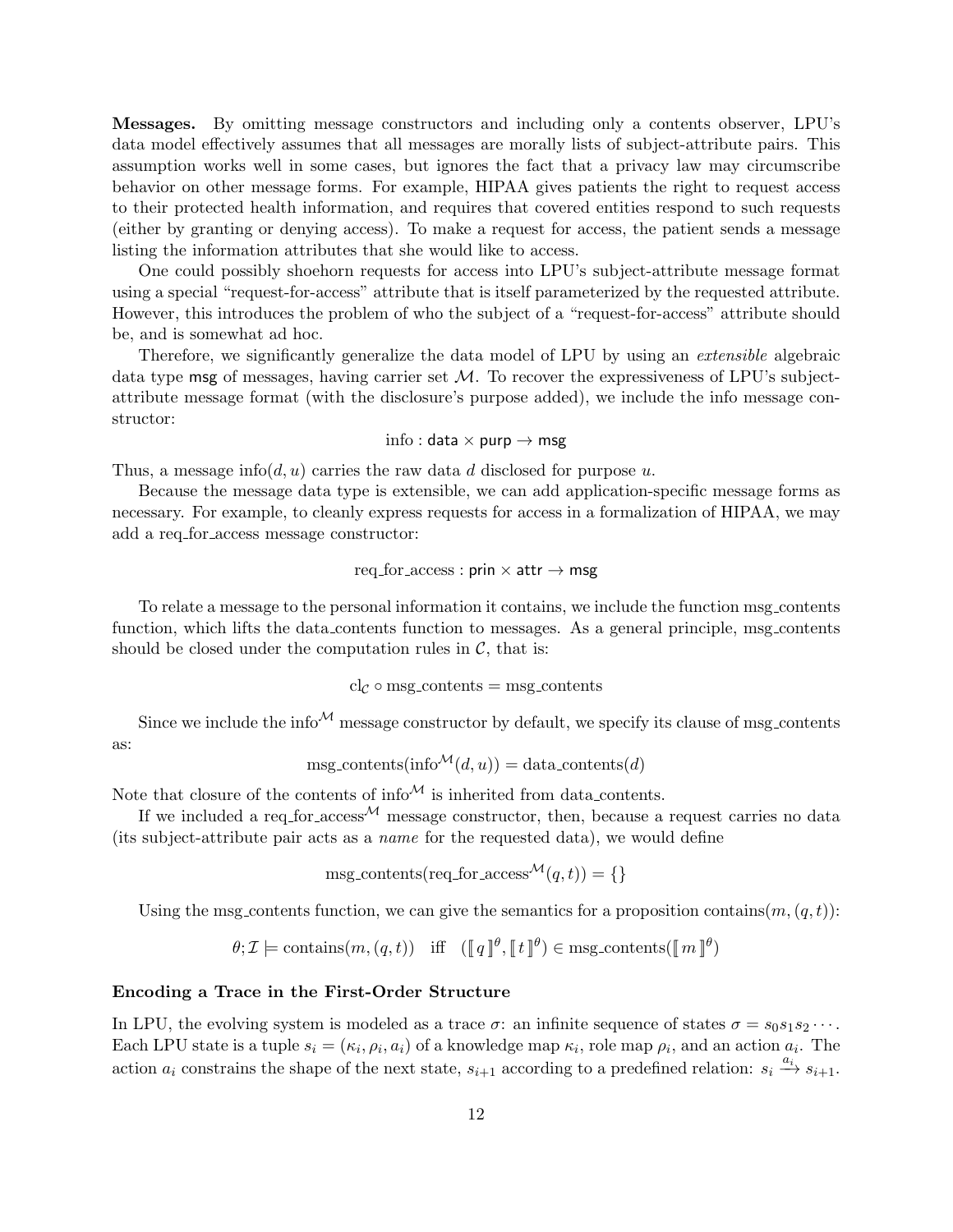**Messages.** By omitting message constructors and including only a contents observer, LPU's data model effectively assumes that all messages are morally lists of subject-attribute pairs. This assumption works well in some cases, but ignores the fact that a privacy law may circumscribe behavior on other message forms. For example, HIPAA gives patients the right to request access to their protected health information, and requires that covered entities respond to such requests (either by granting or denying access). To make a request for access, the patient sends a message listing the information attributes that she would like to access.

One could possibly shoehorn requests for access into LPU's subject-attribute message format using a special "request-for-access" attribute that is itself parameterized by the requested attribute. However, this introduces the problem of who the subject of a "request-for-access" attribute should be, and is somewhat ad hoc.

Therefore, we significantly generalize the data model of LPU by using an *extensible* algebraic data type $\mathsf{msg}$ of messages, having carrier set $\mathcal{M}$. To recover the expressiveness of LPU's subject-attribute message format (with the disclosure's purpose added), we include the info message constructor:

$$\text{info} : \mathsf{data} \times \mathsf{purp} \to \mathsf{msg}$$

Thus, a message $\text{info}(d, u)$ carries the raw data $d$ disclosed for purpose $u$.

Because the message data type is extensible, we can add application-specific message forms as necessary. For example, to cleanly express requests for access in a formalization of HIPAA, we may add a req_for_access message constructor:

$$\text{req\_for\_access} : \mathsf{prin} \times \mathsf{attr} \to \mathsf{msg}$$

To relate a message to the personal information it contains, we include the function msg_contents function, which lifts the data_contents function to messages. As a general principle, msg_contents should be closed under the computation rules in $\mathcal{C}$, that is:

$$\text{cl}_{\mathcal{C}} \circ \text{msg\_contents} = \text{msg\_contents}$$

Since we include the $\text{info}^{\mathcal{M}}$ message constructor by default, we specify its clause of msg_contents as:

$$\text{msg\_contents}(\text{info}^{\mathcal{M}}(d, u)) = \text{data\_contents}(d)$$

Note that closure of the contents of $\text{info}^{\mathcal{M}}$ is inherited from data_contents.

If we included a $\text{req\_for\_access}^{\mathcal{M}}$ message constructor, then, because a request carries no data (its subject-attribute pair acts as a *name* for the requested data), we would define

$$\text{msg\_contents}(\text{req\_for\_access}^{\mathcal{M}}(q, t)) = \{\}$$

Using the msg_contents function, we can give the semantics for a proposition $\text{contains}(m, (q, t))$:

$$\theta; \mathcal{I} \models \text{contains}(m, (q, t)) \quad \text{iff} \quad (\llbracket q \rrbracket^{\theta}, \llbracket t \rrbracket^{\theta}) \in \text{msg\_contents}(\llbracket m \rrbracket^{\theta})$$

### Encoding a Trace in the First-Order Structure

In LPU, the evolving system is modeled as a trace $\sigma$: an infinite sequence of states $\sigma = s_0 s_1 s_2 \cdots$. Each LPU state is a tuple $s_i = (\kappa_i, \rho_i, a_i)$ of a knowledge map $\kappa_i$, role map $\rho_i$, and an action $a_i$. The action $a_i$ constrains the shape of the next state, $s_{i+1}$ according to a predefined relation: $s_i \xrightarrow{a_i} s_{i+1}$.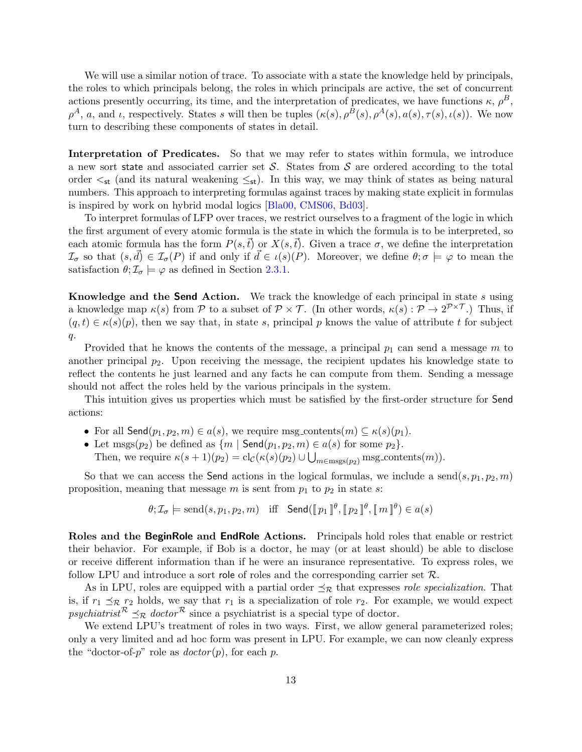We will use a similar notion of trace. To associate with a state the knowledge held by principals, the roles to which principals belong, the roles in which principals are active, the set of concurrent actions presently occurring, its time, and the interpretation of predicates, we have functions $\kappa$, $\rho^B$, $\rho^A$, $a$, and $\iota$, respectively. States $s$ will then be tuples $(\kappa(s), \rho^B(s), \rho^A(s), a(s), \tau(s), \iota(s))$. We now turn to describing these components of states in detail.

**Interpretation of Predicates.** So that we may refer to states within formula, we introduce a new sort $\mathsf{state}$ and associated carrier set $\mathcal{S}$. States from $\mathcal{S}$ are ordered according to the total order $<_{\mathsf{st}}$ (and its natural weakening $\leq_{\mathsf{st}}$). In this way, we may think of states as being natural numbers. This approach to interpreting formulas against traces by making state explicit in formulas is inspired by work on hybrid modal logics [Bla00, CMS06, Bd03].

To interpret formulas of LFP over traces, we restrict ourselves to a fragment of the logic in which the first argument of every atomic formula is the state in which the formula is to be interpreted, so each atomic formula has the form $P(s, \vec{t})$ or $X(s, \vec{t})$. Given a trace $\sigma$, we define the interpretation $\mathcal{I}_\sigma$ so that $(s, \vec{d}) \in \mathcal{I}_\sigma(P)$ if and only if $\vec{d} \in \iota(s)(P)$. Moreover, we define $\theta; \sigma \models \varphi$ to mean the satisfaction $\theta; \mathcal{I}_\sigma \models \varphi$ as defined in Section 2.3.1.

**Knowledge and the $\mathsf{Send}$ Action.** We track the knowledge of each principal in state $s$ using a knowledge map $\kappa(s)$ from $\mathcal{P}$ to a subset of $\mathcal{P} \times \mathcal{T}$. (In other words, $\kappa(s) : \mathcal{P} \to 2^{\mathcal{P} \times \mathcal{T}}$.) Thus, if $(q, t) \in \kappa(s)(p)$, then we say that, in state $s$, principal $p$ knows the value of attribute $t$ for subject $q$.

Provided that he knows the contents of the message, a principal $p_1$ can send a message $m$ to another principal $p_2$. Upon receiving the message, the recipient updates his knowledge state to reflect the contents he just learned and any facts he can compute from them. Sending a message should not affect the roles held by the various principals in the system.

This intuition gives us properties which must be satisfied by the first-order structure for $\mathsf{Send}$ actions:

- For all $\mathsf{Send}(p_1, p_2, m) \in a(s)$, we require $\text{msg\_contents}(m) \subseteq \kappa(s)(p_1)$.
- Let $\text{msgs}(p_2)$ be defined as $\{m \mid \mathsf{Send}(p_1, p_2, m) \in a(s) \text{ for some } p_2\}$.
  Then, we require $\kappa(s+1)(p_2) = \text{cl}_{\mathcal{C}}(\kappa(s)(p_2) \cup \bigcup_{m \in \text{msgs}(p_2)} \text{msg\_contents}(m))$.

So that we can access the $\mathsf{Send}$ actions in the logical formulas, we include a $\text{send}(s, p_1, p_2, m)$ proposition, meaning that message $m$ is sent from $p_1$ to $p_2$ in state $s$:

$$\theta; \mathcal{I}_\sigma \models \text{send}(s, p_1, p_2, m) \quad \text{iff} \quad \mathsf{Send}([\![ p_1 ]\!]^\theta, [\![ p_2 ]\!]^\theta, [\![ m ]\!]^\theta) \in a(s)$$

**Roles and the $\mathsf{BeginRole}$ and $\mathsf{EndRole}$ Actions.** Principals hold roles that enable or restrict their behavior. For example, if Bob is a doctor, he may (or at least should) be able to disclose or receive different information than if he were an insurance representative. To express roles, we follow LPU and introduce a sort $\mathsf{role}$ of roles and the corresponding carrier set $\mathcal{R}$.

As in LPU, roles are equipped with a partial order $\preceq_{\mathcal{R}}$ that expresses *role specialization*. That is, if $r_1 \preceq_{\mathcal{R}} r_2$ holds, we say that $r_1$ is a specialization of role $r_2$. For example, we would expect $\mathit{psychiatrist}^{\mathcal{R}} \preceq_{\mathcal{R}} \mathit{doctor}^{\mathcal{R}}$ since a psychiatrist is a special type of doctor.

We extend LPU's treatment of roles in two ways. First, we allow general parameterized roles; only a very limited and ad hoc form was present in LPU. For example, we can now cleanly express the "doctor-of-$p$" role as $\mathit{doctor}(p)$, for each $p$.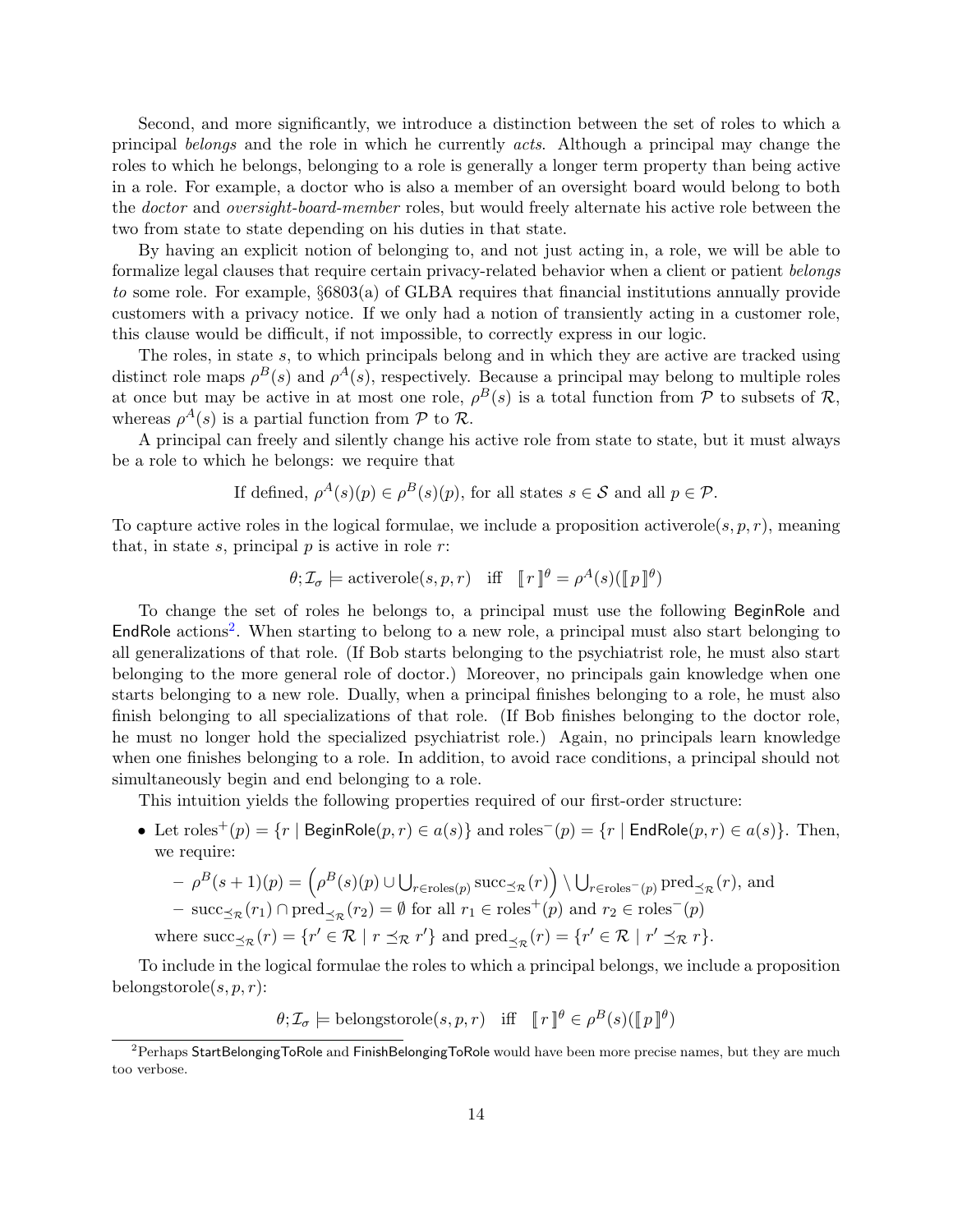Second, and more significantly, we introduce a distinction between the set of roles to which a principal *belongs* and the role in which he currently *acts*. Although a principal may change the roles to which he belongs, belonging to a role is generally a longer term property than being active in a role. For example, a doctor who is also a member of an oversight board would belong to both the *doctor* and *oversight-board-member* roles, but would freely alternate his active role between the two from state to state depending on his duties in that state.

By having an explicit notion of belonging to, and not just acting in, a role, we will be able to formalize legal clauses that require certain privacy-related behavior when a client or patient *belongs to* some role. For example, §6803(a) of GLBA requires that financial institutions annually provide customers with a privacy notice. If we only had a notion of transiently acting in a customer role, this clause would be difficult, if not impossible, to correctly express in our logic.

The roles, in state $s$, to which principals belong and in which they are active are tracked using distinct role maps $\rho^B(s)$ and $\rho^A(s)$, respectively. Because a principal may belong to multiple roles at once but may be active in at most one role, $\rho^B(s)$ is a total function from $\mathcal{P}$ to subsets of $\mathcal{R}$, whereas $\rho^A(s)$ is a partial function from $\mathcal{P}$ to $\mathcal{R}$.

A principal can freely and silently change his active role from state to state, but it must always be a role to which he belongs: we require that

$$\text{If defined, } \rho^A(s)(p) \in \rho^B(s)(p), \text{ for all states } s \in \mathcal{S} \text{ and all } p \in \mathcal{P}.$$

To capture active roles in the logical formulae, we include a proposition $\text{activerole}(s, p, r)$, meaning that, in state $s$, principal $p$ is active in role $r$:

$$\theta; \mathcal{I}_\sigma \models \text{activerole}(s, p, r) \quad \text{iff} \quad [\![ r ]\!]^\theta = \rho^A(s)([\![ p ]\!]^\theta)$$

To change the set of roles he belongs to, a principal must use the following BeginRole and EndRole actions[2]. When starting to belong to a new role, a principal must also start belonging to all generalizations of that role. (If Bob starts belonging to the psychiatrist role, he must also start belonging to the more general role of doctor.) Moreover, no principals gain knowledge when one starts belonging to a new role. Dually, when a principal finishes belonging to a role, he must also finish belonging to all specializations of that role. (If Bob finishes belonging to the doctor role, he must no longer hold the specialized psychiatrist role.) Again, no principals learn knowledge when one finishes belonging to a role. In addition, to avoid race conditions, a principal should not simultaneously begin and end belonging to a role.

This intuition yields the following properties required of our first-order structure:

- Let $\text{roles}^+(p) = \{r \mid \mathsf{BeginRole}(p, r) \in a(s)\}$ and $\text{roles}^-(p) = \{r \mid \mathsf{EndRole}(p, r) \in a(s)\}$. Then, we require:
  - $\rho^B(s+1)(p) = \left(\rho^B(s)(p) \cup \bigcup_{r \in \text{roles}(p)} \text{succ}_{\preceq_\mathcal{R}}(r)\right) \setminus \bigcup_{r \in \text{roles}^-(p)} \text{pred}_{\preceq_\mathcal{R}}(r)$, and
  - $\text{succ}_{\preceq_\mathcal{R}}(r_1) \cap \text{pred}_{\preceq_\mathcal{R}}(r_2) = \emptyset$ for all $r_1 \in \text{roles}^+(p)$ and $r_2 \in \text{roles}^-(p)$

  where $\text{succ}_{\preceq_\mathcal{R}}(r) = \{r' \in \mathcal{R} \mid r \preceq_\mathcal{R} r'\}$ and $\text{pred}_{\preceq_\mathcal{R}}(r) = \{r' \in \mathcal{R} \mid r' \preceq_\mathcal{R} r\}$.

To include in the logical formulae the roles to which a principal belongs, we include a proposition $\text{belongstorole}(s, p, r)$:

$$\theta; \mathcal{I}_\sigma \models \text{belongstorole}(s, p, r) \quad \text{iff} \quad [\![ r ]\!]^\theta \in \rho^B(s)([\![ p ]\!]^\theta)$$

[2] Perhaps StartBelongingToRole and FinishBelongingToRole would have been more precise names, but they are much too verbose.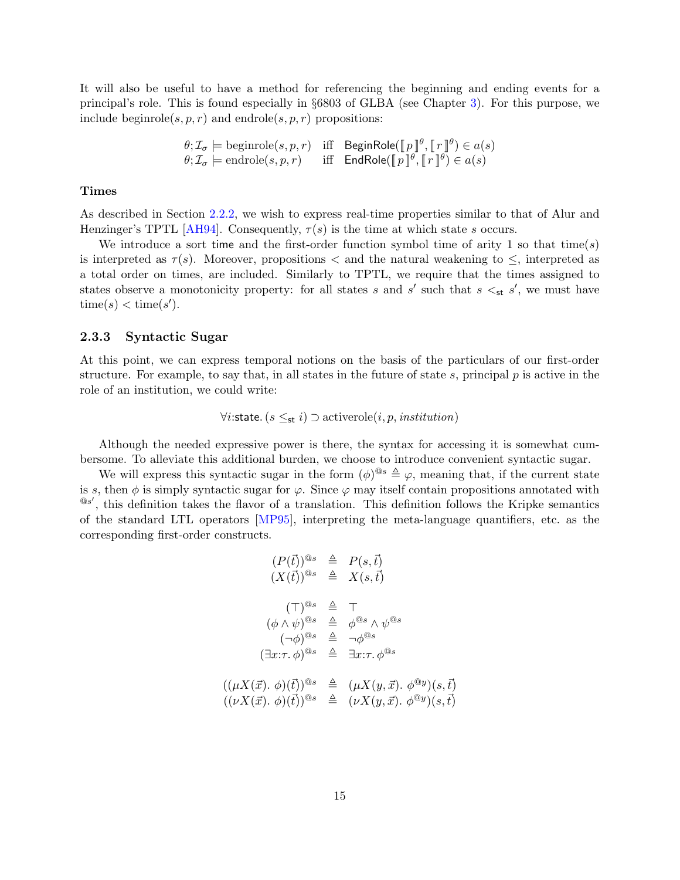It will also be useful to have a method for referencing the beginning and ending events for a principal's role. This is found especially in §6803 of GLBA (see Chapter 3). For this purpose, we include beginrole$(s, p, r)$ and endrole$(s, p, r)$ propositions:

$$
\begin{array}{lll}
\theta; \mathcal{I}_\sigma \models \text{beginrole}(s, p, r) & \text{iff} & \mathsf{BeginRole}([\![ p ]\!]^\theta, [\![ r ]\!]^\theta) \in a(s) \\
\theta; \mathcal{I}_\sigma \models \text{endrole}(s, p, r) & \text{iff} & \mathsf{EndRole}([\![ p ]\!]^\theta, [\![ r ]\!]^\theta) \in a(s)
\end{array}
$$

#### Times

As described in Section 2.2.2, we wish to express real-time properties similar to that of Alur and Henzinger's TPTL [AH94]. Consequently, $\tau(s)$ is the time at which state $s$ occurs.

We introduce a sort $\mathsf{time}$ and the first-order function symbol time of arity 1 so that time$(s)$ is interpreted as $\tau(s)$. Moreover, propositions $<$ and the natural weakening to $\leq$, interpreted as a total order on times, are included. Similarly to TPTL, we require that the times assigned to states observe a monotonicity property: for all states $s$ and $s'$ such that $s <_{\mathsf{st}} s'$, we must have time$(s) <$ time$(s')$.

### 2.3.3 Syntactic Sugar

At this point, we can express temporal notions on the basis of the particulars of our first-order structure. For example, to say that, in all states in the future of state $s$, principal $p$ is active in the role of an institution, we could write:

$$\forall i{:}\mathsf{state}.\, (s \leq_{\mathsf{st}} i) \supset \text{activerole}(i, p, \mathit{institution})$$

Although the needed expressive power is there, the syntax for accessing it is somewhat cumbersome. To alleviate this additional burden, we choose to introduce convenient syntactic sugar.

We will express this syntactic sugar in the form $(\phi)^{@s} \triangleq \varphi$, meaning that, if the current state is $s$, then $\phi$ is simply syntactic sugar for $\varphi$. Since $\varphi$ may itself contain propositions annotated with $^{@s'}$, this definition takes the flavor of a translation. This definition follows the Kripke semantics of the standard LTL operators [MP95], interpreting the meta-language quantifiers, etc. as the corresponding first-order constructs.

$$
\begin{array}{rcl}
(P(\vec{t}))^{@s} & \triangleq & P(s, \vec{t}) \\
(X(\vec{t}))^{@s} & \triangleq & X(s, \vec{t}) \\
\\
(\top)^{@s} & \triangleq & \top \\
(\phi \wedge \psi)^{@s} & \triangleq & \phi^{@s} \wedge \psi^{@s} \\
(\neg \phi)^{@s} & \triangleq & \neg \phi^{@s} \\
(\exists x{:}\tau.\, \phi)^{@s} & \triangleq & \exists x{:}\tau.\, \phi^{@s} \\
\\
((\mu X(\vec{x}).\, \phi)(\vec{t}))^{@s} & \triangleq & (\mu X(y, \vec{x}).\, \phi^{@y})(s, \vec{t}) \\
((\nu X(\vec{x}).\, \phi)(\vec{t}))^{@s} & \triangleq & (\nu X(y, \vec{x}).\, \phi^{@y})(s, \vec{t})
\end{array}
$$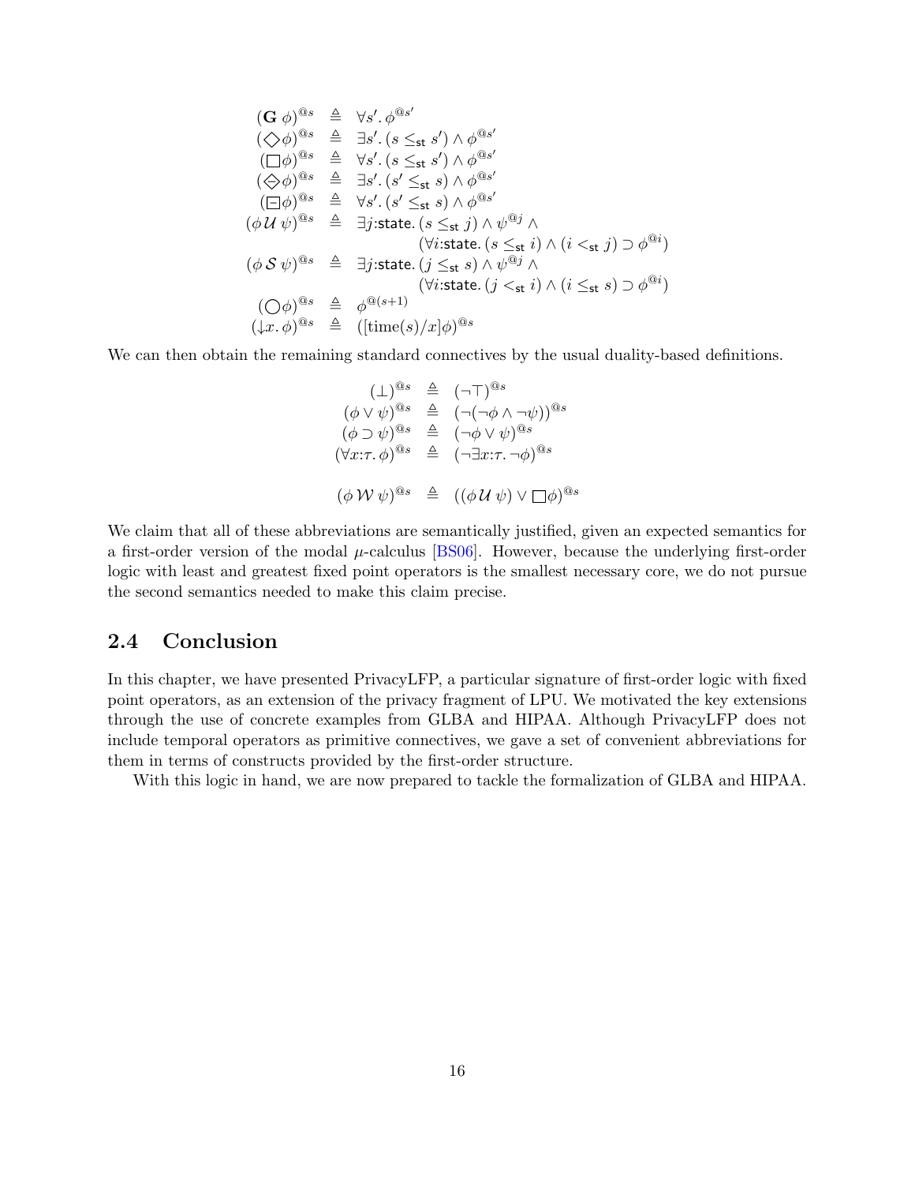$$
\begin{array}{rcl}
(\mathbf{G}\ \phi)^{@s} & \triangleq & \forall s'.\, \phi^{@s'} \\
(\Diamond\phi)^{@s} & \triangleq & \exists s'.\, (s \leq_{\mathsf{st}} s') \wedge \phi^{@s'} \\
(\Box\phi)^{@s} & \triangleq & \forall s'.\, (s \leq_{\mathsf{st}} s') \wedge \phi^{@s'} \\
(\ominus\!\!\!\!\Diamond\phi)^{@s} & \triangleq & \exists s'.\, (s' \leq_{\mathsf{st}} s) \wedge \phi^{@s'} \\
(\boxminus\phi)^{@s} & \triangleq & \forall s'.\, (s' \leq_{\mathsf{st}} s) \wedge \phi^{@s'} \\
(\phi\, \mathcal{U}\, \psi)^{@s} & \triangleq & \exists j{:}\mathsf{state}.\, (s \leq_{\mathsf{st}} j) \wedge \psi^{@j} \wedge \\
& & \qquad (\forall i{:}\mathsf{state}.\, (s \leq_{\mathsf{st}} i) \wedge (i <_{\mathsf{st}} j) \supset \phi^{@i}) \\
(\phi\, \mathcal{S}\, \psi)^{@s} & \triangleq & \exists j{:}\mathsf{state}.\, (j \leq_{\mathsf{st}} s) \wedge \psi^{@j} \wedge \\
& & \qquad (\forall i{:}\mathsf{state}.\, (j <_{\mathsf{st}} i) \wedge (i \leq_{\mathsf{st}} s) \supset \phi^{@i}) \\
(\bigcirc\phi)^{@s} & \triangleq & \phi^{@(s+1)} \\
(\downarrow x.\, \phi)^{@s} & \triangleq & ([\mathrm{time}(s)/x]\phi)^{@s}
\end{array}
$$

We can then obtain the remaining standard connectives by the usual duality-based definitions.

$$
\begin{array}{rcl}
(\bot)^{@s} & \triangleq & (\neg\top)^{@s} \\
(\phi \vee \psi)^{@s} & \triangleq & (\neg(\neg\phi \wedge \neg\psi))^{@s} \\
(\phi \supset \psi)^{@s} & \triangleq & (\neg\phi \vee \psi)^{@s} \\
(\forall x{:}\tau.\, \phi)^{@s} & \triangleq & (\neg\exists x{:}\tau.\, \neg\phi)^{@s} \\
\\
(\phi\, \mathcal{W}\, \psi)^{@s} & \triangleq & ((\phi\, \mathcal{U}\, \psi) \vee \Box\phi)^{@s}
\end{array}
$$

We claim that all of these abbreviations are semantically justified, given an expected semantics for a first-order version of the modal $\mu$-calculus [BS06]. However, because the underlying first-order logic with least and greatest fixed point operators is the smallest necessary core, we do not pursue the second semantics needed to make this claim precise.

## 2.4 Conclusion

In this chapter, we have presented PrivacyLFP, a particular signature of first-order logic with fixed point operators, as an extension of the privacy fragment of LPU. We motivated the key extensions through the use of concrete examples from GLBA and HIPAA. Although PrivacyLFP does not include temporal operators as primitive connectives, we gave a set of convenient abbreviations for them in terms of constructs provided by the first-order structure.

With this logic in hand, we are now prepared to tackle the formalization of GLBA and HIPAA.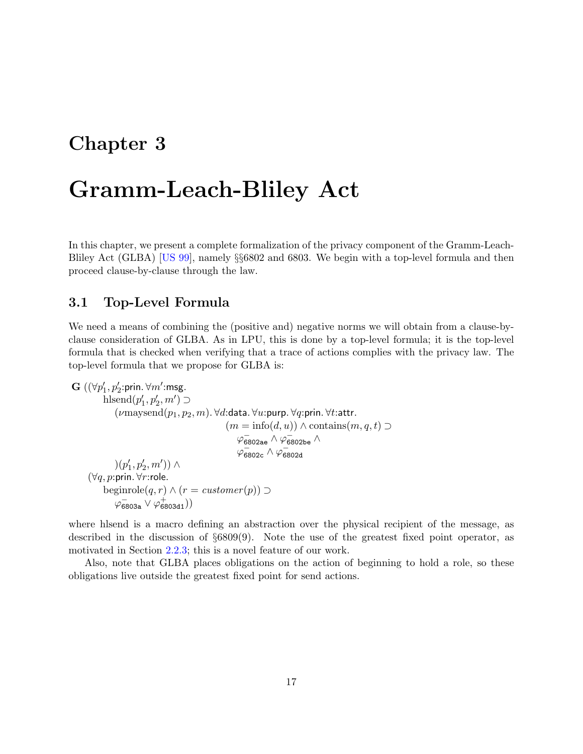# Chapter 3

# Gramm-Leach-Bliley Act

In this chapter, we present a complete formalization of the privacy component of the Gramm-Leach-Bliley Act (GLBA) [US 99], namely §§6802 and 6803. We begin with a top-level formula and then proceed clause-by-clause through the law.

## 3.1 Top-Level Formula

We need a means of combining the (positive and) negative norms we will obtain from a clause-by-clause consideration of GLBA. As in LPU, this is done by a top-level formula; it is the top-level formula that is checked when verifying that a trace of actions complies with the privacy law. The top-level formula that we propose for GLBA is:

$$
\begin{aligned}
\mathbf{G}\ ((&\forall p_1', p_2'{:}\mathsf{prin}.\, \forall m'{:}\mathsf{msg}.\\
&\quad \text{hlsend}(p_1', p_2', m') \supset\\
&\qquad (\nu \text{maysend}(p_1, p_2, m).\, \forall d{:}\mathsf{data}.\, \forall u{:}\mathsf{purp}.\, \forall q{:}\mathsf{prin}.\, \forall t{:}\mathsf{attr}.\\
&\qquad\qquad (m = \text{info}(d, u)) \wedge \text{contains}(m, q, t) \supset\\
&\qquad\qquad\quad \varphi^-_{\mathsf{6802ae}} \wedge \varphi^-_{\mathsf{6802be}} \wedge\\
&\qquad\qquad\quad \varphi^-_{\mathsf{6802c}} \wedge \varphi^-_{\mathsf{6802d}}\\
&\qquad )(p_1', p_2', m')) \wedge\\
&(\forall q, p{:}\mathsf{prin}.\, \forall r{:}\mathsf{role}.\\
&\quad \text{beginrole}(q, r) \wedge (r = \mathit{customer}(p)) \supset\\
&\qquad \varphi^-_{\mathsf{6803a}} \vee \varphi^+_{\mathsf{6803d1}}))
\end{aligned}
$$

where hlsend is a macro defining an abstraction over the physical recipient of the message, as described in the discussion of §6809(9). Note the use of the greatest fixed point operator, as motivated in Section 2.2.3; this is a novel feature of our work.

Also, note that GLBA places obligations on the action of beginning to hold a role, so these obligations live outside the greatest fixed point for send actions.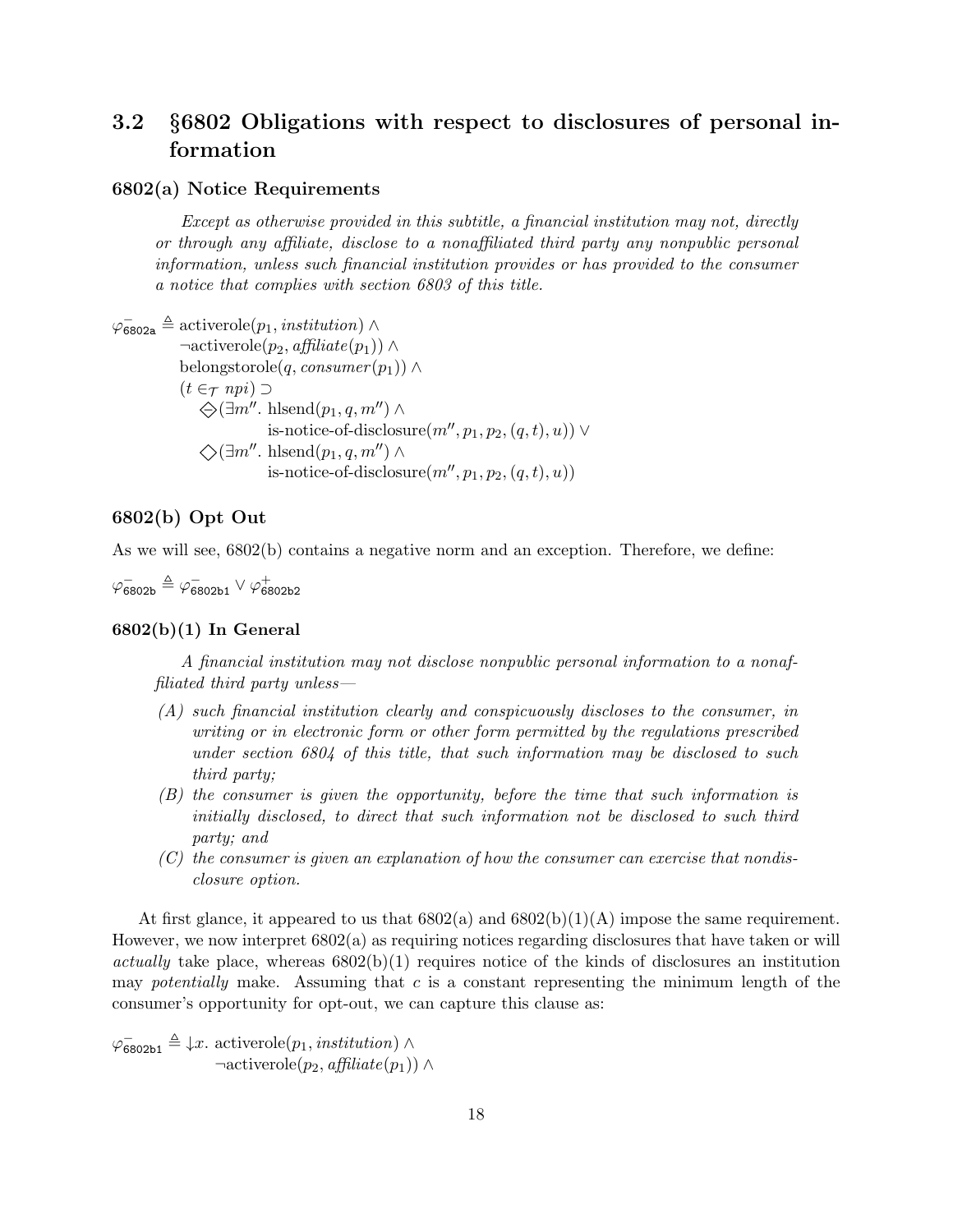## 3.2 §6802 Obligations with respect to disclosures of personal information

### 6802(a) Notice Requirements

*Except as otherwise provided in this subtitle, a financial institution may not, directly or through any affiliate, disclose to a nonaffiliated third party any nonpublic personal information, unless such financial institution provides or has provided to the consumer a notice that complies with section 6803 of this title.*

$$
\begin{aligned}
\varphi^{-}_{\mathtt{6802a}} \triangleq\ & \text{activerole}(p_1, \textit{institution}) \wedge \\
& \neg\text{activerole}(p_2, \textit{affiliate}(p_1)) \wedge \\
& \text{belongstorole}(q, \textit{consumer}(p_1)) \wedge \\
& (t \in_{\mathcal{T}} \textit{npi}) \supset \\
& \quad \diamondminus(\exists m''.\ \text{hlsend}(p_1, q, m'') \wedge \\
& \qquad\qquad \text{is-notice-of-disclosure}(m'', p_1, p_2, (q,t), u)) \vee \\
& \quad \diamondsuit(\exists m''.\ \text{hlsend}(p_1, q, m'') \wedge \\
& \qquad\qquad \text{is-notice-of-disclosure}(m'', p_1, p_2, (q,t), u))
\end{aligned}
$$

### 6802(b) Opt Out

As we will see, 6802(b) contains a negative norm and an exception. Therefore, we define:

$$\varphi^{-}_{\mathtt{6802b}} \triangleq \varphi^{-}_{\mathtt{6802b1}} \vee \varphi^{+}_{\mathtt{6802b2}}$$

### 6802(b)(1) In General

*A financial institution may not disclose nonpublic personal information to a nonaffiliated third party unless—*

*(A) such financial institution clearly and conspicuously discloses to the consumer, in writing or in electronic form or other form permitted by the regulations prescribed under section 6804 of this title, that such information may be disclosed to such third party;*

*(B) the consumer is given the opportunity, before the time that such information is initially disclosed, to direct that such information not be disclosed to such third party; and*

*(C) the consumer is given an explanation of how the consumer can exercise that nondisclosure option.*

At first glance, it appeared to us that 6802(a) and 6802(b)(1)(A) impose the same requirement. However, we now interpret 6802(a) as requiring notices regarding disclosures that have taken or will *actually* take place, whereas 6802(b)(1) requires notice of the kinds of disclosures an institution may *potentially* make. Assuming that $c$ is a constant representing the minimum length of the consumer's opportunity for opt-out, we can capture this clause as:

$$
\begin{aligned}
\varphi^{-}_{\mathtt{6802b1}} \triangleq\ {\downarrow}x.\ & \text{activerole}(p_1, \textit{institution}) \wedge \\
& \neg\text{activerole}(p_2, \textit{affiliate}(p_1)) \wedge
\end{aligned}
$$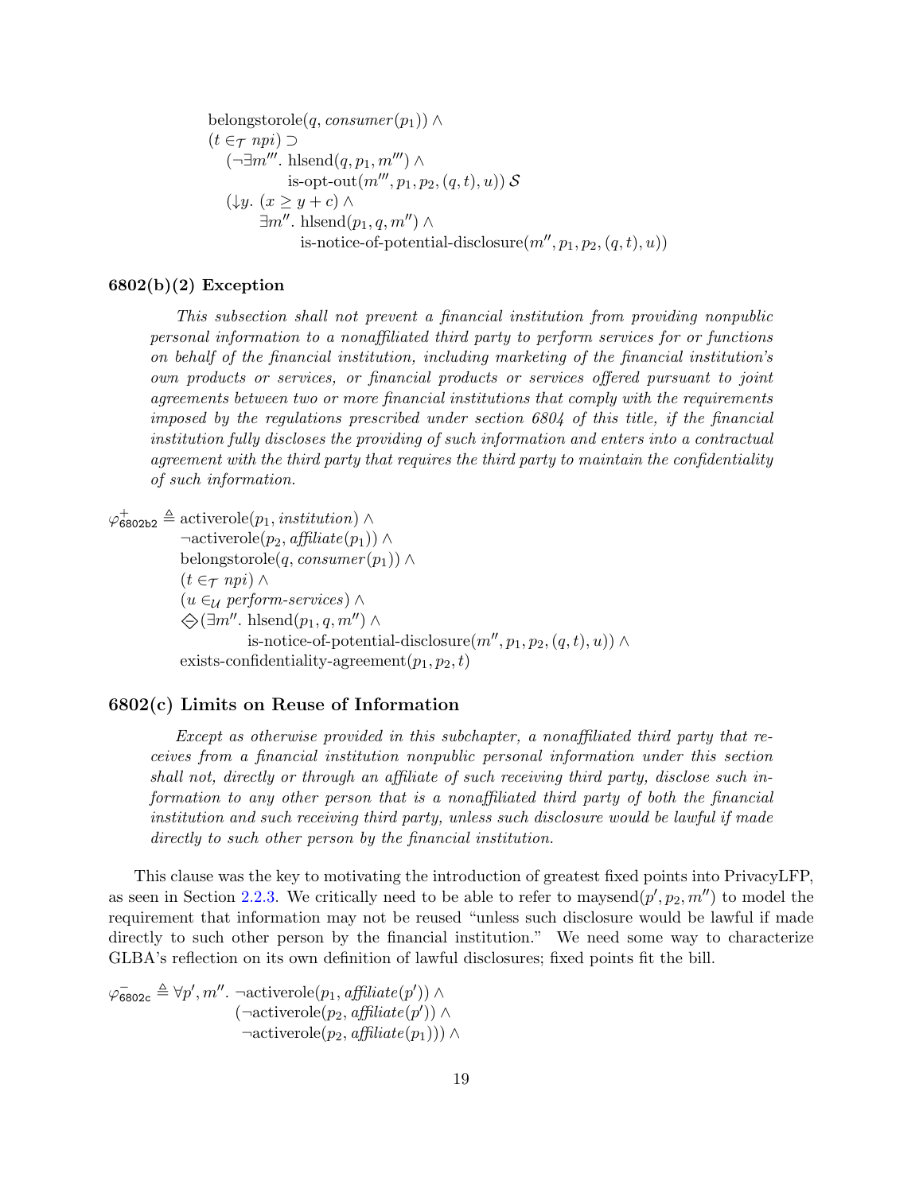$$
\begin{aligned}
&\text{belongstorole}(q, \mathit{consumer}(p_1)) \wedge \\
&(t \in_{\mathcal{T}} \mathit{npi}) \supset \\
&\quad (\neg\exists m'''.\ \text{hlsend}(q, p_1, m''') \wedge \\
&\qquad\qquad \text{is-opt-out}(m''', p_1, p_2, (q, t), u))\ \mathcal{S} \\
&\quad (\downarrow y.\ (x \geq y + c) \wedge \\
&\qquad\quad \exists m''.\ \text{hlsend}(p_1, q, m'') \wedge \\
&\qquad\qquad\quad \text{is-notice-of-potential-disclosure}(m'', p_1, p_2, (q, t), u))
\end{aligned}
$$

### 6802(b)(2) Exception

*This subsection shall not prevent a financial institution from providing nonpublic personal information to a nonaffiliated third party to perform services for or functions on behalf of the financial institution, including marketing of the financial institution's own products or services, or financial products or services offered pursuant to joint agreements between two or more financial institutions that comply with the requirements imposed by the regulations prescribed under section 6804 of this title, if the financial institution fully discloses the providing of such information and enters into a contractual agreement with the third party that requires the third party to maintain the confidentiality of such information.*

$$
\begin{aligned}
\varphi^{+}_{\mathsf{6802b2}} \triangleq\ &\text{activerole}(p_1, \mathit{institution}) \wedge \\
&\neg\text{activerole}(p_2, \mathit{affiliate}(p_1)) \wedge \\
&\text{belongstorole}(q, \mathit{consumer}(p_1)) \wedge \\
&(t \in_{\mathcal{T}} \mathit{npi}) \wedge \\
&(u \in_{\mathcal{U}} \mathit{perform\text{-}services}) \wedge \\
&\diamondminus(\exists m''.\ \text{hlsend}(p_1, q, m'') \wedge \\
&\qquad\quad \text{is-notice-of-potential-disclosure}(m'', p_1, p_2, (q, t), u)) \wedge \\
&\text{exists-confidentiality-agreement}(p_1, p_2, t)
\end{aligned}
$$

### 6802(c) Limits on Reuse of Information

*Except as otherwise provided in this subchapter, a nonaffiliated third party that receives from a financial institution nonpublic personal information under this section shall not, directly or through an affiliate of such receiving third party, disclose such information to any other person that is a nonaffiliated third party of both the financial institution and such receiving third party, unless such disclosure would be lawful if made directly to such other person by the financial institution.*

This clause was the key to motivating the introduction of greatest fixed points into PrivacyLFP, as seen in Section 2.2.3. We critically need to be able to refer to $\text{maysend}(p', p_2, m'')$ to model the requirement that information may not be reused "unless such disclosure would be lawful if made directly to such other person by the financial institution." We need some way to characterize GLBA's reflection on its own definition of lawful disclosures; fixed points fit the bill.

$$
\begin{aligned}
\varphi^{-}_{\mathsf{6802c}} \triangleq \forall p', m''.\ &\neg\text{activerole}(p_1, \mathit{affiliate}(p')) \wedge \\
&(\neg\text{activerole}(p_2, \mathit{affiliate}(p')) \wedge \\
&\ \neg\text{activerole}(p_2, \mathit{affiliate}(p_1))) \wedge
\end{aligned}
$$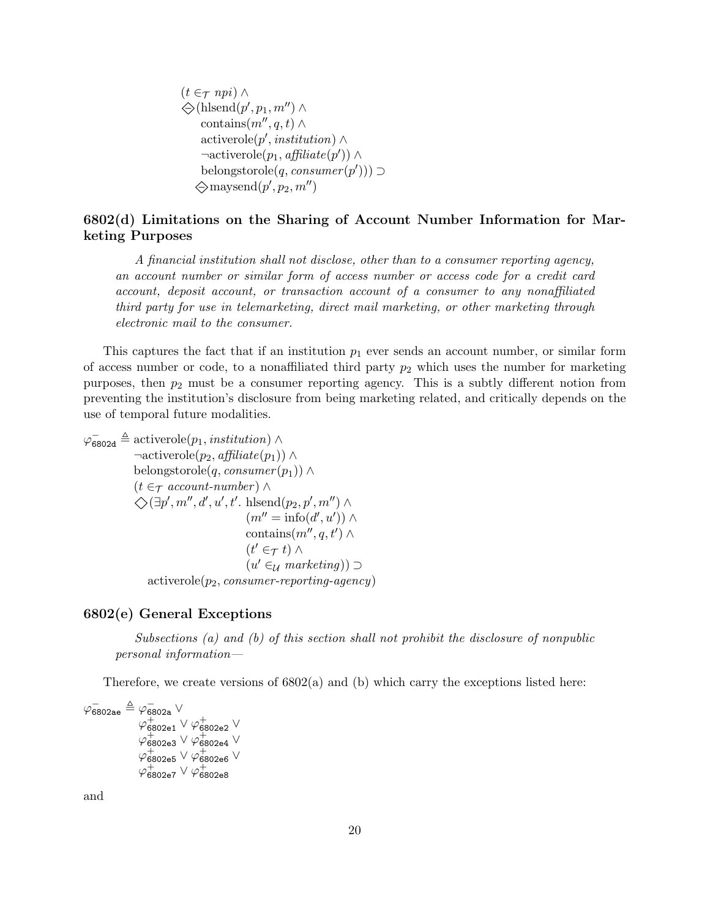$$
\begin{aligned}
&(t \in_{\mathcal{T}} \mathit{npi}) \land \\
&\diamondminus(\text{hlsend}(p', p_1, m'') \land \\
&\quad \text{contains}(m'', q, t) \land \\
&\quad \text{activerole}(p', \mathit{institution}) \land \\
&\quad \neg\text{activerole}(p_1, \mathit{affiliate}(p')) \land \\
&\quad \text{belongstorole}(q, \mathit{consumer}(p'))) \supset \\
&\quad \diamondminus\text{maysend}(p', p_2, m'')
\end{aligned}
$$

## 6802(d) Limitations on the Sharing of Account Number Information for Marketing Purposes

*A financial institution shall not disclose, other than to a consumer reporting agency, an account number or similar form of access number or access code for a credit card account, deposit account, or transaction account of a consumer to any nonaffiliated third party for use in telemarketing, direct mail marketing, or other marketing through electronic mail to the consumer.*

This captures the fact that if an institution $p_1$ ever sends an account number, or similar form of access number or code, to a nonaffiliated third party $p_2$ which uses the number for marketing purposes, then $p_2$ must be a consumer reporting agency. This is a subtly different notion from preventing the institution's disclosure from being marketing related, and critically depends on the use of temporal future modalities.

$$
\begin{aligned}
\varphi^-_{\mathtt{6802d}} \triangleq\; &\text{activerole}(p_1, \mathit{institution}) \land \\
&\neg\text{activerole}(p_2, \mathit{affiliate}(p_1)) \land \\
&\text{belongstorole}(q, \mathit{consumer}(p_1)) \land \\
&(t \in_{\mathcal{T}} \mathit{account\text{-}number}) \land \\
&\diamond(\exists p', m'', d', u', t'.\ \text{hlsend}(p_2, p', m'') \land \\
&\qquad (m'' = \text{info}(d', u')) \land \\
&\qquad \text{contains}(m'', q, t') \land \\
&\qquad (t' \in_{\mathcal{T}} t) \land \\
&\qquad (u' \in_{\mathcal{U}} \mathit{marketing})) \supset \\
&\quad \text{activerole}(p_2, \mathit{consumer\text{-}reporting\text{-}agency})
\end{aligned}
$$

## 6802(e) General Exceptions

*Subsections (a) and (b) of this section shall not prohibit the disclosure of nonpublic personal information—*

Therefore, we create versions of 6802(a) and (b) which carry the exceptions listed here:

$$
\begin{aligned}
\varphi^-_{\mathtt{6802ae}} \triangleq\; &\varphi^-_{\mathtt{6802a}} \lor \\
&\varphi^+_{\mathtt{6802e1}} \lor \varphi^+_{\mathtt{6802e2}} \lor \\
&\varphi^+_{\mathtt{6802e3}} \lor \varphi^+_{\mathtt{6802e4}} \lor \\
&\varphi^+_{\mathtt{6802e5}} \lor \varphi^+_{\mathtt{6802e6}} \lor \\
&\varphi^+_{\mathtt{6802e7}} \lor \varphi^+_{\mathtt{6802e8}}
\end{aligned}
$$

and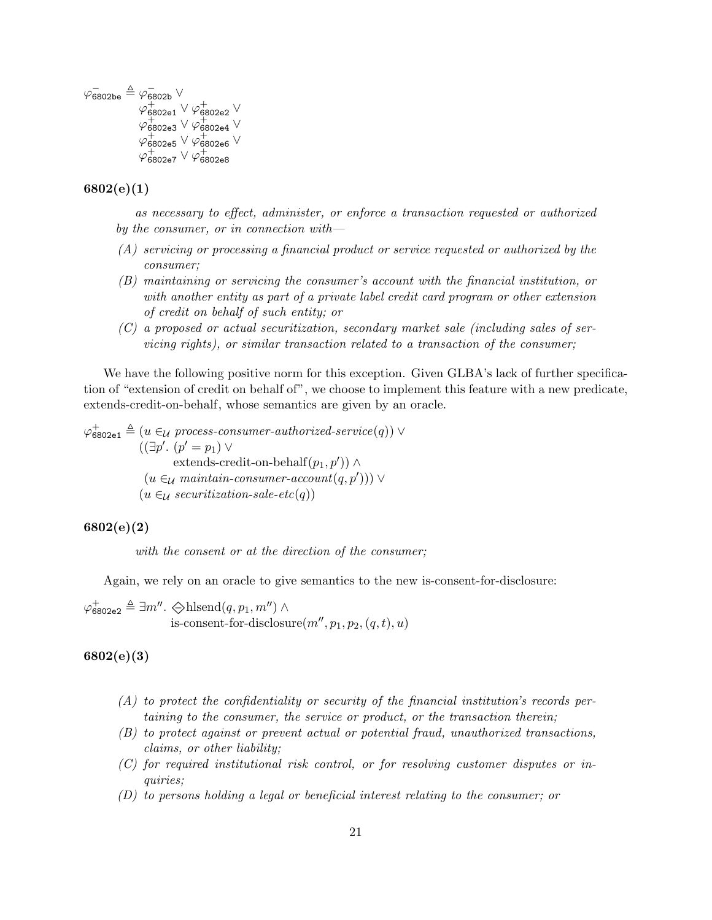$$\begin{aligned}
\varphi^-_{\mathsf{6802be}} \triangleq\ & \varphi^-_{\mathsf{6802b}} \vee \\
& \varphi^+_{\mathsf{6802e1}} \vee \varphi^+_{\mathsf{6802e2}} \vee \\
& \varphi^+_{\mathsf{6802e3}} \vee \varphi^+_{\mathsf{6802e4}} \vee \\
& \varphi^+_{\mathsf{6802e5}} \vee \varphi^+_{\mathsf{6802e6}} \vee \\
& \varphi^+_{\mathsf{6802e7}} \vee \varphi^+_{\mathsf{6802e8}}
\end{aligned}$$

### 6802(e)(1)

> *as necessary to effect, administer, or enforce a transaction requested or authorized by the consumer, or in connection with—*
>
> *(A) servicing or processing a financial product or service requested or authorized by the consumer;*
>
> *(B) maintaining or servicing the consumer's account with the financial institution, or with another entity as part of a private label credit card program or other extension of credit on behalf of such entity; or*
>
> *(C) a proposed or actual securitization, secondary market sale (including sales of servicing rights), or similar transaction related to a transaction of the consumer;*

We have the following positive norm for this exception. Given GLBA's lack of further specification of "extension of credit on behalf of", we choose to implement this feature with a new predicate, extends-credit-on-behalf, whose semantics are given by an oracle.

$$\begin{aligned}
\varphi^+_{\mathsf{6802e1}} \triangleq\ & (u \in_{\mathcal{U}} \textit{process-consumer-authorized-service}(q)) \vee \\
& ((\exists p'.\ (p' = p_1) \vee \\
& \qquad \text{extends-credit-on-behalf}(p_1, p')) \wedge \\
& \ (u \in_{\mathcal{U}} \textit{maintain-consumer-account}(q, p'))) \vee \\
& (u \in_{\mathcal{U}} \textit{securitization-sale-etc}(q))
\end{aligned}$$

### 6802(e)(2)

> *with the consent or at the direction of the consumer;*

Again, we rely on an oracle to give semantics to the new is-consent-for-disclosure:

$$\begin{aligned}
\varphi^+_{\mathsf{6802e2}} \triangleq \exists m''.\ & \diamondsuit\text{hlsend}(q, p_1, m'') \wedge \\
& \text{is-consent-for-disclosure}(m'', p_1, p_2, (q, t), u)
\end{aligned}$$

### 6802(e)(3)

> *(A) to protect the confidentiality or security of the financial institution's records pertaining to the consumer, the service or product, or the transaction therein;*
>
> *(B) to protect against or prevent actual or potential fraud, unauthorized transactions, claims, or other liability;*
>
> *(C) for required institutional risk control, or for resolving customer disputes or inquiries;*
>
> *(D) to persons holding a legal or beneficial interest relating to the consumer; or*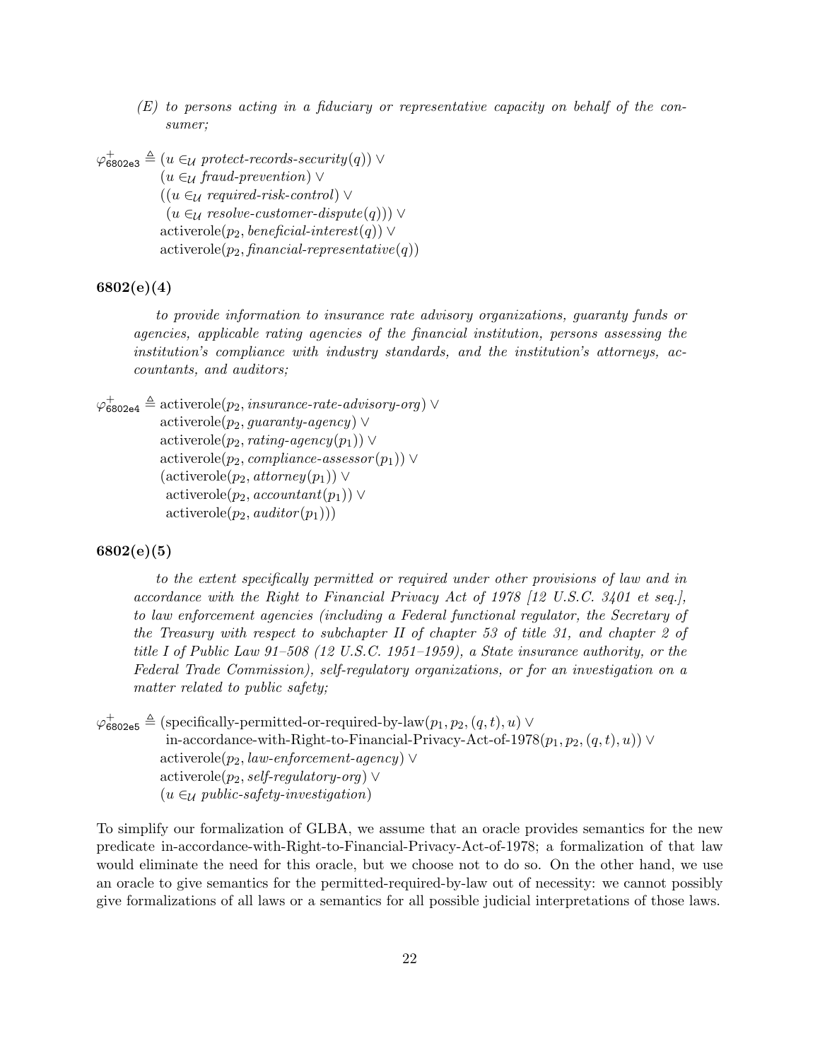> *(E) to persons acting in a fiduciary or representative capacity on behalf of the consumer;*

$$
\begin{aligned}
\varphi^{+}_{\mathsf{6802e3}} \triangleq\ & (u \in_{\mathcal{U}} \textit{protect-records-security}(q)) \lor \\
& (u \in_{\mathcal{U}} \textit{fraud-prevention}) \lor \\
& ((u \in_{\mathcal{U}} \textit{required-risk-control}) \lor \\
& \ (u \in_{\mathcal{U}} \textit{resolve-customer-dispute}(q))) \lor \\
& \text{activerole}(p_2, \textit{beneficial-interest}(q)) \lor \\
& \text{activerole}(p_2, \textit{financial-representative}(q))
\end{aligned}
$$

### 6802(e)(4)

> *to provide information to insurance rate advisory organizations, guaranty funds or agencies, applicable rating agencies of the financial institution, persons assessing the institution's compliance with industry standards, and the institution's attorneys, accountants, and auditors;*

$$
\begin{aligned}
\varphi^{+}_{\mathsf{6802e4}} \triangleq\ & \text{activerole}(p_2, \textit{insurance-rate-advisory-org}) \lor \\
& \text{activerole}(p_2, \textit{guaranty-agency}) \lor \\
& \text{activerole}(p_2, \textit{rating-agency}(p_1)) \lor \\
& \text{activerole}(p_2, \textit{compliance-assessor}(p_1)) \lor \\
& (\text{activerole}(p_2, \textit{attorney}(p_1)) \lor \\
& \ \text{activerole}(p_2, \textit{accountant}(p_1)) \lor \\
& \ \text{activerole}(p_2, \textit{auditor}(p_1)))
\end{aligned}
$$

### 6802(e)(5)

> *to the extent specifically permitted or required under other provisions of law and in accordance with the Right to Financial Privacy Act of 1978 [12 U.S.C. 3401 et seq.], to law enforcement agencies (including a Federal functional regulator, the Secretary of the Treasury with respect to subchapter II of chapter 53 of title 31, and chapter 2 of title I of Public Law 91–508 (12 U.S.C. 1951–1959), a State insurance authority, or the Federal Trade Commission), self-regulatory organizations, or for an investigation on a matter related to public safety;*

$$
\begin{aligned}
\varphi^{+}_{\mathsf{6802e5}} \triangleq\ & (\text{specifically-permitted-or-required-by-law}(p_1, p_2, (q, t), u) \lor \\
& \ \text{in-accordance-with-Right-to-Financial-Privacy-Act-of-1978}(p_1, p_2, (q, t), u)) \lor \\
& \text{activerole}(p_2, \textit{law-enforcement-agency}) \lor \\
& \text{activerole}(p_2, \textit{self-regulatory-org}) \lor \\
& (u \in_{\mathcal{U}} \textit{public-safety-investigation})
\end{aligned}
$$

To simplify our formalization of GLBA, we assume that an oracle provides semantics for the new predicate in-accordance-with-Right-to-Financial-Privacy-Act-of-1978; a formalization of that law would eliminate the need for this oracle, but we choose not to do so. On the other hand, we use an oracle to give semantics for the permitted-required-by-law out of necessity: we cannot possibly give formalizations of all laws or a semantics for all possible judicial interpretations of those laws.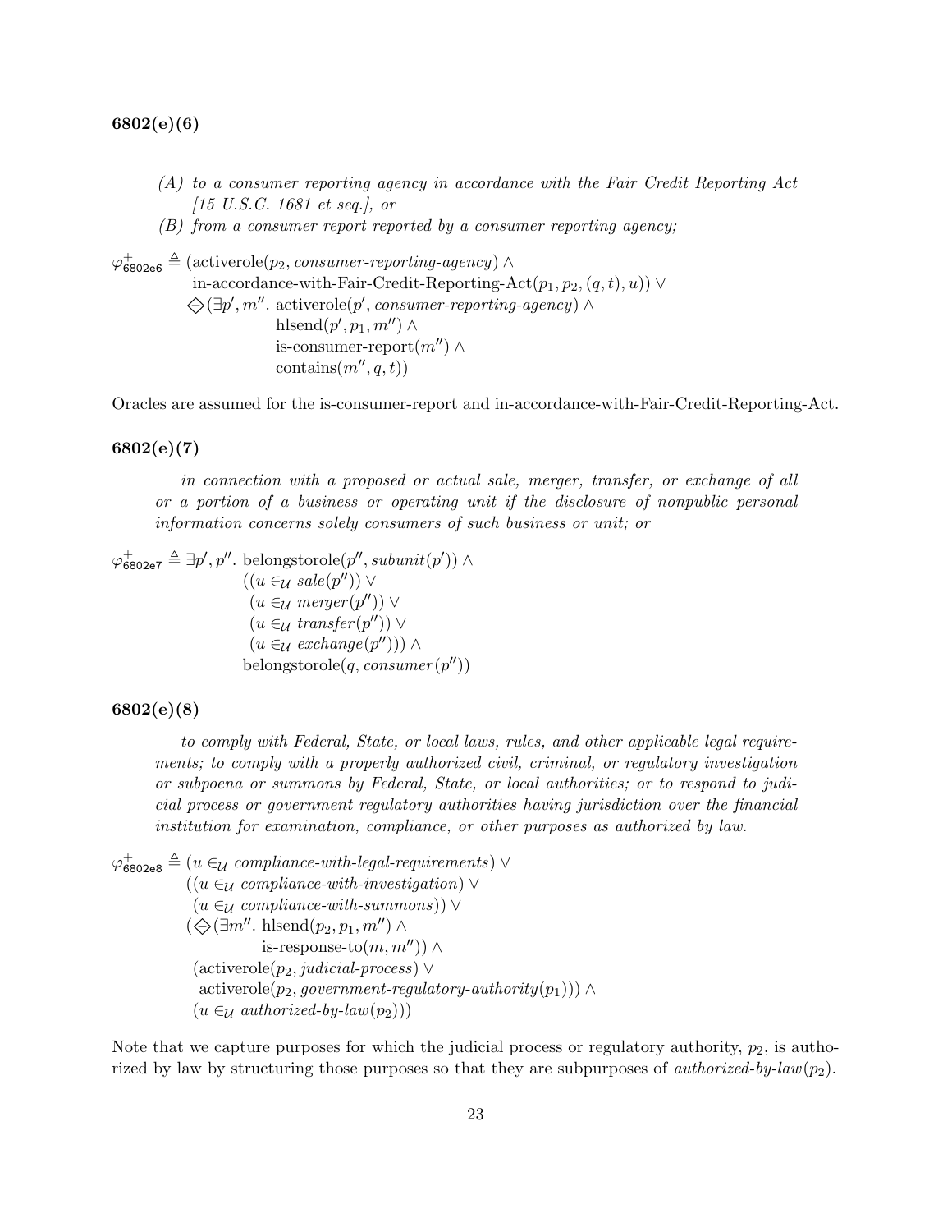**6802(e)(6)**

> *(A) to a consumer reporting agency in accordance with the Fair Credit Reporting Act [15 U.S.C. 1681 et seq.], or*
>
> *(B) from a consumer report reported by a consumer reporting agency;*

$$
\begin{aligned}
\varphi^{+}_{\mathsf{6802e6}} \triangleq\ & (\text{activerole}(p_2, \textit{consumer-reporting-agency}) \land \\
& \quad \text{in-accordance-with-Fair-Credit-Reporting-Act}(p_1, p_2, (q,t), u)) \lor \\
& \diamondminus(\exists p', m''.\ \text{activerole}(p', \textit{consumer-reporting-agency}) \land \\
& \qquad\qquad \text{hlsend}(p', p_1, m'') \land \\
& \qquad\qquad \text{is-consumer-report}(m'') \land \\
& \qquad\qquad \text{contains}(m'', q, t))
\end{aligned}
$$

Oracles are assumed for the is-consumer-report and in-accordance-with-Fair-Credit-Reporting-Act.

**6802(e)(7)**

> *in connection with a proposed or actual sale, merger, transfer, or exchange of all or a portion of a business or operating unit if the disclosure of nonpublic personal information concerns solely consumers of such business or unit; or*

$$
\begin{aligned}
\varphi^{+}_{\mathsf{6802e7}} \triangleq\ & \exists p', p''.\ \text{belongstorole}(p'', \textit{subunit}(p')) \land \\
& \quad ((u \in_{\mathcal{U}} \textit{sale}(p'')) \lor \\
& \quad\ (u \in_{\mathcal{U}} \textit{merger}(p'')) \lor \\
& \quad\ (u \in_{\mathcal{U}} \textit{transfer}(p'')) \lor \\
& \quad\ (u \in_{\mathcal{U}} \textit{exchange}(p''))) \land \\
& \quad \text{belongstorole}(q, \textit{consumer}(p''))
\end{aligned}
$$

**6802(e)(8)**

> *to comply with Federal, State, or local laws, rules, and other applicable legal requirements; to comply with a properly authorized civil, criminal, or regulatory investigation or subpoena or summons by Federal, State, or local authorities; or to respond to judicial process or government regulatory authorities having jurisdiction over the financial institution for examination, compliance, or other purposes as authorized by law.*

$$
\begin{aligned}
\varphi^{+}_{\mathsf{6802e8}} \triangleq\ & (u \in_{\mathcal{U}} \textit{compliance-with-legal-requirements}) \lor \\
& ((u \in_{\mathcal{U}} \textit{compliance-with-investigation}) \lor \\
& \ (u \in_{\mathcal{U}} \textit{compliance-with-summons})) \lor \\
& (\diamondminus(\exists m''.\ \text{hlsend}(p_2, p_1, m'') \land \\
& \qquad\qquad \text{is-response-to}(m, m'')) \land \\
& \ (\text{activerole}(p_2, \textit{judicial-process}) \lor \\
& \quad \text{activerole}(p_2, \textit{government-regulatory-authority}(p_1))) \land \\
& \ (u \in_{\mathcal{U}} \textit{authorized-by-law}(p_2)))
\end{aligned}
$$

Note that we capture purposes for which the judicial process or regulatory authority, $p_2$, is authorized by law by structuring those purposes so that they are subpurposes of *authorized-by-law*($p_2$).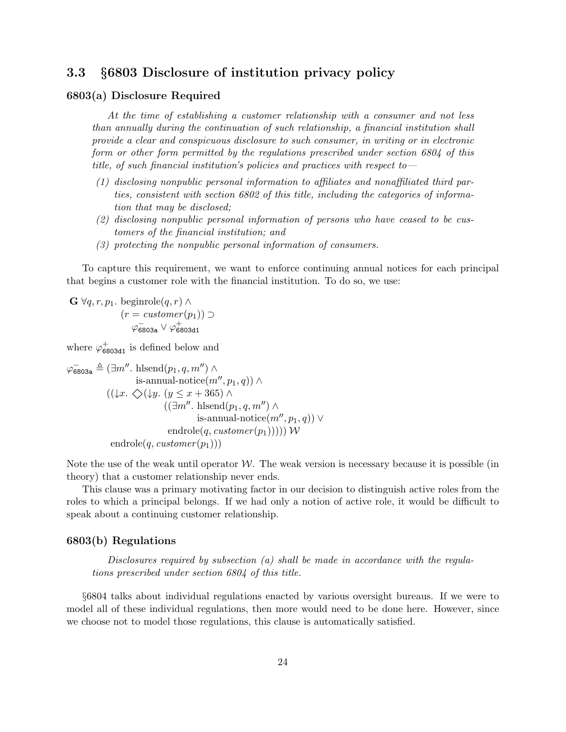### 3.3 §6803 Disclosure of institution privacy policy

#### 6803(a) Disclosure Required

> *At the time of establishing a customer relationship with a consumer and not less than annually during the continuation of such relationship, a financial institution shall provide a clear and conspicuous disclosure to such consumer, in writing or in electronic form or other form permitted by the regulations prescribed under section 6804 of this title, of such financial institution's policies and practices with respect to—*
>
> *(1) disclosing nonpublic personal information to affiliates and nonaffiliated third parties, consistent with section 6802 of this title, including the categories of information that may be disclosed;*
>
> *(2) disclosing nonpublic personal information of persons who have ceased to be customers of the financial institution; and*
>
> *(3) protecting the nonpublic personal information of consumers.*

To capture this requirement, we want to enforce continuing annual notices for each principal that begins a customer role with the financial institution. To do so, we use:

$$
\begin{aligned}
\mathbf{G}\ \forall q, r, p_1.\ & \text{beginrole}(q, r) \wedge \\
& (r = \mathit{customer}(p_1)) \supset \\
& \quad \varphi^{-}_{\texttt{6803a}} \vee \varphi^{+}_{\texttt{6803d1}}
\end{aligned}
$$

where $\varphi^{+}_{\texttt{6803d1}}$ is defined below and

$$
\begin{aligned}
\varphi^{-}_{\texttt{6803a}} \triangleq\ & (\exists m''.\ \text{hlsend}(p_1, q, m'') \wedge \\
& \qquad \text{is-annual-notice}(m'', p_1, q)) \wedge \\
& ((\downarrow x.\ \diamondsuit(\downarrow y.\ (y \leq x + 365) \wedge \\
& \qquad ((\exists m''.\ \text{hlsend}(p_1, q, m'') \wedge \\
& \qquad \qquad \text{is-annual-notice}(m'', p_1, q)) \vee \\
& \qquad \text{endrole}(q, \mathit{customer}(p_1))))) \ \mathcal{W} \\
& \ \text{endrole}(q, \mathit{customer}(p_1)))
\end{aligned}
$$

Note the use of the weak until operator $\mathcal{W}$. The weak version is necessary because it is possible (in theory) that a customer relationship never ends.

This clause was a primary motivating factor in our decision to distinguish active roles from the roles to which a principal belongs. If we had only a notion of active role, it would be difficult to speak about a continuing customer relationship.

#### 6803(b) Regulations

> *Disclosures required by subsection (a) shall be made in accordance with the regulations prescribed under section 6804 of this title.*

§6804 talks about individual regulations enacted by various oversight bureaus. If we were to model all of these individual regulations, then more would need to be done here. However, since we choose not to model those regulations, this clause is automatically satisfied.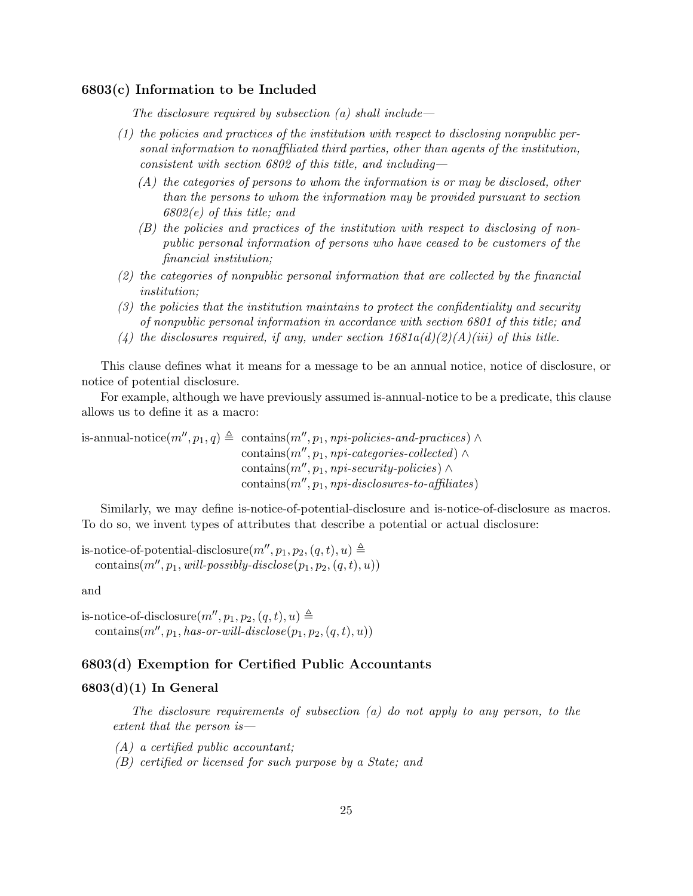### 6803(c) Information to be Included

*The disclosure required by subsection (a) shall include—*

*(1) the policies and practices of the institution with respect to disclosing nonpublic personal information to nonaffiliated third parties, other than agents of the institution, consistent with section 6802 of this title, and including—*

   *(A) the categories of persons to whom the information is or may be disclosed, other than the persons to whom the information may be provided pursuant to section 6802(e) of this title; and*

   *(B) the policies and practices of the institution with respect to disclosing of nonpublic personal information of persons who have ceased to be customers of the financial institution;*

*(2) the categories of nonpublic personal information that are collected by the financial institution;*

*(3) the policies that the institution maintains to protect the confidentiality and security of nonpublic personal information in accordance with section 6801 of this title; and*

*(4) the disclosures required, if any, under section 1681a(d)(2)(A)(iii) of this title.*

This clause defines what it means for a message to be an annual notice, notice of disclosure, or notice of potential disclosure.

For example, although we have previously assumed is-annual-notice to be a predicate, this clause allows us to define it as a macro:

$$\text{is-annual-notice}(m'', p_1, q) \triangleq \text{contains}(m'', p_1, \textit{npi-policies-and-practices}) \wedge \text{contains}(m'', p_1, \textit{npi-categories-collected}) \wedge \text{contains}(m'', p_1, \textit{npi-security-policies}) \wedge \text{contains}(m'', p_1, \textit{npi-disclosures-to-affiliates})$$

Similarly, we may define is-notice-of-potential-disclosure and is-notice-of-disclosure as macros. To do so, we invent types of attributes that describe a potential or actual disclosure:

$$\text{is-notice-of-potential-disclosure}(m'', p_1, p_2, (q, t), u) \triangleq \text{contains}(m'', p_1, \textit{will-possibly-disclose}(p_1, p_2, (q, t), u))$$

and

$$\text{is-notice-of-disclosure}(m'', p_1, p_2, (q, t), u) \triangleq \text{contains}(m'', p_1, \textit{has-or-will-disclose}(p_1, p_2, (q, t), u))$$

### 6803(d) Exemption for Certified Public Accountants

#### 6803(d)(1) In General

*The disclosure requirements of subsection (a) do not apply to any person, to the extent that the person is—*

*(A) a certified public accountant;*

*(B) certified or licensed for such purpose by a State; and*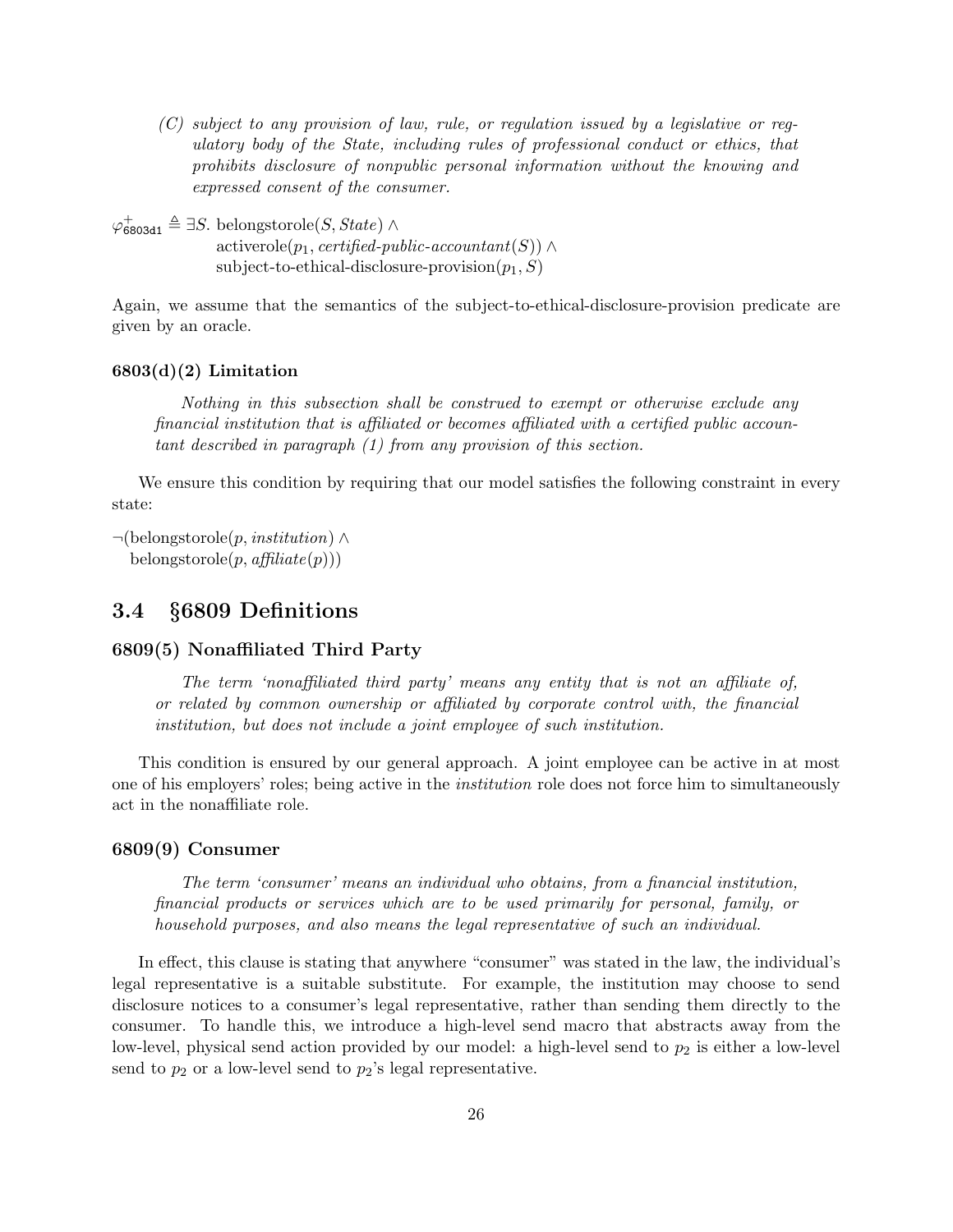*(C) subject to any provision of law, rule, or regulation issued by a legislative or regulatory body of the State, including rules of professional conduct or ethics, that prohibits disclosure of nonpublic personal information without the knowing and expressed consent of the consumer.*

$$
\begin{aligned}
\varphi^{+}_{\texttt{6803d1}} \triangleq \exists S.\ & \text{belongstorole}(S, \textit{State}) \land \\
& \text{activerole}(p_1, \textit{certified-public-accountant}(S)) \land \\
& \text{subject-to-ethical-disclosure-provision}(p_1, S)
\end{aligned}
$$

Again, we assume that the semantics of the subject-to-ethical-disclosure-provision predicate are given by an oracle.

### 6803(d)(2) Limitation

*Nothing in this subsection shall be construed to exempt or otherwise exclude any financial institution that is affiliated or becomes affiliated with a certified public accountant described in paragraph (1) from any provision of this section.*

We ensure this condition by requiring that our model satisfies the following constraint in every state:

$$
\begin{aligned}
\neg(&\text{belongstorole}(p, \textit{institution}) \land \\
&\text{belongstorole}(p, \textit{affiliate}(p)))
\end{aligned}
$$

## 3.4 §6809 Definitions

### 6809(5) Nonaffiliated Third Party

*The term 'nonaffiliated third party' means any entity that is not an affiliate of, or related by common ownership or affiliated by corporate control with, the financial institution, but does not include a joint employee of such institution.*

This condition is ensured by our general approach. A joint employee can be active in at most one of his employers' roles; being active in the *institution* role does not force him to simultaneously act in the nonaffiliate role.

### 6809(9) Consumer

*The term 'consumer' means an individual who obtains, from a financial institution, financial products or services which are to be used primarily for personal, family, or household purposes, and also means the legal representative of such an individual.*

In effect, this clause is stating that anywhere "consumer" was stated in the law, the individual's legal representative is a suitable substitute. For example, the institution may choose to send disclosure notices to a consumer's legal representative, rather than sending them directly to the consumer. To handle this, we introduce a high-level send macro that abstracts away from the low-level, physical send action provided by our model: a high-level send to $p_2$ is either a low-level send to $p_2$ or a low-level send to $p_2$'s legal representative.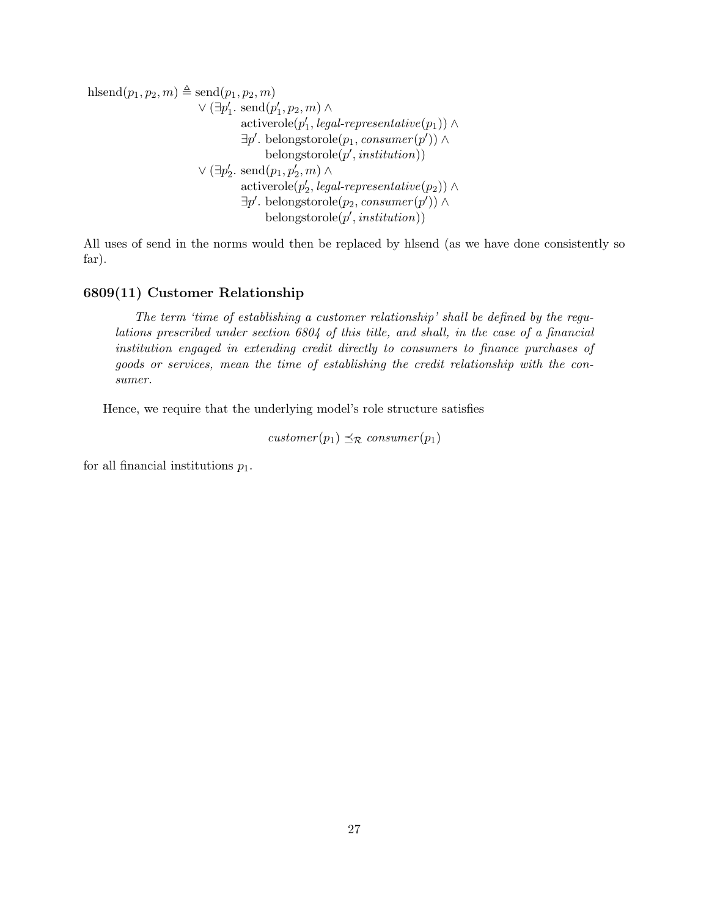$$
\begin{aligned}
\text{hlsend}(p_1, p_2, m) \triangleq\ & \text{send}(p_1, p_2, m) \\
& \vee (\exists p_1'.\ \text{send}(p_1', p_2, m) \wedge \\
& \qquad \text{activerole}(p_1', \textit{legal-representative}(p_1)) \wedge \\
& \qquad \exists p'.\ \text{belongstorole}(p_1, \textit{consumer}(p')) \wedge \\
& \qquad\quad \text{belongstorole}(p', \textit{institution})) \\
& \vee (\exists p_2'.\ \text{send}(p_1, p_2', m) \wedge \\
& \qquad \text{activerole}(p_2', \textit{legal-representative}(p_2)) \wedge \\
& \qquad \exists p'.\ \text{belongstorole}(p_2, \textit{consumer}(p')) \wedge \\
& \qquad\quad \text{belongstorole}(p', \textit{institution}))
\end{aligned}
$$

All uses of send in the norms would then be replaced by hlsend (as we have done consistently so far).

### 6809(11) Customer Relationship

> *The term 'time of establishing a customer relationship' shall be defined by the regulations prescribed under section 6804 of this title, and shall, in the case of a financial institution engaged in extending credit directly to consumers to finance purchases of goods or services, mean the time of establishing the credit relationship with the consumer.*

Hence, we require that the underlying model's role structure satisfies

$$\textit{customer}(p_1) \preceq_{\mathcal{R}} \textit{consumer}(p_1)$$

for all financial institutions $p_1$.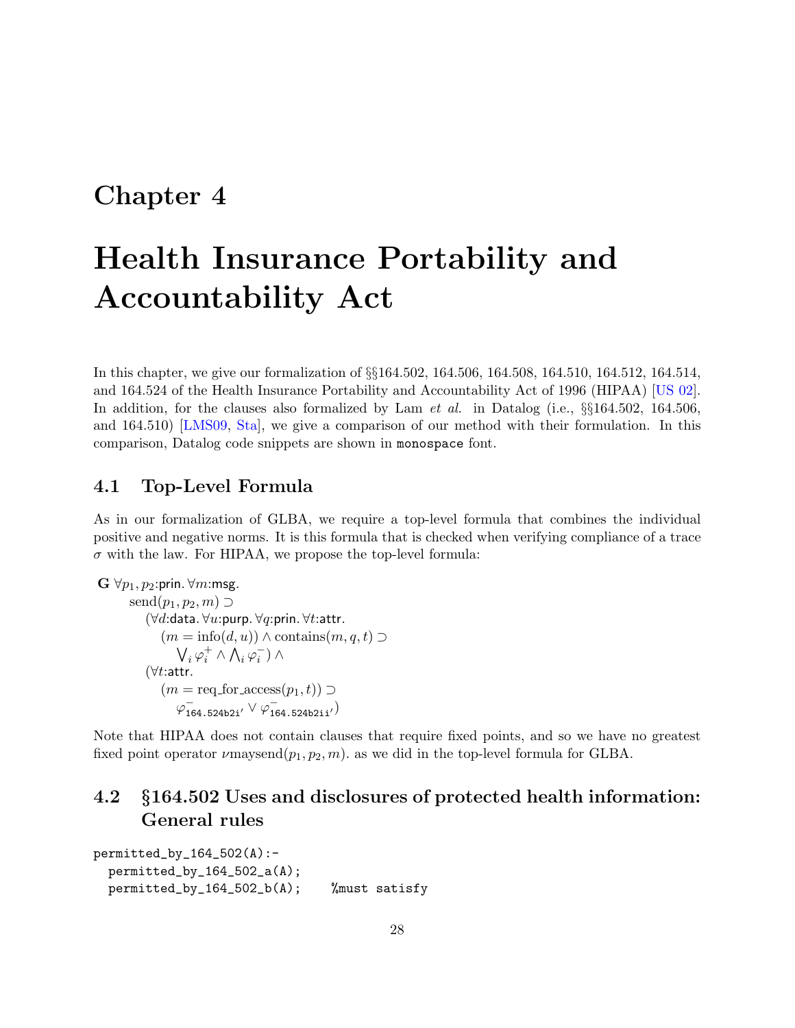# Chapter 4

# Health Insurance Portability and Accountability Act

In this chapter, we give our formalization of §§164.502, 164.506, 164.508, 164.510, 164.512, 164.514, and 164.524 of the Health Insurance Portability and Accountability Act of 1996 (HIPAA) [US 02]. In addition, for the clauses also formalized by Lam *et al.* in Datalog (i.e., §§164.502, 164.506, and 164.510) [LMS09, Sta], we give a comparison of our method with their formulation. In this comparison, Datalog code snippets are shown in `monospace` font.

## 4.1 Top-Level Formula

As in our formalization of GLBA, we require a top-level formula that combines the individual positive and negative norms. It is this formula that is checked when verifying compliance of a trace $\sigma$ with the law. For HIPAA, we propose the top-level formula:

$$
\begin{array}{l}
\mathbf{G}\ \forall p_1, p_2{:}\mathsf{prin}.\ \forall m{:}\mathsf{msg}. \\
\quad \text{send}(p_1, p_2, m) \supset \\
\quad\quad (\forall d{:}\mathsf{data}.\ \forall u{:}\mathsf{purp}.\ \forall q{:}\mathsf{prin}.\ \forall t{:}\mathsf{attr}. \\
\quad\quad\quad (m = \text{info}(d, u)) \wedge \text{contains}(m, q, t) \supset \\
\quad\quad\quad\quad \bigvee_i \varphi_i^+ \wedge \bigwedge_i \varphi_i^-) \wedge \\
\quad\quad (\forall t{:}\mathsf{attr}. \\
\quad\quad\quad (m = \text{req\_for\_access}(p_1, t)) \supset \\
\quad\quad\quad\quad \varphi^-_{\texttt{164.524b2i}'} \vee \varphi^-_{\texttt{164.524b2ii}'})
\end{array}
$$

Note that HIPAA does not contain clauses that require fixed points, and so we have no greatest fixed point operator $\nu$maysend$(p_1, p_2, m)$. as we did in the top-level formula for GLBA.

## 4.2 §164.502 Uses and disclosures of protected health information: General rules

```
permitted_by_164_502(A):-
  permitted_by_164_502_a(A);
  permitted_by_164_502_b(A);    %must satisfy
```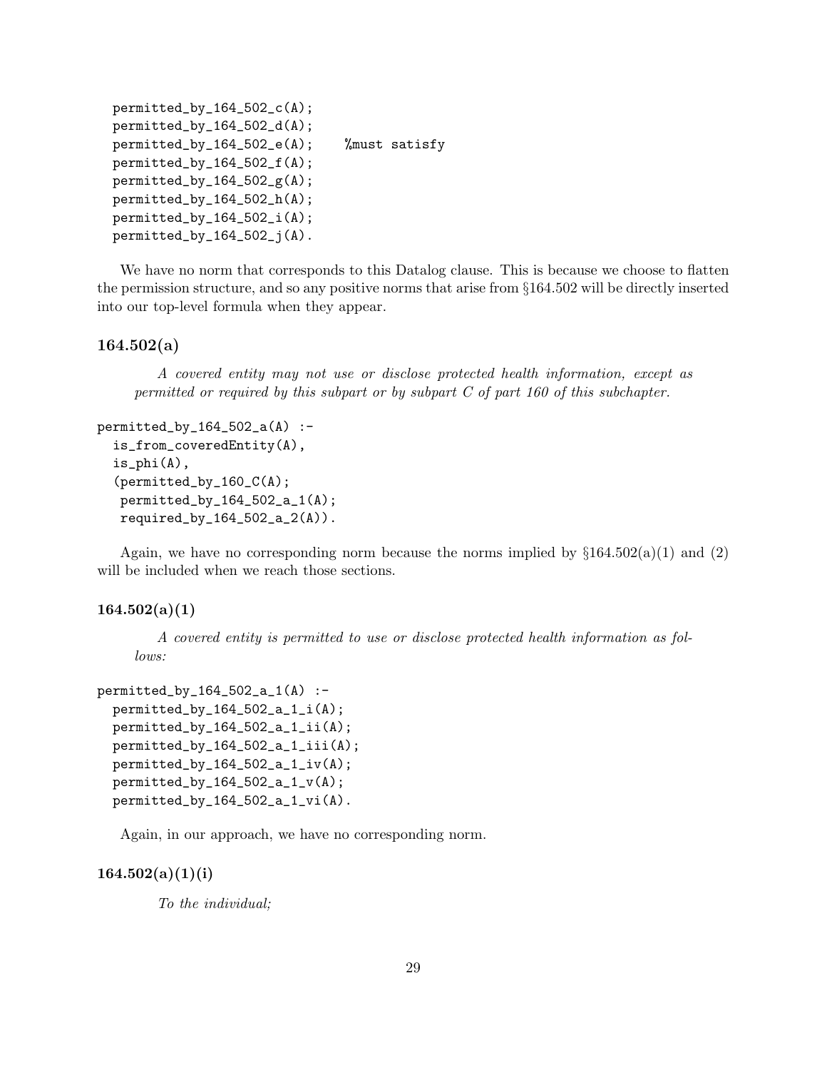```
  permitted_by_164_502_c(A);
  permitted_by_164_502_d(A);
  permitted_by_164_502_e(A);    %must satisfy
  permitted_by_164_502_f(A);
  permitted_by_164_502_g(A);
  permitted_by_164_502_h(A);
  permitted_by_164_502_i(A);
  permitted_by_164_502_j(A).
```

We have no norm that corresponds to this Datalog clause. This is because we choose to flatten the permission structure, and so any positive norms that arise from §164.502 will be directly inserted into our top-level formula when they appear.

### 164.502(a)

> *A covered entity may not use or disclose protected health information, except as permitted or required by this subpart or by subpart C of part 160 of this subchapter.*

```
permitted_by_164_502_a(A) :-
  is_from_coveredEntity(A),
  is_phi(A),
  (permitted_by_160_C(A);
   permitted_by_164_502_a_1(A);
   required_by_164_502_a_2(A)).
```

Again, we have no corresponding norm because the norms implied by §164.502(a)(1) and (2) will be included when we reach those sections.

### 164.502(a)(1)

> *A covered entity is permitted to use or disclose protected health information as follows:*

```
permitted_by_164_502_a_1(A) :-
  permitted_by_164_502_a_1_i(A);
  permitted_by_164_502_a_1_ii(A);
  permitted_by_164_502_a_1_iii(A);
  permitted_by_164_502_a_1_iv(A);
  permitted_by_164_502_a_1_v(A);
  permitted_by_164_502_a_1_vi(A).
```

Again, in our approach, we have no corresponding norm.

### 164.502(a)(1)(i)

> *To the individual;*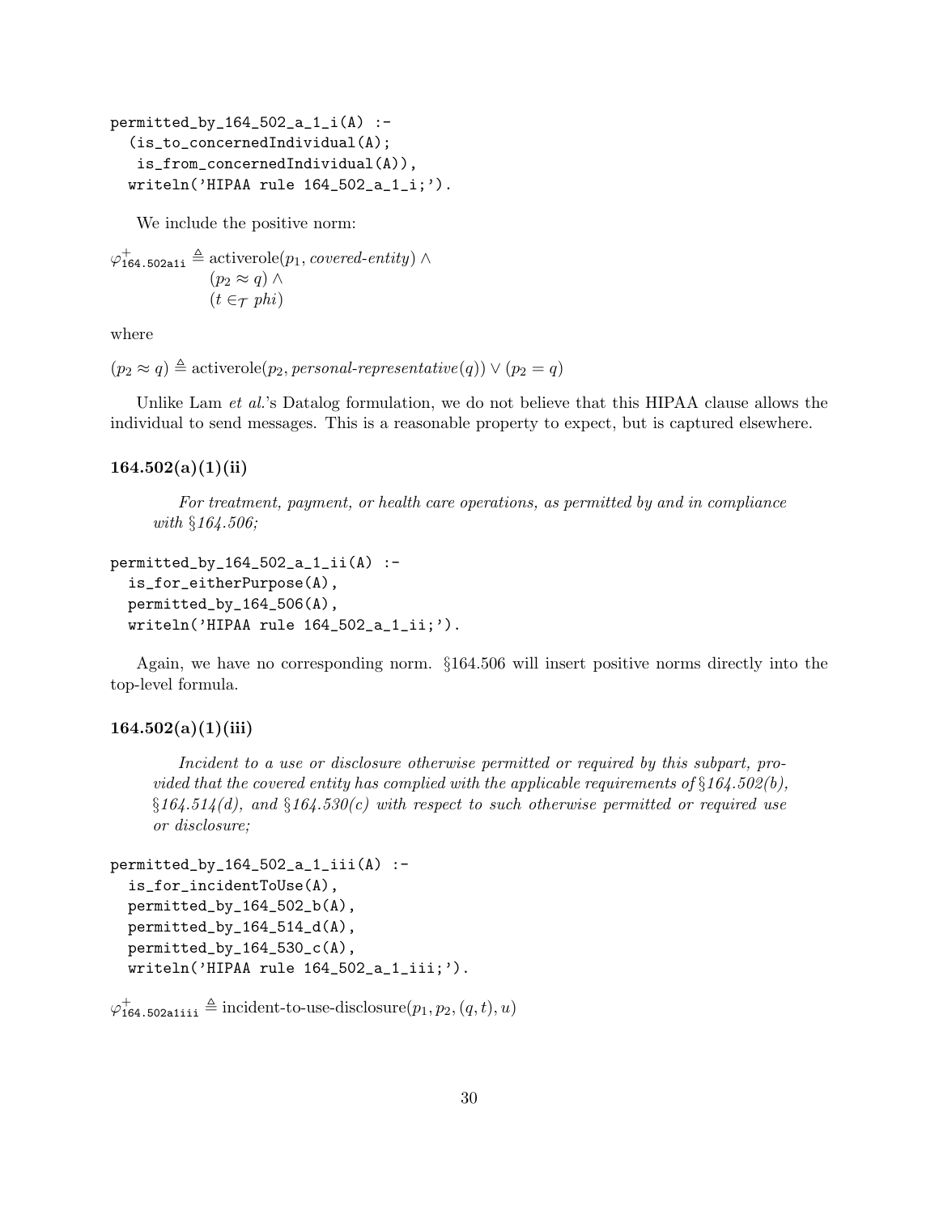```
permitted_by_164_502_a_1_i(A) :-
  (is_to_concernedIndividual(A);
   is_from_concernedIndividual(A)),
  writeln('HIPAA rule 164_502_a_1_i;').
```

We include the positive norm:

$$\varphi^{+}_{\texttt{164.502a1i}} \triangleq \text{activerole}(p_1, \textit{covered-entity}) \wedge (p_2 \approx q) \wedge (t \in_{\mathcal{T}} \textit{phi})$$

where

$$(p_2 \approx q) \triangleq \text{activerole}(p_2, \textit{personal-representative}(q)) \vee (p_2 = q)$$

Unlike Lam *et al.*'s Datalog formulation, we do not believe that this HIPAA clause allows the individual to send messages. This is a reasonable property to expect, but is captured elsewhere.

### 164.502(a)(1)(ii)

> *For treatment, payment, or health care operations, as permitted by and in compliance with §164.506;*

```
permitted_by_164_502_a_1_ii(A) :-
  is_for_eitherPurpose(A),
  permitted_by_164_506(A),
  writeln('HIPAA rule 164_502_a_1_ii;').
```

Again, we have no corresponding norm. §164.506 will insert positive norms directly into the top-level formula.

### 164.502(a)(1)(iii)

> *Incident to a use or disclosure otherwise permitted or required by this subpart, provided that the covered entity has complied with the applicable requirements of §164.502(b), §164.514(d), and §164.530(c) with respect to such otherwise permitted or required use or disclosure;*

```
permitted_by_164_502_a_1_iii(A) :-
  is_for_incidentToUse(A),
  permitted_by_164_502_b(A),
  permitted_by_164_514_d(A),
  permitted_by_164_530_c(A),
  writeln('HIPAA rule 164_502_a_1_iii;').
```

$$\varphi^{+}_{\texttt{164.502a1iii}} \triangleq \text{incident-to-use-disclosure}(p_1, p_2, (q, t), u)$$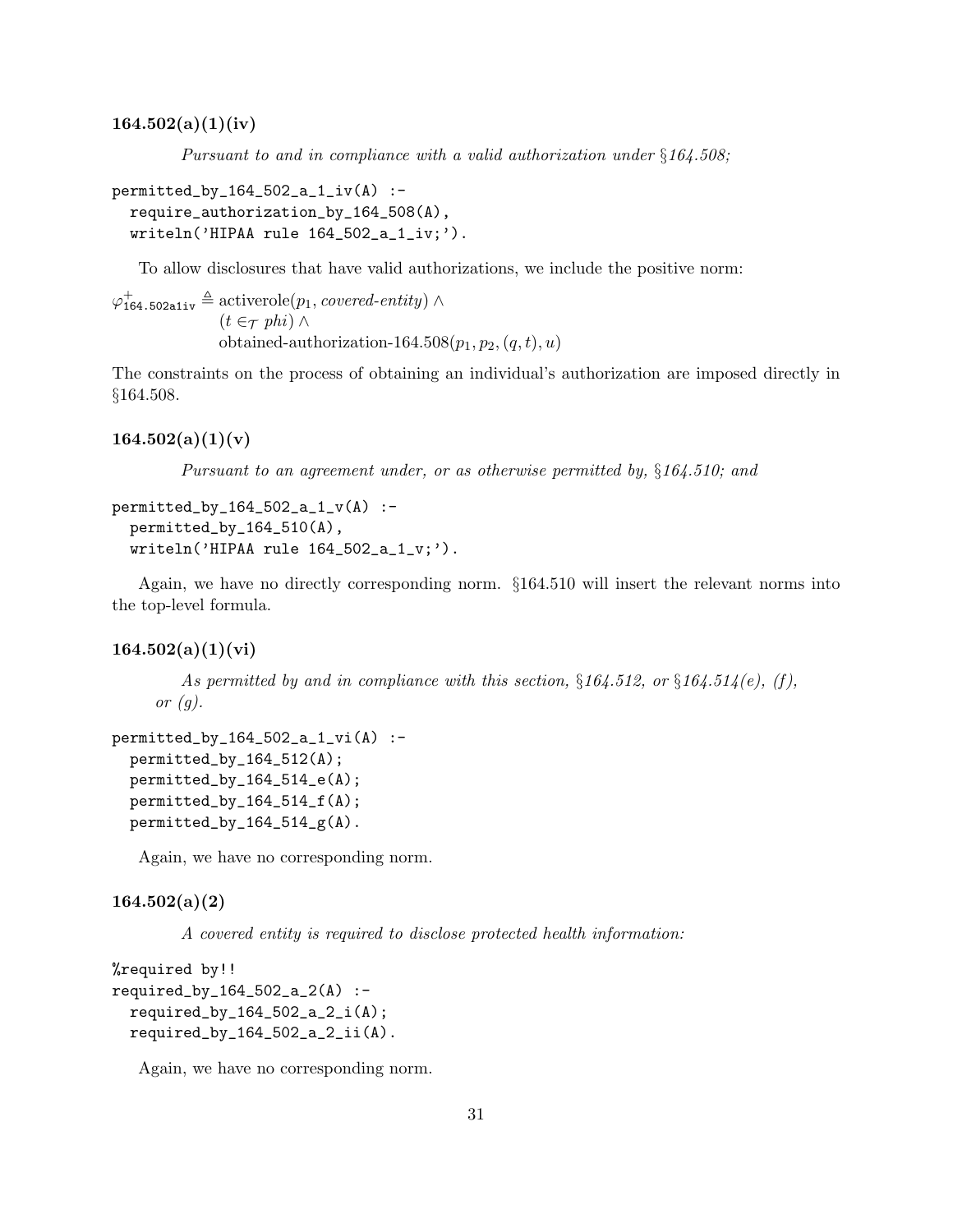### 164.502(a)(1)(iv)

*Pursuant to and in compliance with a valid authorization under §164.508;*

```
permitted_by_164_502_a_1_iv(A) :-
  require_authorization_by_164_508(A),
  writeln('HIPAA rule 164_502_a_1_iv;').
```

To allow disclosures that have valid authorizations, we include the positive norm:

$$\varphi^{+}_{\texttt{164.502a1iv}} \triangleq \text{activerole}(p_1, \textit{covered-entity}) \land (t \in_{\mathcal{T}} \textit{phi}) \land \text{obtained-authorization-164.508}(p_1, p_2, (q, t), u)$$

The constraints on the process of obtaining an individual's authorization are imposed directly in §164.508.

### 164.502(a)(1)(v)

*Pursuant to an agreement under, or as otherwise permitted by, §164.510; and*

```
permitted_by_164_502_a_1_v(A) :-
  permitted_by_164_510(A),
  writeln('HIPAA rule 164_502_a_1_v;').
```

Again, we have no directly corresponding norm. §164.510 will insert the relevant norms into the top-level formula.

### 164.502(a)(1)(vi)

*As permitted by and in compliance with this section, §164.512, or §164.514(e), (f), or (g).*

```
permitted_by_164_502_a_1_vi(A) :-
  permitted_by_164_512(A);
  permitted_by_164_514_e(A);
  permitted_by_164_514_f(A);
  permitted_by_164_514_g(A).
```

Again, we have no corresponding norm.

### 164.502(a)(2)

*A covered entity is required to disclose protected health information:*

```
%required by!!
required_by_164_502_a_2(A) :-
  required_by_164_502_a_2_i(A);
  required_by_164_502_a_2_ii(A).
```

Again, we have no corresponding norm.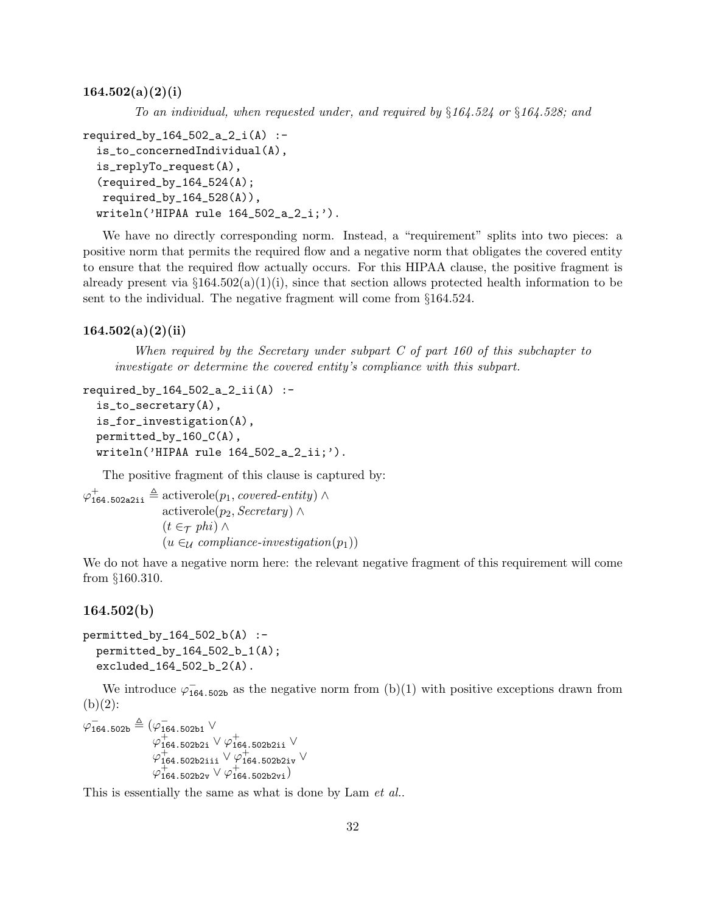### 164.502(a)(2)(i)

*To an individual, when requested under, and required by §164.524 or §164.528; and*

```
required_by_164_502_a_2_i(A) :-
  is_to_concernedIndividual(A),
  is_replyTo_request(A),
  (required_by_164_524(A);
   required_by_164_528(A)),
  writeln('HIPAA rule 164_502_a_2_i;').
```

We have no directly corresponding norm. Instead, a "requirement" splits into two pieces: a positive norm that permits the required flow and a negative norm that obligates the covered entity to ensure that the required flow actually occurs. For this HIPAA clause, the positive fragment is already present via §164.502(a)(1)(i), since that section allows protected health information to be sent to the individual. The negative fragment will come from §164.524.

### 164.502(a)(2)(ii)

*When required by the Secretary under subpart C of part 160 of this subchapter to investigate or determine the covered entity's compliance with this subpart.*

```
required_by_164_502_a_2_ii(A) :-
  is_to_secretary(A),
  is_for_investigation(A),
  permitted_by_160_C(A),
  writeln('HIPAA rule 164_502_a_2_ii;').
```

The positive fragment of this clause is captured by:

$$
\begin{aligned}
\varphi^{+}_{\texttt{164.502a2ii}} \triangleq\ & \text{activerole}(p_1, \textit{covered-entity}) \wedge \\
& \text{activerole}(p_2, \textit{Secretary}) \wedge \\
& (t \in_{\mathcal{T}} \textit{phi}) \wedge \\
& (u \in_{\mathcal{U}} \textit{compliance-investigation}(p_1))
\end{aligned}
$$

We do not have a negative norm here: the relevant negative fragment of this requirement will come from §160.310.

## 164.502(b)

```
permitted_by_164_502_b(A) :-
  permitted_by_164_502_b_1(A);
  excluded_164_502_b_2(A).
```

We introduce $\varphi^{-}_{\texttt{164.502b}}$ as the negative norm from (b)(1) with positive exceptions drawn from (b)(2):

$$
\begin{aligned}
\varphi^{-}_{\texttt{164.502b}} \triangleq (& \varphi^{-}_{\texttt{164.502b1}} \vee \\
& \varphi^{+}_{\texttt{164.502b2i}} \vee \varphi^{+}_{\texttt{164.502b2ii}} \vee \\
& \varphi^{+}_{\texttt{164.502b2iii}} \vee \varphi^{+}_{\texttt{164.502b2iv}} \vee \\
& \varphi^{+}_{\texttt{164.502b2v}} \vee \varphi^{+}_{\texttt{164.502b2vi}})
\end{aligned}
$$

This is essentially the same as what is done by Lam *et al.*.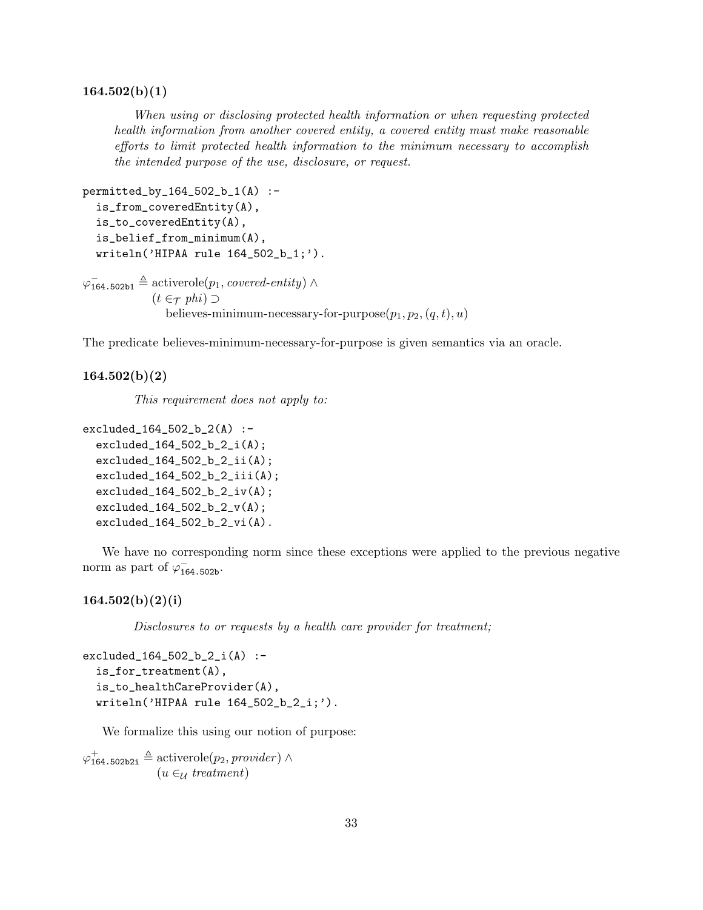**164.502(b)(1)**

> *When using or disclosing protected health information or when requesting protected health information from another covered entity, a covered entity must make reasonable efforts to limit protected health information to the minimum necessary to accomplish the intended purpose of the use, disclosure, or request.*

```
permitted_by_164_502_b_1(A) :-
  is_from_coveredEntity(A),
  is_to_coveredEntity(A),
  is_belief_from_minimum(A),
  writeln('HIPAA rule 164_502_b_1;').
```

$$
\begin{aligned}
\varphi^-_{\texttt{164.502b1}} \triangleq\ & \text{activerole}(p_1, \textit{covered-entity}) \land \\
& (t \in_{\mathcal{T}} \textit{phi}) \supset \\
& \quad \text{believes-minimum-necessary-for-purpose}(p_1, p_2, (q, t), u)
\end{aligned}
$$

The predicate believes-minimum-necessary-for-purpose is given semantics via an oracle.

**164.502(b)(2)**

> *This requirement does not apply to:*

```
excluded_164_502_b_2(A) :-
  excluded_164_502_b_2_i(A);
  excluded_164_502_b_2_ii(A);
  excluded_164_502_b_2_iii(A);
  excluded_164_502_b_2_iv(A);
  excluded_164_502_b_2_v(A);
  excluded_164_502_b_2_vi(A).
```

We have no corresponding norm since these exceptions were applied to the previous negative norm as part of $\varphi^-_{\texttt{164.502b}}$.

**164.502(b)(2)(i)**

> *Disclosures to or requests by a health care provider for treatment;*

```
excluded_164_502_b_2_i(A) :-
  is_for_treatment(A),
  is_to_healthCareProvider(A),
  writeln('HIPAA rule 164_502_b_2_i;').
```

We formalize this using our notion of purpose:

$$
\begin{aligned}
\varphi^+_{\texttt{164.502b2i}} \triangleq\ & \text{activerole}(p_2, \textit{provider}) \land \\
& (u \in_{\mathcal{U}} \textit{treatment})
\end{aligned}
$$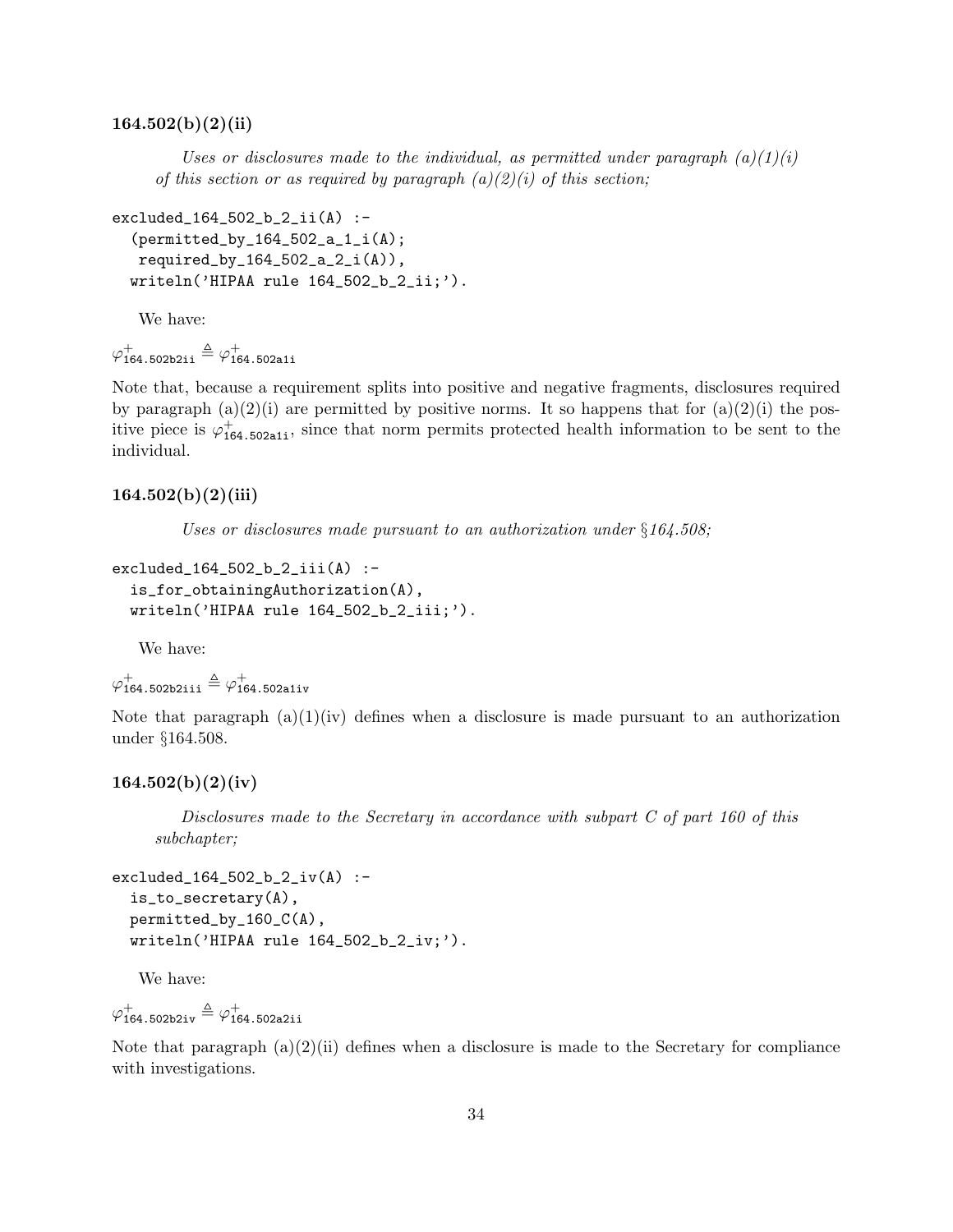### 164.502(b)(2)(ii)

> *Uses or disclosures made to the individual, as permitted under paragraph (a)(1)(i) of this section or as required by paragraph (a)(2)(i) of this section;*

```
excluded_164_502_b_2_ii(A) :-
  (permitted_by_164_502_a_1_i(A);
   required_by_164_502_a_2_i(A)),
  writeln('HIPAA rule 164_502_b_2_ii;').
```

We have:

$\varphi^{+}_{\texttt{164.502b2ii}} \triangleq \varphi^{+}_{\texttt{164.502a1i}}$

Note that, because a requirement splits into positive and negative fragments, disclosures required by paragraph (a)(2)(i) are permitted by positive norms. It so happens that for (a)(2)(i) the positive piece is $\varphi^{+}_{\texttt{164.502a1i}}$, since that norm permits protected health information to be sent to the individual.

### 164.502(b)(2)(iii)

> *Uses or disclosures made pursuant to an authorization under §164.508;*

```
excluded_164_502_b_2_iii(A) :-
  is_for_obtainingAuthorization(A),
  writeln('HIPAA rule 164_502_b_2_iii;').
```

We have:

$\varphi^{+}_{\texttt{164.502b2iii}} \triangleq \varphi^{+}_{\texttt{164.502a1iv}}$

Note that paragraph (a)(1)(iv) defines when a disclosure is made pursuant to an authorization under §164.508.

### 164.502(b)(2)(iv)

> *Disclosures made to the Secretary in accordance with subpart C of part 160 of this subchapter;*

```
excluded_164_502_b_2_iv(A) :-
  is_to_secretary(A),
  permitted_by_160_C(A),
  writeln('HIPAA rule 164_502_b_2_iv;').
```

We have:

$\varphi^{+}_{\texttt{164.502b2iv}} \triangleq \varphi^{+}_{\texttt{164.502a2ii}}$

Note that paragraph (a)(2)(ii) defines when a disclosure is made to the Secretary for compliance with investigations.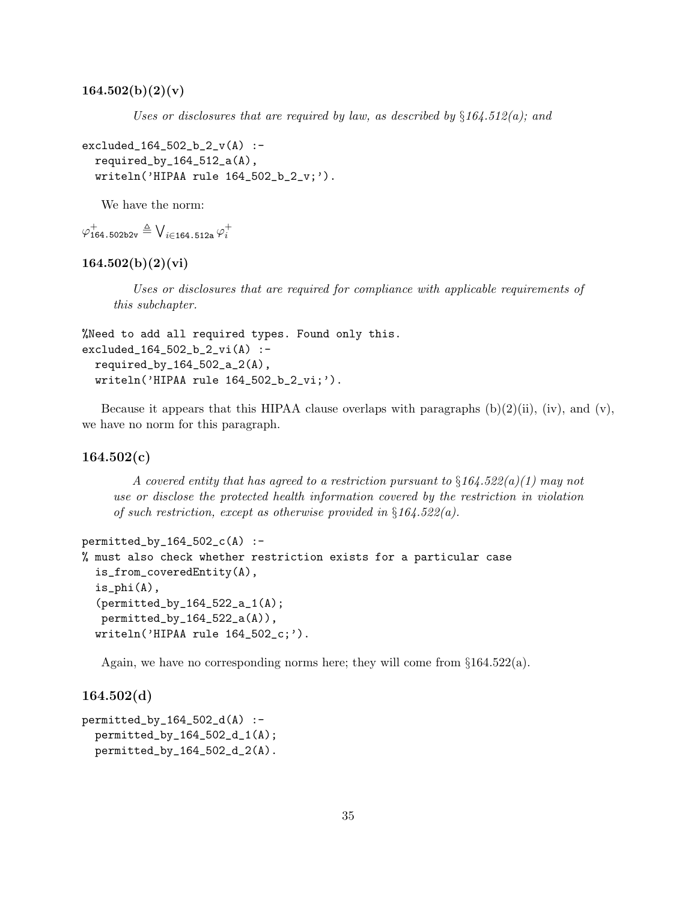### 164.502(b)(2)(v)

> *Uses or disclosures that are required by law, as described by §164.512(a); and*

```
excluded_164_502_b_2_v(A) :-
  required_by_164_512_a(A),
  writeln('HIPAA rule 164_502_b_2_v;').
```

We have the norm:

$\varphi^{+}_{\texttt{164.502b2v}} \triangleq \bigvee_{i \in \texttt{164.512a}} \varphi^{+}_{i}$

### 164.502(b)(2)(vi)

> *Uses or disclosures that are required for compliance with applicable requirements of this subchapter.*

```
%Need to add all required types. Found only this.
excluded_164_502_b_2_vi(A) :-
  required_by_164_502_a_2(A),
  writeln('HIPAA rule 164_502_b_2_vi;').
```

Because it appears that this HIPAA clause overlaps with paragraphs (b)(2)(ii), (iv), and (v), we have no norm for this paragraph.

## 164.502(c)

> *A covered entity that has agreed to a restriction pursuant to §164.522(a)(1) may not use or disclose the protected health information covered by the restriction in violation of such restriction, except as otherwise provided in §164.522(a).*

```
permitted_by_164_502_c(A) :-
% must also check whether restriction exists for a particular case
  is_from_coveredEntity(A),
  is_phi(A),
  (permitted_by_164_522_a_1(A);
   permitted_by_164_522_a(A)),
  writeln('HIPAA rule 164_502_c;').
```

Again, we have no corresponding norms here; they will come from §164.522(a).

## 164.502(d)

```
permitted_by_164_502_d(A) :-
  permitted_by_164_502_d_1(A);
  permitted_by_164_502_d_2(A).
```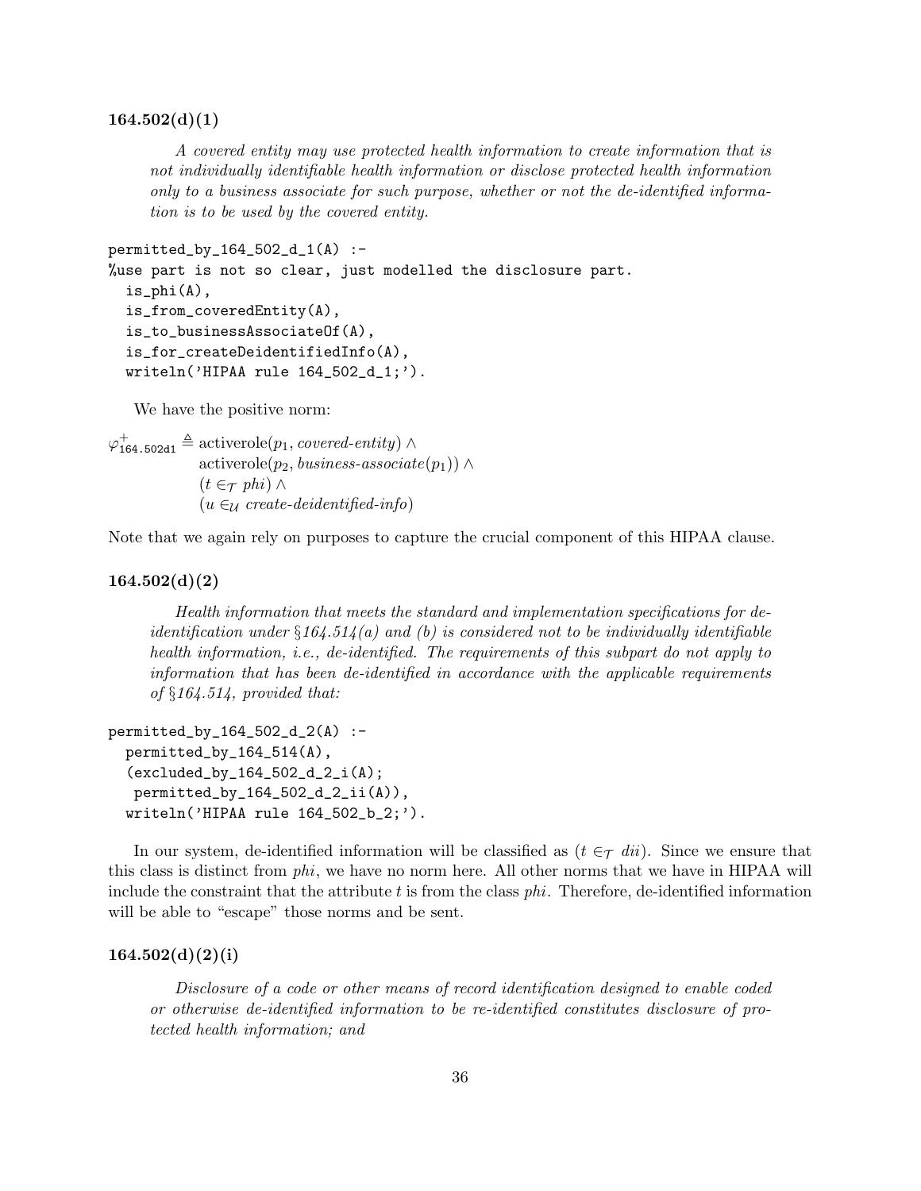### 164.502(d)(1)

> *A covered entity may use protected health information to create information that is not individually identifiable health information or disclose protected health information only to a business associate for such purpose, whether or not the de-identified information is to be used by the covered entity.*

```
permitted_by_164_502_d_1(A) :-
%use part is not so clear, just modelled the disclosure part.
  is_phi(A),
  is_from_coveredEntity(A),
  is_to_businessAssociateOf(A),
  is_for_createDeidentifiedInfo(A),
  writeln('HIPAA rule 164_502_d_1;').
```

We have the positive norm:

$$
\begin{aligned}
\varphi^{+}_{\texttt{164.502d1}} \triangleq\ & \text{activerole}(p_1, \textit{covered-entity}) \wedge \\
& \text{activerole}(p_2, \textit{business-associate}(p_1)) \wedge \\
& (t \in_{\mathcal{T}} \textit{phi}) \wedge \\
& (u \in_{\mathcal{U}} \textit{create-deidentified-info})
\end{aligned}
$$

Note that we again rely on purposes to capture the crucial component of this HIPAA clause.

### 164.502(d)(2)

> *Health information that meets the standard and implementation specifications for de-identification under §164.514(a) and (b) is considered not to be individually identifiable health information, i.e., de-identified. The requirements of this subpart do not apply to information that has been de-identified in accordance with the applicable requirements of §164.514, provided that:*

```
permitted_by_164_502_d_2(A) :-
  permitted_by_164_514(A),
  (excluded_by_164_502_d_2_i(A);
   permitted_by_164_502_d_2_ii(A)),
  writeln('HIPAA rule 164_502_b_2;').
```

In our system, de-identified information will be classified as $(t \in_{\mathcal{T}} \textit{dii})$. Since we ensure that this class is distinct from *phi*, we have no norm here. All other norms that we have in HIPAA will include the constraint that the attribute $t$ is from the class *phi*. Therefore, de-identified information will be able to "escape" those norms and be sent.

### 164.502(d)(2)(i)

> *Disclosure of a code or other means of record identification designed to enable coded or otherwise de-identified information to be re-identified constitutes disclosure of protected health information; and*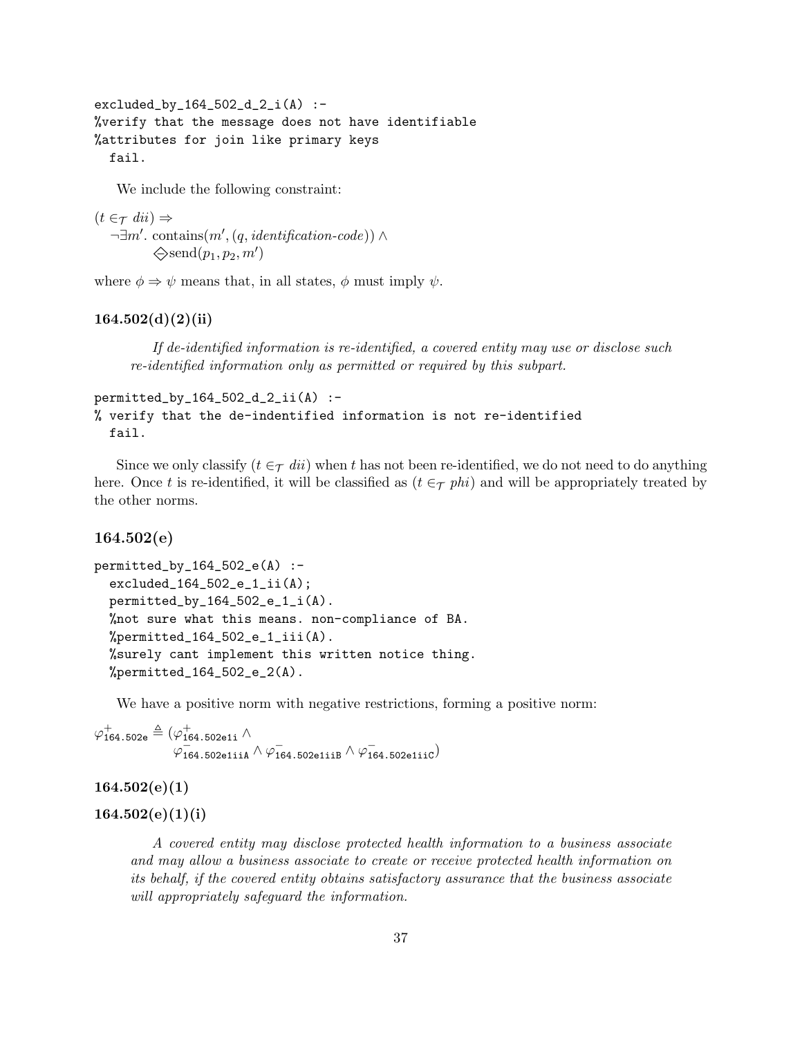```
excluded_by_164_502_d_2_i(A) :-
%verify that the message does not have identifiable
%attributes for join like primary keys
  fail.
```

We include the following constraint:

$$
\begin{aligned}
&(t \in_{\mathcal{T}} dii) \Rightarrow \\
&\quad \neg\exists m'.\ \text{contains}(m', (q, \textit{identification-code})) \wedge \\
&\qquad \diamondsuit\!\!\!-\ \text{send}(p_1, p_2, m')
\end{aligned}
$$

where $\phi \Rightarrow \psi$ means that, in all states, $\phi$ must imply $\psi$.

### 164.502(d)(2)(ii)

> *If de-identified information is re-identified, a covered entity may use or disclose such re-identified information only as permitted or required by this subpart.*

```
permitted_by_164_502_d_2_ii(A) :-
% verify that the de-indentified information is not re-identified
  fail.
```

Since we only classify $(t \in_{\mathcal{T}} dii)$ when $t$ has not been re-identified, we do not need to do anything here. Once $t$ is re-identified, it will be classified as $(t \in_{\mathcal{T}} phi)$ and will be appropriately treated by the other norms.

## 164.502(e)

```
permitted_by_164_502_e(A) :-
  excluded_164_502_e_1_ii(A);
  permitted_by_164_502_e_1_i(A).
  %not sure what this means. non-compliance of BA.
  %permitted_164_502_e_1_iii(A).
  %surely cant implement this written notice thing.
  %permitted_164_502_e_2(A).
```

We have a positive norm with negative restrictions, forming a positive norm:

$$
\begin{aligned}
\varphi^{+}_{\texttt{164.502e}} \triangleq (&\varphi^{+}_{\texttt{164.502e1i}} \wedge \\
&\varphi^{-}_{\texttt{164.502e1iiA}} \wedge \varphi^{-}_{\texttt{164.502e1iiB}} \wedge \varphi^{-}_{\texttt{164.502e1iiC}})
\end{aligned}
$$

### 164.502(e)(1)

### 164.502(e)(1)(i)

> *A covered entity may disclose protected health information to a business associate and may allow a business associate to create or receive protected health information on its behalf, if the covered entity obtains satisfactory assurance that the business associate will appropriately safeguard the information.*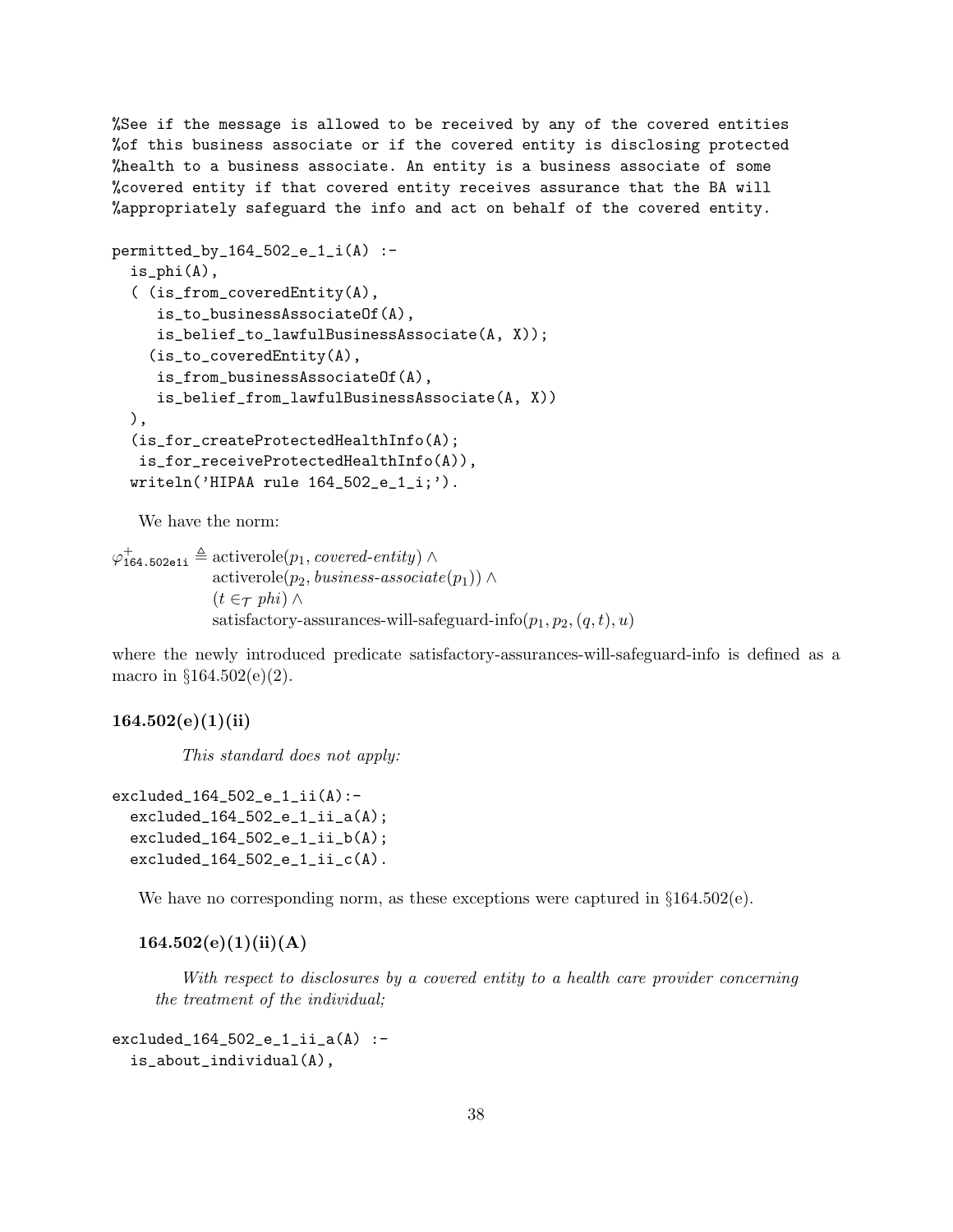```
%See if the message is allowed to be received by any of the covered entities
%of this business associate or if the covered entity is disclosing protected
%health to a business associate. An entity is a business associate of some
%covered entity if that covered entity receives assurance that the BA will
%appropriately safeguard the info and act on behalf of the covered entity.

permitted_by_164_502_e_1_i(A) :-
  is_phi(A),
  ( (is_from_coveredEntity(A),
     is_to_businessAssociateOf(A),
     is_belief_to_lawfulBusinessAssociate(A, X));
    (is_to_coveredEntity(A),
     is_from_businessAssociateOf(A),
     is_belief_from_lawfulBusinessAssociate(A, X))
  ),
  (is_for_createProtectedHealthInfo(A);
   is_for_receiveProtectedHealthInfo(A)),
  writeln('HIPAA rule 164_502_e_1_i;').
```

We have the norm:

$$\varphi^{+}_{\texttt{164.502e1i}} \triangleq \text{activerole}(p_1, \textit{covered-entity}) \wedge \text{activerole}(p_2, \textit{business-associate}(p_1)) \wedge (t \in_{\mathcal{T}} \textit{phi}) \wedge \text{satisfactory-assurances-will-safeguard-info}(p_1, p_2, (q, t), u)$$

where the newly introduced predicate satisfactory-assurances-will-safeguard-info is defined as a macro in §164.502(e)(2).

### 164.502(e)(1)(ii)

*This standard does not apply:*

```
excluded_164_502_e_1_ii(A):-
  excluded_164_502_e_1_ii_a(A);
  excluded_164_502_e_1_ii_b(A);
  excluded_164_502_e_1_ii_c(A).
```

We have no corresponding norm, as these exceptions were captured in §164.502(e).

#### 164.502(e)(1)(ii)(A)

*With respect to disclosures by a covered entity to a health care provider concerning the treatment of the individual;*

```
excluded_164_502_e_1_ii_a(A) :-
  is_about_individual(A),
```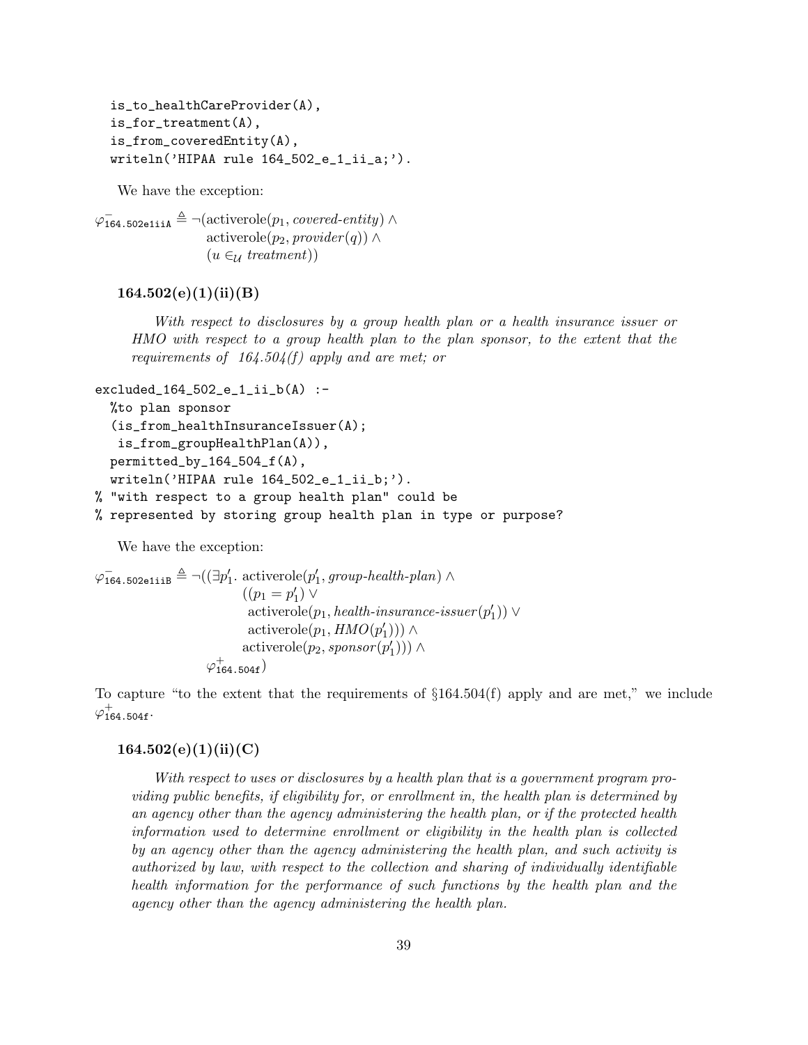```
  is_to_healthCareProvider(A),
  is_for_treatment(A),
  is_from_coveredEntity(A),
  writeln('HIPAA rule 164_502_e_1_ii_a;').
```

We have the exception:

$$\varphi^{-}_{\texttt{164.502e1iiA}} \triangleq \neg(\text{activerole}(p_1, \textit{covered-entity}) \wedge \text{activerole}(p_2, \textit{provider}(q)) \wedge (u \in_{\mathcal{U}} \textit{treatment}))$$

### 164.502(e)(1)(ii)(B)

> *With respect to disclosures by a group health plan or a health insurance issuer or HMO with respect to a group health plan to the plan sponsor, to the extent that the requirements of 164.504(f) apply and are met; or*

```
excluded_164_502_e_1_ii_b(A) :-
  %to plan sponsor
  (is_from_healthInsuranceIssuer(A);
   is_from_groupHealthPlan(A)),
  permitted_by_164_504_f(A),
  writeln('HIPAA rule 164_502_e_1_ii_b;').
% "with respect to a group health plan" could be
% represented by storing group health plan in type or purpose?
```

We have the exception:

$$\varphi^{-}_{\texttt{164.502e1iiB}} \triangleq \neg((\exists p_1'.\ \text{activerole}(p_1', \textit{group-health-plan}) \wedge ((p_1 = p_1') \vee \text{activerole}(p_1, \textit{health-insurance-issuer}(p_1')) \vee \text{activerole}(p_1, \textit{HMO}(p_1'))) \wedge \text{activerole}(p_2, \textit{sponsor}(p_1'))) \wedge \varphi^{+}_{\texttt{164.504f}})$$

To capture "to the extent that the requirements of §164.504(f) apply and are met," we include $\varphi^{+}_{\texttt{164.504f}}$.

### 164.502(e)(1)(ii)(C)

> *With respect to uses or disclosures by a health plan that is a government program providing public benefits, if eligibility for, or enrollment in, the health plan is determined by an agency other than the agency administering the health plan, or if the protected health information used to determine enrollment or eligibility in the health plan is collected by an agency other than the agency administering the health plan, and such activity is authorized by law, with respect to the collection and sharing of individually identifiable health information for the performance of such functions by the health plan and the agency other than the agency administering the health plan.*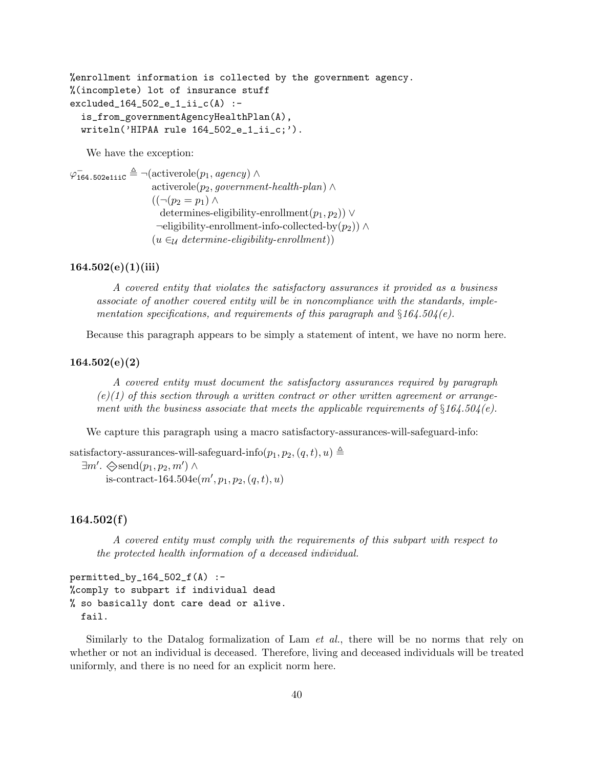```
%enrollment information is collected by the government agency.
%(incomplete) lot of insurance stuff
excluded_164_502_e_1_ii_c(A) :-
  is_from_governmentAgencyHealthPlan(A),
  writeln('HIPAA rule 164_502_e_1_ii_c;').
```

We have the exception:

$$\begin{aligned}\varphi^{-}_{\texttt{164.502e1iiC}} \triangleq \neg(&\text{activerole}(p_1, \textit{agency}) \wedge \\ &\text{activerole}(p_2, \textit{government-health-plan}) \wedge \\ &((\neg(p_2 = p_1) \wedge \\ &\quad \text{determines-eligibility-enrollment}(p_1, p_2)) \vee \\ &\quad \neg\text{eligibility-enrollment-info-collected-by}(p_2)) \wedge \\ &(u \in_{\mathcal{U}} \textit{determine-eligibility-enrollment}))\end{aligned}$$

### 164.502(e)(1)(iii)

> *A covered entity that violates the satisfactory assurances it provided as a business associate of another covered entity will be in noncompliance with the standards, implementation specifications, and requirements of this paragraph and §164.504(e).*

Because this paragraph appears to be simply a statement of intent, we have no norm here.

### 164.502(e)(2)

> *A covered entity must document the satisfactory assurances required by paragraph (e)(1) of this section through a written contract or other written agreement or arrangement with the business associate that meets the applicable requirements of §164.504(e).*

We capture this paragraph using a macro satisfactory-assurances-will-safeguard-info:

$$\begin{aligned}&\text{satisfactory-assurances-will-safeguard-info}(p_1, p_2, (q, t), u) \triangleq \\ &\quad \exists m'.\ \diamondminus\text{send}(p_1, p_2, m') \wedge \\ &\qquad \text{is-contract-164.504e}(m', p_1, p_2, (q, t), u)\end{aligned}$$

### 164.502(f)

> *A covered entity must comply with the requirements of this subpart with respect to the protected health information of a deceased individual.*

```
permitted_by_164_502_f(A) :-
%comply to subpart if individual dead
% so basically dont care dead or alive.
  fail.
```

Similarly to the Datalog formalization of Lam *et al.*, there will be no norms that rely on whether or not an individual is deceased. Therefore, living and deceased individuals will be treated uniformly, and there is no need for an explicit norm here.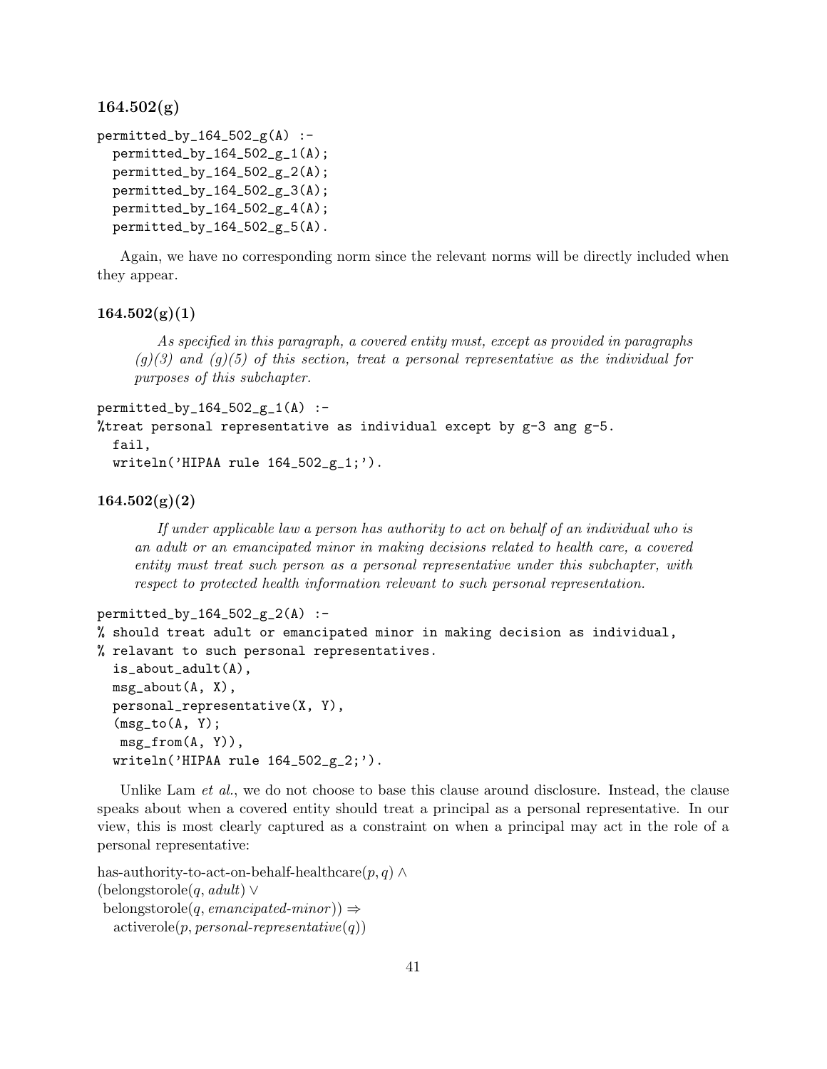### 164.502(g)

```
permitted_by_164_502_g(A) :-
  permitted_by_164_502_g_1(A);
  permitted_by_164_502_g_2(A);
  permitted_by_164_502_g_3(A);
  permitted_by_164_502_g_4(A);
  permitted_by_164_502_g_5(A).
```

Again, we have no corresponding norm since the relevant norms will be directly included when they appear.

### 164.502(g)(1)

> *As specified in this paragraph, a covered entity must, except as provided in paragraphs (g)(3) and (g)(5) of this section, treat a personal representative as the individual for purposes of this subchapter.*

```
permitted_by_164_502_g_1(A) :-
%treat personal representative as individual except by g-3 ang g-5.
  fail,
  writeln('HIPAA rule 164_502_g_1;').
```

### 164.502(g)(2)

> *If under applicable law a person has authority to act on behalf of an individual who is an adult or an emancipated minor in making decisions related to health care, a covered entity must treat such person as a personal representative under this subchapter, with respect to protected health information relevant to such personal representation.*

```
permitted_by_164_502_g_2(A) :-
% should treat adult or emancipated minor in making decision as individual,
% relavant to such personal representatives.
  is_about_adult(A),
  msg_about(A, X),
  personal_representative(X, Y),
  (msg_to(A, Y);
   msg_from(A, Y)),
  writeln('HIPAA rule 164_502_g_2;').
```

Unlike Lam *et al.*, we do not choose to base this clause around disclosure. Instead, the clause speaks about when a covered entity should treat a principal as a personal representative. In our view, this is most clearly captured as a constraint on when a principal may act in the role of a personal representative:

$$
\begin{aligned}
&\text{has-authority-to-act-on-behalf-healthcare}(p, q) \wedge \\
&(\text{belongstorole}(q, \textit{adult}) \vee \\
&\ \text{belongstorole}(q, \textit{emancipated-minor})) \Rightarrow \\
&\quad \text{activerole}(p, \textit{personal-representative}(q))
\end{aligned}
$$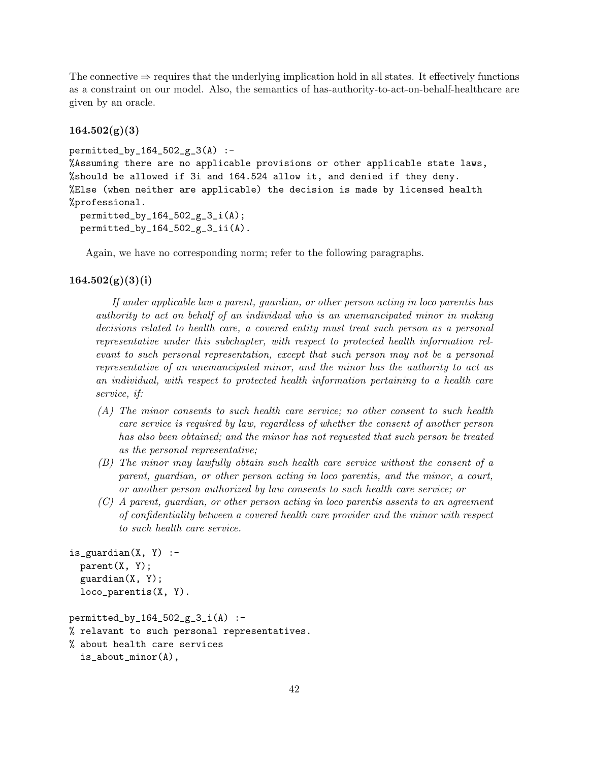The connective ⇒ requires that the underlying implication hold in all states. It effectively functions as a constraint on our model. Also, the semantics of has-authority-to-act-on-behalf-healthcare are given by an oracle.

### 164.502(g)(3)

```
permitted_by_164_502_g_3(A) :-
%Assuming there are no applicable provisions or other applicable state laws,
%should be allowed if 3i and 164.524 allow it, and denied if they deny.
%Else (when neither are applicable) the decision is made by licensed health
%professional.
  permitted_by_164_502_g_3_i(A);
  permitted_by_164_502_g_3_ii(A).
```

Again, we have no corresponding norm; refer to the following paragraphs.

### 164.502(g)(3)(i)

> *If under applicable law a parent, guardian, or other person acting in loco parentis has authority to act on behalf of an individual who is an unemancipated minor in making decisions related to health care, a covered entity must treat such person as a personal representative under this subchapter, with respect to protected health information relevant to such personal representation, except that such person may not be a personal representative of an unemancipated minor, and the minor has the authority to act as an individual, with respect to protected health information pertaining to a health care service, if:*
>
> *(A) The minor consents to such health care service; no other consent to such health care service is required by law, regardless of whether the consent of another person has also been obtained; and the minor has not requested that such person be treated as the personal representative;*
>
> *(B) The minor may lawfully obtain such health care service without the consent of a parent, guardian, or other person acting in loco parentis, and the minor, a court, or another person authorized by law consents to such health care service; or*
>
> *(C) A parent, guardian, or other person acting in loco parentis assents to an agreement of confidentiality between a covered health care provider and the minor with respect to such health care service.*

```
is_guardian(X, Y) :-
  parent(X, Y);
  guardian(X, Y);
  loco_parentis(X, Y).

permitted_by_164_502_g_3_i(A) :-
% relavant to such personal representatives.
% about health care services
  is_about_minor(A),
```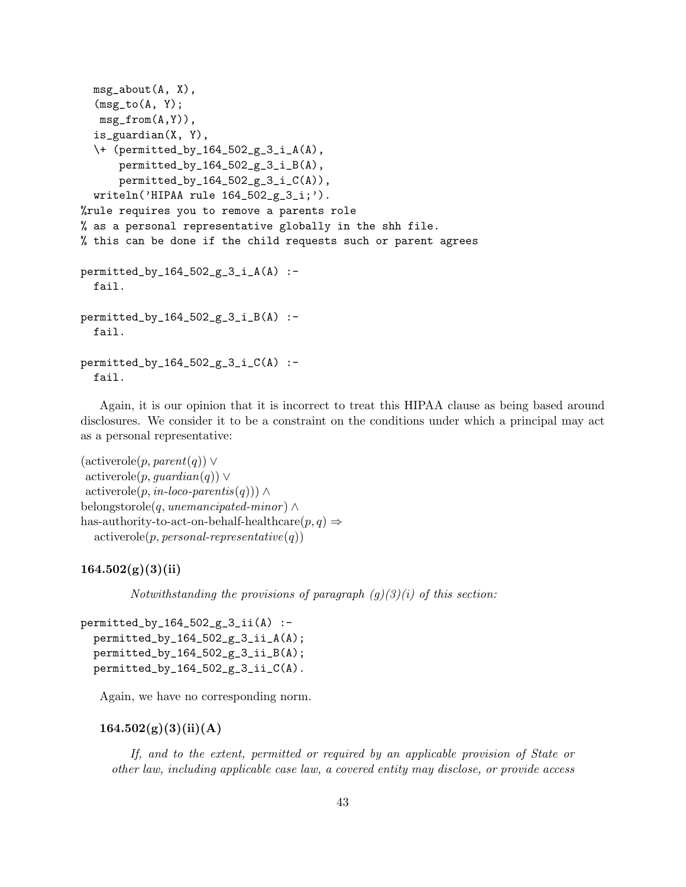```
  msg_about(A, X),
  (msg_to(A, Y);
   msg_from(A,Y)),
  is_guardian(X, Y),
  \+ (permitted_by_164_502_g_3_i_A(A),
      permitted_by_164_502_g_3_i_B(A),
      permitted_by_164_502_g_3_i_C(A)),
  writeln('HIPAA rule 164_502_g_3_i;').
%rule requires you to remove a parents role
% as a personal representative globally in the shh file.
% this can be done if the child requests such or parent agrees

permitted_by_164_502_g_3_i_A(A) :-
  fail.

permitted_by_164_502_g_3_i_B(A) :-
  fail.

permitted_by_164_502_g_3_i_C(A) :-
  fail.
```

Again, it is our opinion that it is incorrect to treat this HIPAA clause as being based around disclosures. We consider it to be a constraint on the conditions under which a principal may act as a personal representative:

$$
\begin{aligned}
&(\text{activerole}(p, \textit{parent}(q)) \lor \\
&\ \text{activerole}(p, \textit{guardian}(q)) \lor \\
&\ \text{activerole}(p, \textit{in-loco-parentis}(q))) \land \\
&\text{belongstorole}(q, \textit{unemancipated-minor}) \land \\
&\text{has-authority-to-act-on-behalf-healthcare}(p, q) \Rightarrow \\
&\quad \text{activerole}(p, \textit{personal-representative}(q))
\end{aligned}
$$

### 164.502(g)(3)(ii)

> *Notwithstanding the provisions of paragraph (g)(3)(i) of this section:*

```
permitted_by_164_502_g_3_ii(A) :-
  permitted_by_164_502_g_3_ii_A(A);
  permitted_by_164_502_g_3_ii_B(A);
  permitted_by_164_502_g_3_ii_C(A).
```

Again, we have no corresponding norm.

#### 164.502(g)(3)(ii)(A)

> *If, and to the extent, permitted or required by an applicable provision of State or other law, including applicable case law, a covered entity may disclose, or provide access*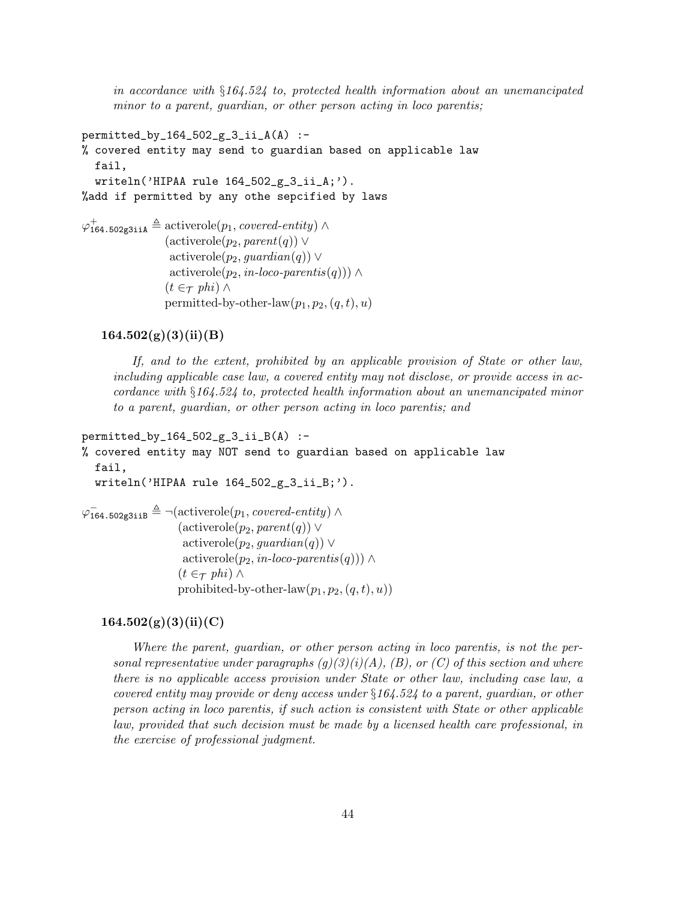*in accordance with §164.524 to, protected health information about an unemancipated minor to a parent, guardian, or other person acting in loco parentis;*

```
permitted_by_164_502_g_3_ii_A(A) :-
% covered entity may send to guardian based on applicable law
  fail,
  writeln('HIPAA rule 164_502_g_3_ii_A;').
%add if permitted by any othe sepcified by laws
```

$$\varphi^{+}_{\texttt{164.502g3iiA}} \triangleq \text{activerole}(p_1, \textit{covered-entity}) \wedge (\text{activerole}(p_2, \textit{parent}(q)) \vee \text{activerole}(p_2, \textit{guardian}(q)) \vee \text{activerole}(p_2, \textit{in-loco-parentis}(q))) \wedge (t \in_{\mathcal{T}} \textit{phi}) \wedge \text{permitted-by-other-law}(p_1, p_2, (q, t), u)$$

### 164.502(g)(3)(ii)(B)

*If, and to the extent, prohibited by an applicable provision of State or other law, including applicable case law, a covered entity may not disclose, or provide access in accordance with §164.524 to, protected health information about an unemancipated minor to a parent, guardian, or other person acting in loco parentis; and*

```
permitted_by_164_502_g_3_ii_B(A) :-
% covered entity may NOT send to guardian based on applicable law
  fail,
  writeln('HIPAA rule 164_502_g_3_ii_B;').
```

$$\varphi^{-}_{\texttt{164.502g3iiB}} \triangleq \neg(\text{activerole}(p_1, \textit{covered-entity}) \wedge (\text{activerole}(p_2, \textit{parent}(q)) \vee \text{activerole}(p_2, \textit{guardian}(q)) \vee \text{activerole}(p_2, \textit{in-loco-parentis}(q))) \wedge (t \in_{\mathcal{T}} \textit{phi}) \wedge \text{prohibited-by-other-law}(p_1, p_2, (q, t), u))$$

### 164.502(g)(3)(ii)(C)

*Where the parent, guardian, or other person acting in loco parentis, is not the personal representative under paragraphs (g)(3)(i)(A), (B), or (C) of this section and where there is no applicable access provision under State or other law, including case law, a covered entity may provide or deny access under §164.524 to a parent, guardian, or other person acting in loco parentis, if such action is consistent with State or other applicable law, provided that such decision must be made by a licensed health care professional, in the exercise of professional judgment.*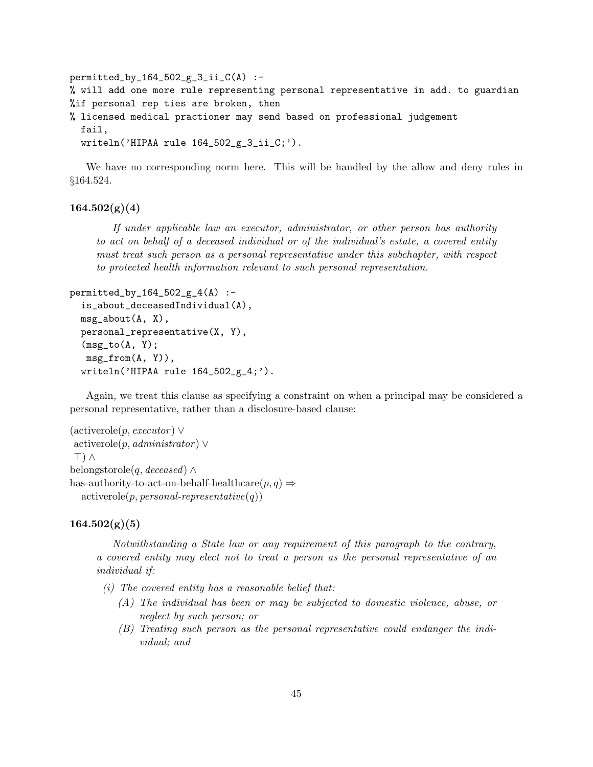```
permitted_by_164_502_g_3_ii_C(A) :-
% will add one more rule representing personal representative in add. to guardian
%if personal rep ties are broken, then
% licensed medical practioner may send based on professional judgement
  fail,
  writeln('HIPAA rule 164_502_g_3_ii_C;').
```

We have no corresponding norm here. This will be handled by the allow and deny rules in §164.524.

### 164.502(g)(4)

> *If under applicable law an executor, administrator, or other person has authority to act on behalf of a deceased individual or of the individual's estate, a covered entity must treat such person as a personal representative under this subchapter, with respect to protected health information relevant to such personal representation.*

```
permitted_by_164_502_g_4(A) :-
  is_about_deceasedIndividual(A),
  msg_about(A, X),
  personal_representative(X, Y),
  (msg_to(A, Y);
   msg_from(A, Y)),
  writeln('HIPAA rule 164_502_g_4;').
```

Again, we treat this clause as specifying a constraint on when a principal may be considered a personal representative, rather than a disclosure-based clause:

$$
\begin{aligned}
&(\text{activerole}(p, \textit{executor}) \vee \\
&\ \text{activerole}(p, \textit{administrator}) \vee \\
&\ \top) \wedge \\
&\text{belongstorole}(q, \textit{deceased}) \wedge \\
&\text{has-authority-to-act-on-behalf-healthcare}(p, q) \Rightarrow \\
&\quad \text{activerole}(p, \textit{personal-representative}(q))
\end{aligned}
$$

### 164.502(g)(5)

> *Notwithstanding a State law or any requirement of this paragraph to the contrary, a covered entity may elect not to treat a person as the personal representative of an individual if:*
>
> *(i) The covered entity has a reasonable belief that:*
>
> *(A) The individual has been or may be subjected to domestic violence, abuse, or neglect by such person; or*
>
> *(B) Treating such person as the personal representative could endanger the individual; and*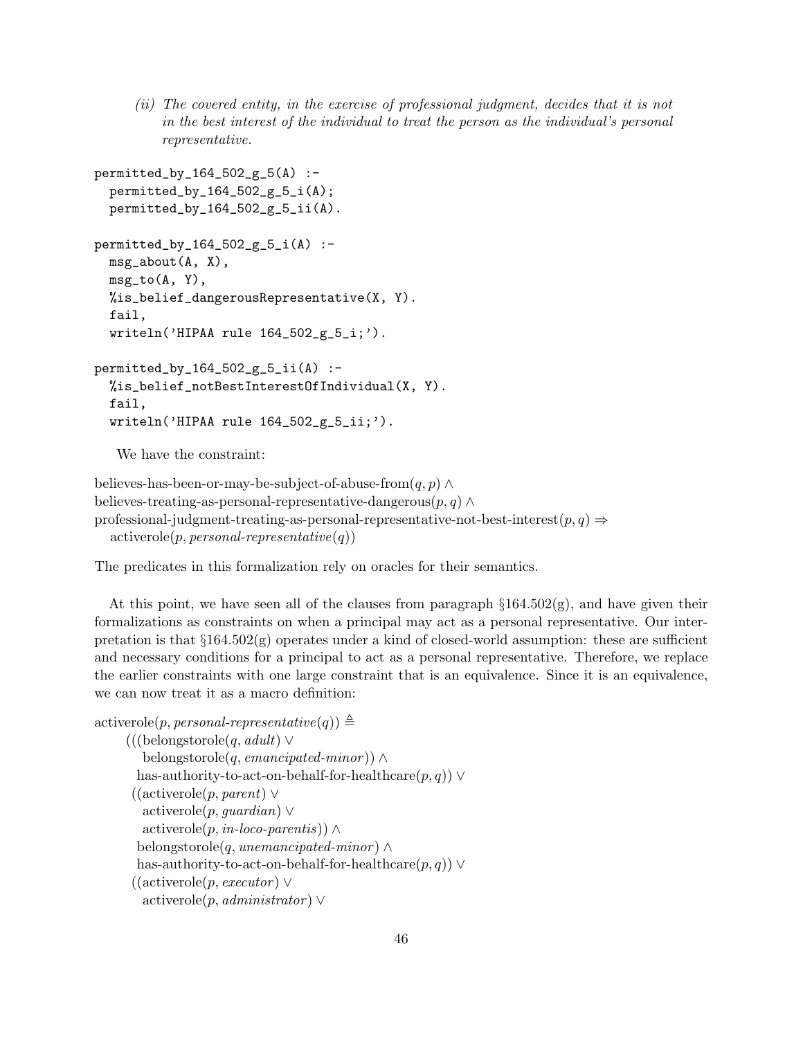*(ii) The covered entity, in the exercise of professional judgment, decides that it is not in the best interest of the individual to treat the person as the individual's personal representative.*

```
permitted_by_164_502_g_5(A) :-
  permitted_by_164_502_g_5_i(A);
  permitted_by_164_502_g_5_ii(A).

permitted_by_164_502_g_5_i(A) :-
  msg_about(A, X),
  msg_to(A, Y),
  %is_belief_dangerousRepresentative(X, Y).
  fail,
  writeln('HIPAA rule 164_502_g_5_i;').

permitted_by_164_502_g_5_ii(A) :-
  %is_belief_notBestInterestOfIndividual(X, Y).
  fail,
  writeln('HIPAA rule 164_502_g_5_ii;').
```

We have the constraint:

$$
\begin{aligned}
&\text{believes-has-been-or-may-be-subject-of-abuse-from}(q, p) \wedge \\
&\text{believes-treating-as-personal-representative-dangerous}(p, q) \wedge \\
&\text{professional-judgment-treating-as-personal-representative-not-best-interest}(p, q) \Rightarrow \\
&\quad \text{activerole}(p, \textit{personal-representative}(q))
\end{aligned}
$$

The predicates in this formalization rely on oracles for their semantics.

At this point, we have seen all of the clauses from paragraph §164.502(g), and have given their formalizations as constraints on when a principal may act as a personal representative. Our interpretation is that §164.502(g) operates under a kind of closed-world assumption: these are sufficient and necessary conditions for a principal to act as a personal representative. Therefore, we replace the earlier constraints with one large constraint that is an equivalence. Since it is an equivalence, we can now treat it as a macro definition:

$$
\begin{aligned}
&\text{activerole}(p, \textit{personal-representative}(q)) \triangleq \\
&\quad (((\text{belongstorole}(q, \textit{adult}) \vee \\
&\quad\quad \text{belongstorole}(q, \textit{emancipated-minor})) \wedge \\
&\quad\quad \text{has-authority-to-act-on-behalf-for-healthcare}(p, q)) \vee \\
&\quad ((\text{activerole}(p, \textit{parent}) \vee \\
&\quad\quad \text{activerole}(p, \textit{guardian}) \vee \\
&\quad\quad \text{activerole}(p, \textit{in-loco-parentis})) \wedge \\
&\quad\quad \text{belongstorole}(q, \textit{unemancipated-minor}) \wedge \\
&\quad\quad \text{has-authority-to-act-on-behalf-for-healthcare}(p, q)) \vee \\
&\quad ((\text{activerole}(p, \textit{executor}) \vee \\
&\quad\quad \text{activerole}(p, \textit{administrator}) \vee
\end{aligned}
$$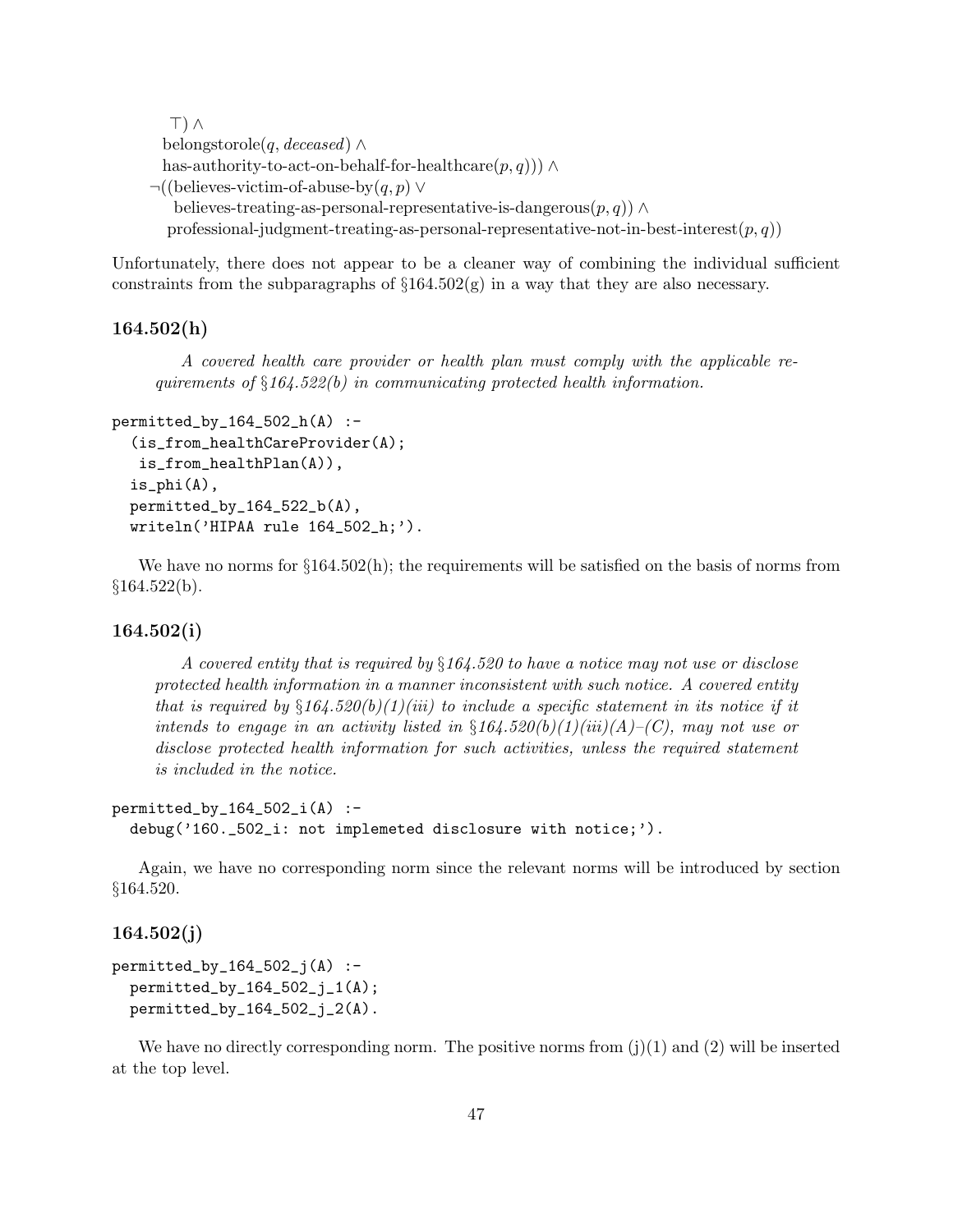$\top) \wedge$
$\text{belongstorole}(q, \textit{deceased}) \wedge$
$\text{has-authority-to-act-on-behalf-for-healthcare}(p, q))) \wedge$
$\neg((\text{believes-victim-of-abuse-by}(q, p) \vee$
$\text{believes-treating-as-personal-representative-is-dangerous}(p, q)) \wedge$
$\text{professional-judgment-treating-as-personal-representative-not-in-best-interest}(p, q))$

Unfortunately, there does not appear to be a cleaner way of combining the individual sufficient constraints from the subparagraphs of §164.502(g) in a way that they are also necessary.

### 164.502(h)

> *A covered health care provider or health plan must comply with the applicable requirements of §164.522(b) in communicating protected health information.*

```
permitted_by_164_502_h(A) :-
  (is_from_healthCareProvider(A);
   is_from_healthPlan(A)),
  is_phi(A),
  permitted_by_164_522_b(A),
  writeln('HIPAA rule 164_502_h;').
```

We have no norms for §164.502(h); the requirements will be satisfied on the basis of norms from §164.522(b).

### 164.502(i)

> *A covered entity that is required by §164.520 to have a notice may not use or disclose protected health information in a manner inconsistent with such notice. A covered entity that is required by §164.520(b)(1)(iii) to include a specific statement in its notice if it intends to engage in an activity listed in §164.520(b)(1)(iii)(A)–(C), may not use or disclose protected health information for such activities, unless the required statement is included in the notice.*

```
permitted_by_164_502_i(A) :-
  debug('160._502_i: not implemeted disclosure with notice;').
```

Again, we have no corresponding norm since the relevant norms will be introduced by section §164.520.

### 164.502(j)

```
permitted_by_164_502_j(A) :-
  permitted_by_164_502_j_1(A);
  permitted_by_164_502_j_2(A).
```

We have no directly corresponding norm. The positive norms from (j)(1) and (2) will be inserted at the top level.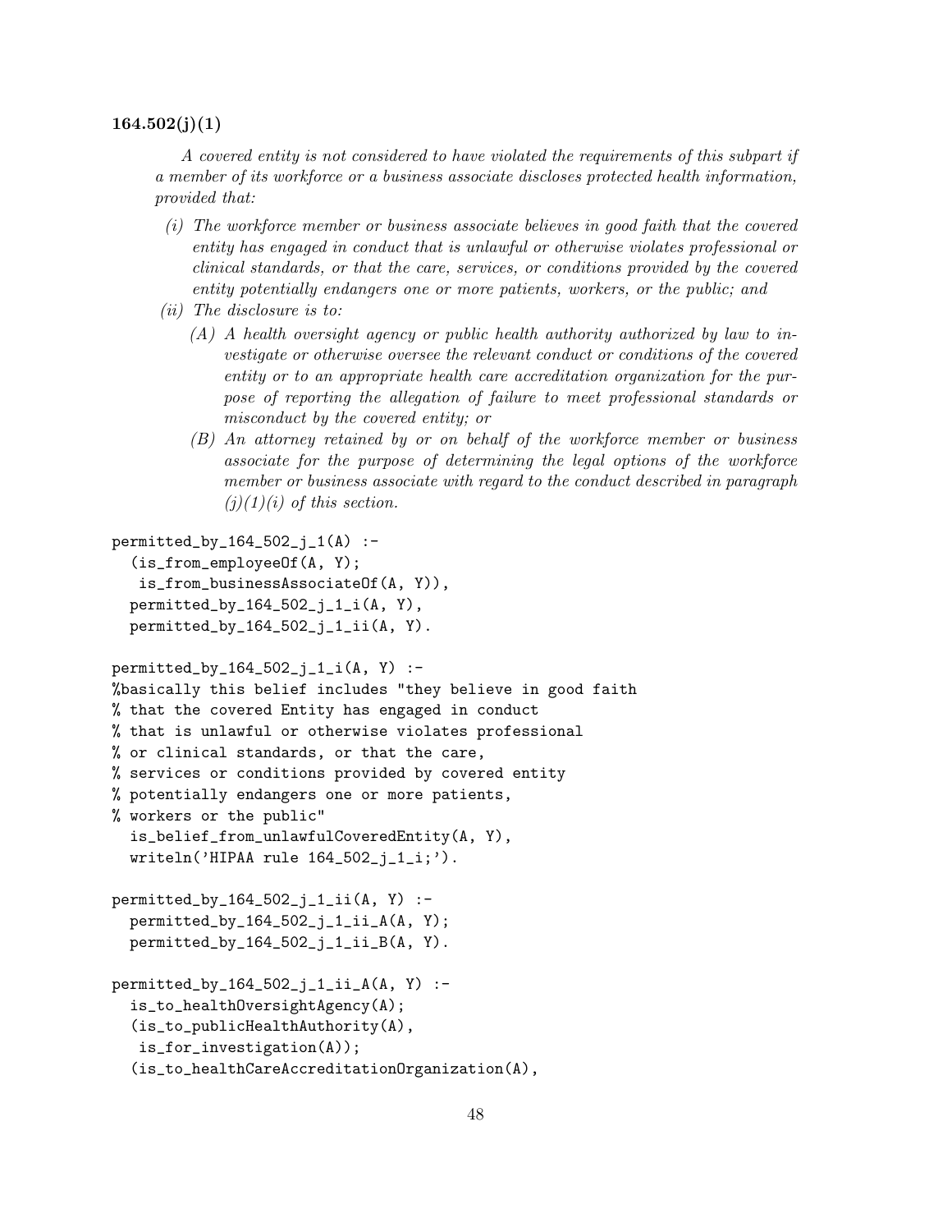**164.502(j)(1)**

*A covered entity is not considered to have violated the requirements of this subpart if a member of its workforce or a business associate discloses protected health information, provided that:*

- *(i) The workforce member or business associate believes in good faith that the covered entity has engaged in conduct that is unlawful or otherwise violates professional or clinical standards, or that the care, services, or conditions provided by the covered entity potentially endangers one or more patients, workers, or the public; and*
- *(ii) The disclosure is to:*
  - *(A) A health oversight agency or public health authority authorized by law to investigate or otherwise oversee the relevant conduct or conditions of the covered entity or to an appropriate health care accreditation organization for the purpose of reporting the allegation of failure to meet professional standards or misconduct by the covered entity; or*
  - *(B) An attorney retained by or on behalf of the workforce member or business associate for the purpose of determining the legal options of the workforce member or business associate with regard to the conduct described in paragraph (j)(1)(i) of this section.*

```
permitted_by_164_502_j_1(A) :-
  (is_from_employeeOf(A, Y);
   is_from_businessAssociateOf(A, Y)),
  permitted_by_164_502_j_1_i(A, Y),
  permitted_by_164_502_j_1_ii(A, Y).

permitted_by_164_502_j_1_i(A, Y) :-
%basically this belief includes "they believe in good faith
% that the covered Entity has engaged in conduct
% that is unlawful or otherwise violates professional
% or clinical standards, or that the care,
% services or conditions provided by covered entity
% potentially endangers one or more patients,
% workers or the public"
  is_belief_from_unlawfulCoveredEntity(A, Y),
  writeln('HIPAA rule 164_502_j_1_i;').

permitted_by_164_502_j_1_ii(A, Y) :-
  permitted_by_164_502_j_1_ii_A(A, Y);
  permitted_by_164_502_j_1_ii_B(A, Y).

permitted_by_164_502_j_1_ii_A(A, Y) :-
  is_to_healthOversightAgency(A);
  (is_to_publicHealthAuthority(A),
   is_for_investigation(A));
  (is_to_healthCareAccreditationOrganization(A),
```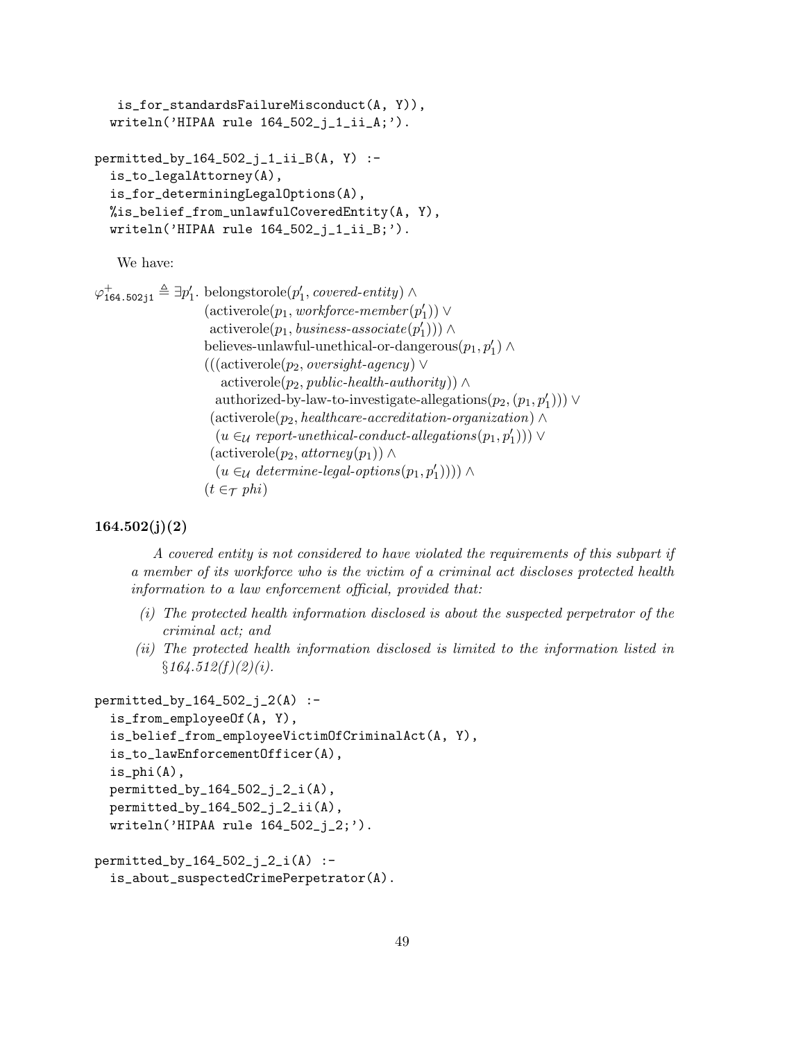```
   is_for_standardsFailureMisconduct(A, Y)),
  writeln('HIPAA rule 164_502_j_1_ii_A;').

permitted_by_164_502_j_1_ii_B(A, Y) :-
  is_to_legalAttorney(A),
  is_for_determiningLegalOptions(A),
  %is_belief_from_unlawfulCoveredEntity(A, Y),
  writeln('HIPAA rule 164_502_j_1_ii_B;').
```

We have:

$$
\begin{aligned}
\varphi^{+}_{\texttt{164.502j1}} \triangleq \exists p_1'.\ & \text{belongstorole}(p_1', \textit{covered-entity}) \wedge \\
& (\text{activerole}(p_1, \textit{workforce-member}(p_1')) \vee \\
& \ \text{activerole}(p_1, \textit{business-associate}(p_1'))) \wedge \\
& \text{believes-unlawful-unethical-or-dangerous}(p_1, p_1') \wedge \\
& (((\text{activerole}(p_2, \textit{oversight-agency}) \vee \\
& \quad \text{activerole}(p_2, \textit{public-health-authority})) \wedge \\
& \quad \text{authorized-by-law-to-investigate-allegations}(p_2, (p_1, p_1'))) \vee \\
& \ (\text{activerole}(p_2, \textit{healthcare-accreditation-organization}) \wedge \\
& \ \ (u \in_{\mathcal{U}} \textit{report-unethical-conduct-allegations}(p_1, p_1'))) \vee \\
& \ (\text{activerole}(p_2, \textit{attorney}(p_1)) \wedge \\
& \ \ (u \in_{\mathcal{U}} \textit{determine-legal-options}(p_1, p_1')))) \wedge \\
& (t \in_{\mathcal{T}} \textit{phi})
\end{aligned}
$$

### 164.502(j)(2)

> *A covered entity is not considered to have violated the requirements of this subpart if a member of its workforce who is the victim of a criminal act discloses protected health information to a law enforcement official, provided that:*
>
> *(i) The protected health information disclosed is about the suspected perpetrator of the criminal act; and*
>
> *(ii) The protected health information disclosed is limited to the information listed in §164.512(f)(2)(i).*

```
permitted_by_164_502_j_2(A) :-
  is_from_employeeOf(A, Y),
  is_belief_from_employeeVictimOfCriminalAct(A, Y),
  is_to_lawEnforcementOfficer(A),
  is_phi(A),
  permitted_by_164_502_j_2_i(A),
  permitted_by_164_502_j_2_ii(A),
  writeln('HIPAA rule 164_502_j_2;').

permitted_by_164_502_j_2_i(A) :-
  is_about_suspectedCrimePerpetrator(A).
```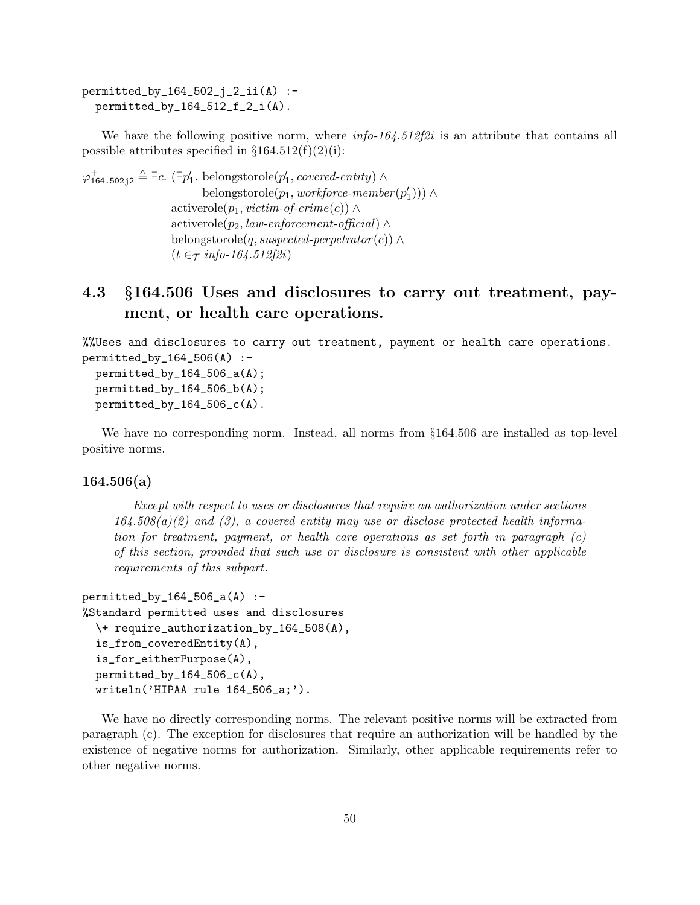```
permitted_by_164_502_j_2_ii(A) :-
  permitted_by_164_512_f_2_i(A).
```

We have the following positive norm, where *info-164.512f2i* is an attribute that contains all possible attributes specified in §164.512(f)(2)(i):

$$
\begin{aligned}
\varphi^{+}_{\texttt{164.502j2}} \triangleq \exists c.\ & (\exists p_1'.\ \text{belongstorole}(p_1', \textit{covered-entity}) \wedge \\
& \qquad \text{belongstorole}(p_1, \textit{workforce-member}(p_1'))) \wedge \\
& \text{activerole}(p_1, \textit{victim-of-crime}(c)) \wedge \\
& \text{activerole}(p_2, \textit{law-enforcement-official}) \wedge \\
& \text{belongstorole}(q, \textit{suspected-perpetrator}(c)) \wedge \\
& (t \in_{\mathcal{T}} \textit{info-164.512f2i})
\end{aligned}
$$

## 4.3 §164.506 Uses and disclosures to carry out treatment, payment, or health care operations.

```
%%Uses and disclosures to carry out treatment, payment or health care operations.
permitted_by_164_506(A) :-
  permitted_by_164_506_a(A);
  permitted_by_164_506_b(A);
  permitted_by_164_506_c(A).
```

We have no corresponding norm. Instead, all norms from §164.506 are installed as top-level positive norms.

### 164.506(a)

> *Except with respect to uses or disclosures that require an authorization under sections 164.508(a)(2) and (3), a covered entity may use or disclose protected health information for treatment, payment, or health care operations as set forth in paragraph (c) of this section, provided that such use or disclosure is consistent with other applicable requirements of this subpart.*

```
permitted_by_164_506_a(A) :-
%Standard permitted uses and disclosures
  \+ require_authorization_by_164_508(A),
  is_from_coveredEntity(A),
  is_for_eitherPurpose(A),
  permitted_by_164_506_c(A),
  writeln('HIPAA rule 164_506_a;').
```

We have no directly corresponding norms. The relevant positive norms will be extracted from paragraph (c). The exception for disclosures that require an authorization will be handled by the existence of negative norms for authorization. Similarly, other applicable requirements refer to other negative norms.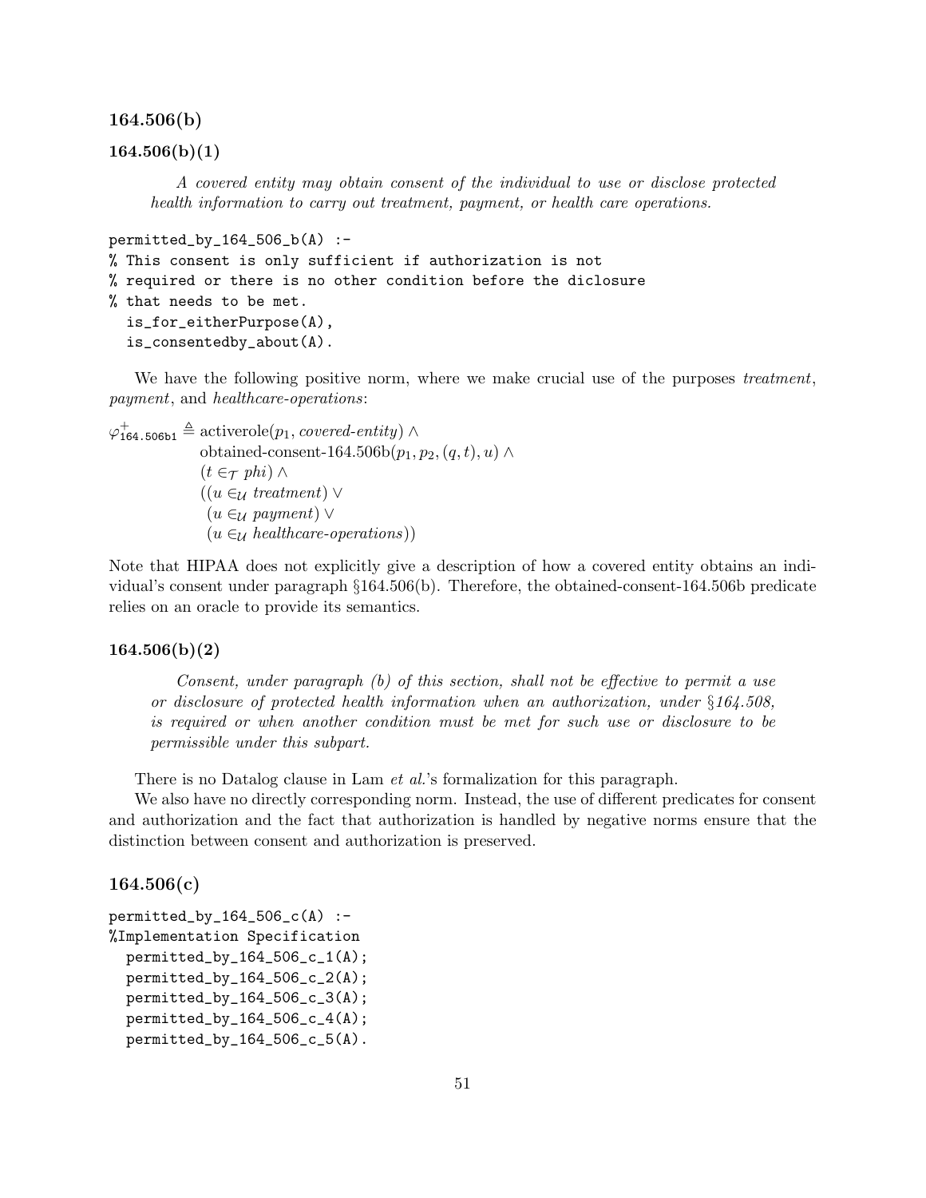### 164.506(b)

#### 164.506(b)(1)

> *A covered entity may obtain consent of the individual to use or disclose protected health information to carry out treatment, payment, or health care operations.*

```
permitted_by_164_506_b(A) :-
% This consent is only sufficient if authorization is not
% required or there is no other condition before the diclosure
% that needs to be met.
  is_for_eitherPurpose(A),
  is_consentedby_about(A).
```

We have the following positive norm, where we make crucial use of the purposes *treatment*, *payment*, and *healthcare-operations*:

$$
\begin{aligned}
\varphi^{+}_{\texttt{164.506b1}} \triangleq\ & \text{activerole}(p_1, \textit{covered-entity}) \wedge \\
& \text{obtained-consent-164.506b}(p_1, p_2, (q,t), u) \wedge \\
& (t \in_{\mathcal{T}} \textit{phi}) \wedge \\
& ((u \in_{\mathcal{U}} \textit{treatment}) \vee \\
& \ (u \in_{\mathcal{U}} \textit{payment}) \vee \\
& \ (u \in_{\mathcal{U}} \textit{healthcare-operations}))
\end{aligned}
$$

Note that HIPAA does not explicitly give a description of how a covered entity obtains an individual's consent under paragraph §164.506(b). Therefore, the obtained-consent-164.506b predicate relies on an oracle to provide its semantics.

#### 164.506(b)(2)

> *Consent, under paragraph (b) of this section, shall not be effective to permit a use or disclosure of protected health information when an authorization, under §164.508, is required or when another condition must be met for such use or disclosure to be permissible under this subpart.*

There is no Datalog clause in Lam *et al.*'s formalization for this paragraph.

We also have no directly corresponding norm. Instead, the use of different predicates for consent and authorization and the fact that authorization is handled by negative norms ensure that the distinction between consent and authorization is preserved.

### 164.506(c)

```
permitted_by_164_506_c(A) :-
%Implementation Specification
  permitted_by_164_506_c_1(A);
  permitted_by_164_506_c_2(A);
  permitted_by_164_506_c_3(A);
  permitted_by_164_506_c_4(A);
  permitted_by_164_506_c_5(A).
```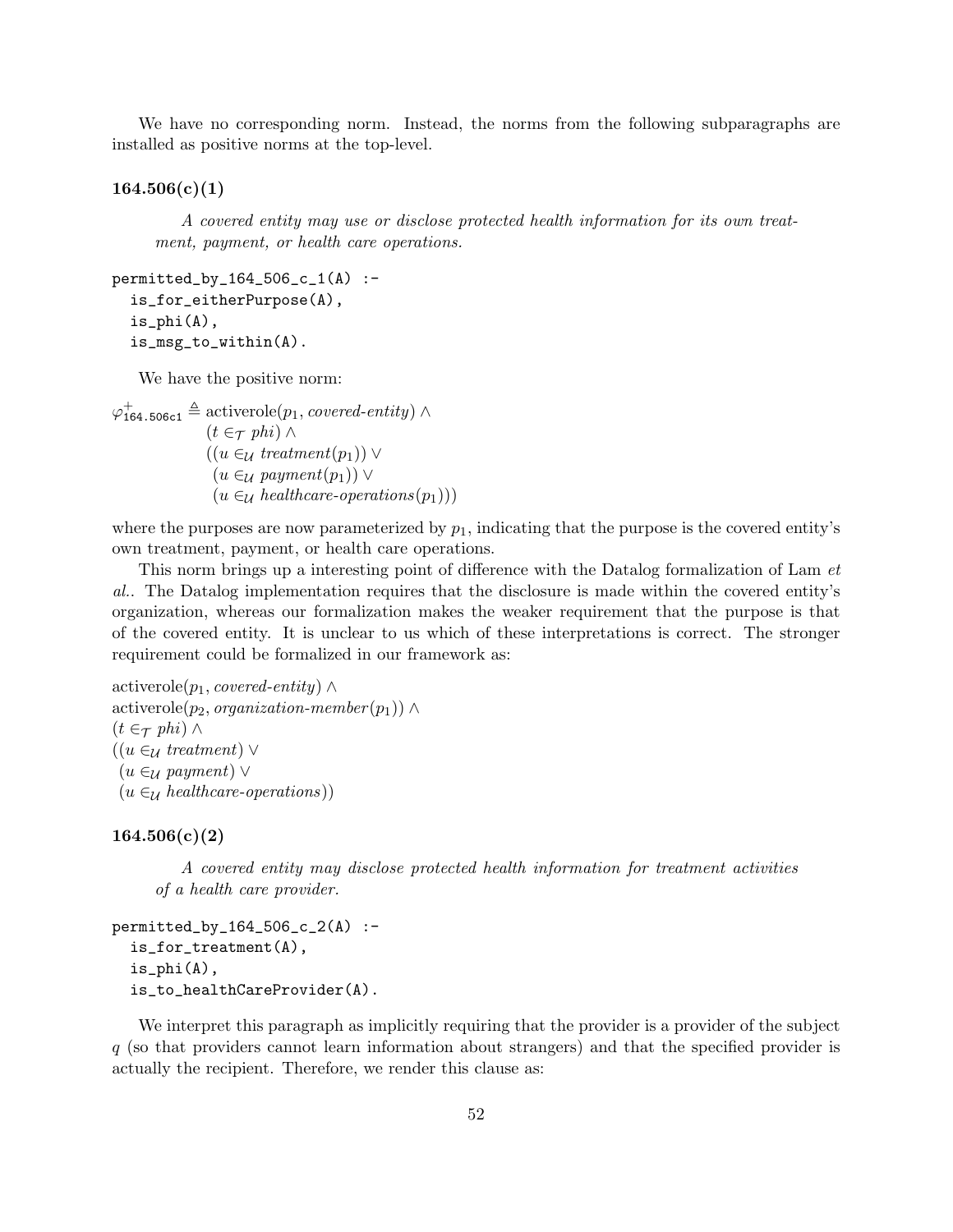We have no corresponding norm. Instead, the norms from the following subparagraphs are installed as positive norms at the top-level.

**164.506(c)(1)**

> *A covered entity may use or disclose protected health information for its own treatment, payment, or health care operations.*

```
permitted_by_164_506_c_1(A) :-
  is_for_eitherPurpose(A),
  is_phi(A),
  is_msg_to_within(A).
```

We have the positive norm:

$$
\begin{aligned}
\varphi^{+}_{\texttt{164.506c1}} \triangleq\ & \text{activerole}(p_1, \textit{covered-entity}) \wedge \\
& (t \in_{\mathcal{T}} \textit{phi}) \wedge \\
& ((u \in_{\mathcal{U}} \textit{treatment}(p_1)) \vee \\
& \ (u \in_{\mathcal{U}} \textit{payment}(p_1)) \vee \\
& \ (u \in_{\mathcal{U}} \textit{healthcare-operations}(p_1)))
\end{aligned}
$$

where the purposes are now parameterized by $p_1$, indicating that the purpose is the covered entity's own treatment, payment, or health care operations.

This norm brings up a interesting point of difference with the Datalog formalization of Lam *et al.*. The Datalog implementation requires that the disclosure is made within the covered entity's organization, whereas our formalization makes the weaker requirement that the purpose is that of the covered entity. It is unclear to us which of these interpretations is correct. The stronger requirement could be formalized in our framework as:

$$
\begin{aligned}
& \text{activerole}(p_1, \textit{covered-entity}) \wedge \\
& \text{activerole}(p_2, \textit{organization-member}(p_1)) \wedge \\
& (t \in_{\mathcal{T}} \textit{phi}) \wedge \\
& ((u \in_{\mathcal{U}} \textit{treatment}) \vee \\
& \ (u \in_{\mathcal{U}} \textit{payment}) \vee \\
& \ (u \in_{\mathcal{U}} \textit{healthcare-operations}))
\end{aligned}
$$

**164.506(c)(2)**

> *A covered entity may disclose protected health information for treatment activities of a health care provider.*

```
permitted_by_164_506_c_2(A) :-
  is_for_treatment(A),
  is_phi(A),
  is_to_healthCareProvider(A).
```

We interpret this paragraph as implicitly requiring that the provider is a provider of the subject $q$ (so that providers cannot learn information about strangers) and that the specified provider is actually the recipient. Therefore, we render this clause as: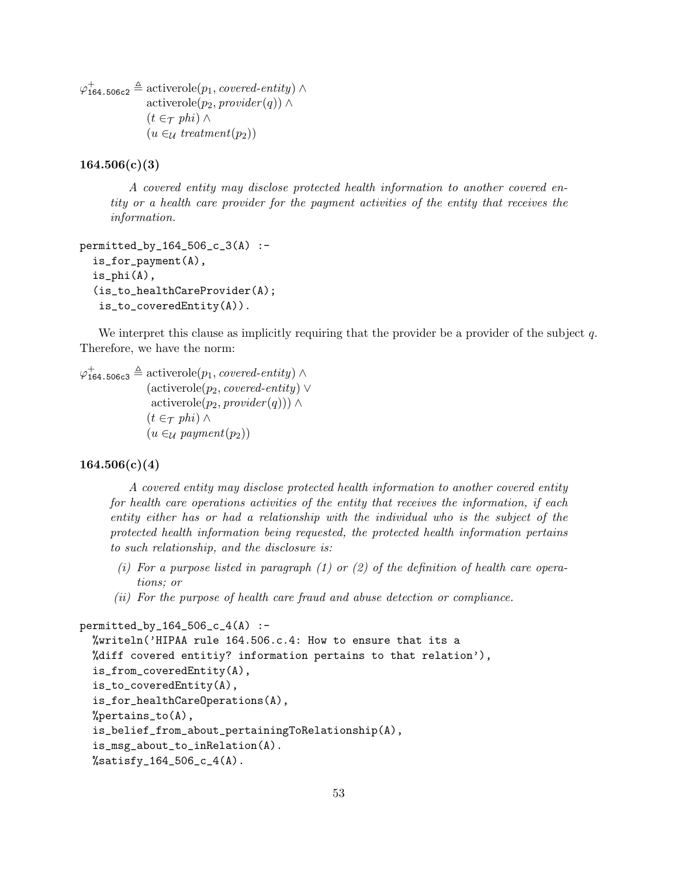$$\begin{aligned}\varphi^{+}_{\texttt{164.506c2}} \triangleq\ & \text{activerole}(p_1, \textit{covered-entity}) \wedge \\ & \text{activerole}(p_2, \textit{provider}(q)) \wedge \\ & (t \in_{\mathcal{T}} \textit{phi}) \wedge \\ & (u \in_{\mathcal{U}} \textit{treatment}(p_2))\end{aligned}$$

### 164.506(c)(3)

> *A covered entity may disclose protected health information to another covered entity or a health care provider for the payment activities of the entity that receives the information.*

```
permitted_by_164_506_c_3(A) :-
  is_for_payment(A),
  is_phi(A),
  (is_to_healthCareProvider(A);
   is_to_coveredEntity(A)).
```

We interpret this clause as implicitly requiring that the provider be a provider of the subject $q$. Therefore, we have the norm:

$$\begin{aligned}\varphi^{+}_{\texttt{164.506c3}} \triangleq\ & \text{activerole}(p_1, \textit{covered-entity}) \wedge \\ & (\text{activerole}(p_2, \textit{covered-entity}) \vee \\ & \ \text{activerole}(p_2, \textit{provider}(q))) \wedge \\ & (t \in_{\mathcal{T}} \textit{phi}) \wedge \\ & (u \in_{\mathcal{U}} \textit{payment}(p_2))\end{aligned}$$

### 164.506(c)(4)

> *A covered entity may disclose protected health information to another covered entity for health care operations activities of the entity that receives the information, if each entity either has or had a relationship with the individual who is the subject of the protected health information being requested, the protected health information pertains to such relationship, and the disclosure is:*
>
> *(i) For a purpose listed in paragraph (1) or (2) of the definition of health care operations; or*
>
> *(ii) For the purpose of health care fraud and abuse detection or compliance.*

```
permitted_by_164_506_c_4(A) :-
  %writeln('HIPAA rule 164.506.c.4: How to ensure that its a
  %diff covered entitiy? information pertains to that relation'),
  is_from_coveredEntity(A),
  is_to_coveredEntity(A),
  is_for_healthCareOperations(A),
  %pertains_to(A),
  is_belief_from_about_pertainingToRelationship(A),
  is_msg_about_to_inRelation(A).
  %satisfy_164_506_c_4(A).
```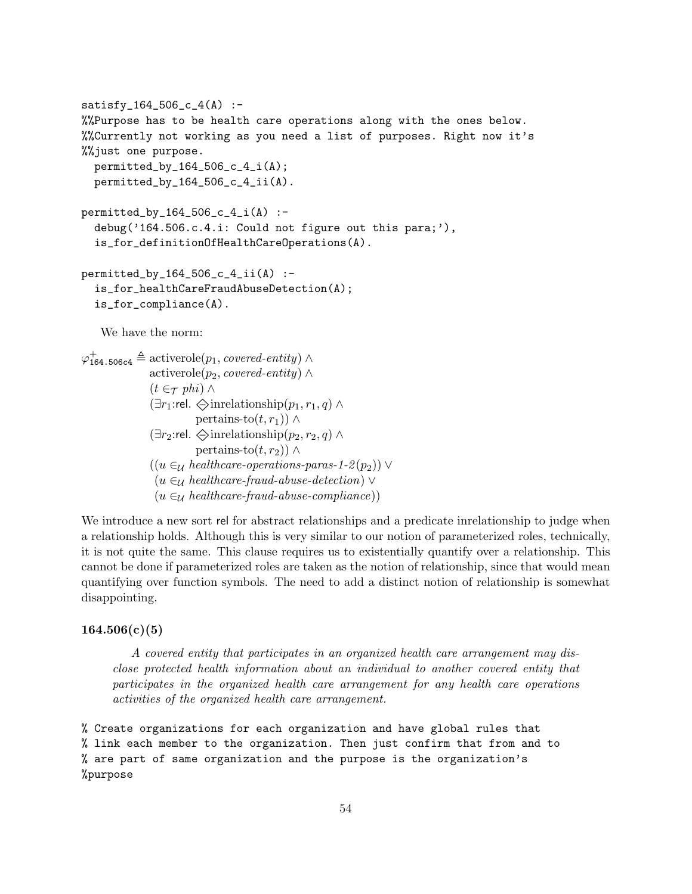```
satisfy_164_506_c_4(A) :-
%%Purpose has to be health care operations along with the ones below.
%%Currently not working as you need a list of purposes. Right now it's
%%just one purpose.
  permitted_by_164_506_c_4_i(A);
  permitted_by_164_506_c_4_ii(A).

permitted_by_164_506_c_4_i(A) :-
  debug('164.506.c.4.i: Could not figure out this para;'),
  is_for_definitionOfHealthCareOperations(A).

permitted_by_164_506_c_4_ii(A) :-
  is_for_healthCareFraudAbuseDetection(A);
  is_for_compliance(A).
```

We have the norm:

$$
\begin{aligned}
\varphi^{+}_{\texttt{164.506c4}} \triangleq\; & \text{activerole}(p_1, \textit{covered-entity}) \wedge \\
& \text{activerole}(p_2, \textit{covered-entity}) \wedge \\
& (t \in_{\mathcal{T}} \textit{phi}) \wedge \\
& (\exists r_1{:}\mathsf{rel}.\ \diamondminus \text{inrelationship}(p_1, r_1, q) \wedge \\
& \qquad \text{pertains-to}(t, r_1)) \wedge \\
& (\exists r_2{:}\mathsf{rel}.\ \diamondminus \text{inrelationship}(p_2, r_2, q) \wedge \\
& \qquad \text{pertains-to}(t, r_2)) \wedge \\
& ((u \in_{\mathcal{U}} \textit{healthcare-operations-paras-1-2}(p_2)) \vee \\
& \ (u \in_{\mathcal{U}} \textit{healthcare-fraud-abuse-detection}) \vee \\
& \ (u \in_{\mathcal{U}} \textit{healthcare-fraud-abuse-compliance}))
\end{aligned}
$$

We introduce a new sort rel for abstract relationships and a predicate inrelationship to judge when a relationship holds. Although this is very similar to our notion of parameterized roles, technically, it is not quite the same. This clause requires us to existentially quantify over a relationship. This cannot be done if parameterized roles are taken as the notion of relationship, since that would mean quantifying over function symbols. The need to add a distinct notion of relationship is somewhat disappointing.

### 164.506(c)(5)

> *A covered entity that participates in an organized health care arrangement may disclose protected health information about an individual to another covered entity that participates in the organized health care arrangement for any health care operations activities of the organized health care arrangement.*

```
% Create organizations for each organization and have global rules that
% link each member to the organization. Then just confirm that from and to
% are part of same organization and the purpose is the organization's
%purpose
```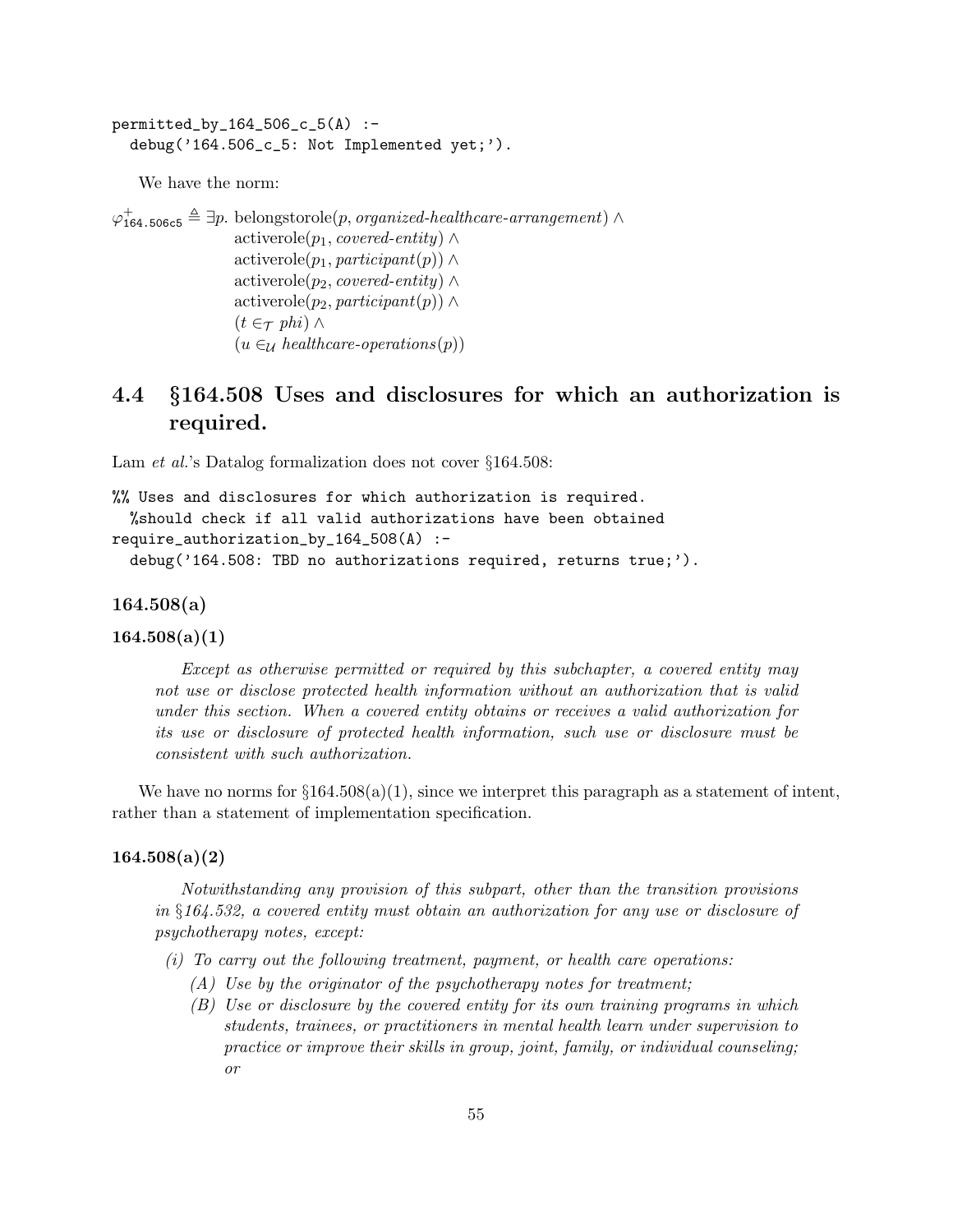```
permitted_by_164_506_c_5(A) :-
  debug('164.506_c_5: Not Implemented yet;').
```

We have the norm:

$$
\begin{aligned}
\varphi^{+}_{\texttt{164.506c5}} \triangleq \exists p.\ & \text{belongstorole}(p, \textit{organized-healthcare-arrangement}) \land \\
& \text{activerole}(p_1, \textit{covered-entity}) \land \\
& \text{activerole}(p_1, \textit{participant}(p)) \land \\
& \text{activerole}(p_2, \textit{covered-entity}) \land \\
& \text{activerole}(p_2, \textit{participant}(p)) \land \\
& (t \in_{\mathcal{T}} \textit{phi}) \land \\
& (u \in_{\mathcal{U}} \textit{healthcare-operations}(p))
\end{aligned}
$$

## 4.4 §164.508 Uses and disclosures for which an authorization is required.

Lam *et al.*'s Datalog formalization does not cover §164.508:

```
%% Uses and disclosures for which authorization is required.
  %should check if all valid authorizations have been obtained
require_authorization_by_164_508(A) :-
  debug('164.508: TBD no authorizations required, returns true;').
```

### 164.508(a)

### 164.508(a)(1)

> *Except as otherwise permitted or required by this subchapter, a covered entity may not use or disclose protected health information without an authorization that is valid under this section. When a covered entity obtains or receives a valid authorization for its use or disclosure of protected health information, such use or disclosure must be consistent with such authorization.*

We have no norms for §164.508(a)(1), since we interpret this paragraph as a statement of intent, rather than a statement of implementation specification.

### 164.508(a)(2)

> *Notwithstanding any provision of this subpart, other than the transition provisions in §164.532, a covered entity must obtain an authorization for any use or disclosure of psychotherapy notes, except:*
>
> *(i) To carry out the following treatment, payment, or health care operations:*
>
> *(A) Use by the originator of the psychotherapy notes for treatment;*
>
> *(B) Use or disclosure by the covered entity for its own training programs in which students, trainees, or practitioners in mental health learn under supervision to practice or improve their skills in group, joint, family, or individual counseling; or*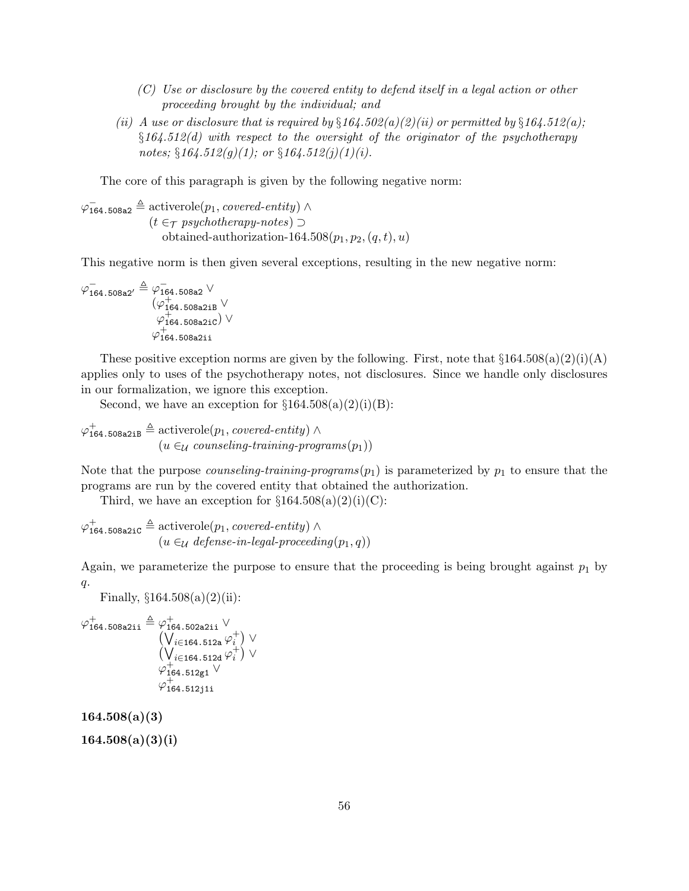(C) *Use or disclosure by the covered entity to defend itself in a legal action or other proceeding brought by the individual; and*

(ii) *A use or disclosure that is required by §164.502(a)(2)(ii) or permitted by §164.512(a); §164.512(d) with respect to the oversight of the originator of the psychotherapy notes; §164.512(g)(1); or §164.512(j)(1)(i).*

The core of this paragraph is given by the following negative norm:

$$\begin{aligned}\varphi^{-}_{\texttt{164.508a2}} \triangleq\ & \text{activerole}(p_1, \textit{covered-entity}) \wedge \\ & (t \in_{\mathcal{T}} \textit{psychotherapy-notes}) \supset \\ & \quad \text{obtained-authorization-164.508}(p_1, p_2, (q, t), u)\end{aligned}$$

This negative norm is then given several exceptions, resulting in the new negative norm:

$$\begin{aligned}\varphi^{-}_{\texttt{164.508a2}'} \triangleq\ & \varphi^{-}_{\texttt{164.508a2}} \vee \\ & (\varphi^{+}_{\texttt{164.508a2iB}} \vee \\ & \ \varphi^{+}_{\texttt{164.508a2iC}}) \vee \\ & \varphi^{+}_{\texttt{164.508a2ii}}\end{aligned}$$

These positive exception norms are given by the following. First, note that §164.508(a)(2)(i)(A) applies only to uses of the psychotherapy notes, not disclosures. Since we handle only disclosures in our formalization, we ignore this exception.

Second, we have an exception for §164.508(a)(2)(i)(B):

$$\begin{aligned}\varphi^{+}_{\texttt{164.508a2iB}} \triangleq\ & \text{activerole}(p_1, \textit{covered-entity}) \wedge \\ & (u \in_{\mathcal{U}} \textit{counseling-training-programs}(p_1))\end{aligned}$$

Note that the purpose *counseling-training-programs*$(p_1)$ is parameterized by $p_1$ to ensure that the programs are run by the covered entity that obtained the authorization.

Third, we have an exception for §164.508(a)(2)(i)(C):

$$\begin{aligned}\varphi^{+}_{\texttt{164.508a2iC}} \triangleq\ & \text{activerole}(p_1, \textit{covered-entity}) \wedge \\ & (u \in_{\mathcal{U}} \textit{defense-in-legal-proceeding}(p_1, q))\end{aligned}$$

Again, we parameterize the purpose to ensure that the proceeding is being brought against $p_1$ by $q$.

Finally, §164.508(a)(2)(ii):

$$\begin{aligned}\varphi^{+}_{\texttt{164.508a2ii}} \triangleq\ & \varphi^{+}_{\texttt{164.502a2ii}} \vee \\ & \left(\textstyle\bigvee_{i \in \texttt{164.512a}} \varphi^{+}_{i}\right) \vee \\ & \left(\textstyle\bigvee_{i \in \texttt{164.512d}} \varphi^{+}_{i}\right) \vee \\ & \varphi^{+}_{\texttt{164.512g1}} \vee \\ & \varphi^{+}_{\texttt{164.512j1i}}\end{aligned}$$

**164.508(a)(3)**

**164.508(a)(3)(i)**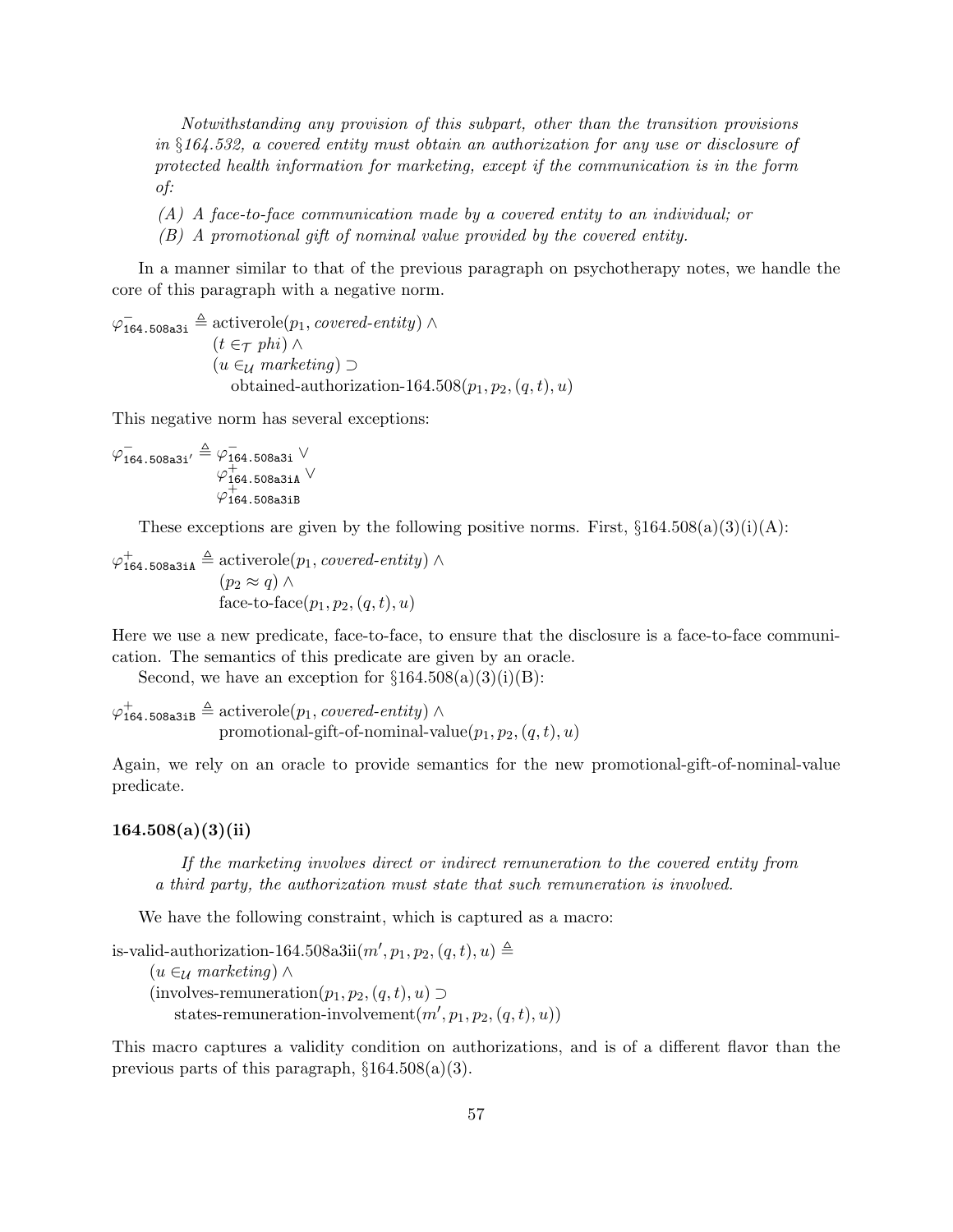*Notwithstanding any provision of this subpart, other than the transition provisions in §164.532, a covered entity must obtain an authorization for any use or disclosure of protected health information for marketing, except if the communication is in the form of:*

*(A) A face-to-face communication made by a covered entity to an individual; or*

*(B) A promotional gift of nominal value provided by the covered entity.*

In a manner similar to that of the previous paragraph on psychotherapy notes, we handle the core of this paragraph with a negative norm.

$$\begin{aligned}\varphi^-_{\texttt{164.508a3i}} \triangleq\ & \text{activerole}(p_1, \textit{covered-entity}) \wedge \\ & (t \in_{\mathcal{T}} \textit{phi}) \wedge \\ & (u \in_{\mathcal{U}} \textit{marketing}) \supset \\ & \quad \text{obtained-authorization-164.508}(p_1, p_2, (q,t), u)\end{aligned}$$

This negative norm has several exceptions:

$$\begin{aligned}\varphi^-_{\texttt{164.508a3i}'} \triangleq\ & \varphi^-_{\texttt{164.508a3i}} \vee \\ & \varphi^+_{\texttt{164.508a3iA}} \vee \\ & \varphi^+_{\texttt{164.508a3iB}}\end{aligned}$$

These exceptions are given by the following positive norms. First, §164.508(a)(3)(i)(A):

$$\begin{aligned}\varphi^+_{\texttt{164.508a3iA}} \triangleq\ & \text{activerole}(p_1, \textit{covered-entity}) \wedge \\ & (p_2 \approx q) \wedge \\ & \text{face-to-face}(p_1, p_2, (q,t), u)\end{aligned}$$

Here we use a new predicate, face-to-face, to ensure that the disclosure is a face-to-face communication. The semantics of this predicate are given by an oracle.

Second, we have an exception for §164.508(a)(3)(i)(B):

$$\begin{aligned}\varphi^+_{\texttt{164.508a3iB}} \triangleq\ & \text{activerole}(p_1, \textit{covered-entity}) \wedge \\ & \text{promotional-gift-of-nominal-value}(p_1, p_2, (q,t), u)\end{aligned}$$

Again, we rely on an oracle to provide semantics for the new promotional-gift-of-nominal-value predicate.

### 164.508(a)(3)(ii)

*If the marketing involves direct or indirect remuneration to the covered entity from a third party, the authorization must state that such remuneration is involved.*

We have the following constraint, which is captured as a macro:

$$\begin{aligned}&\text{is-valid-authorization-164.508a3ii}(m', p_1, p_2, (q,t), u) \triangleq \\ &\quad (u \in_{\mathcal{U}} \textit{marketing}) \wedge \\ &\quad (\text{involves-remuneration}(p_1, p_2, (q,t), u) \supset \\ &\qquad \text{states-remuneration-involvement}(m', p_1, p_2, (q,t), u))\end{aligned}$$

This macro captures a validity condition on authorizations, and is of a different flavor than the previous parts of this paragraph, §164.508(a)(3).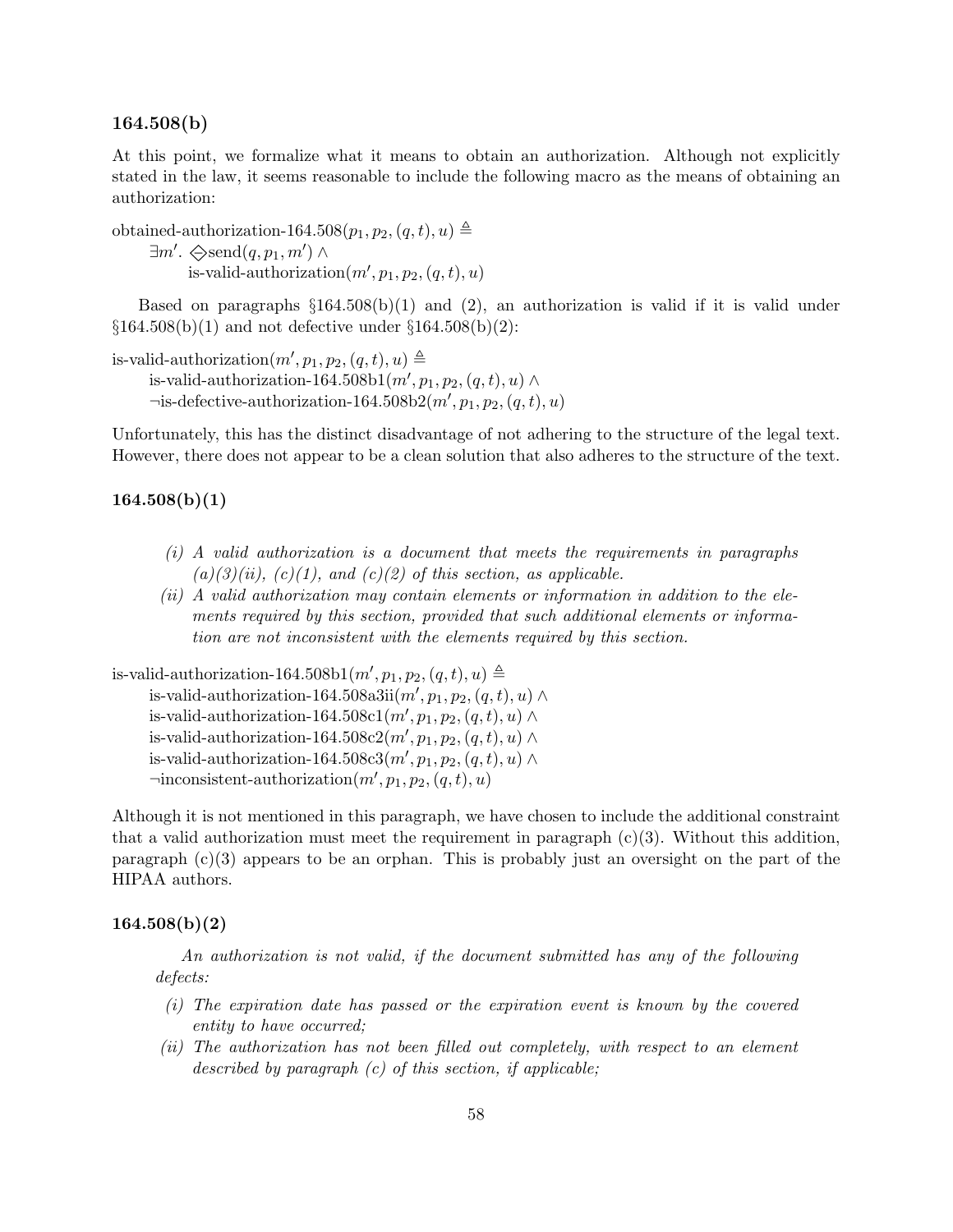### 164.508(b)

At this point, we formalize what it means to obtain an authorization. Although not explicitly stated in the law, it seems reasonable to include the following macro as the means of obtaining an authorization:

$$
\begin{aligned}
&\text{obtained-authorization-164.508}(p_1, p_2, (q,t), u) \triangleq \\
&\quad \exists m'.\ \diamondminus \text{send}(q, p_1, m') \wedge \\
&\qquad \text{is-valid-authorization}(m', p_1, p_2, (q,t), u)
\end{aligned}
$$

Based on paragraphs §164.508(b)(1) and (2), an authorization is valid if it is valid under §164.508(b)(1) and not defective under §164.508(b)(2):

$$
\begin{aligned}
&\text{is-valid-authorization}(m', p_1, p_2, (q,t), u) \triangleq \\
&\quad \text{is-valid-authorization-164.508b1}(m', p_1, p_2, (q,t), u) \wedge \\
&\quad \neg\text{is-defective-authorization-164.508b2}(m', p_1, p_2, (q,t), u)
\end{aligned}
$$

Unfortunately, this has the distinct disadvantage of not adhering to the structure of the legal text. However, there does not appear to be a clean solution that also adheres to the structure of the text.

### 164.508(b)(1)

> *(i) A valid authorization is a document that meets the requirements in paragraphs (a)(3)(ii), (c)(1), and (c)(2) of this section, as applicable.*
>
> *(ii) A valid authorization may contain elements or information in addition to the elements required by this section, provided that such additional elements or information are not inconsistent with the elements required by this section.*

$$
\begin{aligned}
&\text{is-valid-authorization-164.508b1}(m', p_1, p_2, (q,t), u) \triangleq \\
&\quad \text{is-valid-authorization-164.508a3ii}(m', p_1, p_2, (q,t), u) \wedge \\
&\quad \text{is-valid-authorization-164.508c1}(m', p_1, p_2, (q,t), u) \wedge \\
&\quad \text{is-valid-authorization-164.508c2}(m', p_1, p_2, (q,t), u) \wedge \\
&\quad \text{is-valid-authorization-164.508c3}(m', p_1, p_2, (q,t), u) \wedge \\
&\quad \neg\text{inconsistent-authorization}(m', p_1, p_2, (q,t), u)
\end{aligned}
$$

Although it is not mentioned in this paragraph, we have chosen to include the additional constraint that a valid authorization must meet the requirement in paragraph (c)(3). Without this addition, paragraph (c)(3) appears to be an orphan. This is probably just an oversight on the part of the HIPAA authors.

### 164.508(b)(2)

> *An authorization is not valid, if the document submitted has any of the following defects:*
>
> *(i) The expiration date has passed or the expiration event is known by the covered entity to have occurred;*
>
> *(ii) The authorization has not been filled out completely, with respect to an element described by paragraph (c) of this section, if applicable;*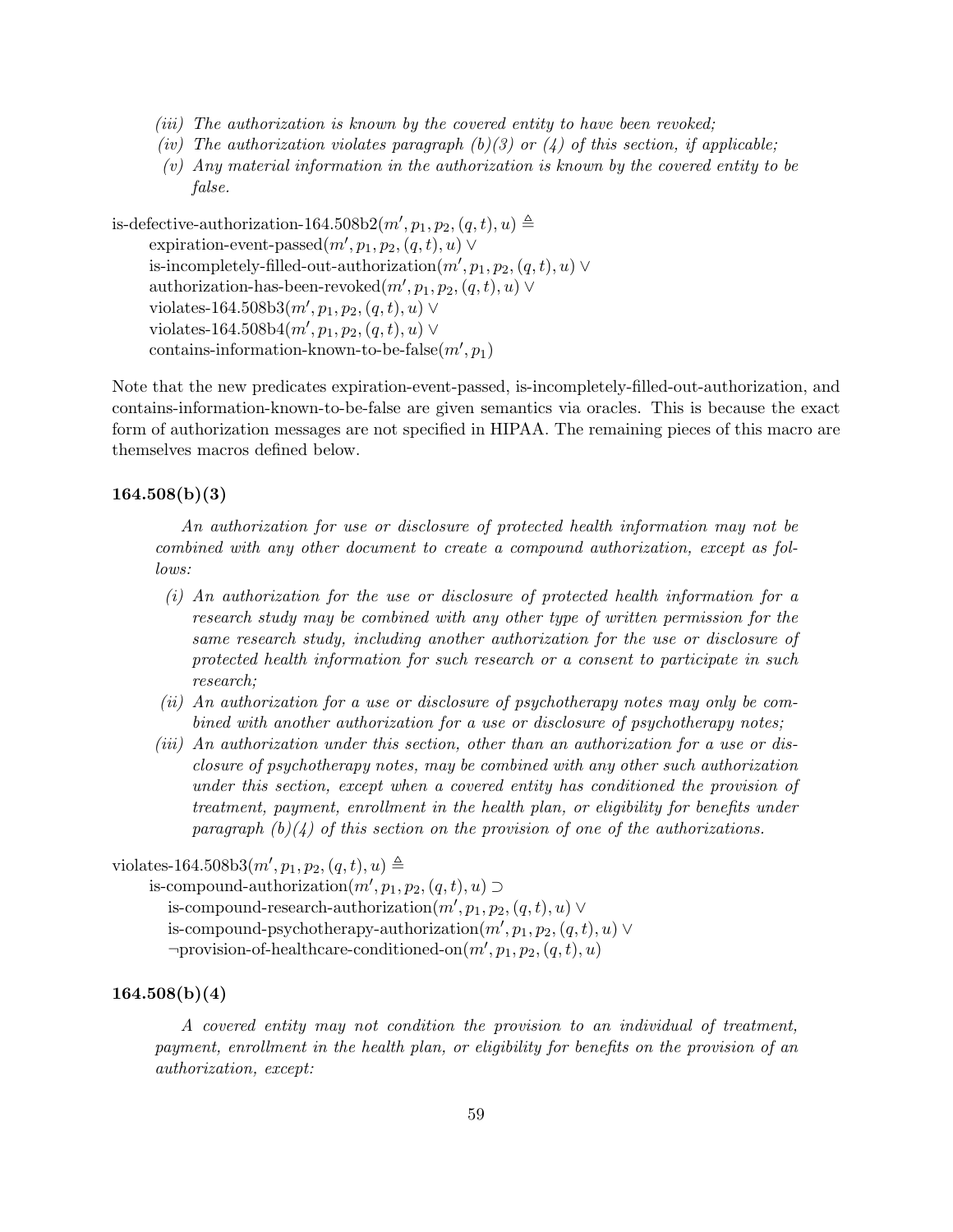*(iii) The authorization is known by the covered entity to have been revoked;*

*(iv) The authorization violates paragraph (b)(3) or (4) of this section, if applicable;*

*(v) Any material information in the authorization is known by the covered entity to be false.*

$$
\begin{aligned}
&\text{is-defective-authorization-164.508b2}(m', p_1, p_2, (q,t), u) \triangleq \\
&\quad \text{expiration-event-passed}(m', p_1, p_2, (q,t), u) \vee \\
&\quad \text{is-incompletely-filled-out-authorization}(m', p_1, p_2, (q,t), u) \vee \\
&\quad \text{authorization-has-been-revoked}(m', p_1, p_2, (q,t), u) \vee \\
&\quad \text{violates-164.508b3}(m', p_1, p_2, (q,t), u) \vee \\
&\quad \text{violates-164.508b4}(m', p_1, p_2, (q,t), u) \vee \\
&\quad \text{contains-information-known-to-be-false}(m', p_1)
\end{aligned}
$$

Note that the new predicates expiration-event-passed, is-incompletely-filled-out-authorization, and contains-information-known-to-be-false are given semantics via oracles. This is because the exact form of authorization messages are not specified in HIPAA. The remaining pieces of this macro are themselves macros defined below.

### 164.508(b)(3)

*An authorization for use or disclosure of protected health information may not be combined with any other document to create a compound authorization, except as follows:*

*(i) An authorization for the use or disclosure of protected health information for a research study may be combined with any other type of written permission for the same research study, including another authorization for the use or disclosure of protected health information for such research or a consent to participate in such research;*

*(ii) An authorization for a use or disclosure of psychotherapy notes may only be combined with another authorization for a use or disclosure of psychotherapy notes;*

*(iii) An authorization under this section, other than an authorization for a use or disclosure of psychotherapy notes, may be combined with any other such authorization under this section, except when a covered entity has conditioned the provision of treatment, payment, enrollment in the health plan, or eligibility for benefits under paragraph (b)(4) of this section on the provision of one of the authorizations.*

$$
\begin{aligned}
&\text{violates-164.508b3}(m', p_1, p_2, (q,t), u) \triangleq \\
&\quad \text{is-compound-authorization}(m', p_1, p_2, (q,t), u) \supset \\
&\quad\quad \text{is-compound-research-authorization}(m', p_1, p_2, (q,t), u) \vee \\
&\quad\quad \text{is-compound-psychotherapy-authorization}(m', p_1, p_2, (q,t), u) \vee \\
&\quad\quad \neg\text{provision-of-healthcare-conditioned-on}(m', p_1, p_2, (q,t), u)
\end{aligned}
$$

### 164.508(b)(4)

*A covered entity may not condition the provision to an individual of treatment, payment, enrollment in the health plan, or eligibility for benefits on the provision of an authorization, except:*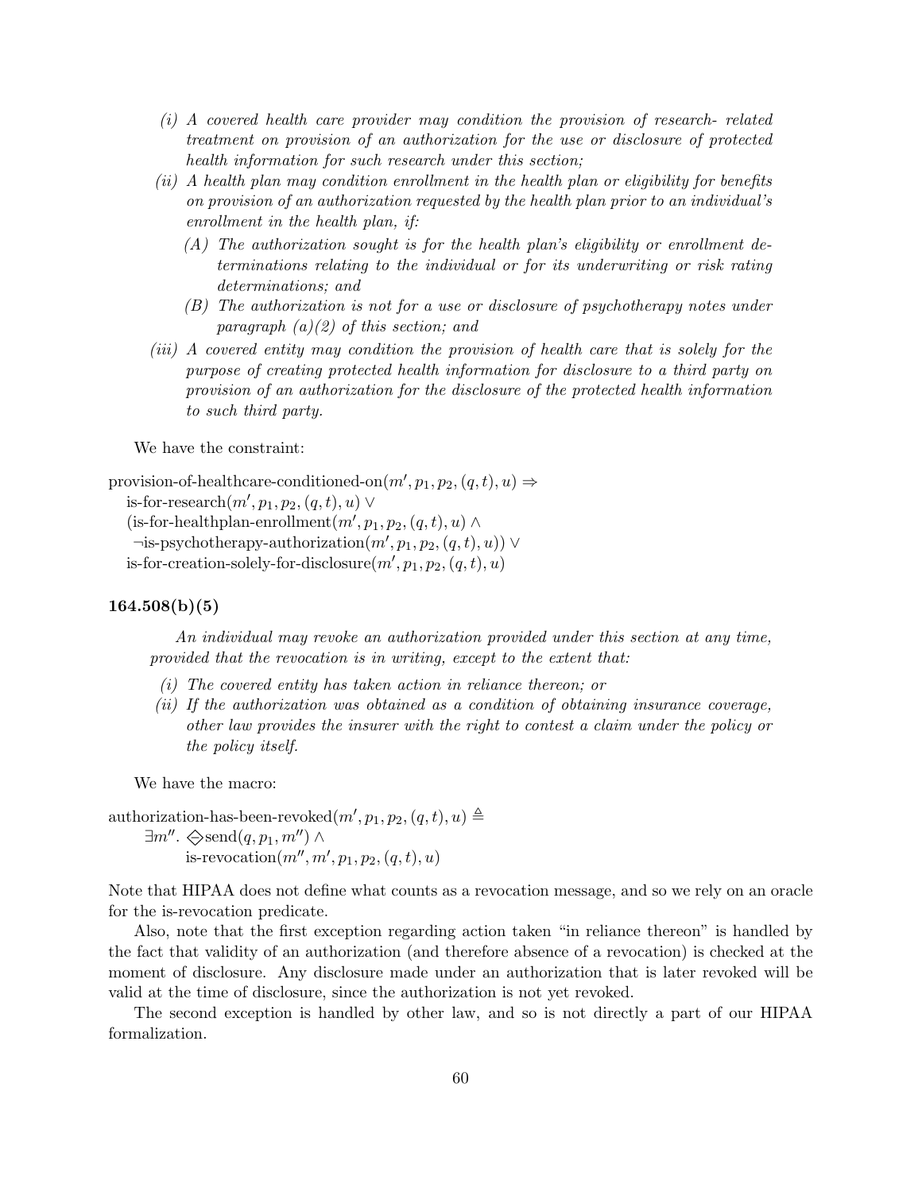*(i) A covered health care provider may condition the provision of research- related treatment on provision of an authorization for the use or disclosure of protected health information for such research under this section;*

*(ii) A health plan may condition enrollment in the health plan or eligibility for benefits on provision of an authorization requested by the health plan prior to an individual's enrollment in the health plan, if:*

*(A) The authorization sought is for the health plan's eligibility or enrollment determinations relating to the individual or for its underwriting or risk rating determinations; and*

*(B) The authorization is not for a use or disclosure of psychotherapy notes under paragraph (a)(2) of this section; and*

*(iii) A covered entity may condition the provision of health care that is solely for the purpose of creating protected health information for disclosure to a third party on provision of an authorization for the disclosure of the protected health information to such third party.*

We have the constraint:

$$
\begin{aligned}
&\text{provision-of-healthcare-conditioned-on}(m', p_1, p_2, (q,t), u) \Rightarrow \\
&\quad \text{is-for-research}(m', p_1, p_2, (q,t), u) \lor \\
&\quad (\text{is-for-healthplan-enrollment}(m', p_1, p_2, (q,t), u) \land \\
&\quad \neg\text{is-psychotherapy-authorization}(m', p_1, p_2, (q,t), u)) \lor \\
&\quad \text{is-for-creation-solely-for-disclosure}(m', p_1, p_2, (q,t), u)
\end{aligned}
$$

**164.508(b)(5)**

*An individual may revoke an authorization provided under this section at any time, provided that the revocation is in writing, except to the extent that:*

*(i) The covered entity has taken action in reliance thereon; or*

*(ii) If the authorization was obtained as a condition of obtaining insurance coverage, other law provides the insurer with the right to contest a claim under the policy or the policy itself.*

We have the macro:

$$
\begin{aligned}
&\text{authorization-has-been-revoked}(m', p_1, p_2, (q,t), u) \triangleq \\
&\qquad \exists m''.\ \diamondsuit\text{send}(q, p_1, m'') \land \\
&\qquad\qquad \text{is-revocation}(m'', m', p_1, p_2, (q,t), u)
\end{aligned}
$$

Note that HIPAA does not define what counts as a revocation message, and so we rely on an oracle for the is-revocation predicate.

Also, note that the first exception regarding action taken "in reliance thereon" is handled by the fact that validity of an authorization (and therefore absence of a revocation) is checked at the moment of disclosure. Any disclosure made under an authorization that is later revoked will be valid at the time of disclosure, since the authorization is not yet revoked.

The second exception is handled by other law, and so is not directly a part of our HIPAA formalization.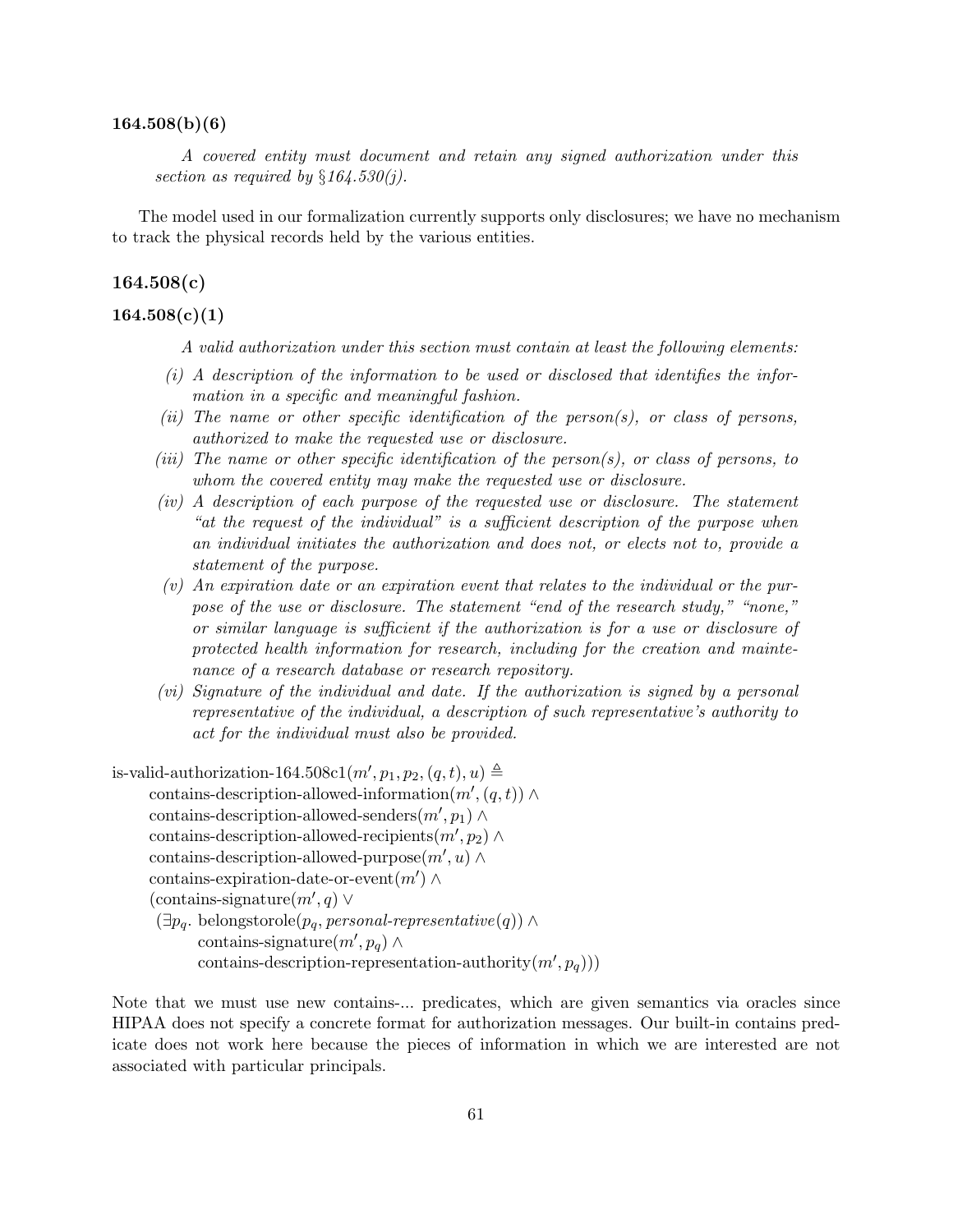### 164.508(b)(6)

> *A covered entity must document and retain any signed authorization under this section as required by §164.530(j).*

The model used in our formalization currently supports only disclosures; we have no mechanism to track the physical records held by the various entities.

## 164.508(c)

### 164.508(c)(1)

> *A valid authorization under this section must contain at least the following elements:*
>
> *(i) A description of the information to be used or disclosed that identifies the information in a specific and meaningful fashion.*
>
> *(ii) The name or other specific identification of the person(s), or class of persons, authorized to make the requested use or disclosure.*
>
> *(iii) The name or other specific identification of the person(s), or class of persons, to whom the covered entity may make the requested use or disclosure.*
>
> *(iv) A description of each purpose of the requested use or disclosure. The statement "at the request of the individual" is a sufficient description of the purpose when an individual initiates the authorization and does not, or elects not to, provide a statement of the purpose.*
>
> *(v) An expiration date or an expiration event that relates to the individual or the purpose of the use or disclosure. The statement "end of the research study," "none," or similar language is sufficient if the authorization is for a use or disclosure of protected health information for research, including for the creation and maintenance of a research database or research repository.*
>
> *(vi) Signature of the individual and date. If the authorization is signed by a personal representative of the individual, a description of such representative's authority to act for the individual must also be provided.*

$$
\begin{aligned}
&\text{is-valid-authorization-164.508c1}(m', p_1, p_2, (q,t), u) \triangleq \\
&\quad \text{contains-description-allowed-information}(m', (q,t)) \wedge \\
&\quad \text{contains-description-allowed-senders}(m', p_1) \wedge \\
&\quad \text{contains-description-allowed-recipients}(m', p_2) \wedge \\
&\quad \text{contains-description-allowed-purpose}(m', u) \wedge \\
&\quad \text{contains-expiration-date-or-event}(m') \wedge \\
&\quad (\text{contains-signature}(m', q) \vee \\
&\quad\;\; (\exists p_q.\ \text{belongstorole}(p_q, \textit{personal-representative}(q)) \wedge \\
&\quad\quad\quad \text{contains-signature}(m', p_q) \wedge \\
&\quad\quad\quad \text{contains-description-representation-authority}(m', p_q)))
\end{aligned}
$$

Note that we must use new contains-... predicates, which are given semantics via oracles since HIPAA does not specify a concrete format for authorization messages. Our built-in contains predicate does not work here because the pieces of information in which we are interested are not associated with particular principals.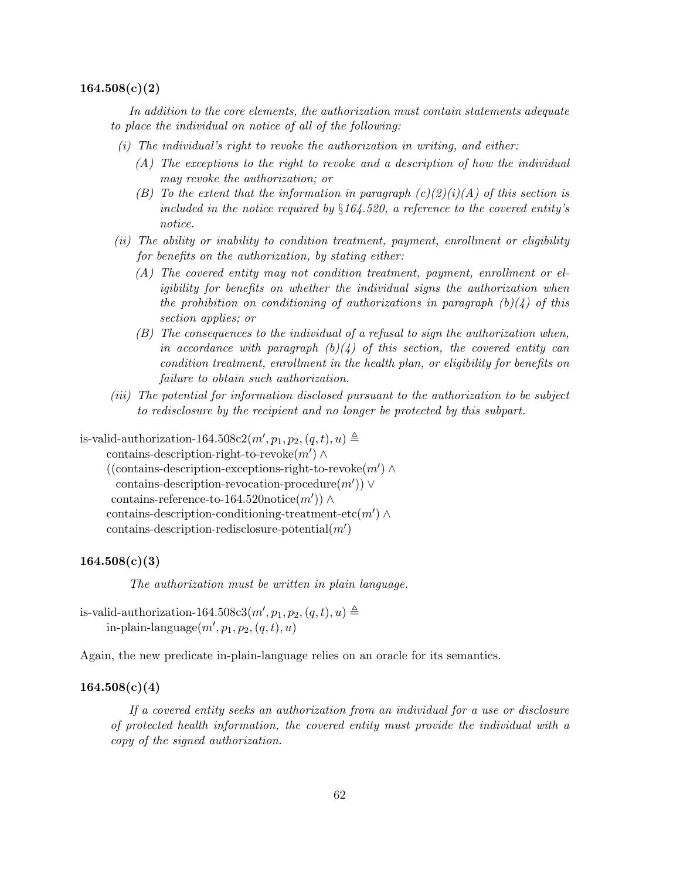### 164.508(c)(2)

*In addition to the core elements, the authorization must contain statements adequate to place the individual on notice of all of the following:*

*(i) The individual's right to revoke the authorization in writing, and either:*

*(A) The exceptions to the right to revoke and a description of how the individual may revoke the authorization; or*

*(B) To the extent that the information in paragraph (c)(2)(i)(A) of this section is included in the notice required by §164.520, a reference to the covered entity's notice.*

*(ii) The ability or inability to condition treatment, payment, enrollment or eligibility for benefits on the authorization, by stating either:*

*(A) The covered entity may not condition treatment, payment, enrollment or eligibility for benefits on whether the individual signs the authorization when the prohibition on conditioning of authorizations in paragraph (b)(4) of this section applies; or*

*(B) The consequences to the individual of a refusal to sign the authorization when, in accordance with paragraph (b)(4) of this section, the covered entity can condition treatment, enrollment in the health plan, or eligibility for benefits on failure to obtain such authorization.*

*(iii) The potential for information disclosed pursuant to the authorization to be subject to redisclosure by the recipient and no longer be protected by this subpart.*

$$
\begin{aligned}
&\text{is-valid-authorization-164.508c2}(m', p_1, p_2, (q,t), u) \triangleq \\
&\quad \text{contains-description-right-to-revoke}(m') \land \\
&\quad ((\text{contains-description-exceptions-right-to-revoke}(m') \land \\
&\quad\;\; \text{contains-description-revocation-procedure}(m')) \lor \\
&\quad\; \text{contains-reference-to-164.520notice}(m')) \land \\
&\quad \text{contains-description-conditioning-treatment-etc}(m') \land \\
&\quad \text{contains-description-redisclosure-potential}(m')
\end{aligned}
$$

### 164.508(c)(3)

*The authorization must be written in plain language.*

$$
\begin{aligned}
&\text{is-valid-authorization-164.508c3}(m', p_1, p_2, (q,t), u) \triangleq \\
&\quad \text{in-plain-language}(m', p_1, p_2, (q,t), u)
\end{aligned}
$$

Again, the new predicate in-plain-language relies on an oracle for its semantics.

### 164.508(c)(4)

*If a covered entity seeks an authorization from an individual for a use or disclosure of protected health information, the covered entity must provide the individual with a copy of the signed authorization.*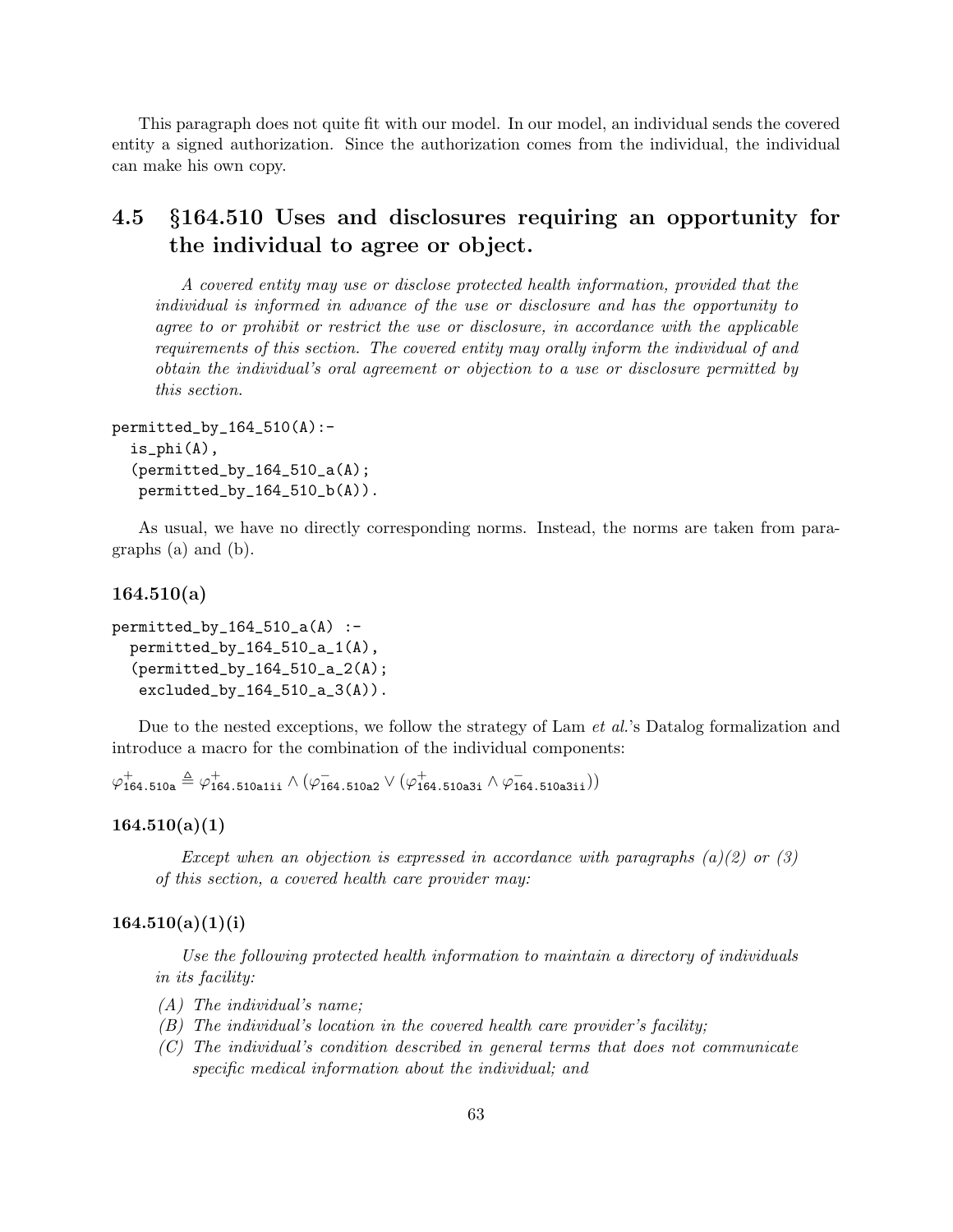This paragraph does not quite fit with our model. In our model, an individual sends the covered entity a signed authorization. Since the authorization comes from the individual, the individual can make his own copy.

## 4.5 §164.510 Uses and disclosures requiring an opportunity for the individual to agree or object.

> *A covered entity may use or disclose protected health information, provided that the individual is informed in advance of the use or disclosure and has the opportunity to agree to or prohibit or restrict the use or disclosure, in accordance with the applicable requirements of this section. The covered entity may orally inform the individual of and obtain the individual's oral agreement or objection to a use or disclosure permitted by this section.*

```
permitted_by_164_510(A):-
  is_phi(A),
  (permitted_by_164_510_a(A);
   permitted_by_164_510_b(A)).
```

As usual, we have no directly corresponding norms. Instead, the norms are taken from paragraphs (a) and (b).

### 164.510(a)

```
permitted_by_164_510_a(A) :-
  permitted_by_164_510_a_1(A),
  (permitted_by_164_510_a_2(A);
   excluded_by_164_510_a_3(A)).
```

Due to the nested exceptions, we follow the strategy of Lam *et al.*'s Datalog formalization and introduce a macro for the combination of the individual components:

$$\varphi^{+}_{\texttt{164.510a}} \triangleq \varphi^{+}_{\texttt{164.510a1ii}} \wedge (\varphi^{-}_{\texttt{164.510a2}} \vee (\varphi^{+}_{\texttt{164.510a3i}} \wedge \varphi^{-}_{\texttt{164.510a3ii}}))$$

### 164.510(a)(1)

> *Except when an objection is expressed in accordance with paragraphs (a)(2) or (3) of this section, a covered health care provider may:*

### 164.510(a)(1)(i)

> *Use the following protected health information to maintain a directory of individuals in its facility:*
>
> *(A) The individual's name;*
>
> *(B) The individual's location in the covered health care provider's facility;*
>
> *(C) The individual's condition described in general terms that does not communicate specific medical information about the individual; and*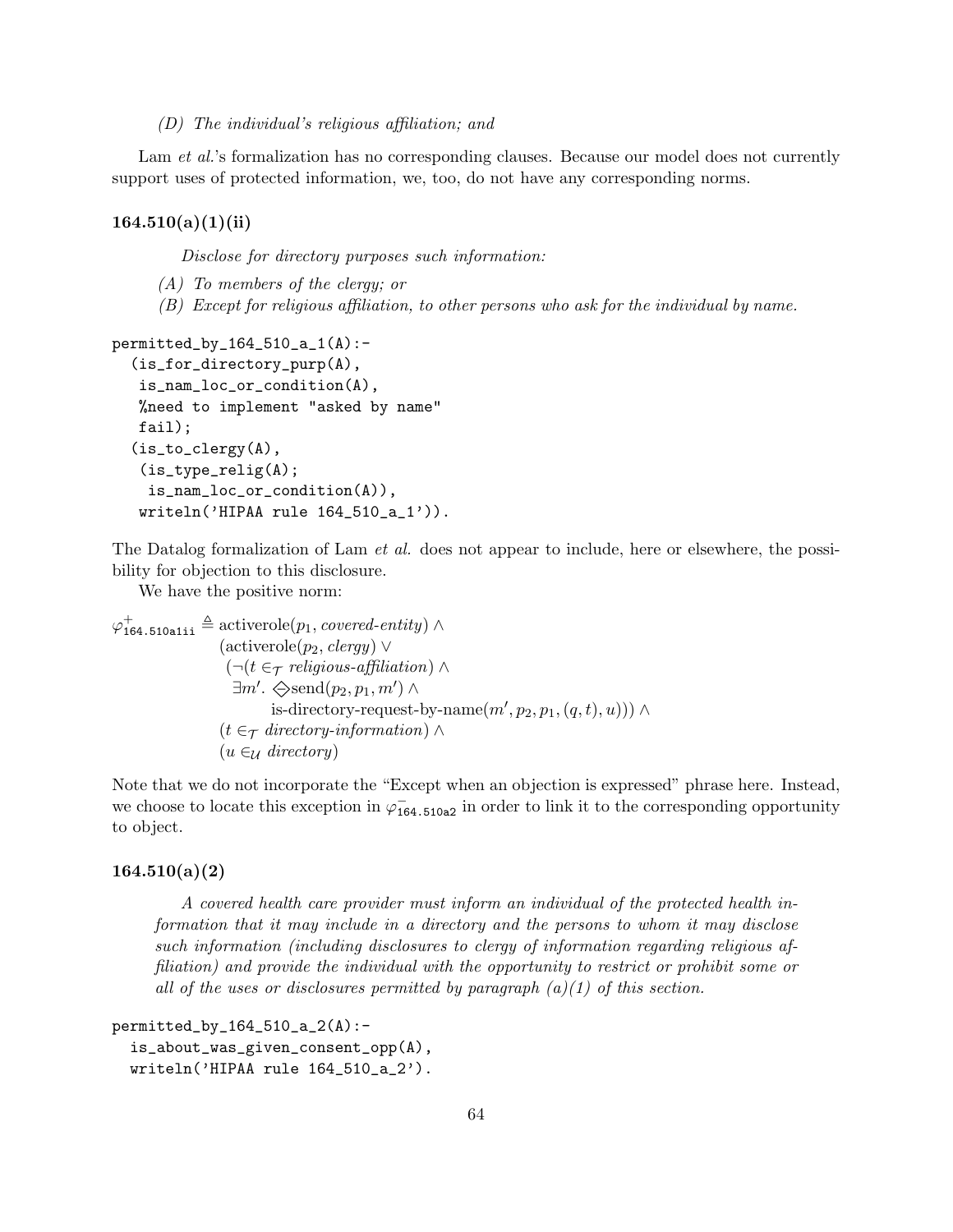*(D) The individual's religious affiliation; and*

Lam *et al.*'s formalization has no corresponding clauses. Because our model does not currently support uses of protected information, we, too, do not have any corresponding norms.

### 164.510(a)(1)(ii)

> *Disclose for directory purposes such information:*
>
> *(A) To members of the clergy; or*
>
> *(B) Except for religious affiliation, to other persons who ask for the individual by name.*

```
permitted_by_164_510_a_1(A):-
  (is_for_directory_purp(A),
   is_nam_loc_or_condition(A),
   %need to implement "asked by name"
   fail);
  (is_to_clergy(A),
   (is_type_relig(A);
    is_nam_loc_or_condition(A)),
   writeln('HIPAA rule 164_510_a_1')).
```

The Datalog formalization of Lam *et al.* does not appear to include, here or elsewhere, the possibility for objection to this disclosure.

We have the positive norm:

$$
\begin{aligned}
\varphi^{+}_{\texttt{164.510a1ii}} \triangleq\ & \text{activerole}(p_1, \textit{covered-entity}) \land \\
& (\text{activerole}(p_2, \textit{clergy}) \lor \\
& \quad (\neg(t \in_{\mathcal{T}} \textit{religious-affiliation}) \land \\
& \quad \exists m'.\ \diamondminus \text{send}(p_2, p_1, m') \land \\
& \qquad \text{is-directory-request-by-name}(m', p_2, p_1, (q, t), u))) \land \\
& (t \in_{\mathcal{T}} \textit{directory-information}) \land \\
& (u \in_{\mathcal{U}} \textit{directory})
\end{aligned}
$$

Note that we do not incorporate the "Except when an objection is expressed" phrase here. Instead, we choose to locate this exception in $\varphi^{-}_{\texttt{164.510a2}}$ in order to link it to the corresponding opportunity to object.

### 164.510(a)(2)

> *A covered health care provider must inform an individual of the protected health information that it may include in a directory and the persons to whom it may disclose such information (including disclosures to clergy of information regarding religious affiliation) and provide the individual with the opportunity to restrict or prohibit some or all of the uses or disclosures permitted by paragraph (a)(1) of this section.*

```
permitted_by_164_510_a_2(A):-
  is_about_was_given_consent_opp(A),
  writeln('HIPAA rule 164_510_a_2').
```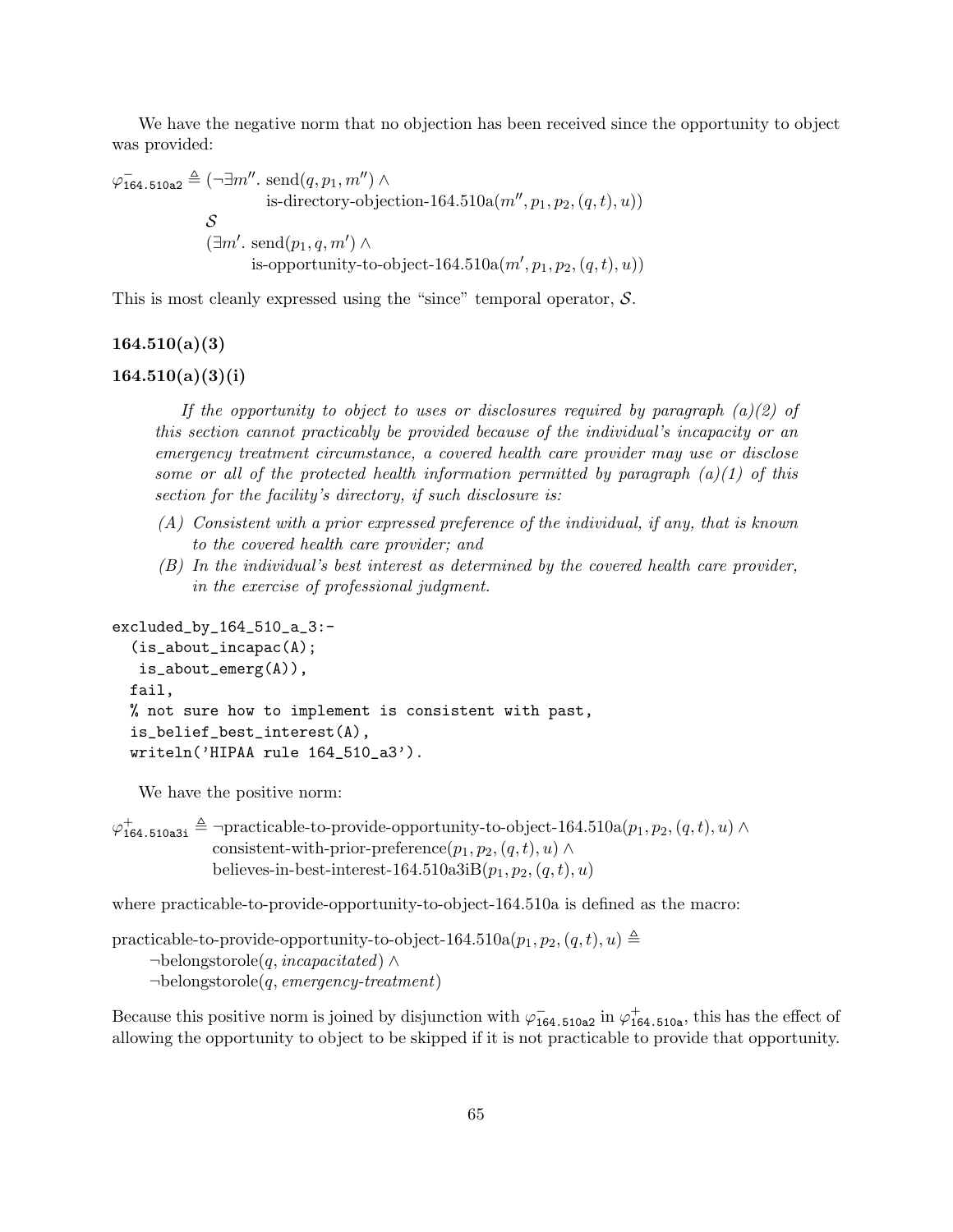We have the negative norm that no objection has been received since the opportunity to object was provided:

$$
\begin{aligned}
\varphi^{-}_{\texttt{164.510a2}} \triangleq\ & (\neg \exists m''.\ \text{send}(q, p_1, m'') \land \\
& \qquad \text{is-directory-objection-164.510a}(m'', p_1, p_2, (q, t), u)) \\
& \mathcal{S} \\
& (\exists m'.\ \text{send}(p_1, q, m') \land \\
& \qquad \text{is-opportunity-to-object-164.510a}(m', p_1, p_2, (q, t), u))
\end{aligned}
$$

This is most cleanly expressed using the "since" temporal operator, $\mathcal{S}$.

### 164.510(a)(3)

### 164.510(a)(3)(i)

> *If the opportunity to object to uses or disclosures required by paragraph (a)(2) of this section cannot practicably be provided because of the individual's incapacity or an emergency treatment circumstance, a covered health care provider may use or disclose some or all of the protected health information permitted by paragraph (a)(1) of this section for the facility's directory, if such disclosure is:*
>
> *(A) Consistent with a prior expressed preference of the individual, if any, that is known to the covered health care provider; and*
>
> *(B) In the individual's best interest as determined by the covered health care provider, in the exercise of professional judgment.*

```
excluded_by_164_510_a_3:-
  (is_about_incapac(A);
   is_about_emerg(A)),
  fail,
  % not sure how to implement is consistent with past,
  is_belief_best_interest(A),
  writeln('HIPAA rule 164_510_a3').
```

We have the positive norm:

$$
\begin{aligned}
\varphi^{+}_{\texttt{164.510a3i}} \triangleq\ & \neg\text{practicable-to-provide-opportunity-to-object-164.510a}(p_1, p_2, (q, t), u) \land \\
& \text{consistent-with-prior-preference}(p_1, p_2, (q, t), u) \land \\
& \text{believes-in-best-interest-164.510a3iB}(p_1, p_2, (q, t), u)
\end{aligned}
$$

where practicable-to-provide-opportunity-to-object-164.510a is defined as the macro:

$$
\begin{aligned}
& \text{practicable-to-provide-opportunity-to-object-164.510a}(p_1, p_2, (q, t), u) \triangleq \\
& \qquad \neg\text{belongstorole}(q, \textit{incapacitated}) \land \\
& \qquad \neg\text{belongstorole}(q, \textit{emergency-treatment})
\end{aligned}
$$

Because this positive norm is joined by disjunction with $\varphi^{-}_{\texttt{164.510a2}}$ in $\varphi^{+}_{\texttt{164.510a}}$, this has the effect of allowing the opportunity to object to be skipped if it is not practicable to provide that opportunity.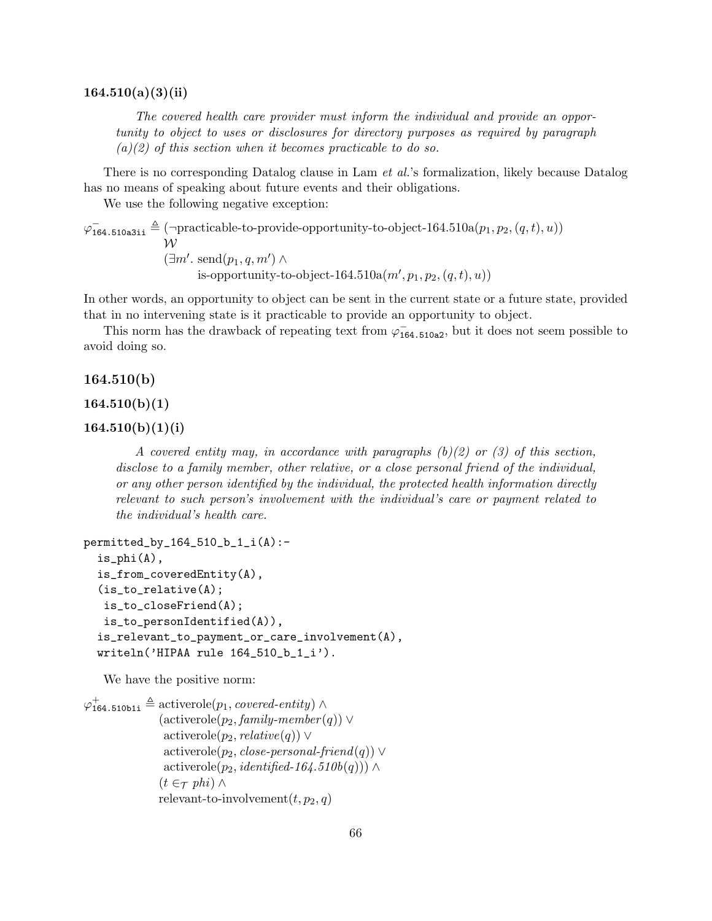### 164.510(a)(3)(ii)

> *The covered health care provider must inform the individual and provide an opportunity to object to uses or disclosures for directory purposes as required by paragraph (a)(2) of this section when it becomes practicable to do so.*

There is no corresponding Datalog clause in Lam *et al.*'s formalization, likely because Datalog has no means of speaking about future events and their obligations.

We use the following negative exception:

$$
\begin{aligned}
\varphi^-_{\texttt{164.510a3ii}} \triangleq\ & (\neg\text{practicable-to-provide-opportunity-to-object-164.510a}(p_1, p_2, (q,t), u)) \\
& \mathcal{W} \\
& (\exists m'.\ \text{send}(p_1, q, m') \land \\
& \qquad \text{is-opportunity-to-object-164.510a}(m', p_1, p_2, (q,t), u))
\end{aligned}
$$

In other words, an opportunity to object can be sent in the current state or a future state, provided that in no intervening state is it practicable to provide an opportunity to object.

This norm has the drawback of repeating text from $\varphi^-_{\texttt{164.510a2}}$, but it does not seem possible to avoid doing so.

### 164.510(b)

### 164.510(b)(1)

### 164.510(b)(1)(i)

> *A covered entity may, in accordance with paragraphs (b)(2) or (3) of this section, disclose to a family member, other relative, or a close personal friend of the individual, or any other person identified by the individual, the protected health information directly relevant to such person's involvement with the individual's care or payment related to the individual's health care.*

```
permitted_by_164_510_b_1_i(A):-
  is_phi(A),
  is_from_coveredEntity(A),
  (is_to_relative(A);
   is_to_closeFriend(A);
   is_to_personIdentified(A)),
  is_relevant_to_payment_or_care_involvement(A),
  writeln('HIPAA rule 164_510_b_1_i').
```

We have the positive norm:

$$
\begin{aligned}
\varphi^+_{\texttt{164.510b1i}} \triangleq\ & \text{activerole}(p_1, \textit{covered-entity}) \land \\
& (\text{activerole}(p_2, \textit{family-member}(q)) \lor \\
& \ \text{activerole}(p_2, \textit{relative}(q)) \lor \\
& \ \text{activerole}(p_2, \textit{close-personal-friend}(q)) \lor \\
& \ \text{activerole}(p_2, \textit{identified-164.510b}(q))) \land \\
& (t \in_{\mathcal{T}} \textit{phi}) \land \\
& \text{relevant-to-involvement}(t, p_2, q)
\end{aligned}
$$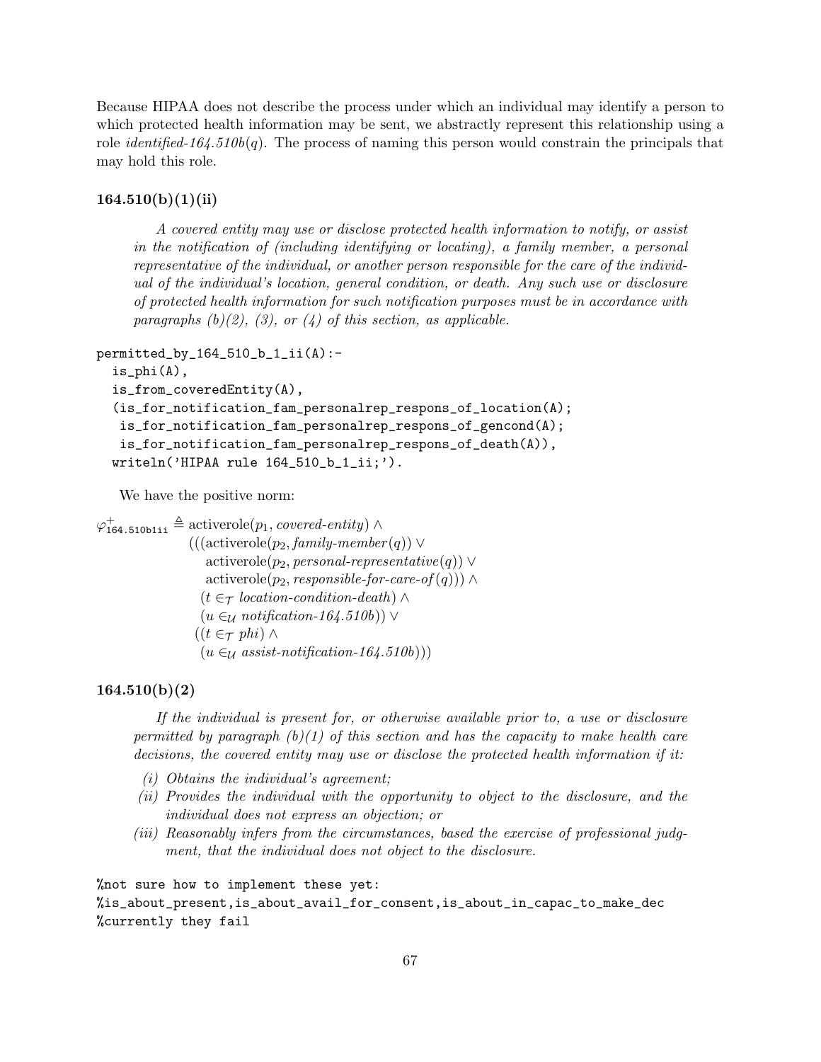Because HIPAA does not describe the process under which an individual may identify a person to which protected health information may be sent, we abstractly represent this relationship using a role *identified-164.510b(q)*. The process of naming this person would constrain the principals that may hold this role.

### 164.510(b)(1)(ii)

> *A covered entity may use or disclose protected health information to notify, or assist in the notification of (including identifying or locating), a family member, a personal representative of the individual, or another person responsible for the care of the individual of the individual's location, general condition, or death. Any such use or disclosure of protected health information for such notification purposes must be in accordance with paragraphs (b)(2), (3), or (4) of this section, as applicable.*

```
permitted_by_164_510_b_1_ii(A):-
  is_phi(A),
  is_from_coveredEntity(A),
  (is_for_notification_fam_personalrep_respons_of_location(A);
   is_for_notification_fam_personalrep_respons_of_gencond(A);
   is_for_notification_fam_personalrep_respons_of_death(A)),
  writeln('HIPAA rule 164_510_b_1_ii;').
```

We have the positive norm:

$$
\begin{aligned}
\varphi^{+}_{\texttt{164.510b1ii}} \triangleq\ & \text{activerole}(p_1, \textit{covered-entity}) \land \\
& (((\text{activerole}(p_2, \textit{family-member}(q)) \lor \\
& \quad \text{activerole}(p_2, \textit{personal-representative}(q)) \lor \\
& \quad \text{activerole}(p_2, \textit{responsible-for-care-of}(q))) \land \\
& \quad (t \in_{\mathcal{T}} \textit{location-condition-death}) \land \\
& \quad (u \in_{\mathcal{U}} \textit{notification-164.510b})) \lor \\
& \quad ((t \in_{\mathcal{T}} \textit{phi}) \land \\
& \quad (u \in_{\mathcal{U}} \textit{assist-notification-164.510b})))
\end{aligned}
$$

### 164.510(b)(2)

> *If the individual is present for, or otherwise available prior to, a use or disclosure permitted by paragraph (b)(1) of this section and has the capacity to make health care decisions, the covered entity may use or disclose the protected health information if it:*
>
> *(i) Obtains the individual's agreement;*
>
> *(ii) Provides the individual with the opportunity to object to the disclosure, and the individual does not express an objection; or*
>
> *(iii) Reasonably infers from the circumstances, based the exercise of professional judgment, that the individual does not object to the disclosure.*

```
%not sure how to implement these yet:
%is_about_present,is_about_avail_for_consent,is_about_in_capac_to_make_dec
%currently they fail
```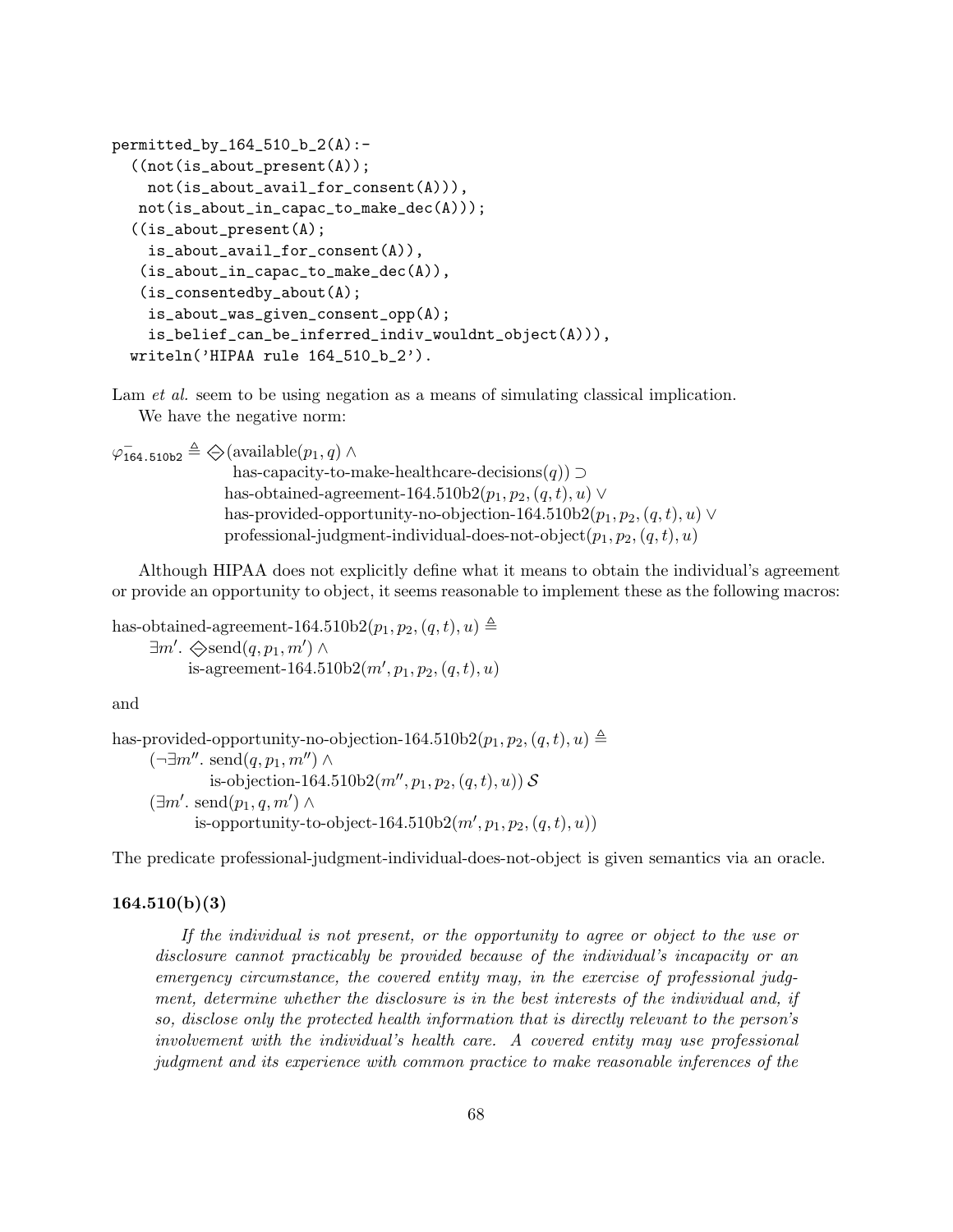```
permitted_by_164_510_b_2(A):-
  ((not(is_about_present(A));
    not(is_about_avail_for_consent(A))),
   not(is_about_in_capac_to_make_dec(A)));
  ((is_about_present(A);
    is_about_avail_for_consent(A)),
   (is_about_in_capac_to_make_dec(A)),
   (is_consentedby_about(A);
    is_about_was_given_consent_opp(A);
    is_belief_can_be_inferred_indiv_wouldnt_object(A))),
  writeln('HIPAA rule 164_510_b_2').
```

Lam *et al.* seem to be using negation as a means of simulating classical implication.

We have the negative norm:

$$
\begin{aligned}
\varphi^-_{\texttt{164.510b2}} \triangleq \diamondminus(&\text{available}(p_1, q) \wedge \\
&\quad \text{has-capacity-to-make-healthcare-decisions}(q)) \supset \\
&\text{has-obtained-agreement-164.510b2}(p_1, p_2, (q, t), u) \vee \\
&\text{has-provided-opportunity-no-objection-164.510b2}(p_1, p_2, (q, t), u) \vee \\
&\text{professional-judgment-individual-does-not-object}(p_1, p_2, (q, t), u)
\end{aligned}
$$

Although HIPAA does not explicitly define what it means to obtain the individual's agreement or provide an opportunity to object, it seems reasonable to implement these as the following macros:

$$
\begin{aligned}
&\text{has-obtained-agreement-164.510b2}(p_1, p_2, (q, t), u) \triangleq \\
&\quad \exists m'. \diamondminus \text{send}(q, p_1, m') \wedge \\
&\qquad \text{is-agreement-164.510b2}(m', p_1, p_2, (q, t), u)
\end{aligned}
$$

and

$$
\begin{aligned}
&\text{has-provided-opportunity-no-objection-164.510b2}(p_1, p_2, (q, t), u) \triangleq \\
&\quad (\neg \exists m''. \text{ send}(q, p_1, m'') \wedge \\
&\qquad \text{is-objection-164.510b2}(m'', p_1, p_2, (q, t), u)) \, \mathcal{S} \\
&\quad (\exists m'. \text{ send}(p_1, q, m') \wedge \\
&\qquad \text{is-opportunity-to-object-164.510b2}(m', p_1, p_2, (q, t), u))
\end{aligned}
$$

The predicate professional-judgment-individual-does-not-object is given semantics via an oracle.

### 164.510(b)(3)

> *If the individual is not present, or the opportunity to agree or object to the use or disclosure cannot practicably be provided because of the individual's incapacity or an emergency circumstance, the covered entity may, in the exercise of professional judgment, determine whether the disclosure is in the best interests of the individual and, if so, disclose only the protected health information that is directly relevant to the person's involvement with the individual's health care. A covered entity may use professional judgment and its experience with common practice to make reasonable inferences of the*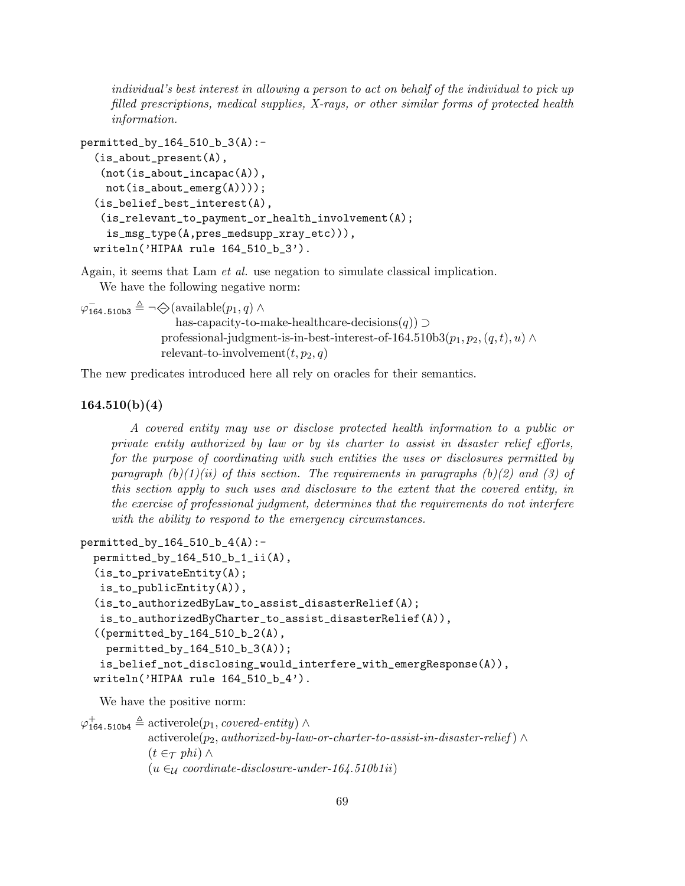*individual's best interest in allowing a person to act on behalf of the individual to pick up filled prescriptions, medical supplies, X-rays, or other similar forms of protected health information.*

```
permitted_by_164_510_b_3(A):-
  (is_about_present(A),
   (not(is_about_incapac(A)),
    not(is_about_emerg(A))));
  (is_belief_best_interest(A),
   (is_relevant_to_payment_or_health_involvement(A);
    is_msg_type(A,pres_medsupp_xray_etc))),
  writeln('HIPAA rule 164_510_b_3').
```

Again, it seems that Lam *et al.* use negation to simulate classical implication.

We have the following negative norm:

$$
\begin{aligned}
\varphi^{-}_{\texttt{164.510b3}} \triangleq \neg\diamondminus(&\text{available}(p_1, q) \wedge \\
&\quad \text{has-capacity-to-make-healthcare-decisions}(q)) \supset \\
&\text{professional-judgment-is-in-best-interest-of-164.510b3}(p_1, p_2, (q, t), u) \wedge \\
&\text{relevant-to-involvement}(t, p_2, q)
\end{aligned}
$$

The new predicates introduced here all rely on oracles for their semantics.

### 164.510(b)(4)

> *A covered entity may use or disclose protected health information to a public or private entity authorized by law or by its charter to assist in disaster relief efforts, for the purpose of coordinating with such entities the uses or disclosures permitted by paragraph (b)(1)(ii) of this section. The requirements in paragraphs (b)(2) and (3) of this section apply to such uses and disclosure to the extent that the covered entity, in the exercise of professional judgment, determines that the requirements do not interfere with the ability to respond to the emergency circumstances.*

```
permitted_by_164_510_b_4(A):-
  permitted_by_164_510_b_1_ii(A),
  (is_to_privateEntity(A);
   is_to_publicEntity(A)),
  (is_to_authorizedByLaw_to_assist_disasterRelief(A);
   is_to_authorizedByCharter_to_assist_disasterRelief(A)),
  ((permitted_by_164_510_b_2(A),
    permitted_by_164_510_b_3(A));
   is_belief_not_disclosing_would_interfere_with_emergResponse(A)),
  writeln('HIPAA rule 164_510_b_4').
```

We have the positive norm:

$$
\begin{aligned}
\varphi^{+}_{\texttt{164.510b4}} \triangleq\ &\text{activerole}(p_1, \textit{covered-entity}) \wedge \\
&\text{activerole}(p_2, \textit{authorized-by-law-or-charter-to-assist-in-disaster-relief}) \wedge \\
&(t \in_{\mathcal{T}} \textit{phi}) \wedge \\
&(u \in_{\mathcal{U}} \textit{coordinate-disclosure-under-164.510b1ii})
\end{aligned}
$$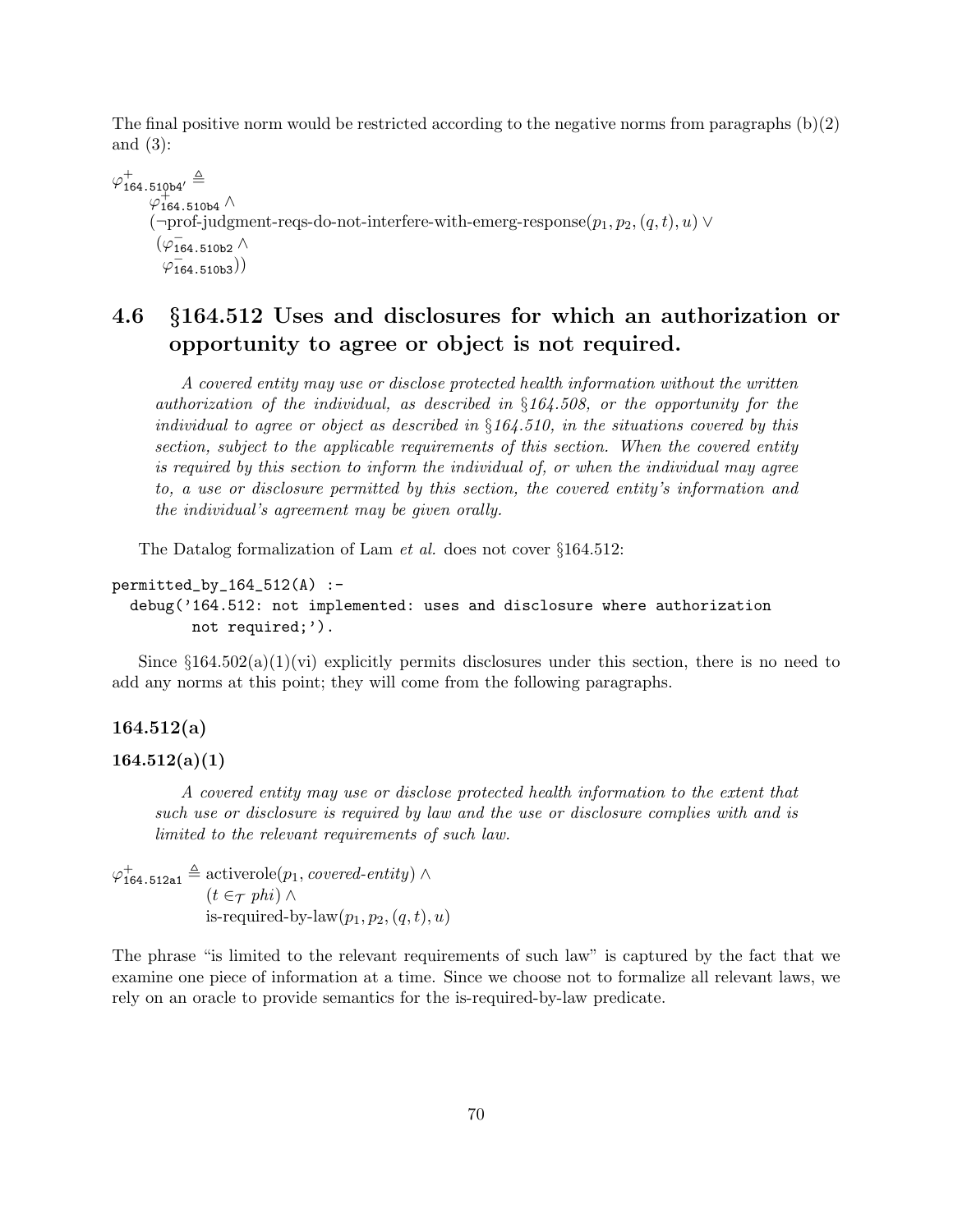The final positive norm would be restricted according to the negative norms from paragraphs (b)(2) and (3):

$$
\begin{aligned}
\varphi^{+}_{\texttt{164.510b4}'} \triangleq\ & \\
& \varphi^{+}_{\texttt{164.510b4}} \wedge \\
& (\neg\text{prof-judgment-reqs-do-not-interfere-with-emerg-response}(p_1, p_2, (q, t), u) \vee \\
& (\varphi^{-}_{\texttt{164.510b2}} \wedge \\
& \ \varphi^{-}_{\texttt{164.510b3}}))
\end{aligned}
$$

## 4.6 §164.512 Uses and disclosures for which an authorization or opportunity to agree or object is not required.

> *A covered entity may use or disclose protected health information without the written authorization of the individual, as described in §164.508, or the opportunity for the individual to agree or object as described in §164.510, in the situations covered by this section, subject to the applicable requirements of this section. When the covered entity is required by this section to inform the individual of, or when the individual may agree to, a use or disclosure permitted by this section, the covered entity's information and the individual's agreement may be given orally.*

The Datalog formalization of Lam *et al.* does not cover §164.512:

```
permitted_by_164_512(A) :-
  debug('164.512: not implemented: uses and disclosure where authorization
        not required;').
```

Since §164.502(a)(1)(vi) explicitly permits disclosures under this section, there is no need to add any norms at this point; they will come from the following paragraphs.

### 164.512(a)

### 164.512(a)(1)

> *A covered entity may use or disclose protected health information to the extent that such use or disclosure is required by law and the use or disclosure complies with and is limited to the relevant requirements of such law.*

$$
\begin{aligned}
\varphi^{+}_{\texttt{164.512a1}} \triangleq\ & \text{activerole}(p_1, \textit{covered-entity}) \wedge \\
& (t \in_{\mathcal{T}} \textit{phi}) \wedge \\
& \text{is-required-by-law}(p_1, p_2, (q, t), u)
\end{aligned}
$$

The phrase "is limited to the relevant requirements of such law" is captured by the fact that we examine one piece of information at a time. Since we choose not to formalize all relevant laws, we rely on an oracle to provide semantics for the is-required-by-law predicate.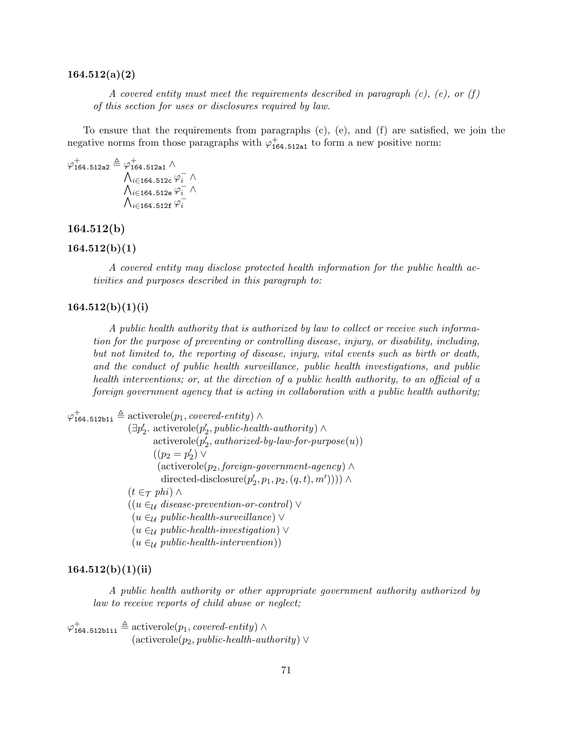### 164.512(a)(2)

*A covered entity must meet the requirements described in paragraph (c), (e), or (f) of this section for uses or disclosures required by law.*

To ensure that the requirements from paragraphs (c), (e), and (f) are satisfied, we join the negative norms from those paragraphs with $\varphi^+_{\texttt{164.512a1}}$ to form a new positive norm:

$$
\begin{aligned}
\varphi^+_{\texttt{164.512a2}} \triangleq\ & \varphi^+_{\texttt{164.512a1}} \wedge \\
& \textstyle\bigwedge_{i \in \texttt{164.512c}} \varphi^-_i \ \wedge \\
& \textstyle\bigwedge_{i \in \texttt{164.512e}} \varphi^-_i \ \wedge \\
& \textstyle\bigwedge_{i \in \texttt{164.512f}} \varphi^-_i
\end{aligned}
$$

## 164.512(b)

### 164.512(b)(1)

*A covered entity may disclose protected health information for the public health activities and purposes described in this paragraph to:*

### 164.512(b)(1)(i)

*A public health authority that is authorized by law to collect or receive such information for the purpose of preventing or controlling disease, injury, or disability, including, but not limited to, the reporting of disease, injury, vital events such as birth or death, and the conduct of public health surveillance, public health investigations, and public health interventions; or, at the direction of a public health authority, to an official of a foreign government agency that is acting in collaboration with a public health authority;*

$$
\begin{aligned}
\varphi^+_{\texttt{164.512b1i}} \triangleq\ & \text{activerole}(p_1, \textit{covered-entity}) \wedge \\
& (\exists p'_2.\ \text{activerole}(p'_2, \textit{public-health-authority}) \wedge \\
& \qquad \text{activerole}(p'_2, \textit{authorized-by-law-for-purpose}(u)) \\
& \qquad ((p_2 = p'_2) \vee \\
& \qquad\ (\text{activerole}(p_2, \textit{foreign-government-agency}) \wedge \\
& \qquad\ \ \text{directed-disclosure}(p'_2, p_1, p_2, (q, t), m')))) \wedge \\
& (t \in_{\mathcal{T}} \textit{phi}) \wedge \\
& ((u \in_{\mathcal{U}} \textit{disease-prevention-or-control}) \vee \\
& \ (u \in_{\mathcal{U}} \textit{public-health-surveillance}) \vee \\
& \ (u \in_{\mathcal{U}} \textit{public-health-investigation}) \vee \\
& \ (u \in_{\mathcal{U}} \textit{public-health-intervention}))
\end{aligned}
$$

### 164.512(b)(1)(ii)

*A public health authority or other appropriate government authority authorized by law to receive reports of child abuse or neglect;*

$$
\begin{aligned}
\varphi^+_{\texttt{164.512b1ii}} \triangleq\ & \text{activerole}(p_1, \textit{covered-entity}) \wedge \\
& (\text{activerole}(p_2, \textit{public-health-authority}) \vee
\end{aligned}
$$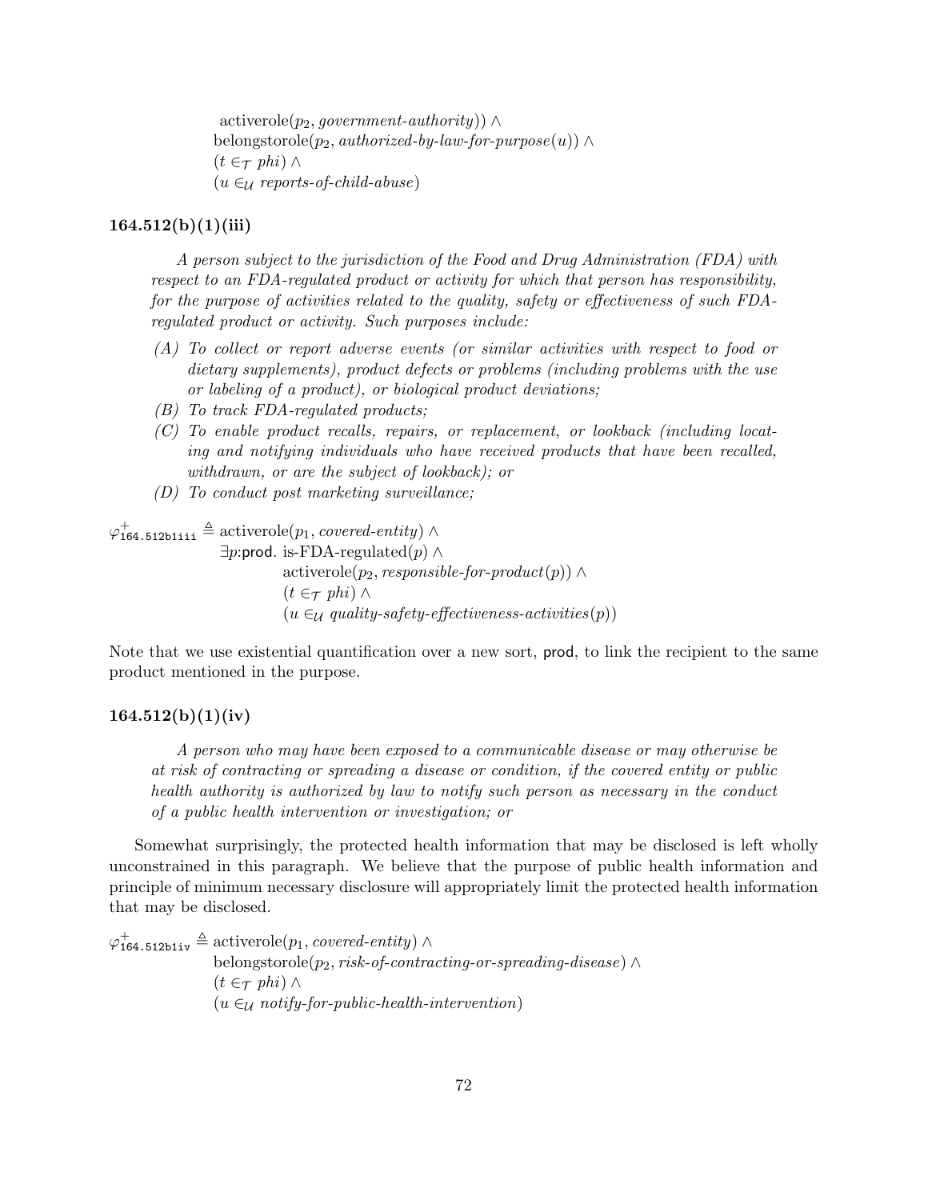$$
\begin{aligned}
&\quad \text{activerole}(p_2, \textit{government-authority})) \land \\
&\quad \text{belongstorole}(p_2, \textit{authorized-by-law-for-purpose}(u)) \land \\
&\quad (t \in_{\mathcal{T}} \textit{phi}) \land \\
&\quad (u \in_{\mathcal{U}} \textit{reports-of-child-abuse})
\end{aligned}
$$

### 164.512(b)(1)(iii)

*A person subject to the jurisdiction of the Food and Drug Administration (FDA) with respect to an FDA-regulated product or activity for which that person has responsibility, for the purpose of activities related to the quality, safety or effectiveness of such FDA-regulated product or activity. Such purposes include:*

- *(A) To collect or report adverse events (or similar activities with respect to food or dietary supplements), product defects or problems (including problems with the use or labeling of a product), or biological product deviations;*
- *(B) To track FDA-regulated products;*
- *(C) To enable product recalls, repairs, or replacement, or lookback (including locating and notifying individuals who have received products that have been recalled, withdrawn, or are the subject of lookback); or*
- *(D) To conduct post marketing surveillance;*

$$
\begin{aligned}
\varphi^{+}_{\texttt{164.512b1iii}} \triangleq\ & \text{activerole}(p_1, \textit{covered-entity}) \land \\
& \exists p{:}\textsf{prod}.\ \text{is-FDA-regulated}(p) \land \\
& \qquad \text{activerole}(p_2, \textit{responsible-for-product}(p)) \land \\
& \qquad (t \in_{\mathcal{T}} \textit{phi}) \land \\
& \qquad (u \in_{\mathcal{U}} \textit{quality-safety-effectiveness-activities}(p))
\end{aligned}
$$

Note that we use existential quantification over a new sort, prod, to link the recipient to the same product mentioned in the purpose.

### 164.512(b)(1)(iv)

*A person who may have been exposed to a communicable disease or may otherwise be at risk of contracting or spreading a disease or condition, if the covered entity or public health authority is authorized by law to notify such person as necessary in the conduct of a public health intervention or investigation; or*

Somewhat surprisingly, the protected health information that may be disclosed is left wholly unconstrained in this paragraph. We believe that the purpose of public health information and principle of minimum necessary disclosure will appropriately limit the protected health information that may be disclosed.

$$
\begin{aligned}
\varphi^{+}_{\texttt{164.512b1iv}} \triangleq\ & \text{activerole}(p_1, \textit{covered-entity}) \land \\
& \text{belongstorole}(p_2, \textit{risk-of-contracting-or-spreading-disease}) \land \\
& (t \in_{\mathcal{T}} \textit{phi}) \land \\
& (u \in_{\mathcal{U}} \textit{notify-for-public-health-intervention})
\end{aligned}
$$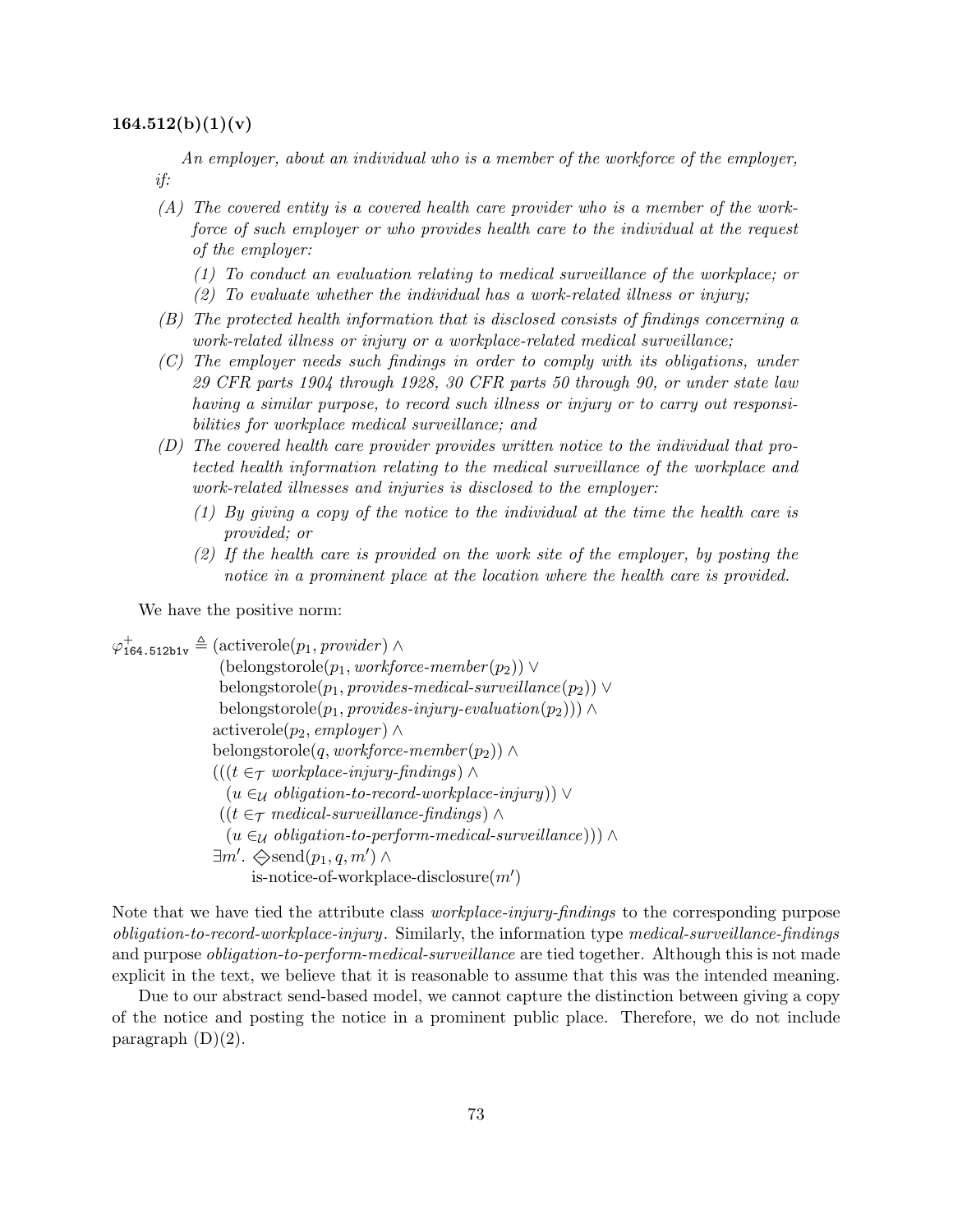**164.512(b)(1)(v)**

*An employer, about an individual who is a member of the workforce of the employer, if:*

*(A) The covered entity is a covered health care provider who is a member of the workforce of such employer or who provides health care to the individual at the request of the employer:*

*(1) To conduct an evaluation relating to medical surveillance of the workplace; or*

*(2) To evaluate whether the individual has a work-related illness or injury;*

*(B) The protected health information that is disclosed consists of findings concerning a work-related illness or injury or a workplace-related medical surveillance;*

*(C) The employer needs such findings in order to comply with its obligations, under 29 CFR parts 1904 through 1928, 30 CFR parts 50 through 90, or under state law having a similar purpose, to record such illness or injury or to carry out responsibilities for workplace medical surveillance; and*

*(D) The covered health care provider provides written notice to the individual that protected health information relating to the medical surveillance of the workplace and work-related illnesses and injuries is disclosed to the employer:*

*(1) By giving a copy of the notice to the individual at the time the health care is provided; or*

*(2) If the health care is provided on the work site of the employer, by posting the notice in a prominent place at the location where the health care is provided.*

We have the positive norm:

$$
\begin{aligned}
\varphi^{+}_{\texttt{164.512b1v}} \triangleq\ & (\text{activerole}(p_1, \textit{provider}) \wedge \\
& \quad (\text{belongstorole}(p_1, \textit{workforce-member}(p_2)) \vee \\
& \quad \text{belongstorole}(p_1, \textit{provides-medical-surveillance}(p_2)) \vee \\
& \quad \text{belongstorole}(p_1, \textit{provides-injury-evaluation}(p_2))) \wedge \\
& \text{activerole}(p_2, \textit{employer}) \wedge \\
& \text{belongstorole}(q, \textit{workforce-member}(p_2)) \wedge \\
& (((t \in_{\mathcal{T}} \textit{workplace-injury-findings}) \wedge \\
& \quad (u \in_{\mathcal{U}} \textit{obligation-to-record-workplace-injury})) \vee \\
& \quad ((t \in_{\mathcal{T}} \textit{medical-surveillance-findings}) \wedge \\
& \quad (u \in_{\mathcal{U}} \textit{obligation-to-perform-medical-surveillance}))) \wedge \\
& \exists m'.\ \diamondminus \text{send}(p_1, q, m') \wedge \\
& \qquad \text{is-notice-of-workplace-disclosure}(m')
\end{aligned}
$$

Note that we have tied the attribute class *workplace-injury-findings* to the corresponding purpose *obligation-to-record-workplace-injury*. Similarly, the information type *medical-surveillance-findings* and purpose *obligation-to-perform-medical-surveillance* are tied together. Although this is not made explicit in the text, we believe that it is reasonable to assume that this was the intended meaning.

Due to our abstract send-based model, we cannot capture the distinction between giving a copy of the notice and posting the notice in a prominent public place. Therefore, we do not include paragraph (D)(2).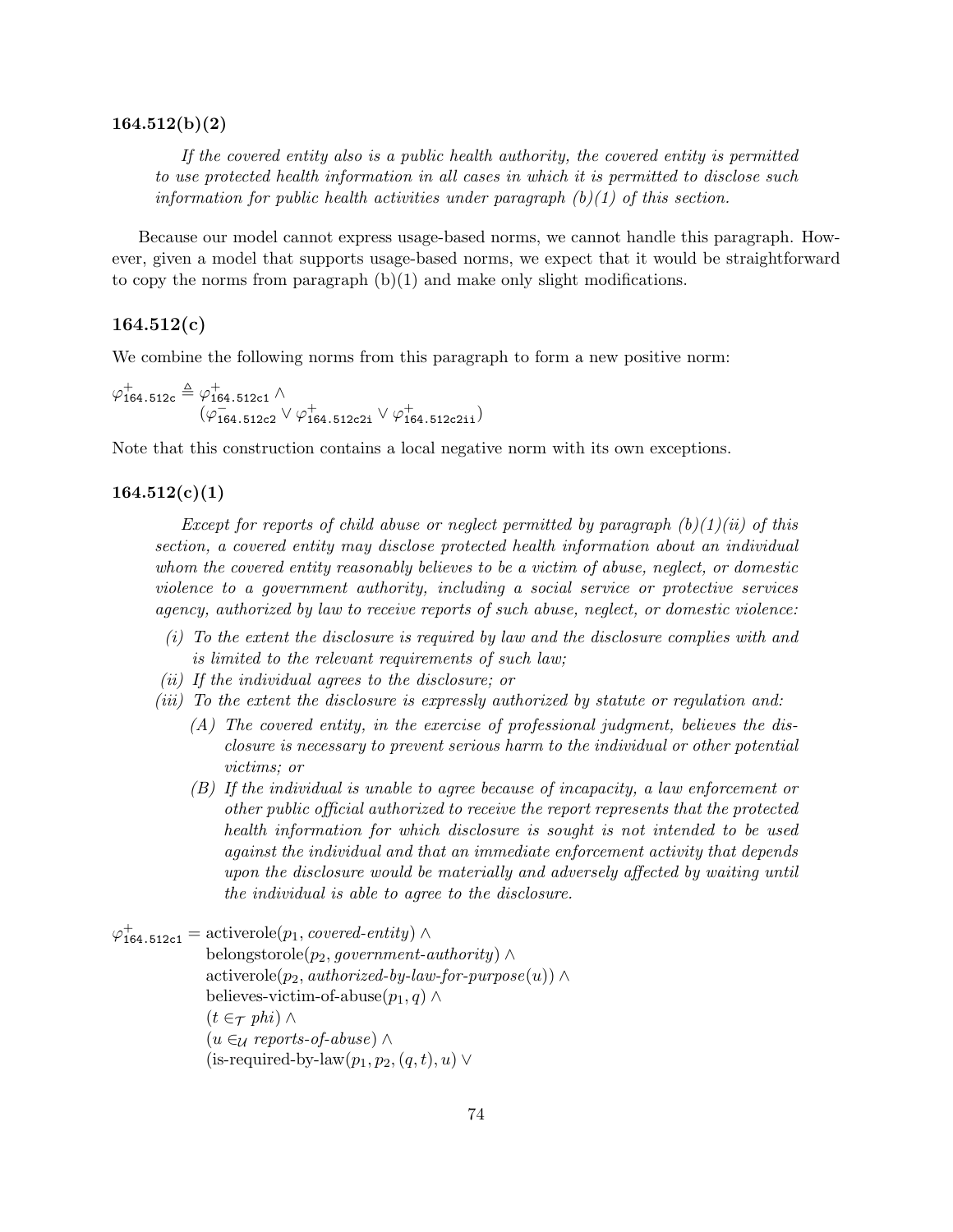### 164.512(b)(2)

> *If the covered entity also is a public health authority, the covered entity is permitted to use protected health information in all cases in which it is permitted to disclose such information for public health activities under paragraph (b)(1) of this section.*

Because our model cannot express usage-based norms, we cannot handle this paragraph. However, given a model that supports usage-based norms, we expect that it would be straightforward to copy the norms from paragraph (b)(1) and make only slight modifications.

### 164.512(c)

We combine the following norms from this paragraph to form a new positive norm:

$$\varphi^{+}_{\texttt{164.512c}} \triangleq \varphi^{+}_{\texttt{164.512c1}} \wedge (\varphi^{-}_{\texttt{164.512c2}} \vee \varphi^{+}_{\texttt{164.512c2i}} \vee \varphi^{+}_{\texttt{164.512c2ii}})$$

Note that this construction contains a local negative norm with its own exceptions.

### 164.512(c)(1)

> *Except for reports of child abuse or neglect permitted by paragraph (b)(1)(ii) of this section, a covered entity may disclose protected health information about an individual whom the covered entity reasonably believes to be a victim of abuse, neglect, or domestic violence to a government authority, including a social service or protective services agency, authorized by law to receive reports of such abuse, neglect, or domestic violence:*
>
> *(i) To the extent the disclosure is required by law and the disclosure complies with and is limited to the relevant requirements of such law;*
>
> *(ii) If the individual agrees to the disclosure; or*
>
> *(iii) To the extent the disclosure is expressly authorized by statute or regulation and:*
>
> *(A) The covered entity, in the exercise of professional judgment, believes the disclosure is necessary to prevent serious harm to the individual or other potential victims; or*
>
> *(B) If the individual is unable to agree because of incapacity, a law enforcement or other public official authorized to receive the report represents that the protected health information for which disclosure is sought is not intended to be used against the individual and that an immediate enforcement activity that depends upon the disclosure would be materially and adversely affected by waiting until the individual is able to agree to the disclosure.*

$$\begin{aligned}
\varphi^{+}_{\texttt{164.512c1}} = \; & \text{activerole}(p_1, \textit{covered-entity}) \wedge \\
& \text{belongstorole}(p_2, \textit{government-authority}) \wedge \\
& \text{activerole}(p_2, \textit{authorized-by-law-for-purpose}(u)) \wedge \\
& \text{believes-victim-of-abuse}(p_1, q) \wedge \\
& (t \in_{\mathcal{T}} \textit{phi}) \wedge \\
& (u \in_{\mathcal{U}} \textit{reports-of-abuse}) \wedge \\
& (\text{is-required-by-law}(p_1, p_2, (q, t), u) \vee
\end{aligned}$$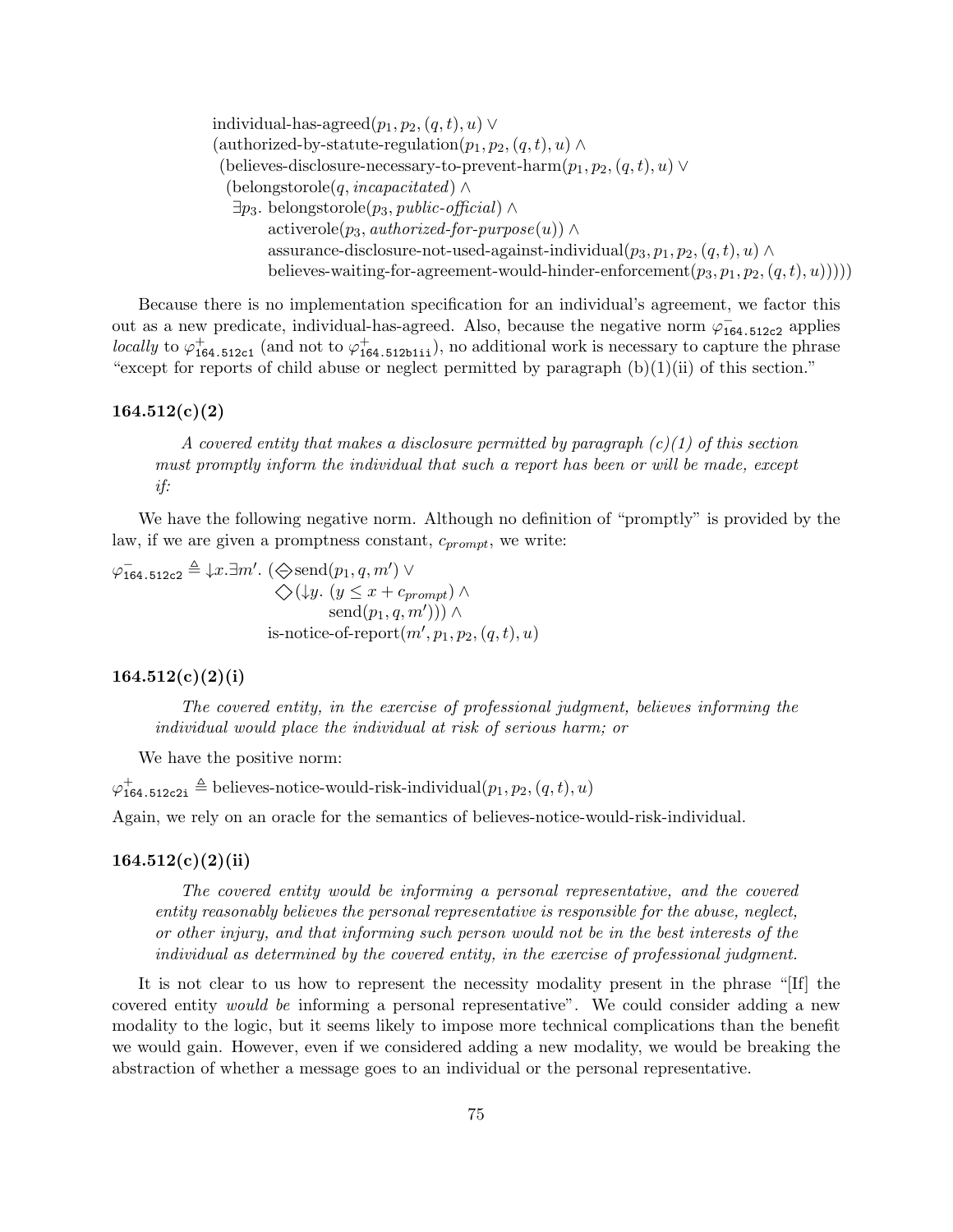$$
\begin{array}{l}
\text{individual-has-agreed}(p_1, p_2, (q,t), u) \lor \\
(\text{authorized-by-statute-regulation}(p_1, p_2, (q,t), u) \land \\
\quad (\text{believes-disclosure-necessary-to-prevent-harm}(p_1, p_2, (q,t), u) \lor \\
\quad\quad (\text{belongstorole}(q, \textit{incapacitated}) \land \\
\quad\quad\quad \exists p_3.\ \text{belongstorole}(p_3, \textit{public-official}) \land \\
\quad\quad\quad\quad \text{activerole}(p_3, \textit{authorized-for-purpose}(u)) \land \\
\quad\quad\quad\quad \text{assurance-disclosure-not-used-against-individual}(p_3, p_1, p_2, (q,t), u) \land \\
\quad\quad\quad\quad \text{believes-waiting-for-agreement-would-hinder-enforcement}(p_3, p_1, p_2, (q,t), u)))))
\end{array}
$$

Because there is no implementation specification for an individual's agreement, we factor this out as a new predicate, individual-has-agreed. Also, because the negative norm $\varphi^-_{\texttt{164.512c2}}$ applies *locally* to $\varphi^+_{\texttt{164.512c1}}$ (and not to $\varphi^+_{\texttt{164.512b1ii}}$), no additional work is necessary to capture the phrase "except for reports of child abuse or neglect permitted by paragraph (b)(1)(ii) of this section."

### 164.512(c)(2)

> *A covered entity that makes a disclosure permitted by paragraph (c)(1) of this section must promptly inform the individual that such a report has been or will be made, except if:*

We have the following negative norm. Although no definition of "promptly" is provided by the law, if we are given a promptness constant, $c_{prompt}$, we write:

$$
\begin{array}{rl}
\varphi^-_{\texttt{164.512c2}} \triangleq \downarrow x.\exists m'. & (\diamondminus \text{send}(p_1, q, m') \lor \\
& \quad \diamondplus (\downarrow y.\ (y \le x + c_{prompt}) \land \\
& \quad\quad \text{send}(p_1, q, m'))) \land \\
& \text{is-notice-of-report}(m', p_1, p_2, (q,t), u)
\end{array}
$$

### 164.512(c)(2)(i)

> *The covered entity, in the exercise of professional judgment, believes informing the individual would place the individual at risk of serious harm; or*

We have the positive norm:

$\varphi^+_{\texttt{164.512c2i}} \triangleq \text{believes-notice-would-risk-individual}(p_1, p_2, (q,t), u)$

Again, we rely on an oracle for the semantics of believes-notice-would-risk-individual.

### 164.512(c)(2)(ii)

> *The covered entity would be informing a personal representative, and the covered entity reasonably believes the personal representative is responsible for the abuse, neglect, or other injury, and that informing such person would not be in the best interests of the individual as determined by the covered entity, in the exercise of professional judgment.*

It is not clear to us how to represent the necessity modality present in the phrase "[If] the covered entity *would be* informing a personal representative". We could consider adding a new modality to the logic, but it seems likely to impose more technical complications than the benefit we would gain. However, even if we considered adding a new modality, we would be breaking the abstraction of whether a message goes to an individual or the personal representative.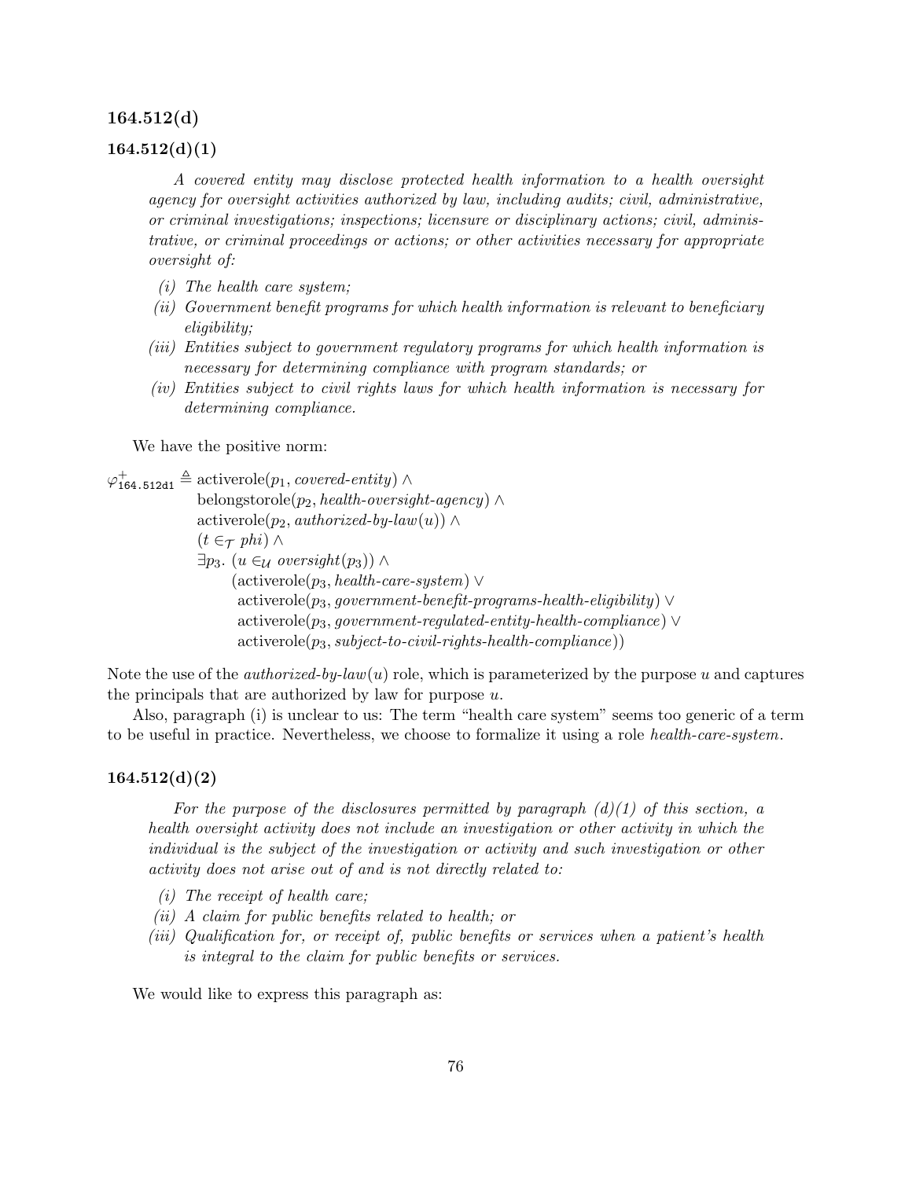### 164.512(d)

### 164.512(d)(1)

*A covered entity may disclose protected health information to a health oversight agency for oversight activities authorized by law, including audits; civil, administrative, or criminal investigations; inspections; licensure or disciplinary actions; civil, administrative, or criminal proceedings or actions; or other activities necessary for appropriate oversight of:*

- *(i) The health care system;*
- *(ii) Government benefit programs for which health information is relevant to beneficiary eligibility;*
- *(iii) Entities subject to government regulatory programs for which health information is necessary for determining compliance with program standards; or*
- *(iv) Entities subject to civil rights laws for which health information is necessary for determining compliance.*

We have the positive norm:

$$
\begin{aligned}
\varphi^{+}_{\texttt{164.512d1}} \triangleq\ & \text{activerole}(p_1, \textit{covered-entity}) \wedge \\
& \text{belongstorole}(p_2, \textit{health-oversight-agency}) \wedge \\
& \text{activerole}(p_2, \textit{authorized-by-law}(u)) \wedge \\
& (t \in_{\mathcal{T}} \textit{phi}) \wedge \\
& \exists p_3.\ (u \in_{\mathcal{U}} \textit{oversight}(p_3)) \wedge \\
& \quad (\text{activerole}(p_3, \textit{health-care-system}) \vee \\
& \quad\ \text{activerole}(p_3, \textit{government-benefit-programs-health-eligibility}) \vee \\
& \quad\ \text{activerole}(p_3, \textit{government-regulated-entity-health-compliance}) \vee \\
& \quad\ \text{activerole}(p_3, \textit{subject-to-civil-rights-health-compliance}))
\end{aligned}
$$

Note the use of the *authorized-by-law*$(u)$ role, which is parameterized by the purpose $u$ and captures the principals that are authorized by law for purpose $u$.

Also, paragraph (i) is unclear to us: The term "health care system" seems too generic of a term to be useful in practice. Nevertheless, we choose to formalize it using a role *health-care-system*.

### 164.512(d)(2)

*For the purpose of the disclosures permitted by paragraph (d)(1) of this section, a health oversight activity does not include an investigation or other activity in which the individual is the subject of the investigation or activity and such investigation or other activity does not arise out of and is not directly related to:*

- *(i) The receipt of health care;*
- *(ii) A claim for public benefits related to health; or*
- *(iii) Qualification for, or receipt of, public benefits or services when a patient's health is integral to the claim for public benefits or services.*

We would like to express this paragraph as: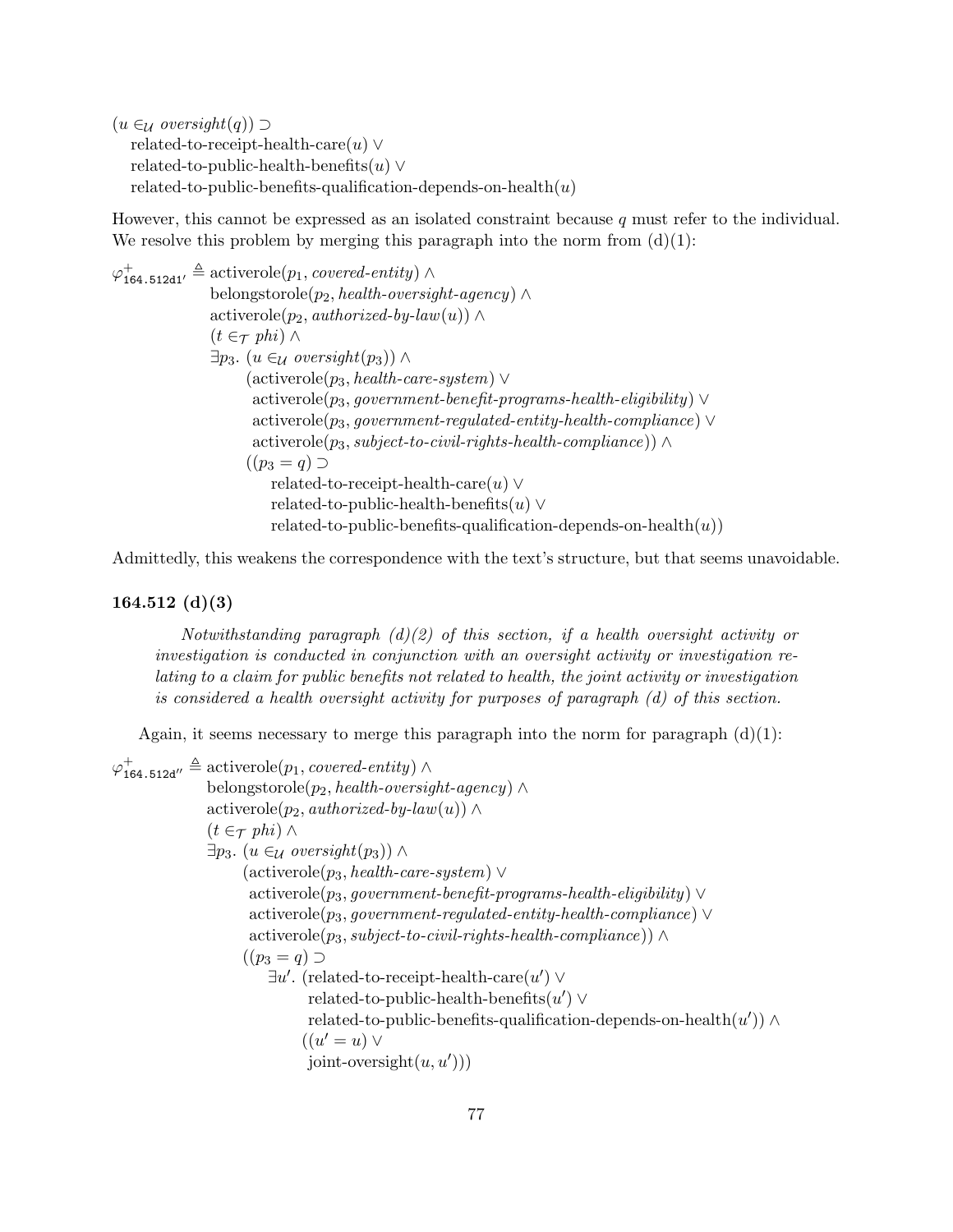$$
\begin{aligned}
&(u \in_{\mathcal{U}} \textit{oversight}(q)) \supset \\
&\quad \text{related-to-receipt-health-care}(u) \lor \\
&\quad \text{related-to-public-health-benefits}(u) \lor \\
&\quad \text{related-to-public-benefits-qualification-depends-on-health}(u)
\end{aligned}
$$

However, this cannot be expressed as an isolated constraint because $q$ must refer to the individual. We resolve this problem by merging this paragraph into the norm from (d)(1):

$$
\begin{aligned}
\varphi^{+}_{\texttt{164.512d1}'} \triangleq\ & \text{activerole}(p_1, \textit{covered-entity}) \land \\
& \text{belongstorole}(p_2, \textit{health-oversight-agency}) \land \\
& \text{activerole}(p_2, \textit{authorized-by-law}(u)) \land \\
& (t \in_{\mathcal{T}} \textit{phi}) \land \\
& \exists p_3.\ (u \in_{\mathcal{U}} \textit{oversight}(p_3)) \land \\
& \quad\quad (\text{activerole}(p_3, \textit{health-care-system}) \lor \\
& \quad\quad\ \text{activerole}(p_3, \textit{government-benefit-programs-health-eligibility}) \lor \\
& \quad\quad\ \text{activerole}(p_3, \textit{government-regulated-entity-health-compliance}) \lor \\
& \quad\quad\ \text{activerole}(p_3, \textit{subject-to-civil-rights-health-compliance})) \land \\
& \quad\quad ((p_3 = q) \supset \\
& \quad\quad\quad \text{related-to-receipt-health-care}(u) \lor \\
& \quad\quad\quad \text{related-to-public-health-benefits}(u) \lor \\
& \quad\quad\quad \text{related-to-public-benefits-qualification-depends-on-health}(u))
\end{aligned}
$$

Admittedly, this weakens the correspondence with the text's structure, but that seems unavoidable.

### 164.512 (d)(3)

> *Notwithstanding paragraph (d)(2) of this section, if a health oversight activity or investigation is conducted in conjunction with an oversight activity or investigation relating to a claim for public benefits not related to health, the joint activity or investigation is considered a health oversight activity for purposes of paragraph (d) of this section.*

Again, it seems necessary to merge this paragraph into the norm for paragraph (d)(1):

$$
\begin{aligned}
\varphi^{+}_{\texttt{164.512d}''} \triangleq\ & \text{activerole}(p_1, \textit{covered-entity}) \land \\
& \text{belongstorole}(p_2, \textit{health-oversight-agency}) \land \\
& \text{activerole}(p_2, \textit{authorized-by-law}(u)) \land \\
& (t \in_{\mathcal{T}} \textit{phi}) \land \\
& \exists p_3.\ (u \in_{\mathcal{U}} \textit{oversight}(p_3)) \land \\
& \quad\quad (\text{activerole}(p_3, \textit{health-care-system}) \lor \\
& \quad\quad\ \text{activerole}(p_3, \textit{government-benefit-programs-health-eligibility}) \lor \\
& \quad\quad\ \text{activerole}(p_3, \textit{government-regulated-entity-health-compliance}) \lor \\
& \quad\quad\ \text{activerole}(p_3, \textit{subject-to-civil-rights-health-compliance})) \land \\
& \quad\quad ((p_3 = q) \supset \\
& \quad\quad\quad \exists u'.\ (\text{related-to-receipt-health-care}(u') \lor \\
& \quad\quad\quad\quad \text{related-to-public-health-benefits}(u') \lor \\
& \quad\quad\quad\quad \text{related-to-public-benefits-qualification-depends-on-health}(u')) \land \\
& \quad\quad\quad\quad ((u' = u) \lor \\
& \quad\quad\quad\quad\ \text{joint-oversight}(u, u')))
\end{aligned}
$$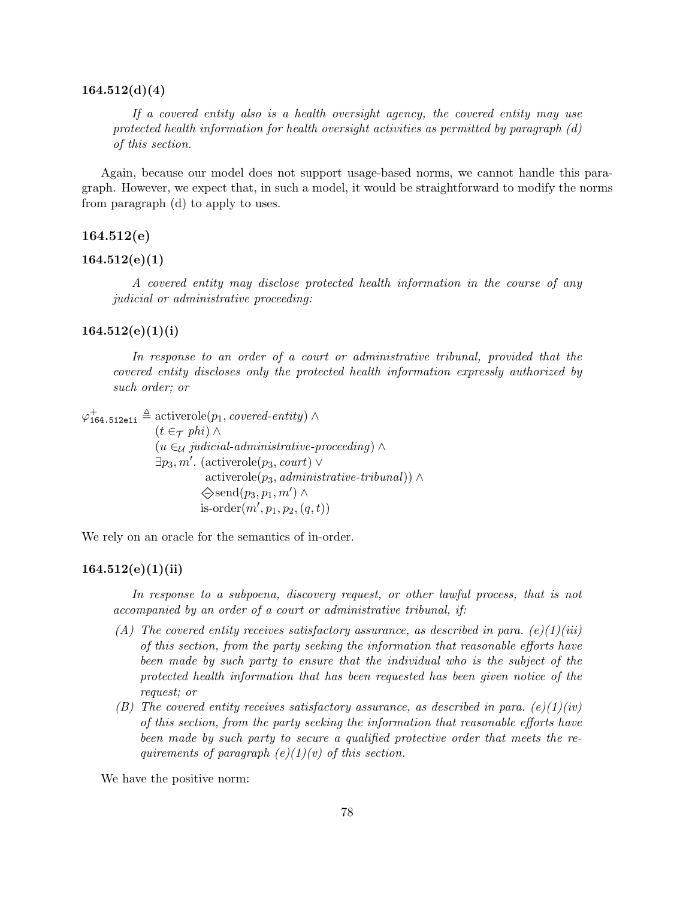### 164.512(d)(4)

> *If a covered entity also is a health oversight agency, the covered entity may use protected health information for health oversight activities as permitted by paragraph (d) of this section.*

Again, because our model does not support usage-based norms, we cannot handle this paragraph. However, we expect that, in such a model, it would be straightforward to modify the norms from paragraph (d) to apply to uses.

### 164.512(e)

### 164.512(e)(1)

> *A covered entity may disclose protected health information in the course of any judicial or administrative proceeding:*

### 164.512(e)(1)(i)

> *In response to an order of a court or administrative tribunal, provided that the covered entity discloses only the protected health information expressly authorized by such order; or*

$$
\begin{aligned}
\varphi^{+}_{\texttt{164.512e1i}} \triangleq\ & \text{activerole}(p_1, \textit{covered-entity}) \land \\
& (t \in_{\mathcal{T}} \textit{phi}) \land \\
& (u \in_{\mathcal{U}} \textit{judicial-administrative-proceeding}) \land \\
& \exists p_3, m'.\ (\text{activerole}(p_3, \textit{court}) \lor \\
& \qquad\quad \text{activerole}(p_3, \textit{administrative-tribunal})) \land \\
& \qquad\quad \diamondminus \text{send}(p_3, p_1, m') \land \\
& \qquad\quad \text{is-order}(m', p_1, p_2, (q, t))
\end{aligned}
$$

We rely on an oracle for the semantics of in-order.

### 164.512(e)(1)(ii)

> *In response to a subpoena, discovery request, or other lawful process, that is not accompanied by an order of a court or administrative tribunal, if:*
>
> *(A) The covered entity receives satisfactory assurance, as described in para. (e)(1)(iii) of this section, from the party seeking the information that reasonable efforts have been made by such party to ensure that the individual who is the subject of the protected health information that has been requested has been given notice of the request; or*
>
> *(B) The covered entity receives satisfactory assurance, as described in para. (e)(1)(iv) of this section, from the party seeking the information that reasonable efforts have been made by such party to secure a qualified protective order that meets the requirements of paragraph (e)(1)(v) of this section.*

We have the positive norm: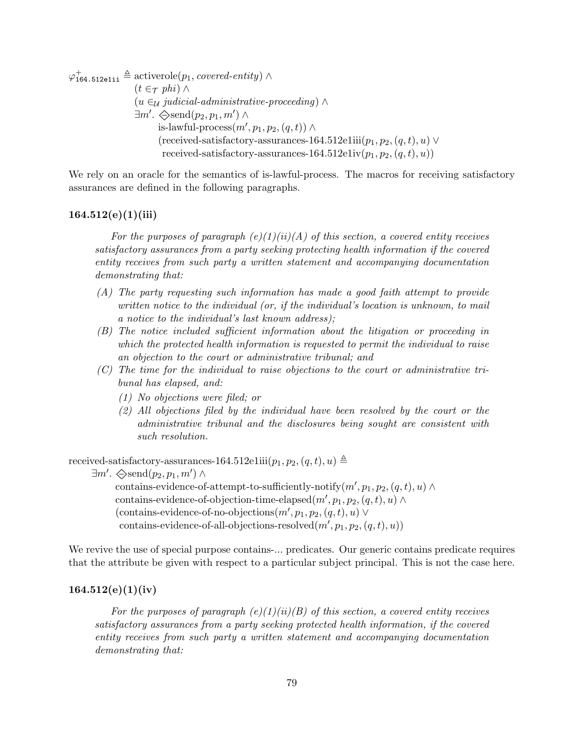$$
\begin{aligned}
\varphi^{+}_{\texttt{164.512e1ii}} \triangleq\ & \text{activerole}(p_1, \textit{covered-entity}) \land \\
& (t \in_{\mathcal{T}} \textit{phi}) \land \\
& (u \in_{\mathcal{U}} \textit{judicial-administrative-proceeding}) \land \\
& \exists m'.\ \diamondminus\text{send}(p_2, p_1, m') \land \\
& \qquad \text{is-lawful-process}(m', p_1, p_2, (q, t)) \land \\
& \qquad (\text{received-satisfactory-assurances-164.512e1iii}(p_1, p_2, (q, t), u) \lor \\
& \qquad\ \ \text{received-satisfactory-assurances-164.512e1iv}(p_1, p_2, (q, t), u))
\end{aligned}
$$

We rely on an oracle for the semantics of is-lawful-process. The macros for receiving satisfactory assurances are defined in the following paragraphs.

### 164.512(e)(1)(iii)

*For the purposes of paragraph (e)(1)(ii)(A) of this section, a covered entity receives satisfactory assurances from a party seeking protecting health information if the covered entity receives from such party a written statement and accompanying documentation demonstrating that:*

- *(A) The party requesting such information has made a good faith attempt to provide written notice to the individual (or, if the individual's location is unknown, to mail a notice to the individual's last known address);*
- *(B) The notice included sufficient information about the litigation or proceeding in which the protected health information is requested to permit the individual to raise an objection to the court or administrative tribunal; and*
- *(C) The time for the individual to raise objections to the court or administrative tribunal has elapsed, and:*
  - *(1) No objections were filed; or*
  - *(2) All objections filed by the individual have been resolved by the court or the administrative tribunal and the disclosures being sought are consistent with such resolution.*

$$
\begin{aligned}
& \text{received-satisfactory-assurances-164.512e1iii}(p_1, p_2, (q, t), u) \triangleq \\
& \quad \exists m'.\ \diamondminus\text{send}(p_2, p_1, m') \land \\
& \qquad \text{contains-evidence-of-attempt-to-sufficiently-notify}(m', p_1, p_2, (q, t), u) \land \\
& \qquad \text{contains-evidence-of-objection-time-elapsed}(m', p_1, p_2, (q, t), u) \land \\
& \qquad (\text{contains-evidence-of-no-objections}(m', p_1, p_2, (q, t), u) \lor \\
& \qquad\ \ \text{contains-evidence-of-all-objections-resolved}(m', p_1, p_2, (q, t), u))
\end{aligned}
$$

We revive the use of special purpose contains-... predicates. Our generic contains predicate requires that the attribute be given with respect to a particular subject principal. This is not the case here.

### 164.512(e)(1)(iv)

*For the purposes of paragraph (e)(1)(ii)(B) of this section, a covered entity receives satisfactory assurances from a party seeking protected health information, if the covered entity receives from such party a written statement and accompanying documentation demonstrating that:*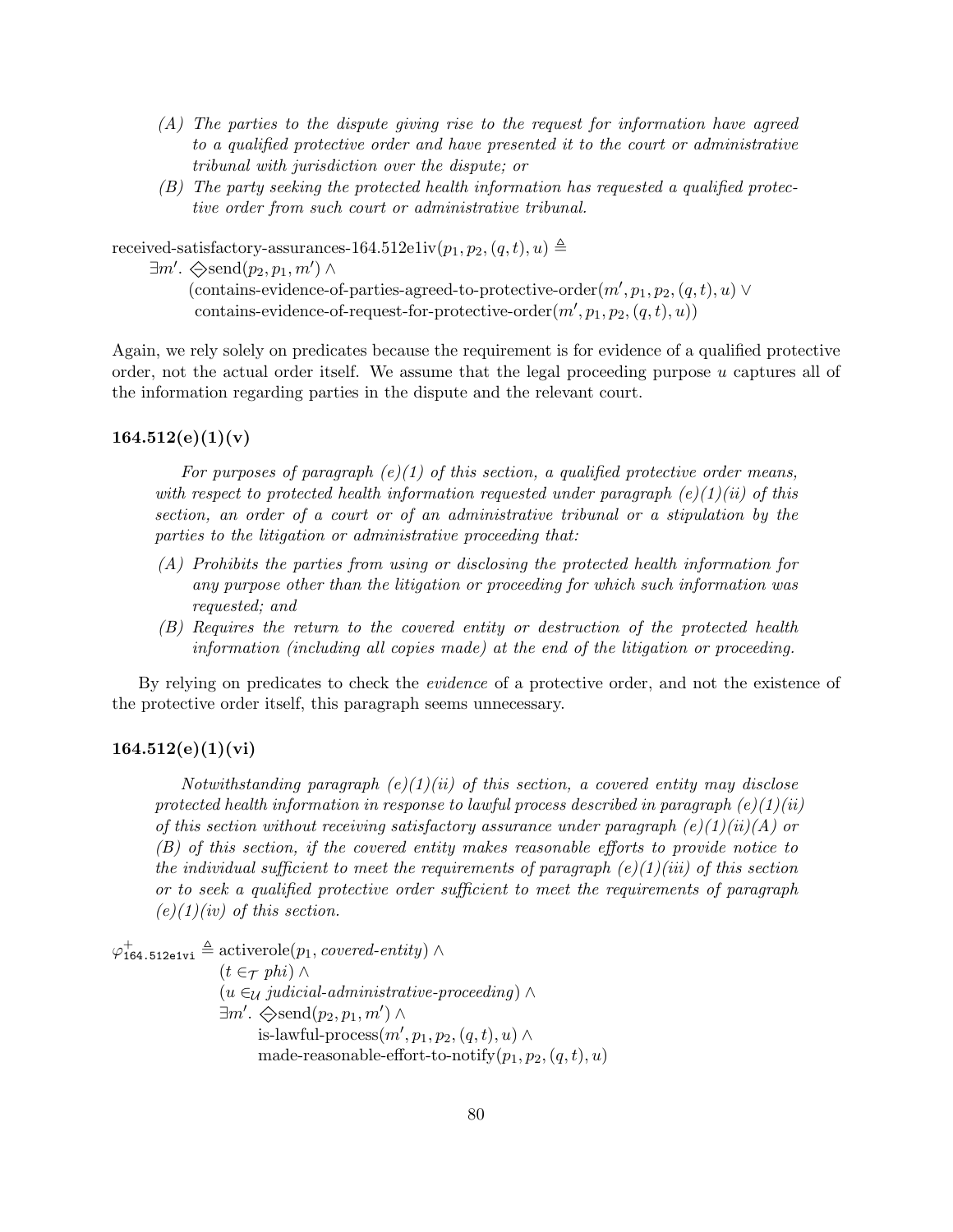> *(A) The parties to the dispute giving rise to the request for information have agreed to a qualified protective order and have presented it to the court or administrative tribunal with jurisdiction over the dispute; or*
>
> *(B) The party seeking the protected health information has requested a qualified protective order from such court or administrative tribunal.*

$$
\begin{aligned}
&\text{received-satisfactory-assurances-164.512e1iv}(p_1, p_2, (q,t), u) \triangleq \\
&\quad \exists m'.\ \diamondsuit\text{send}(p_2, p_1, m') \land \\
&\qquad (\text{contains-evidence-of-parties-agreed-to-protective-order}(m', p_1, p_2, (q,t), u) \lor \\
&\qquad\ \ \text{contains-evidence-of-request-for-protective-order}(m', p_1, p_2, (q,t), u))
\end{aligned}
$$

Again, we rely solely on predicates because the requirement is for evidence of a qualified protective order, not the actual order itself. We assume that the legal proceeding purpose $u$ captures all of the information regarding parties in the dispute and the relevant court.

### 164.512(e)(1)(v)

> *For purposes of paragraph (e)(1) of this section, a qualified protective order means, with respect to protected health information requested under paragraph (e)(1)(ii) of this section, an order of a court or of an administrative tribunal or a stipulation by the parties to the litigation or administrative proceeding that:*
>
> *(A) Prohibits the parties from using or disclosing the protected health information for any purpose other than the litigation or proceeding for which such information was requested; and*
>
> *(B) Requires the return to the covered entity or destruction of the protected health information (including all copies made) at the end of the litigation or proceeding.*

By relying on predicates to check the *evidence* of a protective order, and not the existence of the protective order itself, this paragraph seems unnecessary.

### 164.512(e)(1)(vi)

> *Notwithstanding paragraph (e)(1)(ii) of this section, a covered entity may disclose protected health information in response to lawful process described in paragraph (e)(1)(ii) of this section without receiving satisfactory assurance under paragraph (e)(1)(ii)(A) or (B) of this section, if the covered entity makes reasonable efforts to provide notice to the individual sufficient to meet the requirements of paragraph (e)(1)(iii) of this section or to seek a qualified protective order sufficient to meet the requirements of paragraph (e)(1)(iv) of this section.*

$$
\begin{aligned}
\varphi^{+}_{\texttt{164.512e1vi}} \triangleq\ & \text{activerole}(p_1, \textit{covered-entity}) \land \\
& (t \in_{\mathcal{T}} \textit{phi}) \land \\
& (u \in_{\mathcal{U}} \textit{judicial-administrative-proceeding}) \land \\
& \exists m'.\ \diamondsuit\text{send}(p_2, p_1, m') \land \\
& \qquad \text{is-lawful-process}(m', p_1, p_2, (q,t), u) \land \\
& \qquad \text{made-reasonable-effort-to-notify}(p_1, p_2, (q,t), u)
\end{aligned}
$$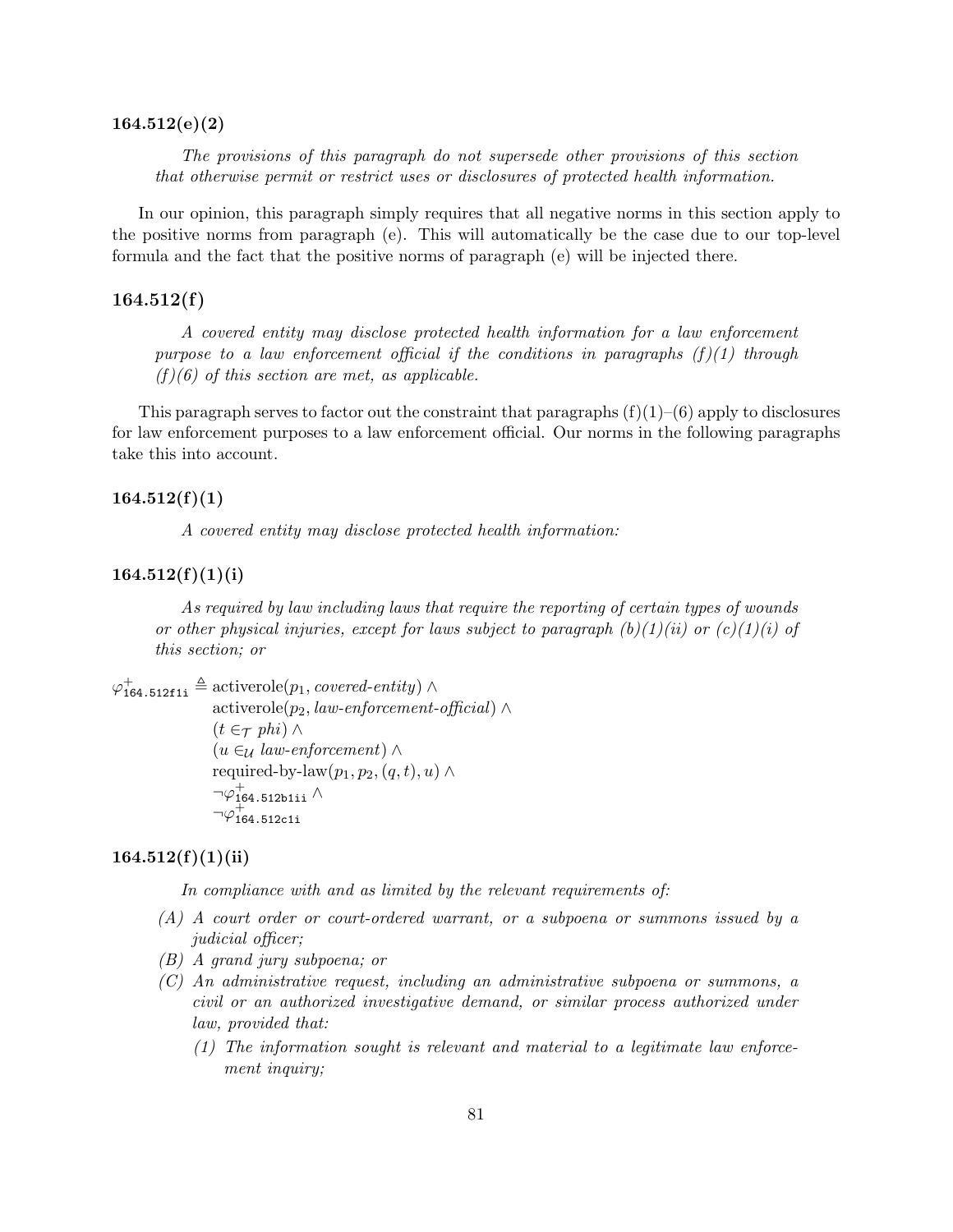### 164.512(e)(2)

> *The provisions of this paragraph do not supersede other provisions of this section that otherwise permit or restrict uses or disclosures of protected health information.*

In our opinion, this paragraph simply requires that all negative norms in this section apply to the positive norms from paragraph (e). This will automatically be the case due to our top-level formula and the fact that the positive norms of paragraph (e) will be injected there.

### 164.512(f)

> *A covered entity may disclose protected health information for a law enforcement purpose to a law enforcement official if the conditions in paragraphs (f)(1) through (f)(6) of this section are met, as applicable.*

This paragraph serves to factor out the constraint that paragraphs (f)(1)–(6) apply to disclosures for law enforcement purposes to a law enforcement official. Our norms in the following paragraphs take this into account.

### 164.512(f)(1)

> *A covered entity may disclose protected health information:*

### 164.512(f)(1)(i)

> *As required by law including laws that require the reporting of certain types of wounds or other physical injuries, except for laws subject to paragraph (b)(1)(ii) or (c)(1)(i) of this section; or*

$$
\begin{aligned}
\varphi^+_{\texttt{164.512f1i}} \triangleq\ & \text{activerole}(p_1, \textit{covered-entity}) \land \\
& \text{activerole}(p_2, \textit{law-enforcement-official}) \land \\
& (t \in_{\mathcal{T}} \textit{phi}) \land \\
& (u \in_{\mathcal{U}} \textit{law-enforcement}) \land \\
& \text{required-by-law}(p_1, p_2, (q, t), u) \land \\
& \neg\varphi^+_{\texttt{164.512b1ii}} \land \\
& \neg\varphi^+_{\texttt{164.512c1i}}
\end{aligned}
$$

### 164.512(f)(1)(ii)

> *In compliance with and as limited by the relevant requirements of:*
>
> *(A) A court order or court-ordered warrant, or a subpoena or summons issued by a judicial officer;*
>
> *(B) A grand jury subpoena; or*
>
> *(C) An administrative request, including an administrative subpoena or summons, a civil or an authorized investigative demand, or similar process authorized under law, provided that:*
>
> *(1) The information sought is relevant and material to a legitimate law enforcement inquiry;*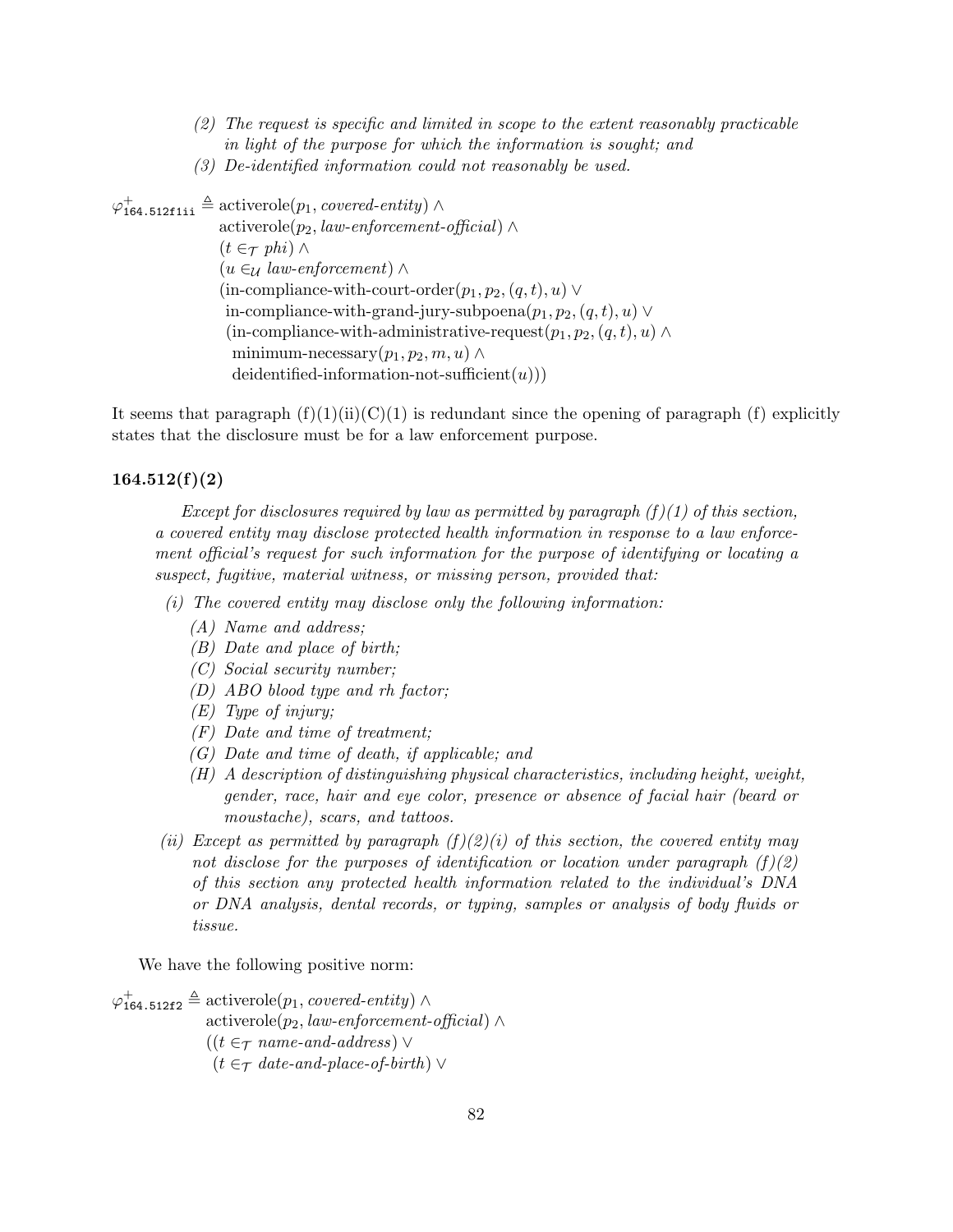*(2) The request is specific and limited in scope to the extent reasonably practicable in light of the purpose for which the information is sought; and*

*(3) De-identified information could not reasonably be used.*

$$
\begin{aligned}
\varphi^{+}_{\texttt{164.512f1ii}} \triangleq\ & \text{activerole}(p_1, \textit{covered-entity}) \land \\
& \text{activerole}(p_2, \textit{law-enforcement-official}) \land \\
& (t \in_{\mathcal{T}} \textit{phi}) \land \\
& (u \in_{\mathcal{U}} \textit{law-enforcement}) \land \\
& (\text{in-compliance-with-court-order}(p_1, p_2, (q, t), u) \lor \\
& \ \text{in-compliance-with-grand-jury-subpoena}(p_1, p_2, (q, t), u) \lor \\
& \ (\text{in-compliance-with-administrative-request}(p_1, p_2, (q, t), u) \land \\
& \ \ \text{minimum-necessary}(p_1, p_2, m, u) \land \\
& \ \ \text{deidentified-information-not-sufficient}(u)))
\end{aligned}
$$

It seems that paragraph (f)(1)(ii)(C)(1) is redundant since the opening of paragraph (f) explicitly states that the disclosure must be for a law enforcement purpose.

### 164.512(f)(2)

*Except for disclosures required by law as permitted by paragraph (f)(1) of this section, a covered entity may disclose protected health information in response to a law enforcement official's request for such information for the purpose of identifying or locating a suspect, fugitive, material witness, or missing person, provided that:*

*(i) The covered entity may disclose only the following information:*

*(A) Name and address;*

*(B) Date and place of birth;*

*(C) Social security number;*

*(D) ABO blood type and rh factor;*

*(E) Type of injury;*

*(F) Date and time of treatment;*

*(G) Date and time of death, if applicable; and*

*(H) A description of distinguishing physical characteristics, including height, weight, gender, race, hair and eye color, presence or absence of facial hair (beard or moustache), scars, and tattoos.*

*(ii) Except as permitted by paragraph (f)(2)(i) of this section, the covered entity may not disclose for the purposes of identification or location under paragraph (f)(2) of this section any protected health information related to the individual's DNA or DNA analysis, dental records, or typing, samples or analysis of body fluids or tissue.*

We have the following positive norm:

$$
\begin{aligned}
\varphi^{+}_{\texttt{164.512f2}} \triangleq\ & \text{activerole}(p_1, \textit{covered-entity}) \land \\
& \text{activerole}(p_2, \textit{law-enforcement-official}) \land \\
& ((t \in_{\mathcal{T}} \textit{name-and-address}) \lor \\
& \ (t \in_{\mathcal{T}} \textit{date-and-place-of-birth}) \lor
\end{aligned}
$$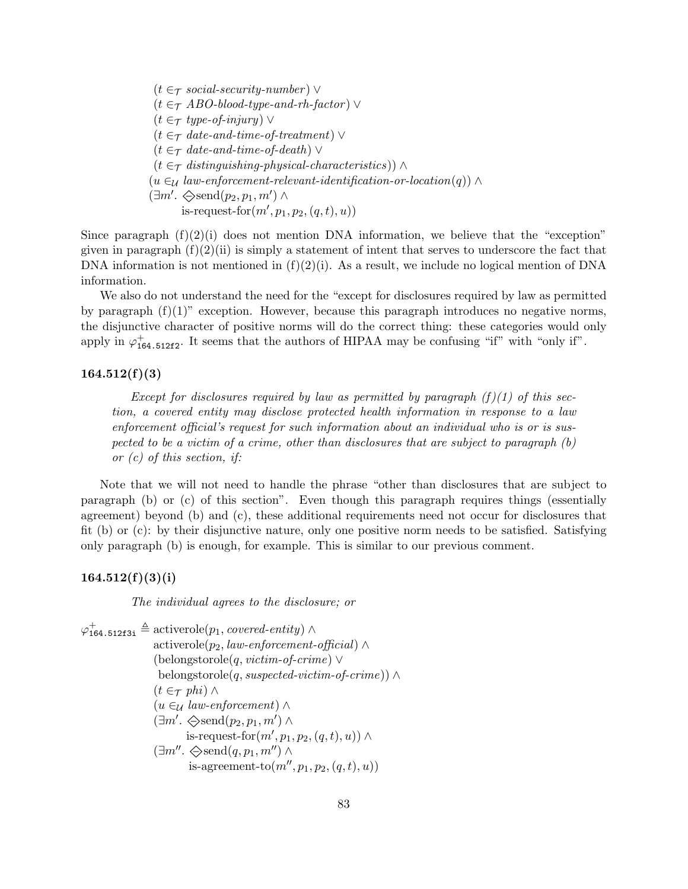$$
\begin{aligned}
&(t \in_{\mathcal{T}} \textit{social-security-number}) \vee \\
&(t \in_{\mathcal{T}} \textit{ABO-blood-type-and-rh-factor}) \vee \\
&(t \in_{\mathcal{T}} \textit{type-of-injury}) \vee \\
&(t \in_{\mathcal{T}} \textit{date-and-time-of-treatment}) \vee \\
&(t \in_{\mathcal{T}} \textit{date-and-time-of-death}) \vee \\
&(t \in_{\mathcal{T}} \textit{distinguishing-physical-characteristics})) \wedge \\
&(u \in_{\mathcal{U}} \textit{law-enforcement-relevant-identification-or-location}(q)) \wedge \\
&(\exists m'.\ \diamondminus \text{send}(p_2, p_1, m') \wedge \\
&\qquad \text{is-request-for}(m', p_1, p_2, (q, t), u))
\end{aligned}
$$

Since paragraph (f)(2)(i) does not mention DNA information, we believe that the "exception" given in paragraph (f)(2)(ii) is simply a statement of intent that serves to underscore the fact that DNA information is not mentioned in (f)(2)(i). As a result, we include no logical mention of DNA information.

We also do not understand the need for the "except for disclosures required by law as permitted by paragraph (f)(1)" exception. However, because this paragraph introduces no negative norms, the disjunctive character of positive norms will do the correct thing: these categories would only apply in $\varphi^{+}_{\texttt{164.512f2}}$. It seems that the authors of HIPAA may be confusing "if" with "only if".

### 164.512(f)(3)

> *Except for disclosures required by law as permitted by paragraph (f)(1) of this section, a covered entity may disclose protected health information in response to a law enforcement official's request for such information about an individual who is or is suspected to be a victim of a crime, other than disclosures that are subject to paragraph (b) or (c) of this section, if:*

Note that we will not need to handle the phrase "other than disclosures that are subject to paragraph (b) or (c) of this section". Even though this paragraph requires things (essentially agreement) beyond (b) and (c), these additional requirements need not occur for disclosures that fit (b) or (c): by their disjunctive nature, only one positive norm needs to be satisfied. Satisfying only paragraph (b) is enough, for example. This is similar to our previous comment.

### 164.512(f)(3)(i)

> *The individual agrees to the disclosure; or*

$$
\begin{aligned}
\varphi^{+}_{\texttt{164.512f3i}} \triangleq\ & \text{activerole}(p_1, \textit{covered-entity}) \wedge \\
& \text{activerole}(p_2, \textit{law-enforcement-official}) \wedge \\
& (\text{belongstorole}(q, \textit{victim-of-crime}) \vee \\
& \ \text{belongstorole}(q, \textit{suspected-victim-of-crime})) \wedge \\
& (t \in_{\mathcal{T}} \textit{phi}) \wedge \\
& (u \in_{\mathcal{U}} \textit{law-enforcement}) \wedge \\
& (\exists m'.\ \diamondminus \text{send}(p_2, p_1, m') \wedge \\
& \qquad \text{is-request-for}(m', p_1, p_2, (q, t), u)) \wedge \\
& (\exists m''.\ \diamondminus \text{send}(q, p_1, m'') \wedge \\
& \qquad \text{is-agreement-to}(m'', p_1, p_2, (q, t), u))
\end{aligned}
$$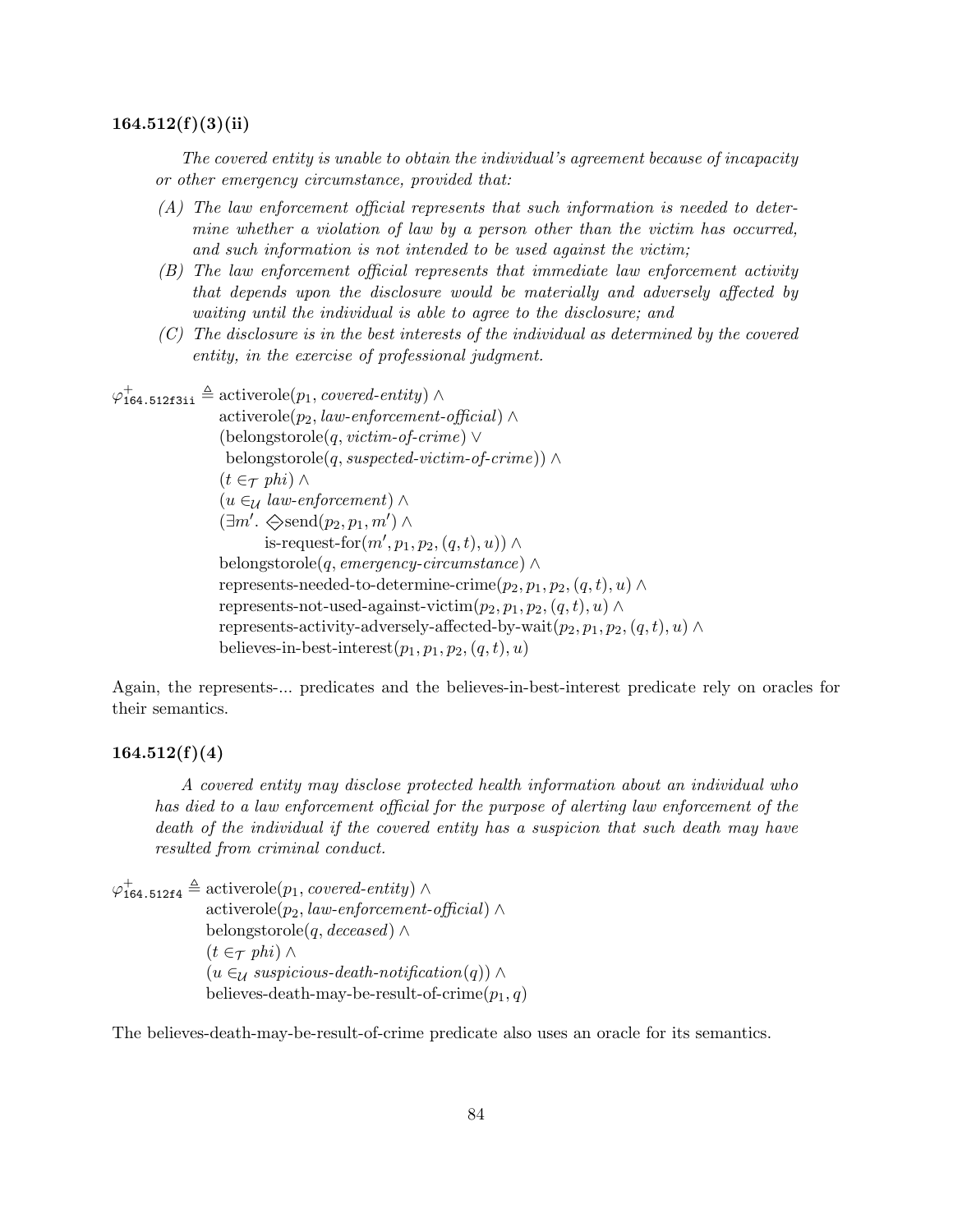### 164.512(f)(3)(ii)

*The covered entity is unable to obtain the individual's agreement because of incapacity or other emergency circumstance, provided that:*

- *(A) The law enforcement official represents that such information is needed to determine whether a violation of law by a person other than the victim has occurred, and such information is not intended to be used against the victim;*
- *(B) The law enforcement official represents that immediate law enforcement activity that depends upon the disclosure would be materially and adversely affected by waiting until the individual is able to agree to the disclosure; and*
- *(C) The disclosure is in the best interests of the individual as determined by the covered entity, in the exercise of professional judgment.*

$$
\begin{aligned}
\varphi^{+}_{\texttt{164.512f3ii}} \triangleq\ & \text{activerole}(p_1, \textit{covered-entity}) \land \\
& \text{activerole}(p_2, \textit{law-enforcement-official}) \land \\
& (\text{belongstorole}(q, \textit{victim-of-crime}) \lor \\
& \ \text{belongstorole}(q, \textit{suspected-victim-of-crime})) \land \\
& (t \in_{\mathcal{T}} \textit{phi}) \land \\
& (u \in_{\mathcal{U}} \textit{law-enforcement}) \land \\
& (\exists m'.\ \diamondminus \text{send}(p_2, p_1, m') \land \\
& \qquad \text{is-request-for}(m', p_1, p_2, (q, t), u)) \land \\
& \text{belongstorole}(q, \textit{emergency-circumstance}) \land \\
& \text{represents-needed-to-determine-crime}(p_2, p_1, p_2, (q, t), u) \land \\
& \text{represents-not-used-against-victim}(p_2, p_1, p_2, (q, t), u) \land \\
& \text{represents-activity-adversely-affected-by-wait}(p_2, p_1, p_2, (q, t), u) \land \\
& \text{believes-in-best-interest}(p_1, p_1, p_2, (q, t), u)
\end{aligned}
$$

Again, the represents-... predicates and the believes-in-best-interest predicate rely on oracles for their semantics.

### 164.512(f)(4)

*A covered entity may disclose protected health information about an individual who has died to a law enforcement official for the purpose of alerting law enforcement of the death of the individual if the covered entity has a suspicion that such death may have resulted from criminal conduct.*

$$
\begin{aligned}
\varphi^{+}_{\texttt{164.512f4}} \triangleq\ & \text{activerole}(p_1, \textit{covered-entity}) \land \\
& \text{activerole}(p_2, \textit{law-enforcement-official}) \land \\
& \text{belongstorole}(q, \textit{deceased}) \land \\
& (t \in_{\mathcal{T}} \textit{phi}) \land \\
& (u \in_{\mathcal{U}} \textit{suspicious-death-notification}(q)) \land \\
& \text{believes-death-may-be-result-of-crime}(p_1, q)
\end{aligned}
$$

The believes-death-may-be-result-of-crime predicate also uses an oracle for its semantics.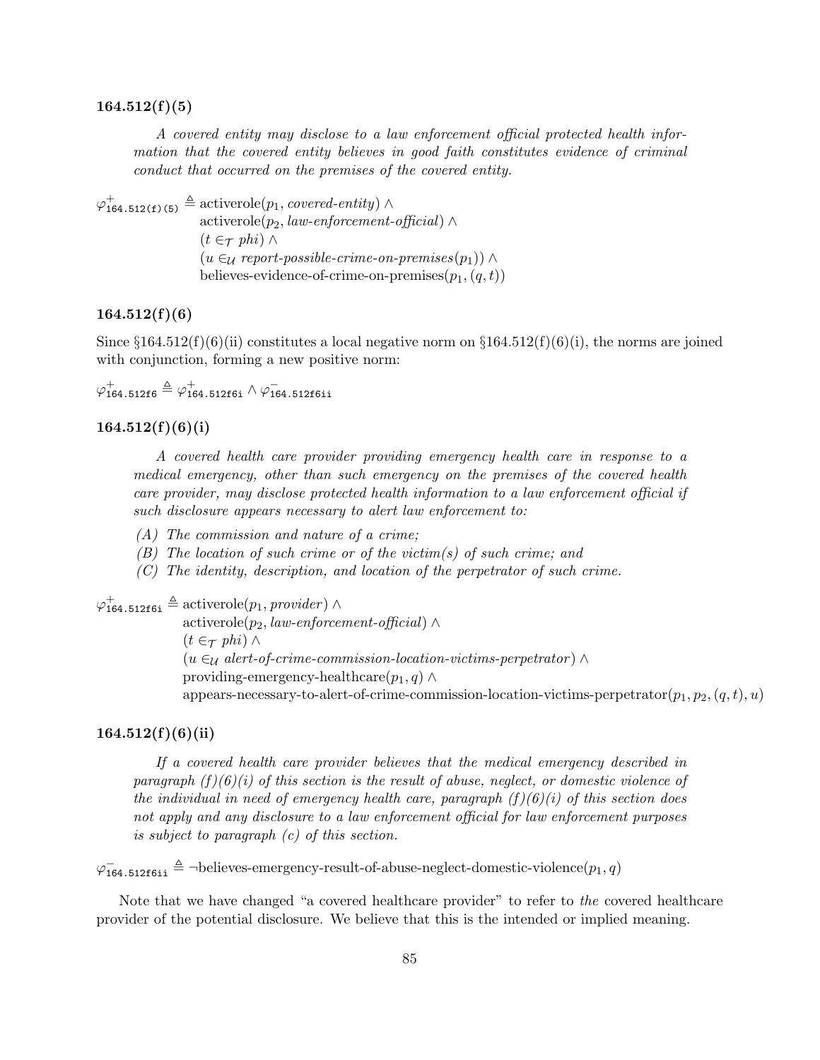### 164.512(f)(5)

> *A covered entity may disclose to a law enforcement official protected health information that the covered entity believes in good faith constitutes evidence of criminal conduct that occurred on the premises of the covered entity.*

$$
\begin{aligned}
\varphi^{+}_{\texttt{164.512(f)(5)}} \triangleq\ & \text{activerole}(p_1, \textit{covered-entity}) \land \\
& \text{activerole}(p_2, \textit{law-enforcement-official}) \land \\
& (t \in_{\mathcal{T}} \textit{phi}) \land \\
& (u \in_{\mathcal{U}} \textit{report-possible-crime-on-premises}(p_1)) \land \\
& \text{believes-evidence-of-crime-on-premises}(p_1, (q, t))
\end{aligned}
$$

### 164.512(f)(6)

Since §164.512(f)(6)(ii) constitutes a local negative norm on §164.512(f)(6)(i), the norms are joined with conjunction, forming a new positive norm:

$$
\varphi^{+}_{\texttt{164.512f6}} \triangleq \varphi^{+}_{\texttt{164.512f6i}} \land \varphi^{-}_{\texttt{164.512f6ii}}
$$

### 164.512(f)(6)(i)

> *A covered health care provider providing emergency health care in response to a medical emergency, other than such emergency on the premises of the covered health care provider, may disclose protected health information to a law enforcement official if such disclosure appears necessary to alert law enforcement to:*
>
> *(A) The commission and nature of a crime;*
>
> *(B) The location of such crime or of the victim(s) of such crime; and*
>
> *(C) The identity, description, and location of the perpetrator of such crime.*

$$
\begin{aligned}
\varphi^{+}_{\texttt{164.512f6i}} \triangleq\ & \text{activerole}(p_1, \textit{provider}) \land \\
& \text{activerole}(p_2, \textit{law-enforcement-official}) \land \\
& (t \in_{\mathcal{T}} \textit{phi}) \land \\
& (u \in_{\mathcal{U}} \textit{alert-of-crime-commission-location-victims-perpetrator}) \land \\
& \text{providing-emergency-healthcare}(p_1, q) \land \\
& \text{appears-necessary-to-alert-of-crime-commission-location-victims-perpetrator}(p_1, p_2, (q, t), u)
\end{aligned}
$$

### 164.512(f)(6)(ii)

> *If a covered health care provider believes that the medical emergency described in paragraph (f)(6)(i) of this section is the result of abuse, neglect, or domestic violence of the individual in need of emergency health care, paragraph (f)(6)(i) of this section does not apply and any disclosure to a law enforcement official for law enforcement purposes is subject to paragraph (c) of this section.*

$$
\varphi^{-}_{\texttt{164.512f6ii}} \triangleq \neg\text{believes-emergency-result-of-abuse-neglect-domestic-violence}(p_1, q)
$$

Note that we have changed "a covered healthcare provider" to refer to *the* covered healthcare provider of the potential disclosure. We believe that this is the intended or implied meaning.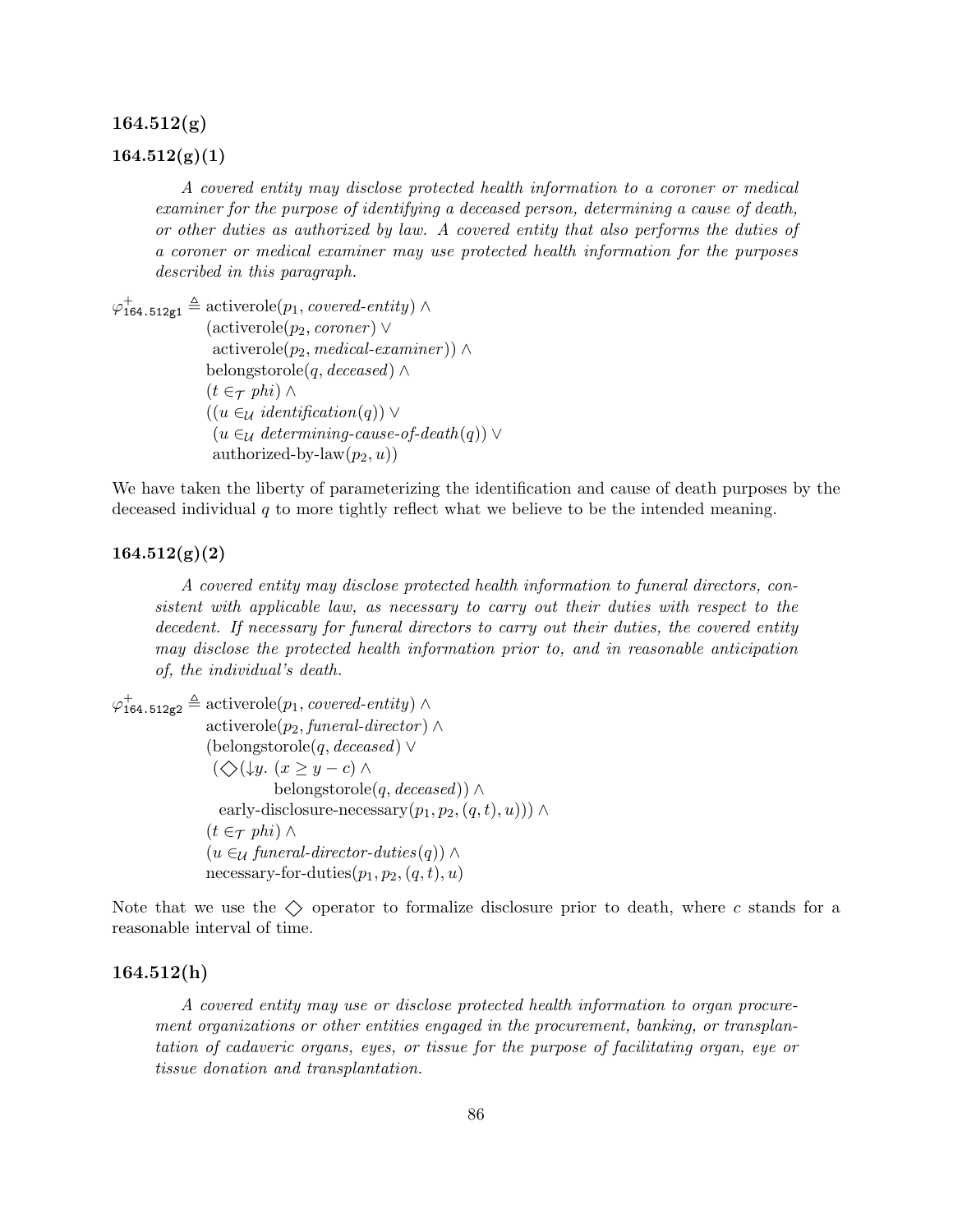### 164.512(g)

### 164.512(g)(1)

> *A covered entity may disclose protected health information to a coroner or medical examiner for the purpose of identifying a deceased person, determining a cause of death, or other duties as authorized by law. A covered entity that also performs the duties of a coroner or medical examiner may use protected health information for the purposes described in this paragraph.*

$$
\begin{aligned}
\varphi^{+}_{\texttt{164.512g1}} \triangleq\ & \text{activerole}(p_1, \textit{covered-entity}) \land \\
& (\text{activerole}(p_2, \textit{coroner}) \lor \\
& \ \text{activerole}(p_2, \textit{medical-examiner})) \land \\
& \text{belongstorole}(q, \textit{deceased}) \land \\
& (t \in_{\mathcal{T}} \textit{phi}) \land \\
& ((u \in_{\mathcal{U}} \textit{identification}(q)) \lor \\
& \ (u \in_{\mathcal{U}} \textit{determining-cause-of-death}(q)) \lor \\
& \ \text{authorized-by-law}(p_2, u))
\end{aligned}
$$

We have taken the liberty of parameterizing the identification and cause of death purposes by the deceased individual $q$ to more tightly reflect what we believe to be the intended meaning.

### 164.512(g)(2)

> *A covered entity may disclose protected health information to funeral directors, consistent with applicable law, as necessary to carry out their duties with respect to the decedent. If necessary for funeral directors to carry out their duties, the covered entity may disclose the protected health information prior to, and in reasonable anticipation of, the individual's death.*

$$
\begin{aligned}
\varphi^{+}_{\texttt{164.512g2}} \triangleq\ & \text{activerole}(p_1, \textit{covered-entity}) \land \\
& \text{activerole}(p_2, \textit{funeral-director}) \land \\
& (\text{belongstorole}(q, \textit{deceased}) \lor \\
& \ (\diamondsuit(\downarrow y.\ (x \geq y - c) \land \\
& \qquad\quad \text{belongstorole}(q, \textit{deceased})) \land \\
& \quad \text{early-disclosure-necessary}(p_1, p_2, (q, t), u))) \land \\
& (t \in_{\mathcal{T}} \textit{phi}) \land \\
& (u \in_{\mathcal{U}} \textit{funeral-director-duties}(q)) \land \\
& \text{necessary-for-duties}(p_1, p_2, (q, t), u)
\end{aligned}
$$

Note that we use the $\diamondsuit$ operator to formalize disclosure prior to death, where $c$ stands for a reasonable interval of time.

### 164.512(h)

> *A covered entity may use or disclose protected health information to organ procurement organizations or other entities engaged in the procurement, banking, or transplantation of cadaveric organs, eyes, or tissue for the purpose of facilitating organ, eye or tissue donation and transplantation.*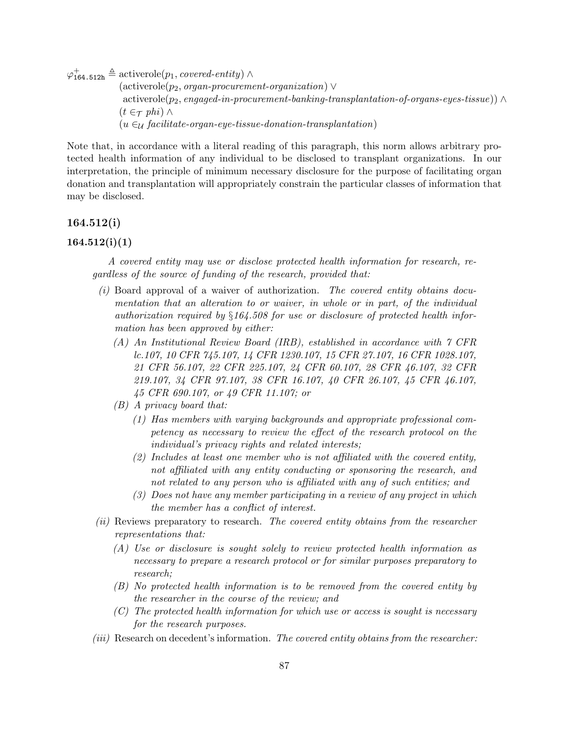$$
\begin{aligned}
\varphi^{+}_{\texttt{164.512h}} \triangleq\ & \text{activerole}(p_1, \textit{covered-entity}) \land \\
& (\text{activerole}(p_2, \textit{organ-procurement-organization}) \lor \\
& \ \text{activerole}(p_2, \textit{engaged-in-procurement-banking-transplantation-of-organs-eyes-tissue})) \land \\
& (t \in_{\mathcal{T}} \textit{phi}) \land \\
& (u \in_{\mathcal{U}} \textit{facilitate-organ-eye-tissue-donation-transplantation})
\end{aligned}
$$

Note that, in accordance with a literal reading of this paragraph, this norm allows arbitrary protected health information of any individual to be disclosed to transplant organizations. In our interpretation, the principle of minimum necessary disclosure for the purpose of facilitating organ donation and transplantation will appropriately constrain the particular classes of information that may be disclosed.

### 164.512(i)

### 164.512(i)(1)

*A covered entity may use or disclose protected health information for research, regardless of the source of funding of the research, provided that:*

- *(i)* Board approval of a waiver of authorization. *The covered entity obtains documentation that an alteration to or waiver, in whole or in part, of the individual authorization required by §164.508 for use or disclosure of protected health information has been approved by either:*
  - *(A) An Institutional Review Board (IRB), established in accordance with 7 CFR lc.107, 10 CFR 745.107, 14 CFR 1230.107, 15 CFR 27.107, 16 CFR 1028.107, 21 CFR 56.107, 22 CFR 225.107, 24 CFR 60.107, 28 CFR 46.107, 32 CFR 219.107, 34 CFR 97.107, 38 CFR 16.107, 40 CFR 26.107, 45 CFR 46.107, 45 CFR 690.107, or 49 CFR 11.107; or*
  - *(B) A privacy board that:*
    - *(1) Has members with varying backgrounds and appropriate professional competency as necessary to review the effect of the research protocol on the individual's privacy rights and related interests;*
    - *(2) Includes at least one member who is not affiliated with the covered entity, not affiliated with any entity conducting or sponsoring the research, and not related to any person who is affiliated with any of such entities; and*
    - *(3) Does not have any member participating in a review of any project in which the member has a conflict of interest.*
- *(ii)* Reviews preparatory to research. *The covered entity obtains from the researcher representations that:*
  - *(A) Use or disclosure is sought solely to review protected health information as necessary to prepare a research protocol or for similar purposes preparatory to research;*
  - *(B) No protected health information is to be removed from the covered entity by the researcher in the course of the review; and*
  - *(C) The protected health information for which use or access is sought is necessary for the research purposes.*
- *(iii)* Research on decedent's information. *The covered entity obtains from the researcher:*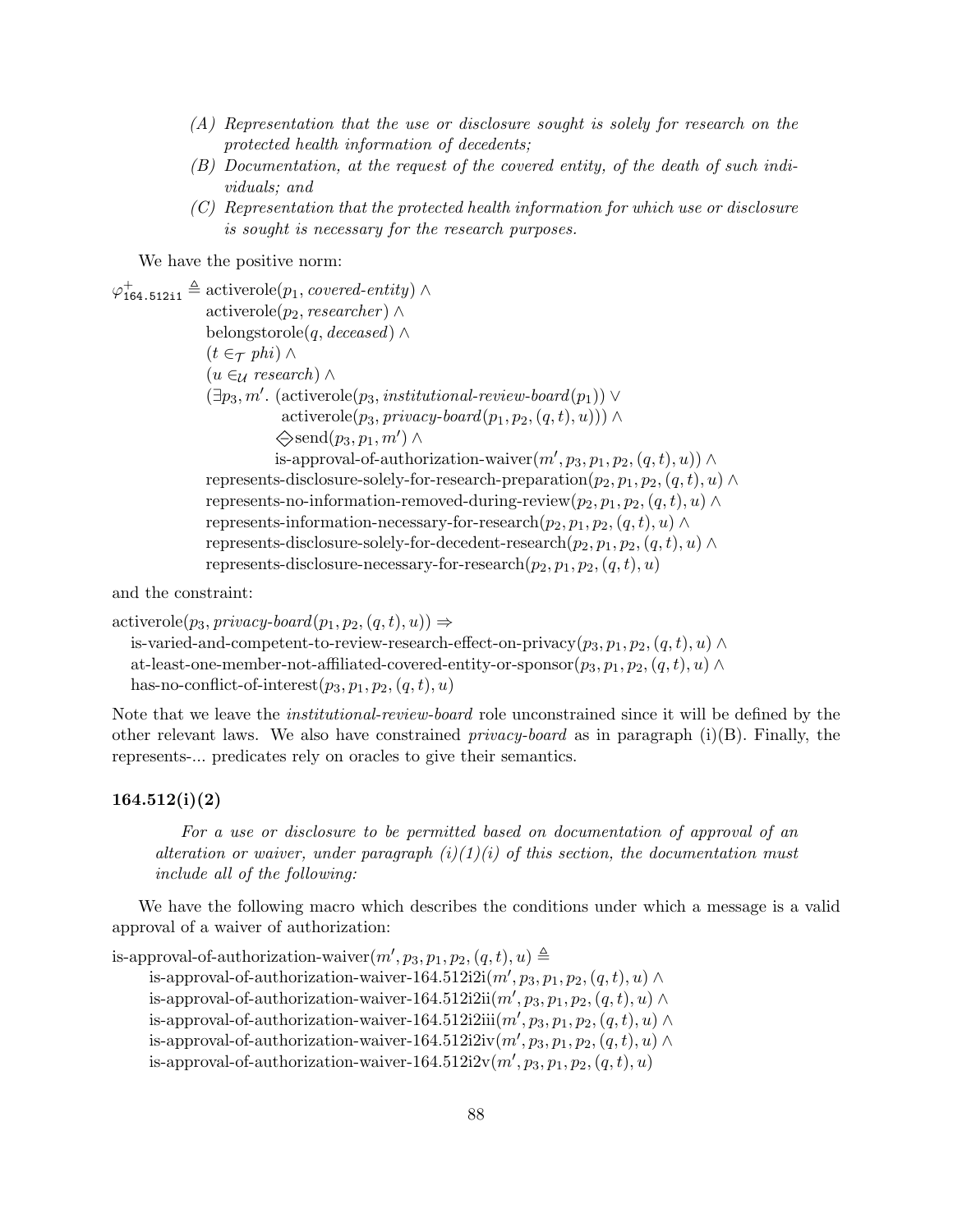> *(A) Representation that the use or disclosure sought is solely for research on the protected health information of decedents;*
>
> *(B) Documentation, at the request of the covered entity, of the death of such individuals; and*
>
> *(C) Representation that the protected health information for which use or disclosure is sought is necessary for the research purposes.*

We have the positive norm:

$$
\begin{aligned}
\varphi^{+}_{\texttt{164.512i1}} \triangleq\ & \text{activerole}(p_1, \textit{covered-entity}) \wedge \\
& \text{activerole}(p_2, \textit{researcher}) \wedge \\
& \text{belongstorole}(q, \textit{deceased}) \wedge \\
& (t \in_{\mathcal{T}} \textit{phi}) \wedge \\
& (u \in_{\mathcal{U}} \textit{research}) \wedge \\
& (\exists p_3, m'.\ (\text{activerole}(p_3, \textit{institutional-review-board}(p_1)) \vee \\
& \qquad\qquad \text{activerole}(p_3, \textit{privacy-board}(p_1, p_2, (q,t), u))) \wedge \\
& \qquad\qquad \diamondminus \text{send}(p_3, p_1, m') \wedge \\
& \qquad\qquad \text{is-approval-of-authorization-waiver}(m', p_3, p_1, p_2, (q,t), u)) \wedge \\
& \text{represents-disclosure-solely-for-research-preparation}(p_2, p_1, p_2, (q,t), u) \wedge \\
& \text{represents-no-information-removed-during-review}(p_2, p_1, p_2, (q,t), u) \wedge \\
& \text{represents-information-necessary-for-research}(p_2, p_1, p_2, (q,t), u) \wedge \\
& \text{represents-disclosure-solely-for-decedent-research}(p_2, p_1, p_2, (q,t), u) \wedge \\
& \text{represents-disclosure-necessary-for-research}(p_2, p_1, p_2, (q,t), u)
\end{aligned}
$$

and the constraint:

$$
\begin{aligned}
& \text{activerole}(p_3, \textit{privacy-board}(p_1, p_2, (q,t), u)) \Rightarrow \\
& \quad \text{is-varied-and-competent-to-review-research-effect-on-privacy}(p_3, p_1, p_2, (q,t), u) \wedge \\
& \quad \text{at-least-one-member-not-affiliated-covered-entity-or-sponsor}(p_3, p_1, p_2, (q,t), u) \wedge \\
& \quad \text{has-no-conflict-of-interest}(p_3, p_1, p_2, (q,t), u)
\end{aligned}
$$

Note that we leave the *institutional-review-board* role unconstrained since it will be defined by the other relevant laws. We also have constrained *privacy-board* as in paragraph (i)(B). Finally, the represents-... predicates rely on oracles to give their semantics.

### 164.512(i)(2)

> *For a use or disclosure to be permitted based on documentation of approval of an alteration or waiver, under paragraph (i)(1)(i) of this section, the documentation must include all of the following:*

We have the following macro which describes the conditions under which a message is a valid approval of a waiver of authorization:

$$
\begin{aligned}
& \text{is-approval-of-authorization-waiver}(m', p_3, p_1, p_2, (q,t), u) \triangleq \\
& \quad \text{is-approval-of-authorization-waiver-164.512i2i}(m', p_3, p_1, p_2, (q,t), u) \wedge \\
& \quad \text{is-approval-of-authorization-waiver-164.512i2ii}(m', p_3, p_1, p_2, (q,t), u) \wedge \\
& \quad \text{is-approval-of-authorization-waiver-164.512i2iii}(m', p_3, p_1, p_2, (q,t), u) \wedge \\
& \quad \text{is-approval-of-authorization-waiver-164.512i2iv}(m', p_3, p_1, p_2, (q,t), u) \wedge \\
& \quad \text{is-approval-of-authorization-waiver-164.512i2v}(m', p_3, p_1, p_2, (q,t), u)
\end{aligned}
$$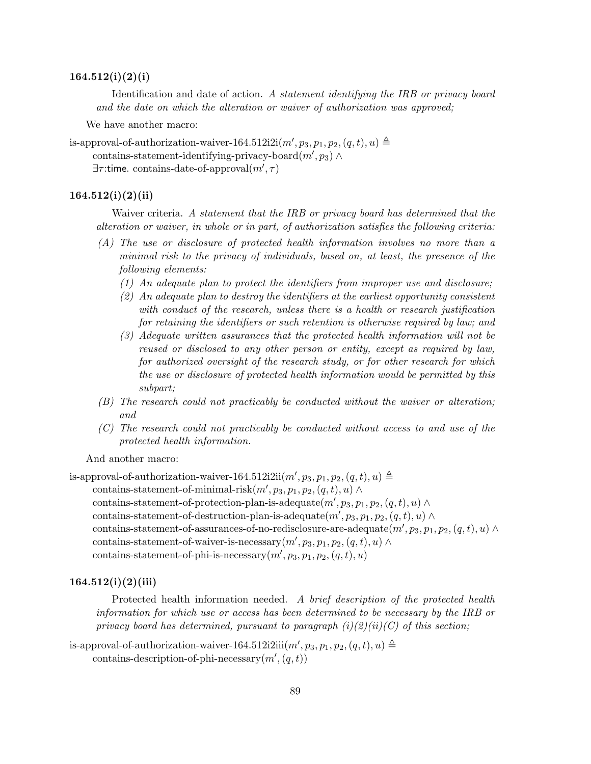### 164.512(i)(2)(i)

> Identification and date of action. *A statement identifying the IRB or privacy board and the date on which the alteration or waiver of authorization was approved;*

We have another macro:

$$\begin{aligned}&\text{is-approval-of-authorization-waiver-164.512i2i}(m', p_3, p_1, p_2, (q,t), u) \triangleq \\ &\quad \text{contains-statement-identifying-privacy-board}(m', p_3) \wedge \\ &\quad \exists \tau{:}\mathsf{time}.\ \text{contains-date-of-approval}(m', \tau)\end{aligned}$$

### 164.512(i)(2)(ii)

> Waiver criteria. *A statement that the IRB or privacy board has determined that the alteration or waiver, in whole or in part, of authorization satisfies the following criteria:*
>
> *(A) The use or disclosure of protected health information involves no more than a minimal risk to the privacy of individuals, based on, at least, the presence of the following elements:*
>
> *(1) An adequate plan to protect the identifiers from improper use and disclosure;*
>
> *(2) An adequate plan to destroy the identifiers at the earliest opportunity consistent with conduct of the research, unless there is a health or research justification for retaining the identifiers or such retention is otherwise required by law; and*
>
> *(3) Adequate written assurances that the protected health information will not be reused or disclosed to any other person or entity, except as required by law, for authorized oversight of the research study, or for other research for which the use or disclosure of protected health information would be permitted by this subpart;*
>
> *(B) The research could not practicably be conducted without the waiver or alteration; and*
>
> *(C) The research could not practicably be conducted without access to and use of the protected health information.*

And another macro:

$$\begin{aligned}&\text{is-approval-of-authorization-waiver-164.512i2ii}(m', p_3, p_1, p_2, (q,t), u) \triangleq \\ &\quad \text{contains-statement-of-minimal-risk}(m', p_3, p_1, p_2, (q,t), u) \wedge \\ &\quad \text{contains-statement-of-protection-plan-is-adequate}(m', p_3, p_1, p_2, (q,t), u) \wedge \\ &\quad \text{contains-statement-of-destruction-plan-is-adequate}(m', p_3, p_1, p_2, (q,t), u) \wedge \\ &\quad \text{contains-statement-of-assurances-of-no-redisclosure-are-adequate}(m', p_3, p_1, p_2, (q,t), u) \wedge \\ &\quad \text{contains-statement-of-waiver-is-necessary}(m', p_3, p_1, p_2, (q,t), u) \wedge \\ &\quad \text{contains-statement-of-phi-is-necessary}(m', p_3, p_1, p_2, (q,t), u)\end{aligned}$$

### 164.512(i)(2)(iii)

> Protected health information needed. *A brief description of the protected health information for which use or access has been determined to be necessary by the IRB or privacy board has determined, pursuant to paragraph (i)(2)(ii)(C) of this section;*

$$\begin{aligned}&\text{is-approval-of-authorization-waiver-164.512i2iii}(m', p_3, p_1, p_2, (q,t), u) \triangleq \\ &\quad \text{contains-description-of-phi-necessary}(m', (q,t))\end{aligned}$$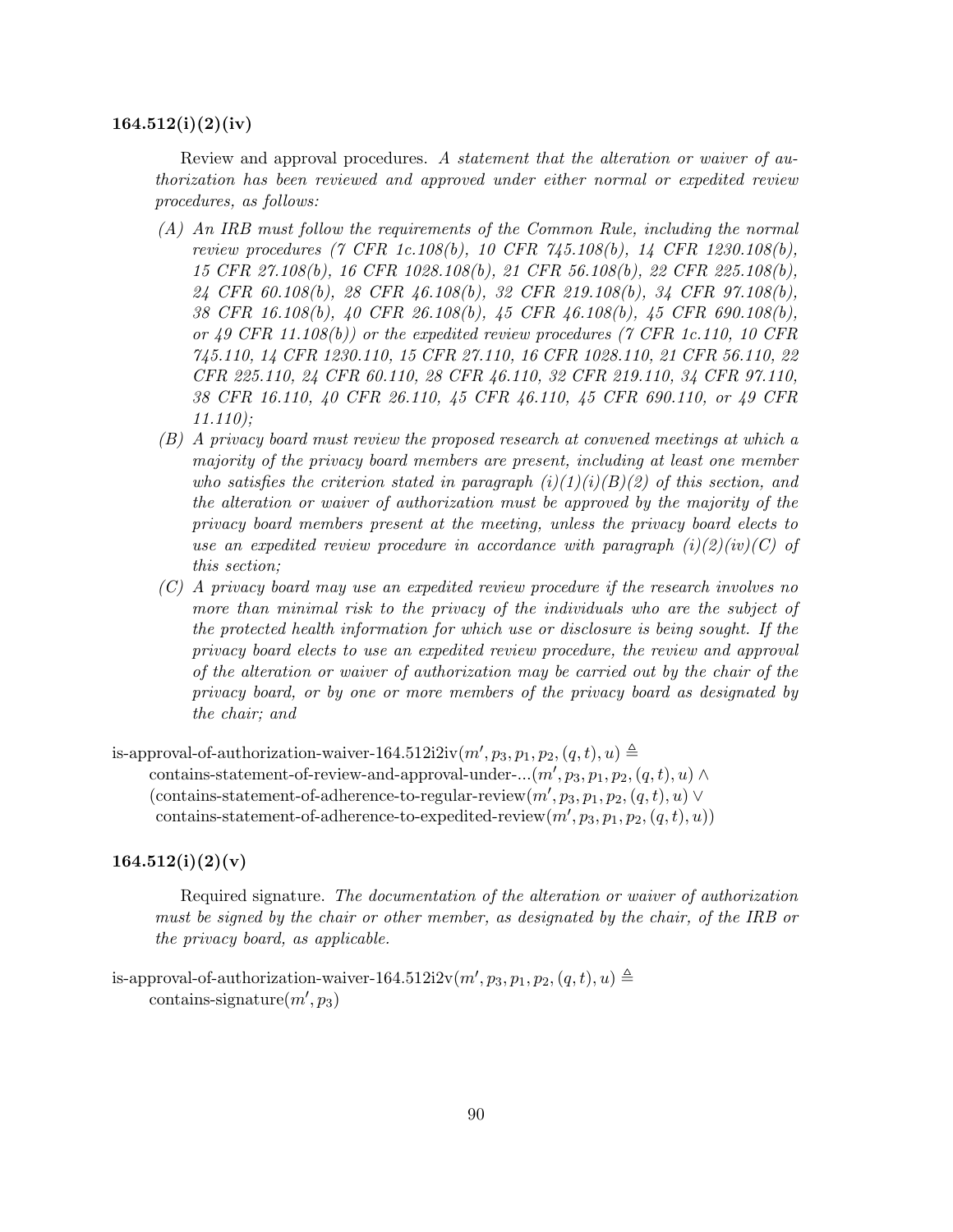### 164.512(i)(2)(iv)

Review and approval procedures. *A statement that the alteration or waiver of authorization has been reviewed and approved under either normal or expedited review procedures, as follows:*

- *(A) An IRB must follow the requirements of the Common Rule, including the normal review procedures (7 CFR 1c.108(b), 10 CFR 745.108(b), 14 CFR 1230.108(b), 15 CFR 27.108(b), 16 CFR 1028.108(b), 21 CFR 56.108(b), 22 CFR 225.108(b), 24 CFR 60.108(b), 28 CFR 46.108(b), 32 CFR 219.108(b), 34 CFR 97.108(b), 38 CFR 16.108(b), 40 CFR 26.108(b), 45 CFR 46.108(b), 45 CFR 690.108(b), or 49 CFR 11.108(b)) or the expedited review procedures (7 CFR 1c.110, 10 CFR 745.110, 14 CFR 1230.110, 15 CFR 27.110, 16 CFR 1028.110, 21 CFR 56.110, 22 CFR 225.110, 24 CFR 60.110, 28 CFR 46.110, 32 CFR 219.110, 34 CFR 97.110, 38 CFR 16.110, 40 CFR 26.110, 45 CFR 46.110, 45 CFR 690.110, or 49 CFR 11.110);*
- *(B) A privacy board must review the proposed research at convened meetings at which a majority of the privacy board members are present, including at least one member who satisfies the criterion stated in paragraph (i)(1)(i)(B)(2) of this section, and the alteration or waiver of authorization must be approved by the majority of the privacy board members present at the meeting, unless the privacy board elects to use an expedited review procedure in accordance with paragraph (i)(2)(iv)(C) of this section;*
- *(C) A privacy board may use an expedited review procedure if the research involves no more than minimal risk to the privacy of the individuals who are the subject of the protected health information for which use or disclosure is being sought. If the privacy board elects to use an expedited review procedure, the review and approval of the alteration or waiver of authorization may be carried out by the chair of the privacy board, or by one or more members of the privacy board as designated by the chair; and*

$$
\begin{aligned}
&\text{is-approval-of-authorization-waiver-164.512i2iv}(m', p_3, p_1, p_2, (q,t), u) \triangleq \\
&\quad \text{contains-statement-of-review-and-approval-under-...}(m', p_3, p_1, p_2, (q,t), u) \wedge \\
&\quad (\text{contains-statement-of-adherence-to-regular-review}(m', p_3, p_1, p_2, (q,t), u) \vee \\
&\quad \ \text{contains-statement-of-adherence-to-expedited-review}(m', p_3, p_1, p_2, (q,t), u))
\end{aligned}
$$

### 164.512(i)(2)(v)

Required signature. *The documentation of the alteration or waiver of authorization must be signed by the chair or other member, as designated by the chair, of the IRB or the privacy board, as applicable.*

$$
\begin{aligned}
&\text{is-approval-of-authorization-waiver-164.512i2v}(m', p_3, p_1, p_2, (q,t), u) \triangleq \\
&\quad \text{contains-signature}(m', p_3)
\end{aligned}
$$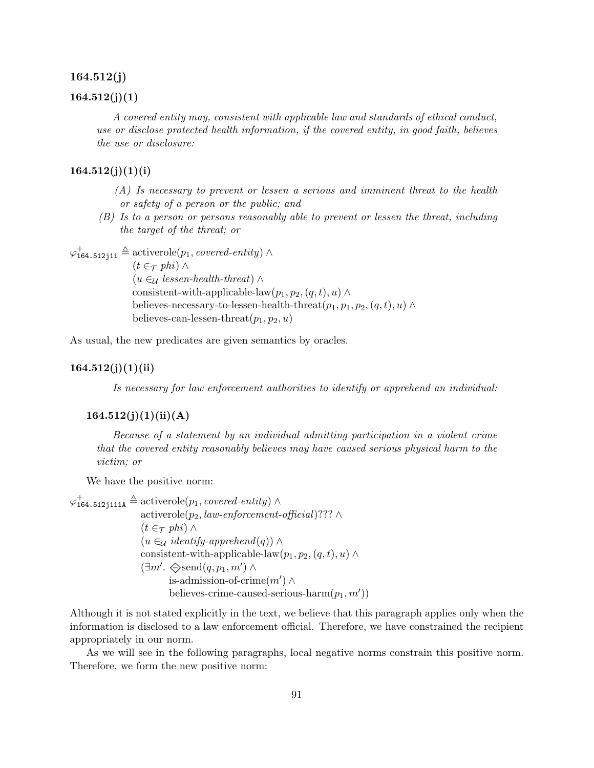### 164.512(j)

### 164.512(j)(1)

> *A covered entity may, consistent with applicable law and standards of ethical conduct, use or disclose protected health information, if the covered entity, in good faith, believes the use or disclosure:*

### 164.512(j)(1)(i)

> *(A) Is necessary to prevent or lessen a serious and imminent threat to the health or safety of a person or the public; and*
>
> *(B) Is to a person or persons reasonably able to prevent or lessen the threat, including the target of the threat; or*

$$
\begin{aligned}
\varphi^{+}_{\texttt{164.512j1i}} \triangleq\ & \text{activerole}(p_1, \textit{covered-entity}) \land \\
& (t \in_{\mathcal{T}} \textit{phi}) \land \\
& (u \in_{\mathcal{U}} \textit{lessen-health-threat}) \land \\
& \text{consistent-with-applicable-law}(p_1, p_2, (q,t), u) \land \\
& \text{believes-necessary-to-lessen-health-threat}(p_1, p_1, p_2, (q,t), u) \land \\
& \text{believes-can-lessen-threat}(p_1, p_2, u)
\end{aligned}
$$

As usual, the new predicates are given semantics by oracles.

### 164.512(j)(1)(ii)

> *Is necessary for law enforcement authorities to identify or apprehend an individual:*

#### 164.512(j)(1)(ii)(A)

> *Because of a statement by an individual admitting participation in a violent crime that the covered entity reasonably believes may have caused serious physical harm to the victim; or*

We have the positive norm:

$$
\begin{aligned}
\varphi^{+}_{\texttt{164.512j1iiA}} \triangleq\ & \text{activerole}(p_1, \textit{covered-entity}) \land \\
& \text{activerole}(p_2, \textit{law-enforcement-official})??? \land \\
& (t \in_{\mathcal{T}} \textit{phi}) \land \\
& (u \in_{\mathcal{U}} \textit{identify-apprehend}(q)) \land \\
& \text{consistent-with-applicable-law}(p_1, p_2, (q,t), u) \land \\
& (\exists m'.\ \diamondminus \text{send}(q, p_1, m') \land \\
& \qquad \text{is-admission-of-crime}(m') \land \\
& \qquad \text{believes-crime-caused-serious-harm}(p_1, m'))
\end{aligned}
$$

Although it is not stated explicitly in the text, we believe that this paragraph applies only when the information is disclosed to a law enforcement official. Therefore, we have constrained the recipient appropriately in our norm.

As we will see in the following paragraphs, local negative norms constrain this positive norm. Therefore, we form the new positive norm: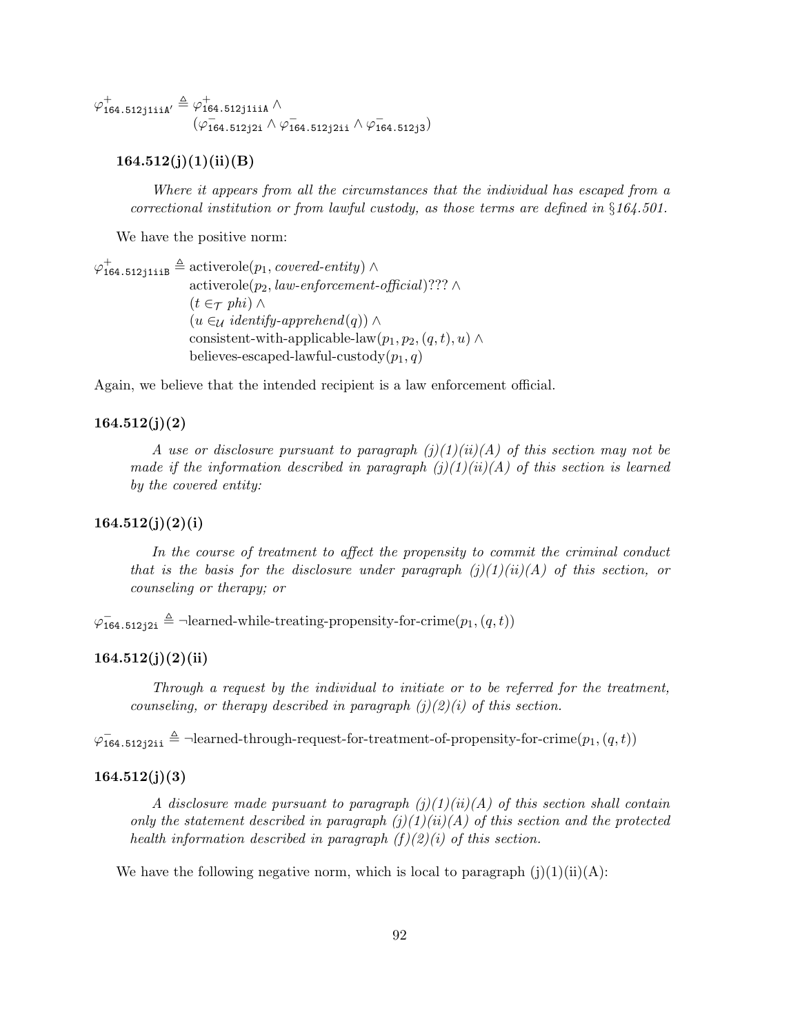$$\varphi^{+}_{\texttt{164.512j1iiA}'} \triangleq \varphi^{+}_{\texttt{164.512j1iiA}} \land (\varphi^{-}_{\texttt{164.512j2i}} \land \varphi^{-}_{\texttt{164.512j2ii}} \land \varphi^{-}_{\texttt{164.512j3}})$$

### 164.512(j)(1)(ii)(B)

> *Where it appears from all the circumstances that the individual has escaped from a correctional institution or from lawful custody, as those terms are defined in §164.501.*

We have the positive norm:

$$\begin{aligned}\varphi^{+}_{\texttt{164.512j1iiB}} \triangleq\ & \text{activerole}(p_1, \textit{covered-entity}) \land \\ & \text{activerole}(p_2, \textit{law-enforcement-official})??? \land \\ & (t \in_{\mathcal{T}} \textit{phi}) \land \\ & (u \in_{\mathcal{U}} \textit{identify-apprehend}(q)) \land \\ & \text{consistent-with-applicable-law}(p_1, p_2, (q,t), u) \land \\ & \text{believes-escaped-lawful-custody}(p_1, q)\end{aligned}$$

Again, we believe that the intended recipient is a law enforcement official.

### 164.512(j)(2)

> *A use or disclosure pursuant to paragraph (j)(1)(ii)(A) of this section may not be made if the information described in paragraph (j)(1)(ii)(A) of this section is learned by the covered entity:*

### 164.512(j)(2)(i)

> *In the course of treatment to affect the propensity to commit the criminal conduct that is the basis for the disclosure under paragraph (j)(1)(ii)(A) of this section, or counseling or therapy; or*

$$\varphi^{-}_{\texttt{164.512j2i}} \triangleq \neg\text{learned-while-treating-propensity-for-crime}(p_1, (q,t))$$

### 164.512(j)(2)(ii)

> *Through a request by the individual to initiate or to be referred for the treatment, counseling, or therapy described in paragraph (j)(2)(i) of this section.*

$$\varphi^{-}_{\texttt{164.512j2ii}} \triangleq \neg\text{learned-through-request-for-treatment-of-propensity-for-crime}(p_1, (q,t))$$

### 164.512(j)(3)

> *A disclosure made pursuant to paragraph (j)(1)(ii)(A) of this section shall contain only the statement described in paragraph (j)(1)(ii)(A) of this section and the protected health information described in paragraph (f)(2)(i) of this section.*

We have the following negative norm, which is local to paragraph (j)(1)(ii)(A):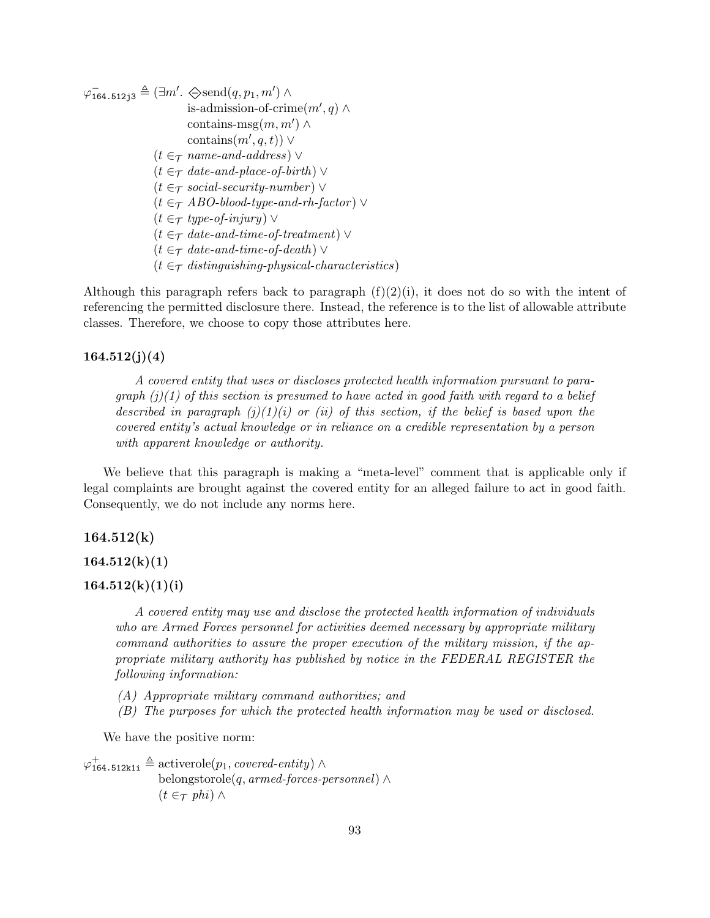$$
\begin{aligned}
\varphi^{-}_{\texttt{164.512j3}} \triangleq (\exists m'.\ & \diamondminus \text{send}(q, p_1, m') \wedge \\
& \text{is-admission-of-crime}(m', q) \wedge \\
& \text{contains-msg}(m, m') \wedge \\
& \text{contains}(m', q, t)) \vee \\
(t \in_{\mathcal{T}}\ & \textit{name-and-address}) \vee \\
(t \in_{\mathcal{T}}\ & \textit{date-and-place-of-birth}) \vee \\
(t \in_{\mathcal{T}}\ & \textit{social-security-number}) \vee \\
(t \in_{\mathcal{T}}\ & \textit{ABO-blood-type-and-rh-factor}) \vee \\
(t \in_{\mathcal{T}}\ & \textit{type-of-injury}) \vee \\
(t \in_{\mathcal{T}}\ & \textit{date-and-time-of-treatment}) \vee \\
(t \in_{\mathcal{T}}\ & \textit{date-and-time-of-death}) \vee \\
(t \in_{\mathcal{T}}\ & \textit{distinguishing-physical-characteristics})
\end{aligned}
$$

Although this paragraph refers back to paragraph (f)(2)(i), it does not do so with the intent of referencing the permitted disclosure there. Instead, the reference is to the list of allowable attribute classes. Therefore, we choose to copy those attributes here.

### 164.512(j)(4)

> *A covered entity that uses or discloses protected health information pursuant to paragraph (j)(1) of this section is presumed to have acted in good faith with regard to a belief described in paragraph (j)(1)(i) or (ii) of this section, if the belief is based upon the covered entity's actual knowledge or in reliance on a credible representation by a person with apparent knowledge or authority.*

We believe that this paragraph is making a "meta-level" comment that is applicable only if legal complaints are brought against the covered entity for an alleged failure to act in good faith. Consequently, we do not include any norms here.

### 164.512(k)

### 164.512(k)(1)

### 164.512(k)(1)(i)

> *A covered entity may use and disclose the protected health information of individuals who are Armed Forces personnel for activities deemed necessary by appropriate military command authorities to assure the proper execution of the military mission, if the appropriate military authority has published by notice in the FEDERAL REGISTER the following information:*
>
> *(A) Appropriate military command authorities; and*
>
> *(B) The purposes for which the protected health information may be used or disclosed.*

We have the positive norm:

$$
\begin{aligned}
\varphi^{+}_{\texttt{164.512k1i}} \triangleq\ & \text{activerole}(p_1, \textit{covered-entity}) \wedge \\
& \text{belongstorole}(q, \textit{armed-forces-personnel}) \wedge \\
& (t \in_{\mathcal{T}} \textit{phi}) \wedge
\end{aligned}
$$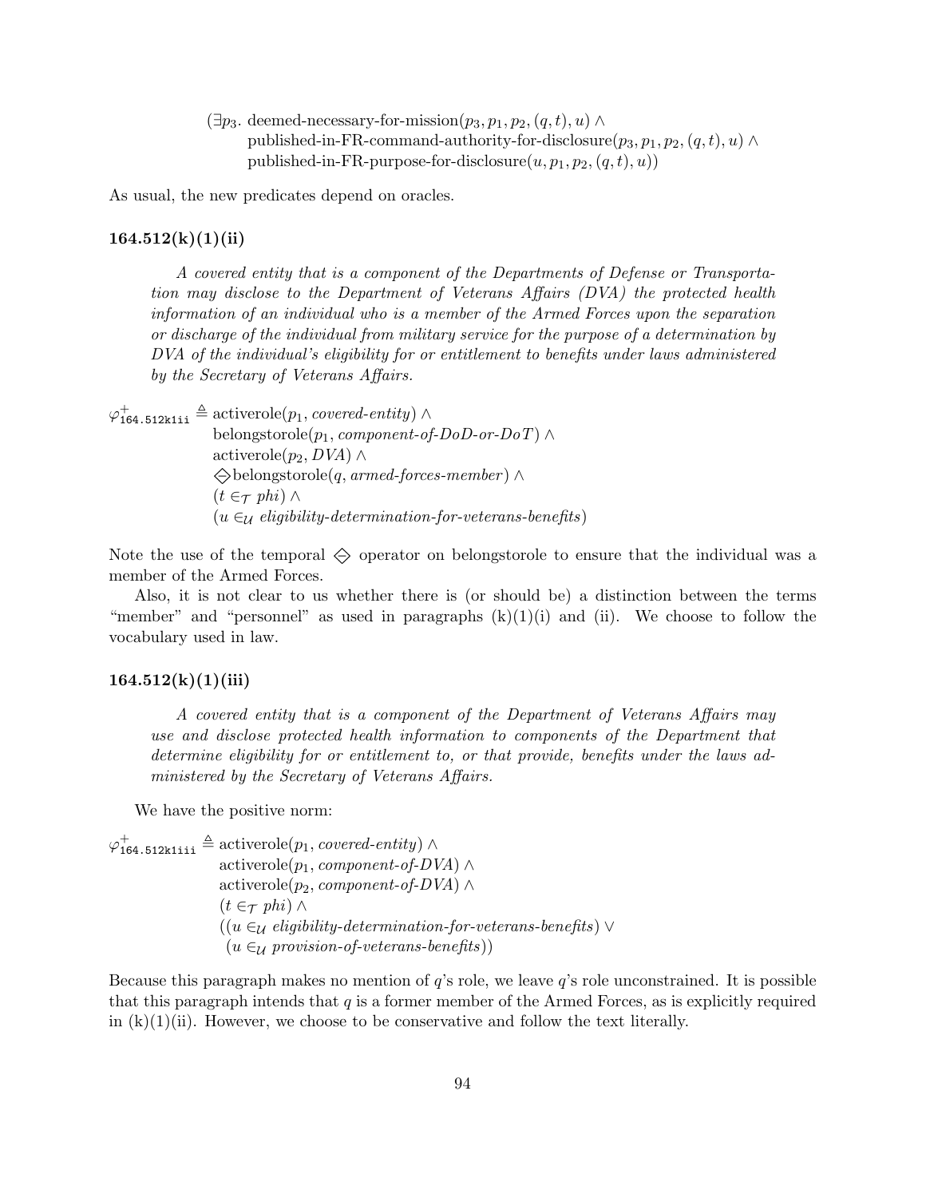$$(\exists p_3.\ \text{deemed-necessary-for-mission}(p_3, p_1, p_2, (q,t), u) \wedge \\ \quad \text{published-in-FR-command-authority-for-disclosure}(p_3, p_1, p_2, (q,t), u) \wedge \\ \quad \text{published-in-FR-purpose-for-disclosure}(u, p_1, p_2, (q,t), u))$$

As usual, the new predicates depend on oracles.

### 164.512(k)(1)(ii)

> *A covered entity that is a component of the Departments of Defense or Transportation may disclose to the Department of Veterans Affairs (DVA) the protected health information of an individual who is a member of the Armed Forces upon the separation or discharge of the individual from military service for the purpose of a determination by DVA of the individual's eligibility for or entitlement to benefits under laws administered by the Secretary of Veterans Affairs.*

$$\begin{aligned}
\varphi^+_{\texttt{164.512k1ii}} \triangleq\ & \text{activerole}(p_1, \textit{covered-entity}) \wedge \\
& \text{belongstorole}(p_1, \textit{component-of-DoD-or-DoT}) \wedge \\
& \text{activerole}(p_2, \textit{DVA}) \wedge \\
& \diamondminus \text{belongstorole}(q, \textit{armed-forces-member}) \wedge \\
& (t \in_{\mathcal{T}} \textit{phi}) \wedge \\
& (u \in_{\mathcal{U}} \textit{eligibility-determination-for-veterans-benefits})
\end{aligned}$$

Note the use of the temporal $\diamondminus$ operator on belongstorole to ensure that the individual was a member of the Armed Forces.

Also, it is not clear to us whether there is (or should be) a distinction between the terms "member" and "personnel" as used in paragraphs (k)(1)(i) and (ii). We choose to follow the vocabulary used in law.

### 164.512(k)(1)(iii)

> *A covered entity that is a component of the Department of Veterans Affairs may use and disclose protected health information to components of the Department that determine eligibility for or entitlement to, or that provide, benefits under the laws administered by the Secretary of Veterans Affairs.*

We have the positive norm:

$$\begin{aligned}
\varphi^+_{\texttt{164.512k1iii}} \triangleq\ & \text{activerole}(p_1, \textit{covered-entity}) \wedge \\
& \text{activerole}(p_1, \textit{component-of-DVA}) \wedge \\
& \text{activerole}(p_2, \textit{component-of-DVA}) \wedge \\
& (t \in_{\mathcal{T}} \textit{phi}) \wedge \\
& ((u \in_{\mathcal{U}} \textit{eligibility-determination-for-veterans-benefits}) \vee \\
& \ (u \in_{\mathcal{U}} \textit{provision-of-veterans-benefits}))
\end{aligned}$$

Because this paragraph makes no mention of $q$'s role, we leave $q$'s role unconstrained. It is possible that this paragraph intends that $q$ is a former member of the Armed Forces, as is explicitly required in (k)(1)(ii). However, we choose to be conservative and follow the text literally.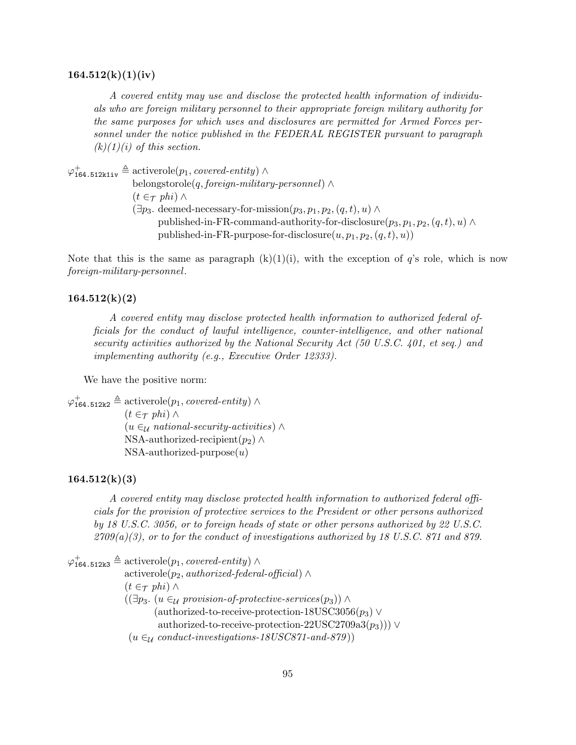### 164.512(k)(1)(iv)

> *A covered entity may use and disclose the protected health information of individuals who are foreign military personnel to their appropriate foreign military authority for the same purposes for which uses and disclosures are permitted for Armed Forces personnel under the notice published in the FEDERAL REGISTER pursuant to paragraph (k)(1)(i) of this section.*

$$
\begin{aligned}
\varphi^{+}_{\texttt{164.512k1iv}} \triangleq\ & \text{activerole}(p_1, \textit{covered-entity}) \wedge \\
& \text{belongstorole}(q, \textit{foreign-military-personnel}) \wedge \\
& (t \in_{\mathcal{T}} \textit{phi}) \wedge \\
& (\exists p_3.\ \text{deemed-necessary-for-mission}(p_3, p_1, p_2, (q,t), u) \wedge \\
& \quad \text{published-in-FR-command-authority-for-disclosure}(p_3, p_1, p_2, (q,t), u) \wedge \\
& \quad \text{published-in-FR-purpose-for-disclosure}(u, p_1, p_2, (q,t), u))
\end{aligned}
$$

Note that this is the same as paragraph (k)(1)(i), with the exception of $q$'s role, which is now *foreign-military-personnel*.

### 164.512(k)(2)

> *A covered entity may disclose protected health information to authorized federal officials for the conduct of lawful intelligence, counter-intelligence, and other national security activities authorized by the National Security Act (50 U.S.C. 401, et seq.) and implementing authority (e.g., Executive Order 12333).*

We have the positive norm:

$$
\begin{aligned}
\varphi^{+}_{\texttt{164.512k2}} \triangleq\ & \text{activerole}(p_1, \textit{covered-entity}) \wedge \\
& (t \in_{\mathcal{T}} \textit{phi}) \wedge \\
& (u \in_{\mathcal{U}} \textit{national-security-activities}) \wedge \\
& \text{NSA-authorized-recipient}(p_2) \wedge \\
& \text{NSA-authorized-purpose}(u)
\end{aligned}
$$

### 164.512(k)(3)

> *A covered entity may disclose protected health information to authorized federal officials for the provision of protective services to the President or other persons authorized by 18 U.S.C. 3056, or to foreign heads of state or other persons authorized by 22 U.S.C. 2709(a)(3), or to for the conduct of investigations authorized by 18 U.S.C. 871 and 879.*

$$
\begin{aligned}
\varphi^{+}_{\texttt{164.512k3}} \triangleq\ & \text{activerole}(p_1, \textit{covered-entity}) \wedge \\
& \text{activerole}(p_2, \textit{authorized-federal-official}) \wedge \\
& (t \in_{\mathcal{T}} \textit{phi}) \wedge \\
& ((\exists p_3.\ (u \in_{\mathcal{U}} \textit{provision-of-protective-services}(p_3)) \wedge \\
& \quad (\text{authorized-to-receive-protection-18USC3056}(p_3) \vee \\
& \quad\ \ \text{authorized-to-receive-protection-22USC2709a3}(p_3))) \vee \\
& \ (u \in_{\mathcal{U}} \textit{conduct-investigations-18USC871-and-879}))
\end{aligned}
$$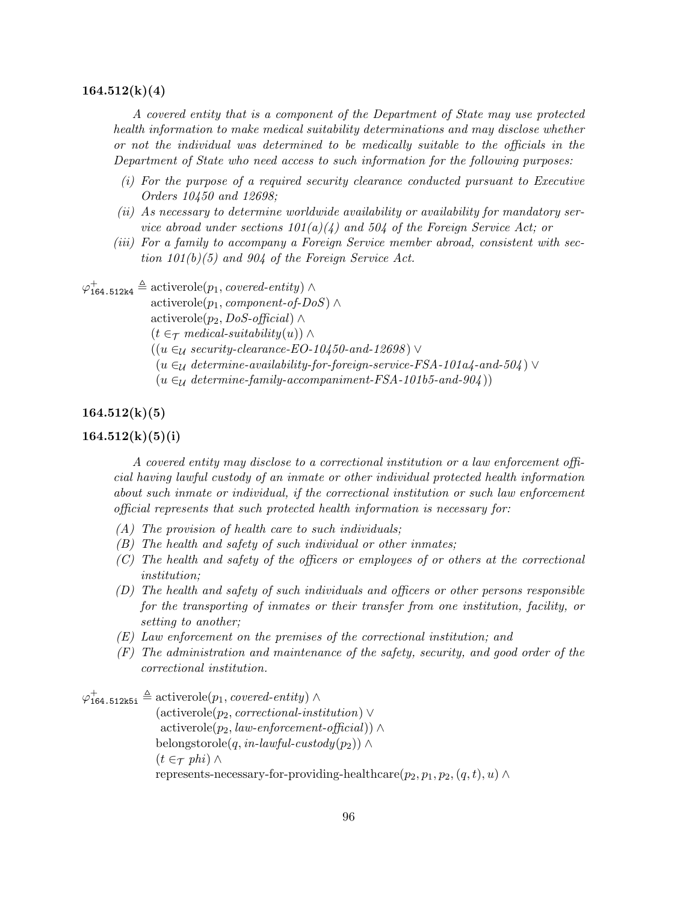### 164.512(k)(4)

*A covered entity that is a component of the Department of State may use protected health information to make medical suitability determinations and may disclose whether or not the individual was determined to be medically suitable to the officials in the Department of State who need access to such information for the following purposes:*

*(i) For the purpose of a required security clearance conducted pursuant to Executive Orders 10450 and 12698;*

*(ii) As necessary to determine worldwide availability or availability for mandatory service abroad under sections 101(a)(4) and 504 of the Foreign Service Act; or*

*(iii) For a family to accompany a Foreign Service member abroad, consistent with section 101(b)(5) and 904 of the Foreign Service Act.*

$$
\begin{aligned}
\varphi^{+}_{\texttt{164.512k4}} \triangleq\ & \text{activerole}(p_1, \textit{covered-entity}) \wedge \\
& \text{activerole}(p_1, \textit{component-of-DoS}) \wedge \\
& \text{activerole}(p_2, \textit{DoS-official}) \wedge \\
& (t \in_{\mathcal{T}} \textit{medical-suitability}(u)) \wedge \\
& ((u \in_{\mathcal{U}} \textit{security-clearance-EO-10450-and-12698}) \vee \\
& \ (u \in_{\mathcal{U}} \textit{determine-availability-for-foreign-service-FSA-101a4-and-504}) \vee \\
& \ (u \in_{\mathcal{U}} \textit{determine-family-accompaniment-FSA-101b5-and-904}))
\end{aligned}
$$

### 164.512(k)(5)

### 164.512(k)(5)(i)

*A covered entity may disclose to a correctional institution or a law enforcement official having lawful custody of an inmate or other individual protected health information about such inmate or individual, if the correctional institution or such law enforcement official represents that such protected health information is necessary for:*

*(A) The provision of health care to such individuals;*

*(B) The health and safety of such individual or other inmates;*

*(C) The health and safety of the officers or employees of or others at the correctional institution;*

*(D) The health and safety of such individuals and officers or other persons responsible for the transporting of inmates or their transfer from one institution, facility, or setting to another;*

*(E) Law enforcement on the premises of the correctional institution; and*

*(F) The administration and maintenance of the safety, security, and good order of the correctional institution.*

$$
\begin{aligned}
\varphi^{+}_{\texttt{164.512k5i}} \triangleq\ & \text{activerole}(p_1, \textit{covered-entity}) \wedge \\
& (\text{activerole}(p_2, \textit{correctional-institution}) \vee \\
& \ \text{activerole}(p_2, \textit{law-enforcement-official})) \wedge \\
& \text{belongstorole}(q, \textit{in-lawful-custody}(p_2)) \wedge \\
& (t \in_{\mathcal{T}} \textit{phi}) \wedge \\
& \text{represents-necessary-for-providing-healthcare}(p_2, p_1, p_2, (q, t), u) \wedge
\end{aligned}
$$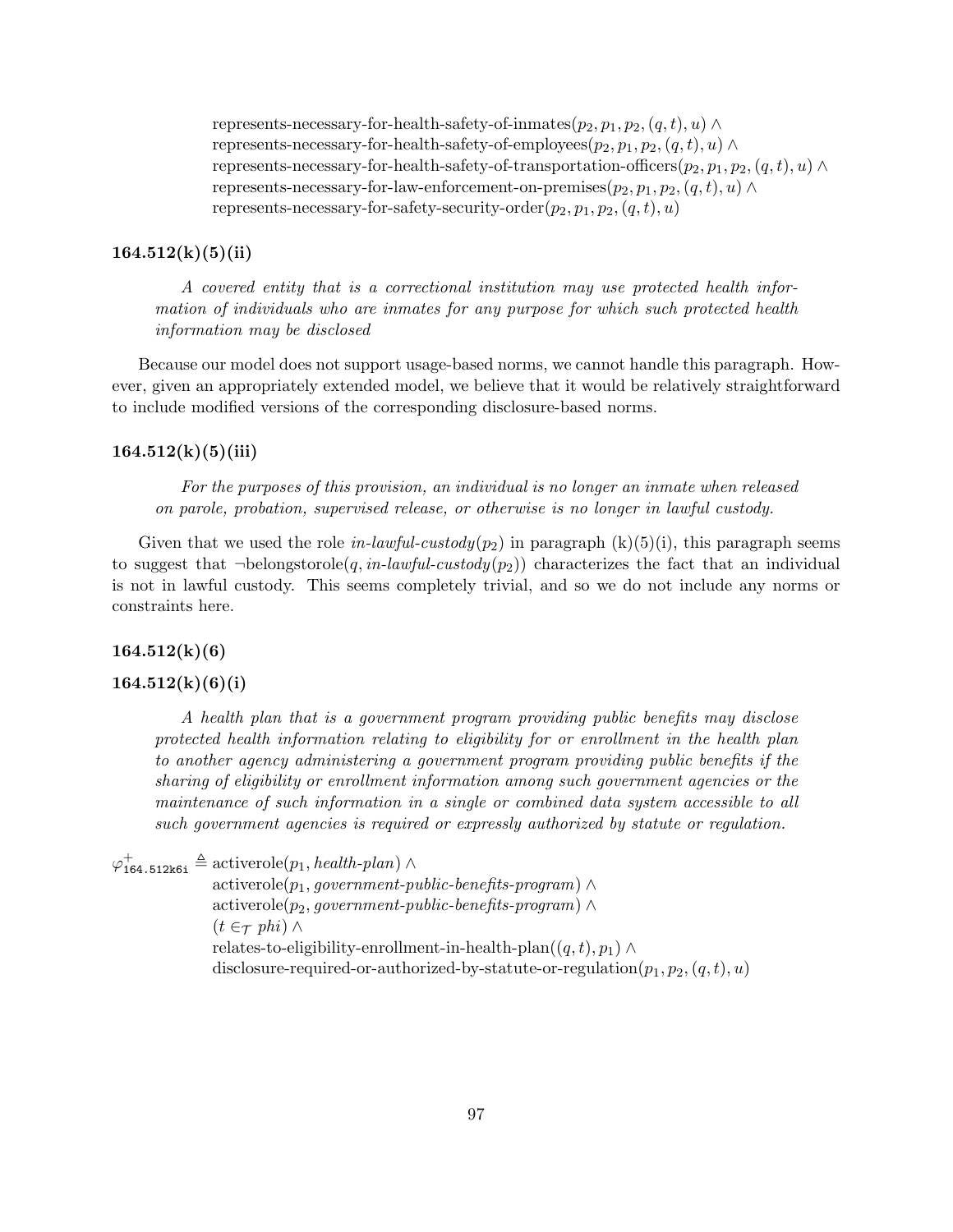$$
\begin{aligned}
&\text{represents-necessary-for-health-safety-of-inmates}(p_2, p_1, p_2, (q,t), u) \land \\
&\text{represents-necessary-for-health-safety-of-employees}(p_2, p_1, p_2, (q,t), u) \land \\
&\text{represents-necessary-for-health-safety-of-transportation-officers}(p_2, p_1, p_2, (q,t), u) \land \\
&\text{represents-necessary-for-law-enforcement-on-premises}(p_2, p_1, p_2, (q,t), u) \land \\
&\text{represents-necessary-for-safety-security-order}(p_2, p_1, p_2, (q,t), u)
\end{aligned}
$$

### 164.512(k)(5)(ii)

> *A covered entity that is a correctional institution may use protected health information of individuals who are inmates for any purpose for which such protected health information may be disclosed*

Because our model does not support usage-based norms, we cannot handle this paragraph. However, given an appropriately extended model, we believe that it would be relatively straightforward to include modified versions of the corresponding disclosure-based norms.

### 164.512(k)(5)(iii)

> *For the purposes of this provision, an individual is no longer an inmate when released on parole, probation, supervised release, or otherwise is no longer in lawful custody.*

Given that we used the role $\textit{in-lawful-custody}(p_2)$ in paragraph (k)(5)(i), this paragraph seems to suggest that $\neg\text{belongstorole}(q, \textit{in-lawful-custody}(p_2))$ characterizes the fact that an individual is not in lawful custody. This seems completely trivial, and so we do not include any norms or constraints here.

### 164.512(k)(6)

### 164.512(k)(6)(i)

> *A health plan that is a government program providing public benefits may disclose protected health information relating to eligibility for or enrollment in the health plan to another agency administering a government program providing public benefits if the sharing of eligibility or enrollment information among such government agencies or the maintenance of such information in a single or combined data system accessible to all such government agencies is required or expressly authorized by statute or regulation.*

$$
\begin{aligned}
\varphi^{+}_{\texttt{164.512k6i}} \triangleq\ &\text{activerole}(p_1, \textit{health-plan}) \land \\
&\text{activerole}(p_1, \textit{government-public-benefits-program}) \land \\
&\text{activerole}(p_2, \textit{government-public-benefits-program}) \land \\
&(t \in_{\mathcal{T}} \textit{phi}) \land \\
&\text{relates-to-eligibility-enrollment-in-health-plan}((q,t), p_1) \land \\
&\text{disclosure-required-or-authorized-by-statute-or-regulation}(p_1, p_2, (q,t), u)
\end{aligned}
$$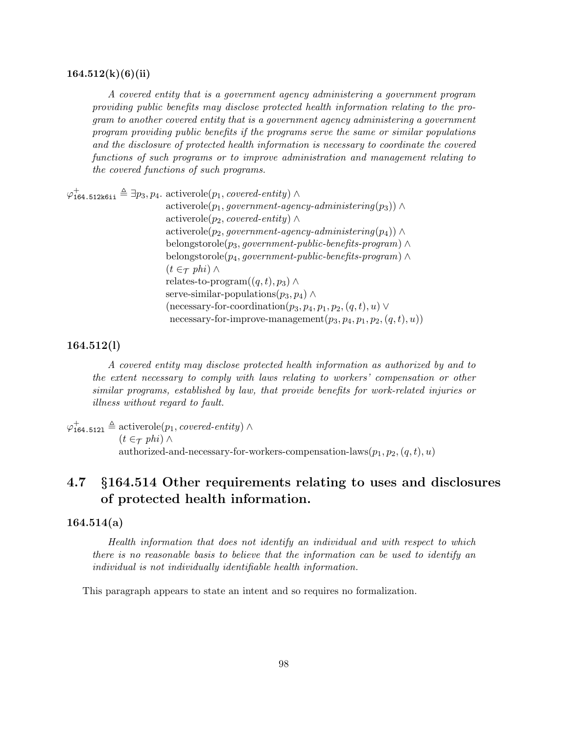**164.512(k)(6)(ii)**

*A covered entity that is a government agency administering a government program providing public benefits may disclose protected health information relating to the program to another covered entity that is a government agency administering a government program providing public benefits if the programs serve the same or similar populations and the disclosure of protected health information is necessary to coordinate the covered functions of such programs or to improve administration and management relating to the covered functions of such programs.*

$$
\begin{aligned}
\varphi^{+}_{\texttt{164.512k6ii}} \triangleq \exists p_3, p_4.\ & \text{activerole}(p_1, \textit{covered-entity}) \land \\
& \text{activerole}(p_1, \textit{government-agency-administering}(p_3)) \land \\
& \text{activerole}(p_2, \textit{covered-entity}) \land \\
& \text{activerole}(p_2, \textit{government-agency-administering}(p_4)) \land \\
& \text{belongstorole}(p_3, \textit{government-public-benefits-program}) \land \\
& \text{belongstorole}(p_4, \textit{government-public-benefits-program}) \land \\
& (t \in_{\mathcal{T}} \textit{phi}) \land \\
& \text{relates-to-program}((q,t), p_3) \land \\
& \text{serve-similar-populations}(p_3, p_4) \land \\
& (\text{necessary-for-coordination}(p_3, p_4, p_1, p_2, (q,t), u) \lor \\
& \ \text{necessary-for-improve-management}(p_3, p_4, p_1, p_2, (q,t), u))
\end{aligned}
$$

**164.512(l)**

*A covered entity may disclose protected health information as authorized by and to the extent necessary to comply with laws relating to workers' compensation or other similar programs, established by law, that provide benefits for work-related injuries or illness without regard to fault.*

$$
\begin{aligned}
\varphi^{+}_{\texttt{164.512l}} \triangleq\ & \text{activerole}(p_1, \textit{covered-entity}) \land \\
& (t \in_{\mathcal{T}} \textit{phi}) \land \\
& \text{authorized-and-necessary-for-workers-compensation-laws}(p_1, p_2, (q,t), u)
\end{aligned}
$$

## 4.7 §164.514 Other requirements relating to uses and disclosures of protected health information.

**164.514(a)**

*Health information that does not identify an individual and with respect to which there is no reasonable basis to believe that the information can be used to identify an individual is not individually identifiable health information.*

This paragraph appears to state an intent and so requires no formalization.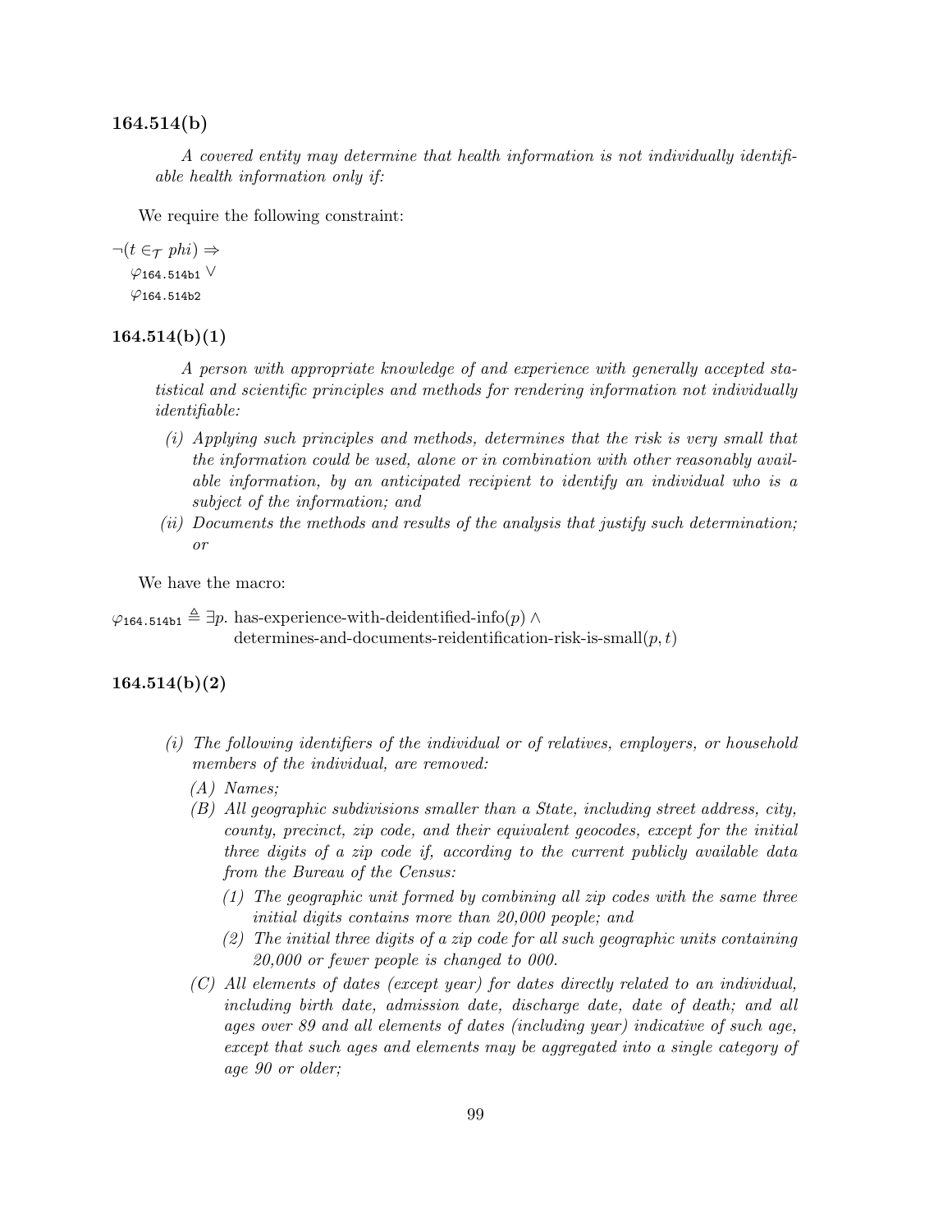### 164.514(b)

*A covered entity may determine that health information is not individually identifiable health information only if:*

We require the following constraint:

$$\neg(t \in_{\mathcal{T}} phi) \Rightarrow$$
$$\varphi_{\texttt{164.514b1}} \vee$$
$$\varphi_{\texttt{164.514b2}}$$

### 164.514(b)(1)

*A person with appropriate knowledge of and experience with generally accepted statistical and scientific principles and methods for rendering information not individually identifiable:*

- *(i) Applying such principles and methods, determines that the risk is very small that the information could be used, alone or in combination with other reasonably available information, by an anticipated recipient to identify an individual who is a subject of the information; and*
- *(ii) Documents the methods and results of the analysis that justify such determination; or*

We have the macro:

$$\varphi_{\texttt{164.514b1}} \triangleq \exists p.\ \text{has-experience-with-deidentified-info}(p) \wedge \text{determines-and-documents-reidentification-risk-is-small}(p, t)$$

### 164.514(b)(2)

- *(i) The following identifiers of the individual or of relatives, employers, or household members of the individual, are removed:*
  - *(A) Names;*
  - *(B) All geographic subdivisions smaller than a State, including street address, city, county, precinct, zip code, and their equivalent geocodes, except for the initial three digits of a zip code if, according to the current publicly available data from the Bureau of the Census:*
    - *(1) The geographic unit formed by combining all zip codes with the same three initial digits contains more than 20,000 people; and*
    - *(2) The initial three digits of a zip code for all such geographic units containing 20,000 or fewer people is changed to 000.*
  - *(C) All elements of dates (except year) for dates directly related to an individual, including birth date, admission date, discharge date, date of death; and all ages over 89 and all elements of dates (including year) indicative of such age, except that such ages and elements may be aggregated into a single category of age 90 or older;*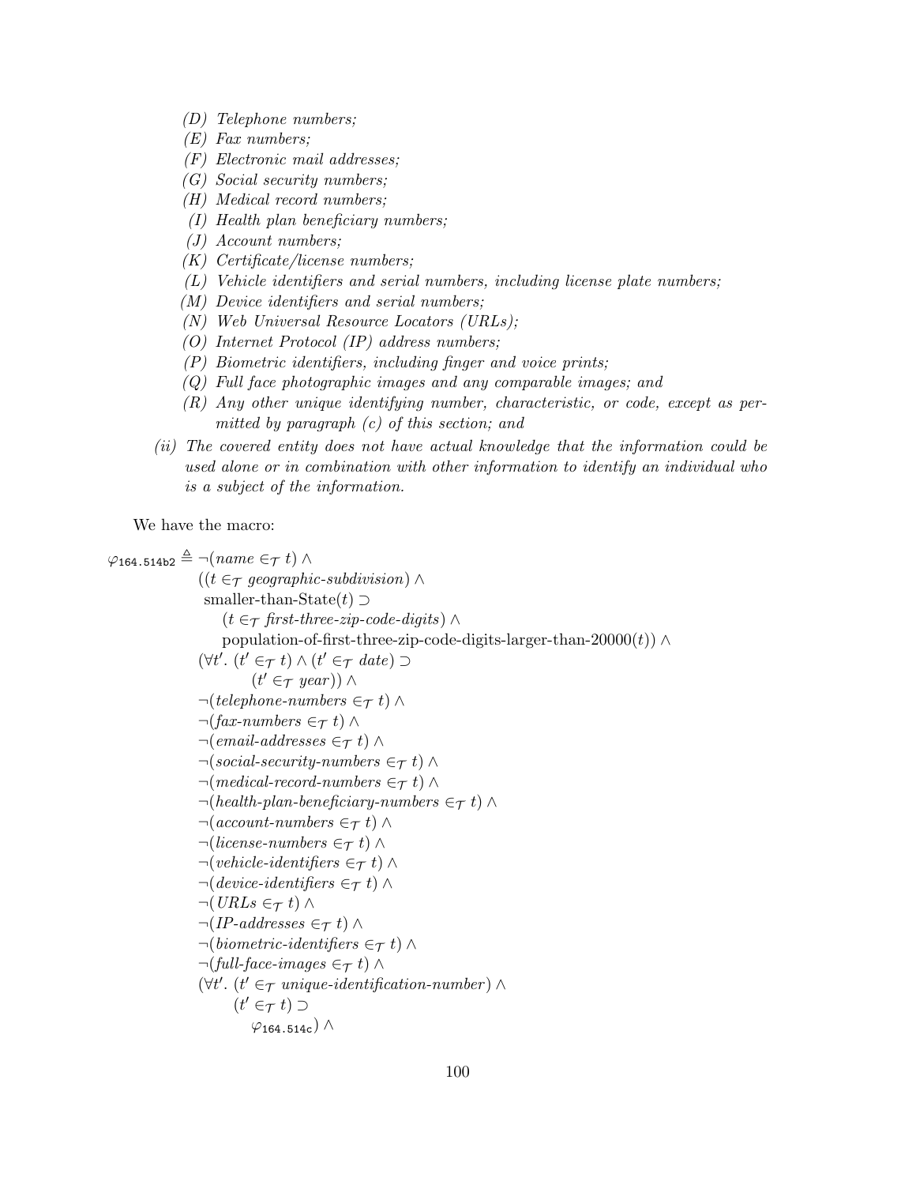*(D) Telephone numbers;*

*(E) Fax numbers;*

*(F) Electronic mail addresses;*

*(G) Social security numbers;*

*(H) Medical record numbers;*

*(I) Health plan beneficiary numbers;*

*(J) Account numbers;*

*(K) Certificate/license numbers;*

*(L) Vehicle identifiers and serial numbers, including license plate numbers;*

*(M) Device identifiers and serial numbers;*

*(N) Web Universal Resource Locators (URLs);*

*(O) Internet Protocol (IP) address numbers;*

*(P) Biometric identifiers, including finger and voice prints;*

*(Q) Full face photographic images and any comparable images; and*

*(R) Any other unique identifying number, characteristic, or code, except as permitted by paragraph (c) of this section; and*

*(ii) The covered entity does not have actual knowledge that the information could be used alone or in combination with other information to identify an individual who is a subject of the information.*

We have the macro:

$$
\begin{aligned}
\varphi_{\texttt{164.514b2}} \triangleq\ & \neg(\textit{name} \in_{\mathcal{T}} t) \wedge \\
& ((t \in_{\mathcal{T}} \textit{geographic-subdivision}) \wedge \\
& \ \text{smaller-than-State}(t) \supset \\
& \quad (t \in_{\mathcal{T}} \textit{first-three-zip-code-digits}) \wedge \\
& \quad \text{population-of-first-three-zip-code-digits-larger-than-20000}(t)) \wedge \\
& (\forall t'.\ (t' \in_{\mathcal{T}} t) \wedge (t' \in_{\mathcal{T}} \textit{date}) \supset \\
& \qquad (t' \in_{\mathcal{T}} \textit{year})) \wedge \\
& \neg(\textit{telephone-numbers} \in_{\mathcal{T}} t) \wedge \\
& \neg(\textit{fax-numbers} \in_{\mathcal{T}} t) \wedge \\
& \neg(\textit{email-addresses} \in_{\mathcal{T}} t) \wedge \\
& \neg(\textit{social-security-numbers} \in_{\mathcal{T}} t) \wedge \\
& \neg(\textit{medical-record-numbers} \in_{\mathcal{T}} t) \wedge \\
& \neg(\textit{health-plan-beneficiary-numbers} \in_{\mathcal{T}} t) \wedge \\
& \neg(\textit{account-numbers} \in_{\mathcal{T}} t) \wedge \\
& \neg(\textit{license-numbers} \in_{\mathcal{T}} t) \wedge \\
& \neg(\textit{vehicle-identifiers} \in_{\mathcal{T}} t) \wedge \\
& \neg(\textit{device-identifiers} \in_{\mathcal{T}} t) \wedge \\
& \neg(\textit{URLs} \in_{\mathcal{T}} t) \wedge \\
& \neg(\textit{IP-addresses} \in_{\mathcal{T}} t) \wedge \\
& \neg(\textit{biometric-identifiers} \in_{\mathcal{T}} t) \wedge \\
& \neg(\textit{full-face-images} \in_{\mathcal{T}} t) \wedge \\
& (\forall t'.\ (t' \in_{\mathcal{T}} \textit{unique-identification-number}) \wedge \\
& \quad (t' \in_{\mathcal{T}} t) \supset \\
& \qquad \varphi_{\texttt{164.514c}}) \wedge
\end{aligned}
$$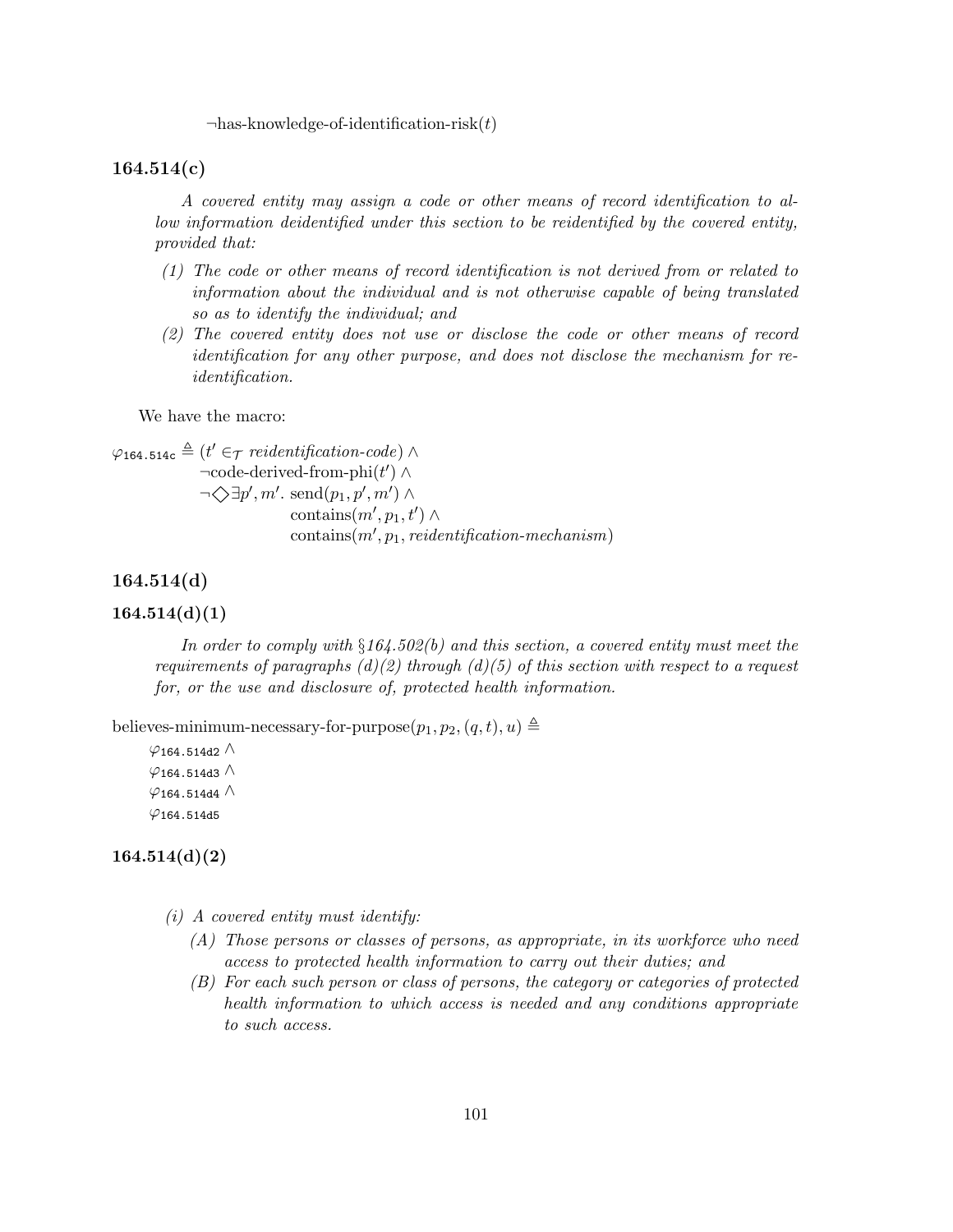$\neg$has-knowledge-of-identification-risk$(t)$

### 164.514(c)

*A covered entity may assign a code or other means of record identification to allow information deidentified under this section to be reidentified by the covered entity, provided that:*

*(1) The code or other means of record identification is not derived from or related to information about the individual and is not otherwise capable of being translated so as to identify the individual; and*

*(2) The covered entity does not use or disclose the code or other means of record identification for any other purpose, and does not disclose the mechanism for re-identification.*

We have the macro:

$$
\begin{aligned}
\varphi_{\texttt{164.514c}} \triangleq\ & (t' \in_{\mathcal{T}} \textit{reidentification-code}) \wedge \\
& \neg\text{code-derived-from-phi}(t') \wedge \\
& \neg\Diamond\exists p', m'.\ \text{send}(p_1, p', m') \wedge \\
& \qquad\qquad \text{contains}(m', p_1, t') \wedge \\
& \qquad\qquad \text{contains}(m', p_1, \textit{reidentification-mechanism})
\end{aligned}
$$

### 164.514(d)

### 164.514(d)(1)

*In order to comply with §164.502(b) and this section, a covered entity must meet the requirements of paragraphs (d)(2) through (d)(5) of this section with respect to a request for, or the use and disclosure of, protected health information.*

$$
\begin{aligned}
&\text{believes-minimum-necessary-for-purpose}(p_1, p_2, (q, t), u) \triangleq \\
&\quad \varphi_{\texttt{164.514d2}} \wedge \\
&\quad \varphi_{\texttt{164.514d3}} \wedge \\
&\quad \varphi_{\texttt{164.514d4}} \wedge \\
&\quad \varphi_{\texttt{164.514d5}}
\end{aligned}
$$

### 164.514(d)(2)

*(i) A covered entity must identify:*

*(A) Those persons or classes of persons, as appropriate, in its workforce who need access to protected health information to carry out their duties; and*

*(B) For each such person or class of persons, the category or categories of protected health information to which access is needed and any conditions appropriate to such access.*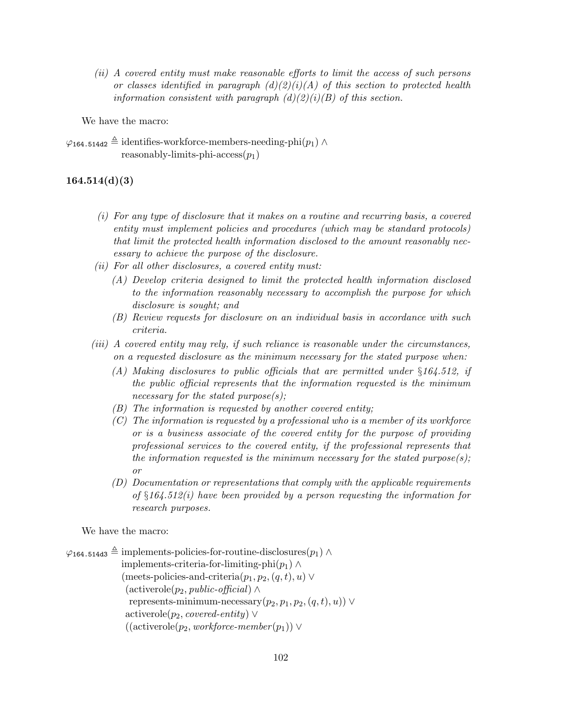*(ii) A covered entity must make reasonable efforts to limit the access of such persons or classes identified in paragraph (d)(2)(i)(A) of this section to protected health information consistent with paragraph (d)(2)(i)(B) of this section.*

We have the macro:

$$\varphi_{\texttt{164.514d2}} \triangleq \text{identifies-workforce-members-needing-phi}(p_1) \wedge \text{reasonably-limits-phi-access}(p_1)$$

### 164.514(d)(3)

*(i) For any type of disclosure that it makes on a routine and recurring basis, a covered entity must implement policies and procedures (which may be standard protocols) that limit the protected health information disclosed to the amount reasonably necessary to achieve the purpose of the disclosure.*

*(ii) For all other disclosures, a covered entity must:*

*(A) Develop criteria designed to limit the protected health information disclosed to the information reasonably necessary to accomplish the purpose for which disclosure is sought; and*

*(B) Review requests for disclosure on an individual basis in accordance with such criteria.*

*(iii) A covered entity may rely, if such reliance is reasonable under the circumstances, on a requested disclosure as the minimum necessary for the stated purpose when:*

*(A) Making disclosures to public officials that are permitted under §164.512, if the public official represents that the information requested is the minimum necessary for the stated purpose(s);*

*(B) The information is requested by another covered entity;*

*(C) The information is requested by a professional who is a member of its workforce or is a business associate of the covered entity for the purpose of providing professional services to the covered entity, if the professional represents that the information requested is the minimum necessary for the stated purpose(s); or*

*(D) Documentation or representations that comply with the applicable requirements of §164.512(i) have been provided by a person requesting the information for research purposes.*

We have the macro:

$$\begin{aligned}
\varphi_{\texttt{164.514d3}} \triangleq\ & \text{implements-policies-for-routine-disclosures}(p_1) \wedge \\
& \text{implements-criteria-for-limiting-phi}(p_1) \wedge \\
& (\text{meets-policies-and-criteria}(p_1, p_2, (q,t), u) \vee \\
& \ (\text{activerole}(p_2, \textit{public-official}) \wedge \\
& \ \ \text{represents-minimum-necessary}(p_2, p_1, p_2, (q,t), u)) \vee \\
& \ \text{activerole}(p_2, \textit{covered-entity}) \vee \\
& \ ((\text{activerole}(p_2, \textit{workforce-member}(p_1)) \vee
\end{aligned}$$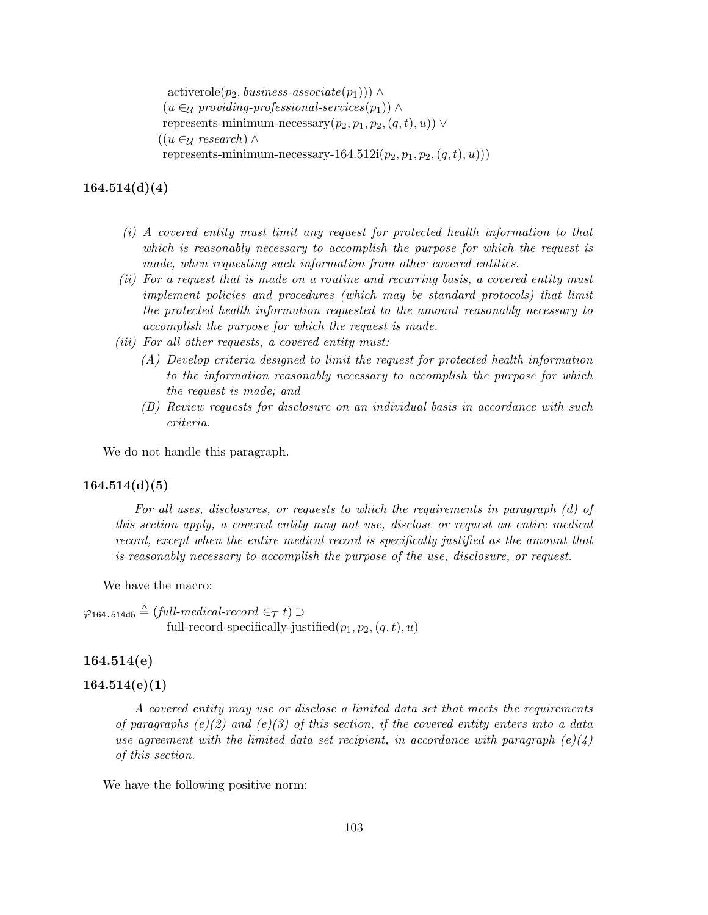$$
\begin{aligned}
&\text{activerole}(p_2, \textit{business-associate}(p_1))) \wedge \\
&(u \in_{\mathcal{U}} \textit{providing-professional-services}(p_1)) \wedge \\
&\text{represents-minimum-necessary}(p_2, p_1, p_2, (q, t), u)) \vee \\
&((u \in_{\mathcal{U}} \textit{research}) \wedge \\
&\text{represents-minimum-necessary-164.512i}(p_2, p_1, p_2, (q, t), u)))
\end{aligned}
$$

### 164.514(d)(4)

- *(i) A covered entity must limit any request for protected health information to that which is reasonably necessary to accomplish the purpose for which the request is made, when requesting such information from other covered entities.*
- *(ii) For a request that is made on a routine and recurring basis, a covered entity must implement policies and procedures (which may be standard protocols) that limit the protected health information requested to the amount reasonably necessary to accomplish the purpose for which the request is made.*
- *(iii) For all other requests, a covered entity must:*
  - *(A) Develop criteria designed to limit the request for protected health information to the information reasonably necessary to accomplish the purpose for which the request is made; and*
  - *(B) Review requests for disclosure on an individual basis in accordance with such criteria.*

We do not handle this paragraph.

### 164.514(d)(5)

*For all uses, disclosures, or requests to which the requirements in paragraph (d) of this section apply, a covered entity may not use, disclose or request an entire medical record, except when the entire medical record is specifically justified as the amount that is reasonably necessary to accomplish the purpose of the use, disclosure, or request.*

We have the macro:

$$
\varphi_{\texttt{164.514d5}} \triangleq (\textit{full-medical-record} \in_{\mathcal{T}} t) \supset \text{full-record-specifically-justified}(p_1, p_2, (q, t), u)
$$

## 164.514(e)

### 164.514(e)(1)

*A covered entity may use or disclose a limited data set that meets the requirements of paragraphs (e)(2) and (e)(3) of this section, if the covered entity enters into a data use agreement with the limited data set recipient, in accordance with paragraph (e)(4) of this section.*

We have the following positive norm: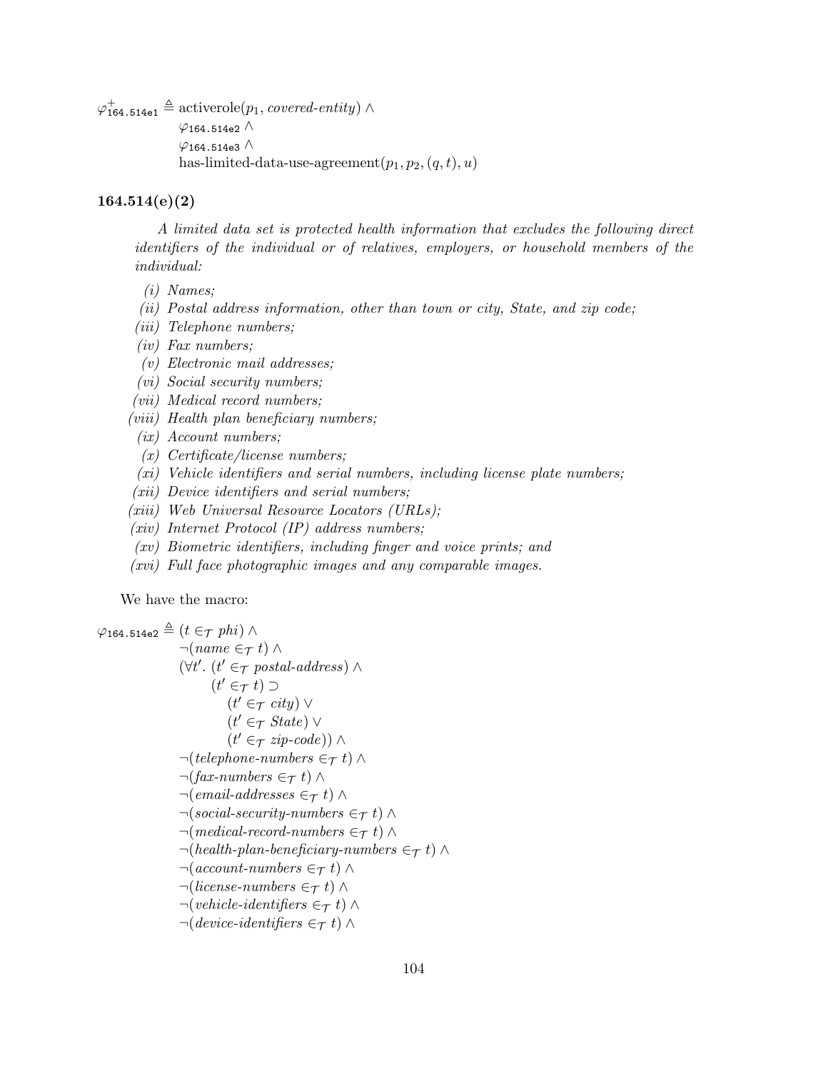$$
\begin{aligned}
\varphi^{+}_{\texttt{164.514e1}} \triangleq\ & \text{activerole}(p_1, \textit{covered-entity}) \wedge \\
& \varphi_{\texttt{164.514e2}} \wedge \\
& \varphi_{\texttt{164.514e3}} \wedge \\
& \text{has-limited-data-use-agreement}(p_1, p_2, (q, t), u)
\end{aligned}
$$

### 164.514(e)(2)

> *A limited data set is protected health information that excludes the following direct identifiers of the individual or of relatives, employers, or household members of the individual:*
>
> *(i) Names;*
> *(ii) Postal address information, other than town or city, State, and zip code;*
> *(iii) Telephone numbers;*
> *(iv) Fax numbers;*
> *(v) Electronic mail addresses;*
> *(vi) Social security numbers;*
> *(vii) Medical record numbers;*
> *(viii) Health plan beneficiary numbers;*
> *(ix) Account numbers;*
> *(x) Certificate/license numbers;*
> *(xi) Vehicle identifiers and serial numbers, including license plate numbers;*
> *(xii) Device identifiers and serial numbers;*
> *(xiii) Web Universal Resource Locators (URLs);*
> *(xiv) Internet Protocol (IP) address numbers;*
> *(xv) Biometric identifiers, including finger and voice prints; and*
> *(xvi) Full face photographic images and any comparable images.*

We have the macro:

$$
\begin{aligned}
\varphi_{\texttt{164.514e2}} \triangleq\ & (t \in_{\mathcal{T}} \textit{phi}) \wedge \\
& \neg(\textit{name} \in_{\mathcal{T}} t) \wedge \\
& (\forall t'.\ (t' \in_{\mathcal{T}} \textit{postal-address}) \wedge \\
& \qquad (t' \in_{\mathcal{T}} t) \supset \\
& \qquad\quad (t' \in_{\mathcal{T}} \textit{city}) \vee \\
& \qquad\quad (t' \in_{\mathcal{T}} \textit{State}) \vee \\
& \qquad\quad (t' \in_{\mathcal{T}} \textit{zip-code})) \wedge \\
& \neg(\textit{telephone-numbers} \in_{\mathcal{T}} t) \wedge \\
& \neg(\textit{fax-numbers} \in_{\mathcal{T}} t) \wedge \\
& \neg(\textit{email-addresses} \in_{\mathcal{T}} t) \wedge \\
& \neg(\textit{social-security-numbers} \in_{\mathcal{T}} t) \wedge \\
& \neg(\textit{medical-record-numbers} \in_{\mathcal{T}} t) \wedge \\
& \neg(\textit{health-plan-beneficiary-numbers} \in_{\mathcal{T}} t) \wedge \\
& \neg(\textit{account-numbers} \in_{\mathcal{T}} t) \wedge \\
& \neg(\textit{license-numbers} \in_{\mathcal{T}} t) \wedge \\
& \neg(\textit{vehicle-identifiers} \in_{\mathcal{T}} t) \wedge \\
& \neg(\textit{device-identifiers} \in_{\mathcal{T}} t) \wedge
\end{aligned}
$$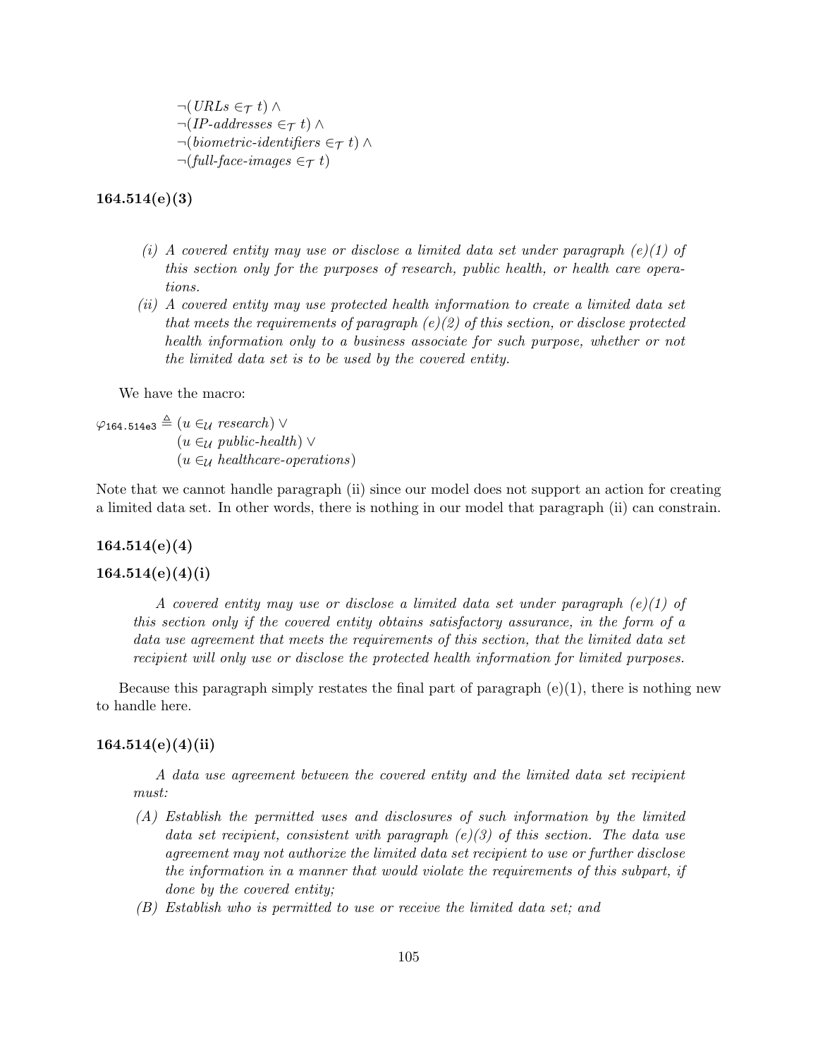$$\neg(\mathit{URLs} \in_{\mathcal{T}} t) \wedge$$
$$\neg(\mathit{IP\text{-}addresses} \in_{\mathcal{T}} t) \wedge$$
$$\neg(\mathit{biometric\text{-}identifiers} \in_{\mathcal{T}} t) \wedge$$
$$\neg(\mathit{full\text{-}face\text{-}images} \in_{\mathcal{T}} t)$$

**164.514(e)(3)**

*(i) A covered entity may use or disclose a limited data set under paragraph (e)(1) of this section only for the purposes of research, public health, or health care operations.*

*(ii) A covered entity may use protected health information to create a limited data set that meets the requirements of paragraph (e)(2) of this section, or disclose protected health information only to a business associate for such purpose, whether or not the limited data set is to be used by the covered entity.*

We have the macro:

$$\varphi_{\texttt{164.514e3}} \triangleq (u \in_{\mathcal{U}} \mathit{research}) \vee (u \in_{\mathcal{U}} \mathit{public\text{-}health}) \vee (u \in_{\mathcal{U}} \mathit{healthcare\text{-}operations})$$

Note that we cannot handle paragraph (ii) since our model does not support an action for creating a limited data set. In other words, there is nothing in our model that paragraph (ii) can constrain.

**164.514(e)(4)**

**164.514(e)(4)(i)**

*A covered entity may use or disclose a limited data set under paragraph (e)(1) of this section only if the covered entity obtains satisfactory assurance, in the form of a data use agreement that meets the requirements of this section, that the limited data set recipient will only use or disclose the protected health information for limited purposes.*

Because this paragraph simply restates the final part of paragraph (e)(1), there is nothing new to handle here.

**164.514(e)(4)(ii)**

*A data use agreement between the covered entity and the limited data set recipient must:*

*(A) Establish the permitted uses and disclosures of such information by the limited data set recipient, consistent with paragraph (e)(3) of this section. The data use agreement may not authorize the limited data set recipient to use or further disclose the information in a manner that would violate the requirements of this subpart, if done by the covered entity;*

*(B) Establish who is permitted to use or receive the limited data set; and*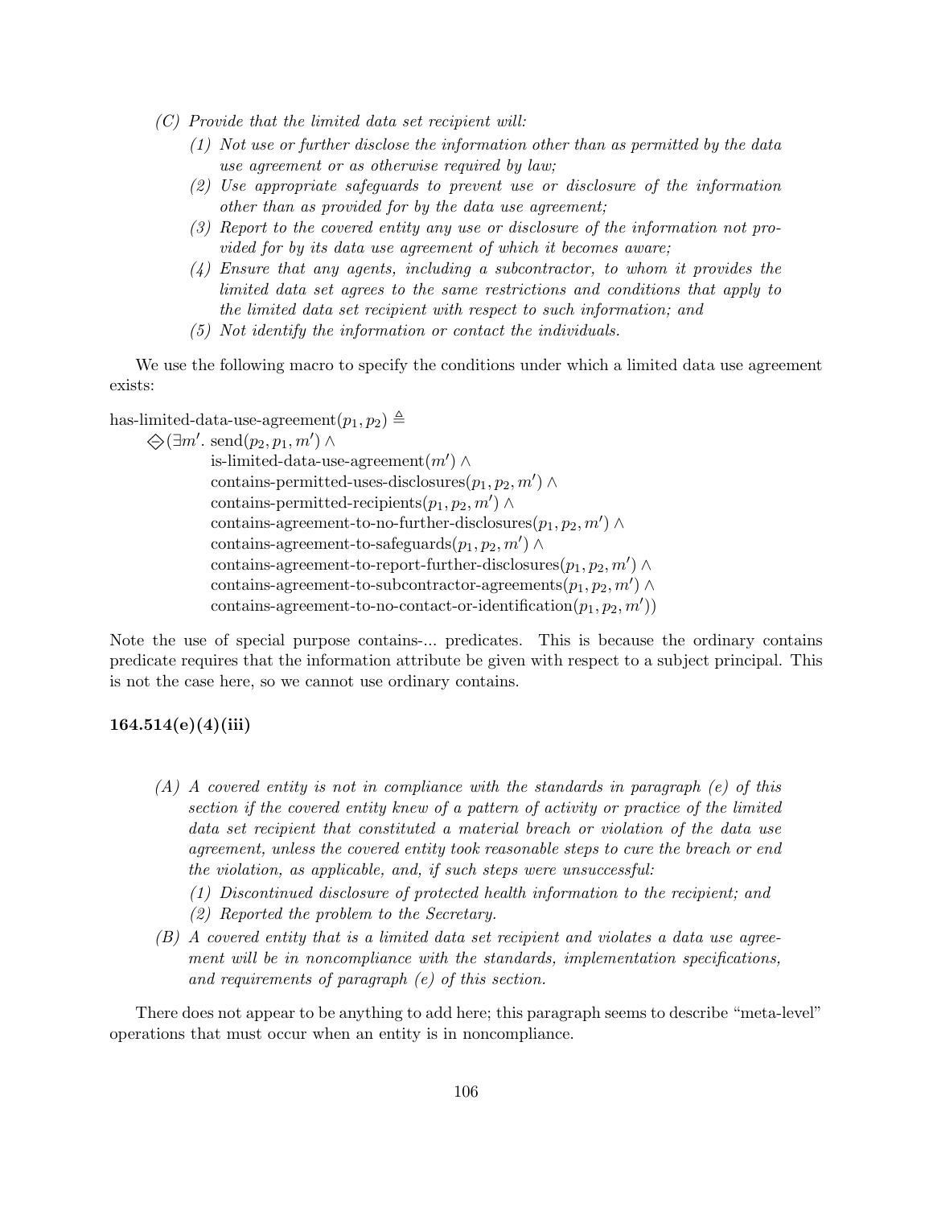*(C) Provide that the limited data set recipient will:*

*(1) Not use or further disclose the information other than as permitted by the data use agreement or as otherwise required by law;*

*(2) Use appropriate safeguards to prevent use or disclosure of the information other than as provided for by the data use agreement;*

*(3) Report to the covered entity any use or disclosure of the information not provided for by its data use agreement of which it becomes aware;*

*(4) Ensure that any agents, including a subcontractor, to whom it provides the limited data set agrees to the same restrictions and conditions that apply to the limited data set recipient with respect to such information; and*

*(5) Not identify the information or contact the individuals.*

We use the following macro to specify the conditions under which a limited data use agreement exists:

$$
\begin{aligned}
&\text{has-limited-data-use-agreement}(p_1, p_2) \triangleq \\
&\quad \diamondminus(\exists m'.\ \text{send}(p_2, p_1, m') \land \\
&\qquad\quad \text{is-limited-data-use-agreement}(m') \land \\
&\qquad\quad \text{contains-permitted-uses-disclosures}(p_1, p_2, m') \land \\
&\qquad\quad \text{contains-permitted-recipients}(p_1, p_2, m') \land \\
&\qquad\quad \text{contains-agreement-to-no-further-disclosures}(p_1, p_2, m') \land \\
&\qquad\quad \text{contains-agreement-to-safeguards}(p_1, p_2, m') \land \\
&\qquad\quad \text{contains-agreement-to-report-further-disclosures}(p_1, p_2, m') \land \\
&\qquad\quad \text{contains-agreement-to-subcontractor-agreements}(p_1, p_2, m') \land \\
&\qquad\quad \text{contains-agreement-to-no-contact-or-identification}(p_1, p_2, m'))
\end{aligned}
$$

Note the use of special purpose contains-... predicates. This is because the ordinary contains predicate requires that the information attribute be given with respect to a subject principal. This is not the case here, so we cannot use ordinary contains.

**164.514(e)(4)(iii)**

*(A) A covered entity is not in compliance with the standards in paragraph (e) of this section if the covered entity knew of a pattern of activity or practice of the limited data set recipient that constituted a material breach or violation of the data use agreement, unless the covered entity took reasonable steps to cure the breach or end the violation, as applicable, and, if such steps were unsuccessful:*

*(1) Discontinued disclosure of protected health information to the recipient; and*

*(2) Reported the problem to the Secretary.*

*(B) A covered entity that is a limited data set recipient and violates a data use agreement will be in noncompliance with the standards, implementation specifications, and requirements of paragraph (e) of this section.*

There does not appear to be anything to add here; this paragraph seems to describe "meta-level" operations that must occur when an entity is in noncompliance.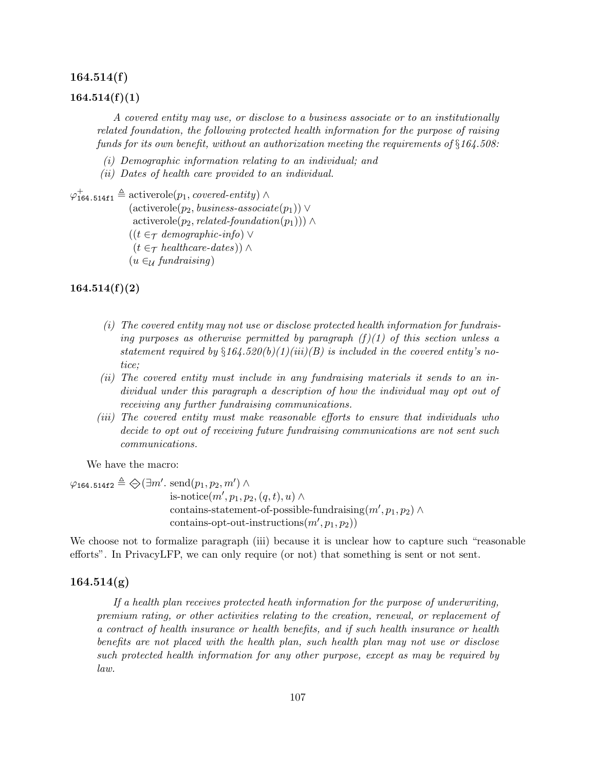### 164.514(f)

### 164.514(f)(1)

> *A covered entity may use, or disclose to a business associate or to an institutionally related foundation, the following protected health information for the purpose of raising funds for its own benefit, without an authorization meeting the requirements of §164.508:*
>
> *(i) Demographic information relating to an individual; and*
>
> *(ii) Dates of health care provided to an individual.*

$$
\begin{aligned}
\varphi^{+}_{\texttt{164.514f1}} \triangleq\ & \text{activerole}(p_1, \textit{covered-entity}) \wedge \\
& (\text{activerole}(p_2, \textit{business-associate}(p_1)) \vee \\
& \ \text{activerole}(p_2, \textit{related-foundation}(p_1))) \wedge \\
& ((t \in_{\mathcal{T}} \textit{demographic-info}) \vee \\
& \ (t \in_{\mathcal{T}} \textit{healthcare-dates})) \wedge \\
& (u \in_{\mathcal{U}} \textit{fundraising})
\end{aligned}
$$

### 164.514(f)(2)

> *(i) The covered entity may not use or disclose protected health information for fundraising purposes as otherwise permitted by paragraph (f)(1) of this section unless a statement required by §164.520(b)(1)(iii)(B) is included in the covered entity's notice;*
>
> *(ii) The covered entity must include in any fundraising materials it sends to an individual under this paragraph a description of how the individual may opt out of receiving any further fundraising communications.*
>
> *(iii) The covered entity must make reasonable efforts to ensure that individuals who decide to opt out of receiving future fundraising communications are not sent such communications.*

We have the macro:

$$
\begin{aligned}
\varphi_{\texttt{164.514f2}} \triangleq \diamondminus(\exists m'.\ & \text{send}(p_1, p_2, m') \wedge \\
& \text{is-notice}(m', p_1, p_2, (q, t), u) \wedge \\
& \text{contains-statement-of-possible-fundraising}(m', p_1, p_2) \wedge \\
& \text{contains-opt-out-instructions}(m', p_1, p_2))
\end{aligned}
$$

We choose not to formalize paragraph (iii) because it is unclear how to capture such "reasonable efforts". In PrivacyLFP, we can only require (or not) that something is sent or not sent.

### 164.514(g)

> *If a health plan receives protected heath information for the purpose of underwriting, premium rating, or other activities relating to the creation, renewal, or replacement of a contract of health insurance or health benefits, and if such health insurance or health benefits are not placed with the health plan, such health plan may not use or disclose such protected health information for any other purpose, except as may be required by law.*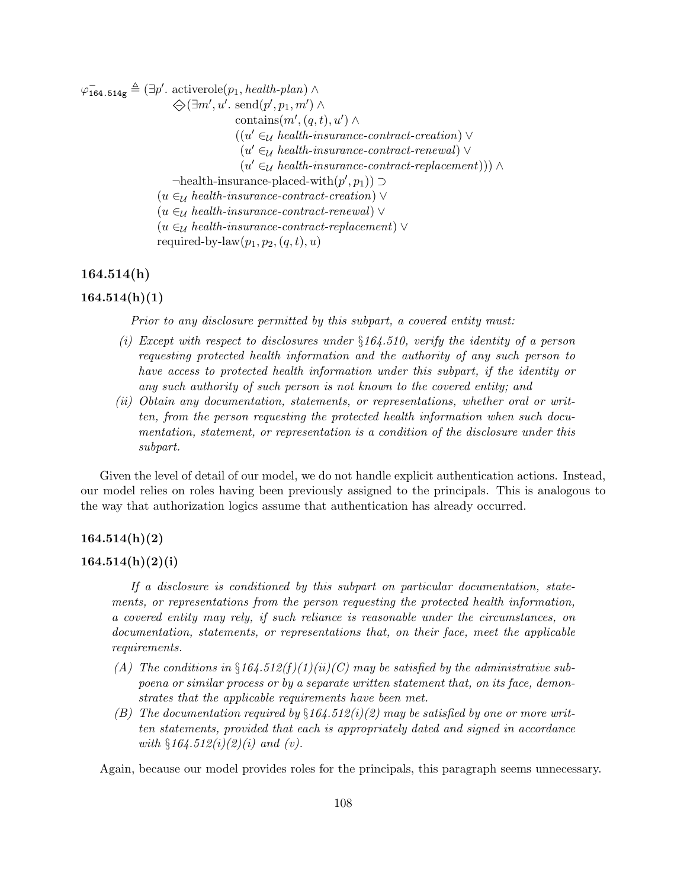$$
\begin{aligned}
\varphi^{-}_{\texttt{164.514g}} \triangleq\ & (\exists p'.\ \text{activerole}(p_1, \textit{health-plan}) \land \\
& \quad \diamondminus(\exists m', u'.\ \text{send}(p', p_1, m') \land \\
& \qquad\qquad \text{contains}(m', (q,t), u') \land \\
& \qquad\qquad ((u' \in_{\mathcal{U}} \textit{health-insurance-contract-creation}) \lor \\
& \qquad\qquad\ (u' \in_{\mathcal{U}} \textit{health-insurance-contract-renewal}) \lor \\
& \qquad\qquad\ (u' \in_{\mathcal{U}} \textit{health-insurance-contract-replacement}))) \land \\
& \quad \neg\text{health-insurance-placed-with}(p', p_1)) \supset \\
& (u \in_{\mathcal{U}} \textit{health-insurance-contract-creation}) \lor \\
& (u \in_{\mathcal{U}} \textit{health-insurance-contract-renewal}) \lor \\
& (u \in_{\mathcal{U}} \textit{health-insurance-contract-replacement}) \lor \\
& \text{required-by-law}(p_1, p_2, (q,t), u)
\end{aligned}
$$

### 164.514(h)

### 164.514(h)(1)

*Prior to any disclosure permitted by this subpart, a covered entity must:*

*(i) Except with respect to disclosures under §164.510, verify the identity of a person requesting protected health information and the authority of any such person to have access to protected health information under this subpart, if the identity or any such authority of such person is not known to the covered entity; and*

*(ii) Obtain any documentation, statements, or representations, whether oral or written, from the person requesting the protected health information when such documentation, statement, or representation is a condition of the disclosure under this subpart.*

Given the level of detail of our model, we do not handle explicit authentication actions. Instead, our model relies on roles having been previously assigned to the principals. This is analogous to the way that authorization logics assume that authentication has already occurred.

### 164.514(h)(2)

### 164.514(h)(2)(i)

*If a disclosure is conditioned by this subpart on particular documentation, statements, or representations from the person requesting the protected health information, a covered entity may rely, if such reliance is reasonable under the circumstances, on documentation, statements, or representations that, on their face, meet the applicable requirements.*

*(A) The conditions in §164.512(f)(1)(ii)(C) may be satisfied by the administrative subpoena or similar process or by a separate written statement that, on its face, demonstrates that the applicable requirements have been met.*

*(B) The documentation required by §164.512(i)(2) may be satisfied by one or more written statements, provided that each is appropriately dated and signed in accordance with §164.512(i)(2)(i) and (v).*

Again, because our model provides roles for the principals, this paragraph seems unnecessary.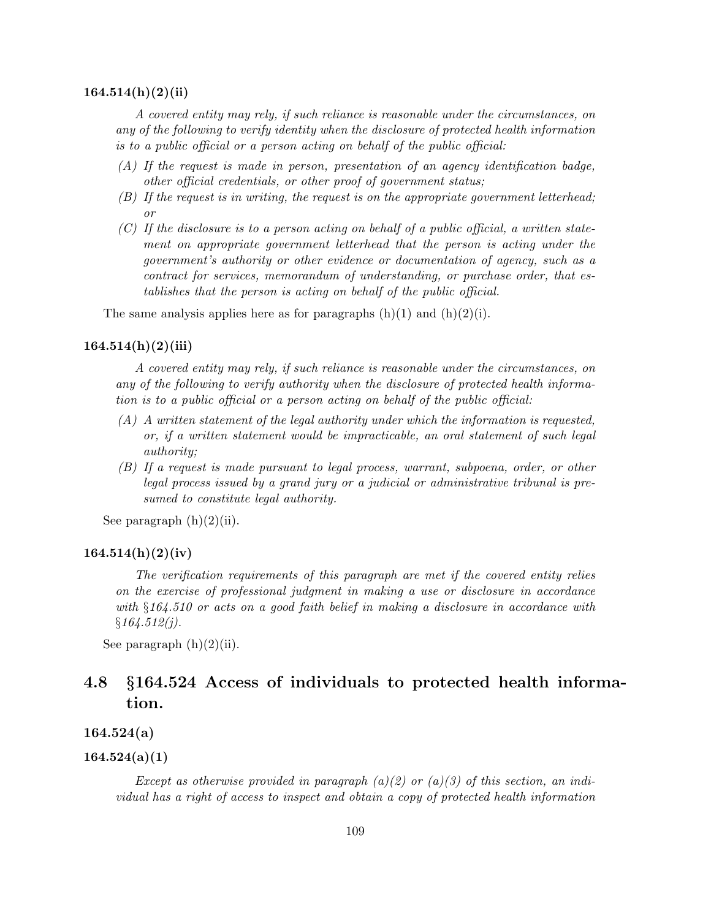#### 164.514(h)(2)(ii)

*A covered entity may rely, if such reliance is reasonable under the circumstances, on any of the following to verify identity when the disclosure of protected health information is to a public official or a person acting on behalf of the public official:*

- *(A) If the request is made in person, presentation of an agency identification badge, other official credentials, or other proof of government status;*
- *(B) If the request is in writing, the request is on the appropriate government letterhead; or*
- *(C) If the disclosure is to a person acting on behalf of a public official, a written statement on appropriate government letterhead that the person is acting under the government's authority or other evidence or documentation of agency, such as a contract for services, memorandum of understanding, or purchase order, that establishes that the person is acting on behalf of the public official.*

The same analysis applies here as for paragraphs (h)(1) and (h)(2)(i).

#### 164.514(h)(2)(iii)

*A covered entity may rely, if such reliance is reasonable under the circumstances, on any of the following to verify authority when the disclosure of protected health information is to a public official or a person acting on behalf of the public official:*

- *(A) A written statement of the legal authority under which the information is requested, or, if a written statement would be impracticable, an oral statement of such legal authority;*
- *(B) If a request is made pursuant to legal process, warrant, subpoena, order, or other legal process issued by a grand jury or a judicial or administrative tribunal is presumed to constitute legal authority.*

See paragraph (h)(2)(ii).

#### 164.514(h)(2)(iv)

*The verification requirements of this paragraph are met if the covered entity relies on the exercise of professional judgment in making a use or disclosure in accordance with §164.510 or acts on a good faith belief in making a disclosure in accordance with §164.512(j).*

See paragraph (h)(2)(ii).

## 4.8 §164.524 Access of individuals to protected health information.

#### 164.524(a)

#### 164.524(a)(1)

*Except as otherwise provided in paragraph (a)(2) or (a)(3) of this section, an individual has a right of access to inspect and obtain a copy of protected health information*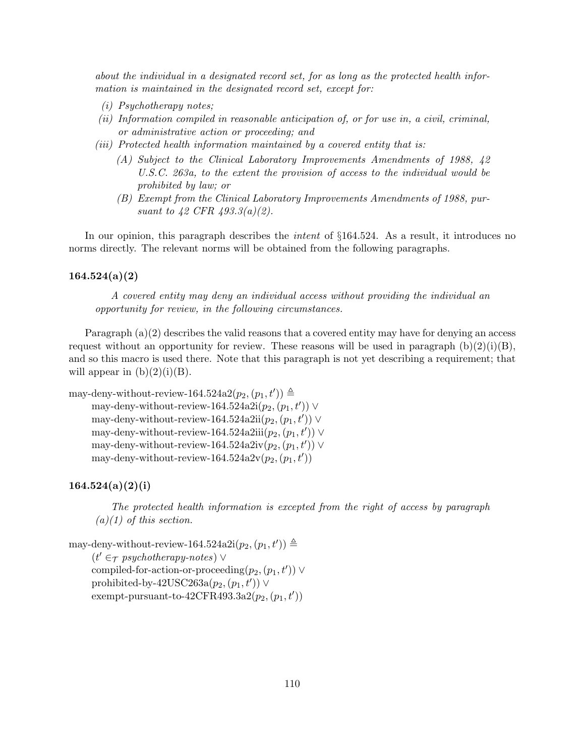*about the individual in a designated record set, for as long as the protected health information is maintained in the designated record set, except for:*

*(i) Psychotherapy notes;*

*(ii) Information compiled in reasonable anticipation of, or for use in, a civil, criminal, or administrative action or proceeding; and*

*(iii) Protected health information maintained by a covered entity that is:*

*(A) Subject to the Clinical Laboratory Improvements Amendments of 1988, 42 U.S.C. 263a, to the extent the provision of access to the individual would be prohibited by law; or*

*(B) Exempt from the Clinical Laboratory Improvements Amendments of 1988, pursuant to 42 CFR 493.3(a)(2).*

In our opinion, this paragraph describes the *intent* of §164.524. As a result, it introduces no norms directly. The relevant norms will be obtained from the following paragraphs.

### 164.524(a)(2)

> *A covered entity may deny an individual access without providing the individual an opportunity for review, in the following circumstances.*

Paragraph (a)(2) describes the valid reasons that a covered entity may have for denying an access request without an opportunity for review. These reasons will be used in paragraph (b)(2)(i)(B), and so this macro is used there. Note that this paragraph is not yet describing a requirement; that will appear in (b)(2)(i)(B).

$$
\begin{aligned}
&\text{may-deny-without-review-164.524a2}(p_2, (p_1, t')) \triangleq \\
&\quad \text{may-deny-without-review-164.524a2i}(p_2, (p_1, t')) \lor \\
&\quad \text{may-deny-without-review-164.524a2ii}(p_2, (p_1, t')) \lor \\
&\quad \text{may-deny-without-review-164.524a2iii}(p_2, (p_1, t')) \lor \\
&\quad \text{may-deny-without-review-164.524a2iv}(p_2, (p_1, t')) \lor \\
&\quad \text{may-deny-without-review-164.524a2v}(p_2, (p_1, t'))
\end{aligned}
$$

### 164.524(a)(2)(i)

> *The protected health information is excepted from the right of access by paragraph (a)(1) of this section.*

$$
\begin{aligned}
&\text{may-deny-without-review-164.524a2i}(p_2, (p_1, t')) \triangleq \\
&\quad (t' \in_{\mathcal{T}} \textit{psychotherapy-notes}) \lor \\
&\quad \text{compiled-for-action-or-proceeding}(p_2, (p_1, t')) \lor \\
&\quad \text{prohibited-by-42USC263a}(p_2, (p_1, t')) \lor \\
&\quad \text{exempt-pursuant-to-42CFR493.3a2}(p_2, (p_1, t'))
\end{aligned}
$$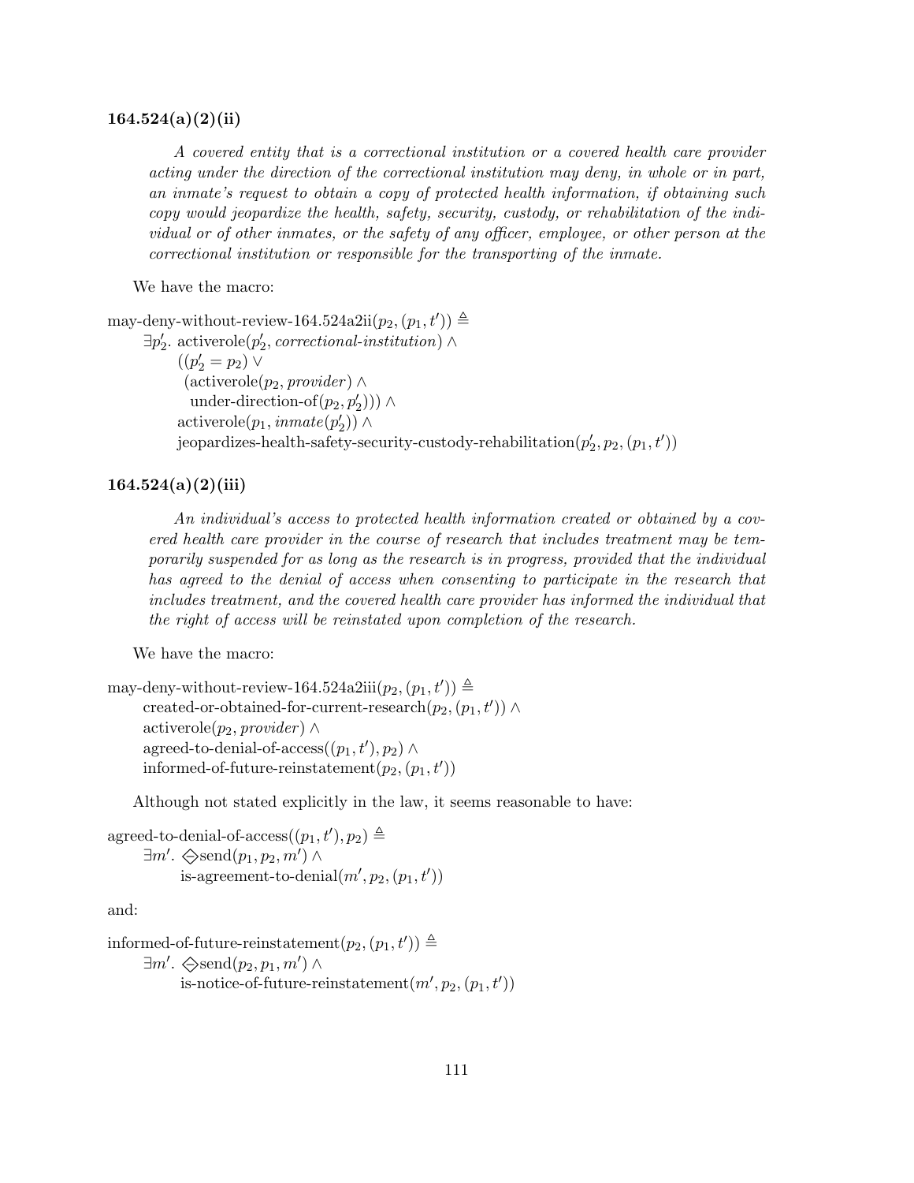### 164.524(a)(2)(ii)

> *A covered entity that is a correctional institution or a covered health care provider acting under the direction of the correctional institution may deny, in whole or in part, an inmate's request to obtain a copy of protected health information, if obtaining such copy would jeopardize the health, safety, security, custody, or rehabilitation of the individual or of other inmates, or the safety of any officer, employee, or other person at the correctional institution or responsible for the transporting of the inmate.*

We have the macro:

$$
\begin{aligned}
&\text{may-deny-without-review-164.524a2ii}(p_2, (p_1, t')) \triangleq \\
&\quad \exists p_2'.\ \text{activerole}(p_2', \textit{correctional-institution}) \land \\
&\qquad ((p_2' = p_2) \lor \\
&\qquad\ (\text{activerole}(p_2, \textit{provider}) \land \\
&\qquad\quad \text{under-direction-of}(p_2, p_2'))) \land \\
&\qquad \text{activerole}(p_1, \textit{inmate}(p_2')) \land \\
&\qquad \text{jeopardizes-health-safety-security-custody-rehabilitation}(p_2', p_2, (p_1, t'))
\end{aligned}
$$

### 164.524(a)(2)(iii)

> *An individual's access to protected health information created or obtained by a covered health care provider in the course of research that includes treatment may be temporarily suspended for as long as the research is in progress, provided that the individual has agreed to the denial of access when consenting to participate in the research that includes treatment, and the covered health care provider has informed the individual that the right of access will be reinstated upon completion of the research.*

We have the macro:

$$
\begin{aligned}
&\text{may-deny-without-review-164.524a2iii}(p_2, (p_1, t')) \triangleq \\
&\quad \text{created-or-obtained-for-current-research}(p_2, (p_1, t')) \land \\
&\quad \text{activerole}(p_2, \textit{provider}) \land \\
&\quad \text{agreed-to-denial-of-access}((p_1, t'), p_2) \land \\
&\quad \text{informed-of-future-reinstatement}(p_2, (p_1, t'))
\end{aligned}
$$

Although not stated explicitly in the law, it seems reasonable to have:

$$
\begin{aligned}
&\text{agreed-to-denial-of-access}((p_1, t'), p_2) \triangleq \\
&\quad \exists m'.\ \diamondminus \text{send}(p_1, p_2, m') \land \\
&\qquad \text{is-agreement-to-denial}(m', p_2, (p_1, t'))
\end{aligned}
$$

and:

$$
\begin{aligned}
&\text{informed-of-future-reinstatement}(p_2, (p_1, t')) \triangleq \\
&\quad \exists m'.\ \diamondminus \text{send}(p_2, p_1, m') \land \\
&\qquad \text{is-notice-of-future-reinstatement}(m', p_2, (p_1, t'))
\end{aligned}
$$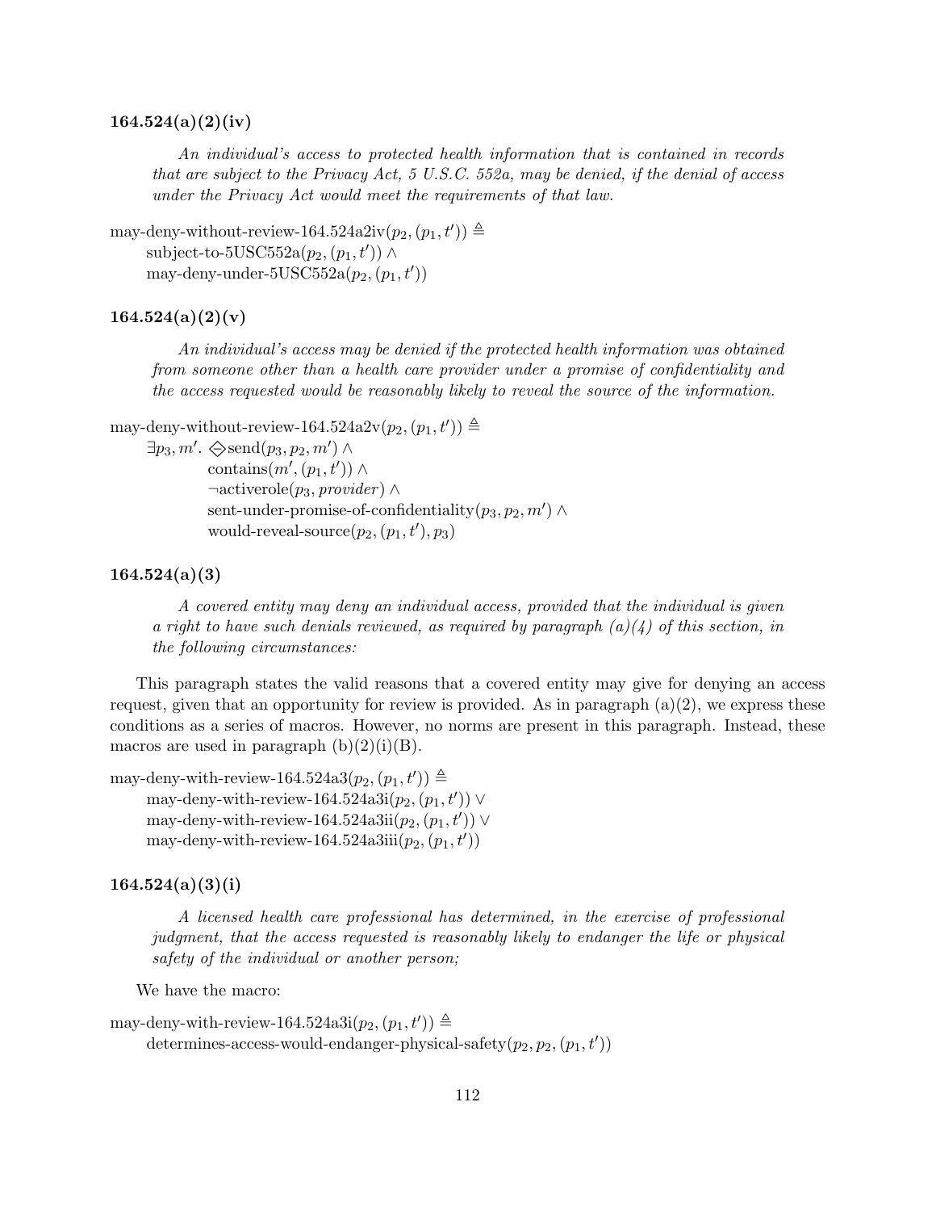### 164.524(a)(2)(iv)

> *An individual's access to protected health information that is contained in records that are subject to the Privacy Act, 5 U.S.C. 552a, may be denied, if the denial of access under the Privacy Act would meet the requirements of that law.*

$$
\begin{aligned}
&\text{may-deny-without-review-164.524a2iv}(p_2, (p_1, t')) \triangleq \\
&\quad \text{subject-to-5USC552a}(p_2, (p_1, t')) \land \\
&\quad \text{may-deny-under-5USC552a}(p_2, (p_1, t'))
\end{aligned}
$$

### 164.524(a)(2)(v)

> *An individual's access may be denied if the protected health information was obtained from someone other than a health care provider under a promise of confidentiality and the access requested would be reasonably likely to reveal the source of the information.*

$$
\begin{aligned}
&\text{may-deny-without-review-164.524a2v}(p_2, (p_1, t')) \triangleq \\
&\quad \exists p_3, m'.\ \diamondminus \text{send}(p_3, p_2, m') \land \\
&\qquad\qquad \text{contains}(m', (p_1, t')) \land \\
&\qquad\qquad \neg\text{activerole}(p_3, \mathit{provider}) \land \\
&\qquad\qquad \text{sent-under-promise-of-confidentiality}(p_3, p_2, m') \land \\
&\qquad\qquad \text{would-reveal-source}(p_2, (p_1, t'), p_3)
\end{aligned}
$$

### 164.524(a)(3)

> *A covered entity may deny an individual access, provided that the individual is given a right to have such denials reviewed, as required by paragraph (a)(4) of this section, in the following circumstances:*

This paragraph states the valid reasons that a covered entity may give for denying an access request, given that an opportunity for review is provided. As in paragraph (a)(2), we express these conditions as a series of macros. However, no norms are present in this paragraph. Instead, these macros are used in paragraph (b)(2)(i)(B).

$$
\begin{aligned}
&\text{may-deny-with-review-164.524a3}(p_2, (p_1, t')) \triangleq \\
&\quad \text{may-deny-with-review-164.524a3i}(p_2, (p_1, t')) \lor \\
&\quad \text{may-deny-with-review-164.524a3ii}(p_2, (p_1, t')) \lor \\
&\quad \text{may-deny-with-review-164.524a3iii}(p_2, (p_1, t'))
\end{aligned}
$$

### 164.524(a)(3)(i)

> *A licensed health care professional has determined, in the exercise of professional judgment, that the access requested is reasonably likely to endanger the life or physical safety of the individual or another person;*

We have the macro:

$$
\begin{aligned}
&\text{may-deny-with-review-164.524a3i}(p_2, (p_1, t')) \triangleq \\
&\quad \text{determines-access-would-endanger-physical-safety}(p_2, p_2, (p_1, t'))
\end{aligned}
$$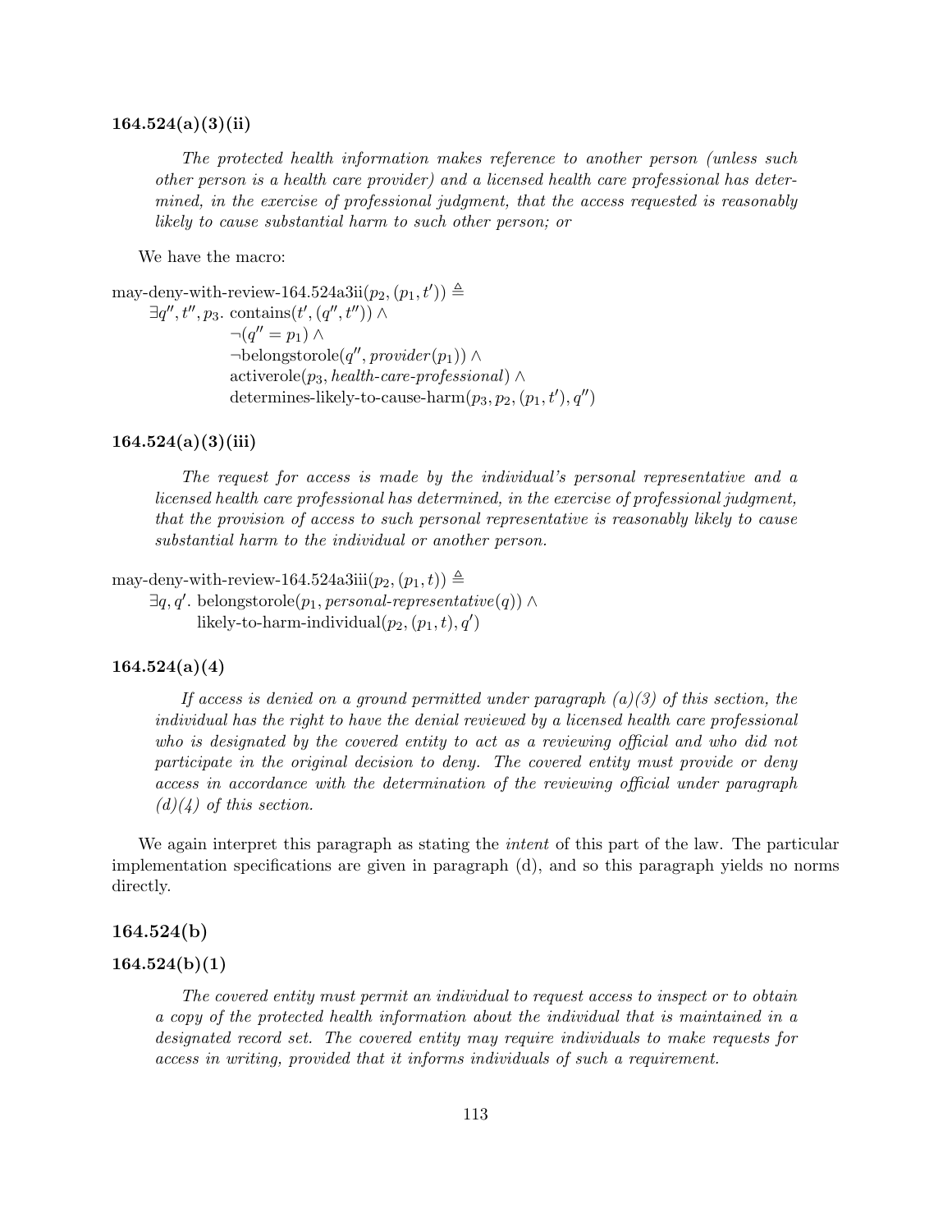### 164.524(a)(3)(ii)

> *The protected health information makes reference to another person (unless such other person is a health care provider) and a licensed health care professional has determined, in the exercise of professional judgment, that the access requested is reasonably likely to cause substantial harm to such other person; or*

We have the macro:

$$
\begin{aligned}
&\text{may-deny-with-review-164.524a3ii}(p_2, (p_1, t')) \triangleq \\
&\quad \exists q'', t'', p_3.\ \text{contains}(t', (q'', t'')) \land \\
&\qquad \neg(q'' = p_1) \land \\
&\qquad \neg\text{belongstorole}(q'', \textit{provider}(p_1)) \land \\
&\qquad \text{activerole}(p_3, \textit{health-care-professional}) \land \\
&\qquad \text{determines-likely-to-cause-harm}(p_3, p_2, (p_1, t'), q'')
\end{aligned}
$$

### 164.524(a)(3)(iii)

> *The request for access is made by the individual's personal representative and a licensed health care professional has determined, in the exercise of professional judgment, that the provision of access to such personal representative is reasonably likely to cause substantial harm to the individual or another person.*

$$
\begin{aligned}
&\text{may-deny-with-review-164.524a3iii}(p_2, (p_1, t)) \triangleq \\
&\quad \exists q, q'.\ \text{belongstorole}(p_1, \textit{personal-representative}(q)) \land \\
&\qquad \text{likely-to-harm-individual}(p_2, (p_1, t), q')
\end{aligned}
$$

### 164.524(a)(4)

> *If access is denied on a ground permitted under paragraph (a)(3) of this section, the individual has the right to have the denial reviewed by a licensed health care professional who is designated by the covered entity to act as a reviewing official and who did not participate in the original decision to deny. The covered entity must provide or deny access in accordance with the determination of the reviewing official under paragraph (d)(4) of this section.*

We again interpret this paragraph as stating the *intent* of this part of the law. The particular implementation specifications are given in paragraph (d), and so this paragraph yields no norms directly.

### 164.524(b)

### 164.524(b)(1)

> *The covered entity must permit an individual to request access to inspect or to obtain a copy of the protected health information about the individual that is maintained in a designated record set. The covered entity may require individuals to make requests for access in writing, provided that it informs individuals of such a requirement.*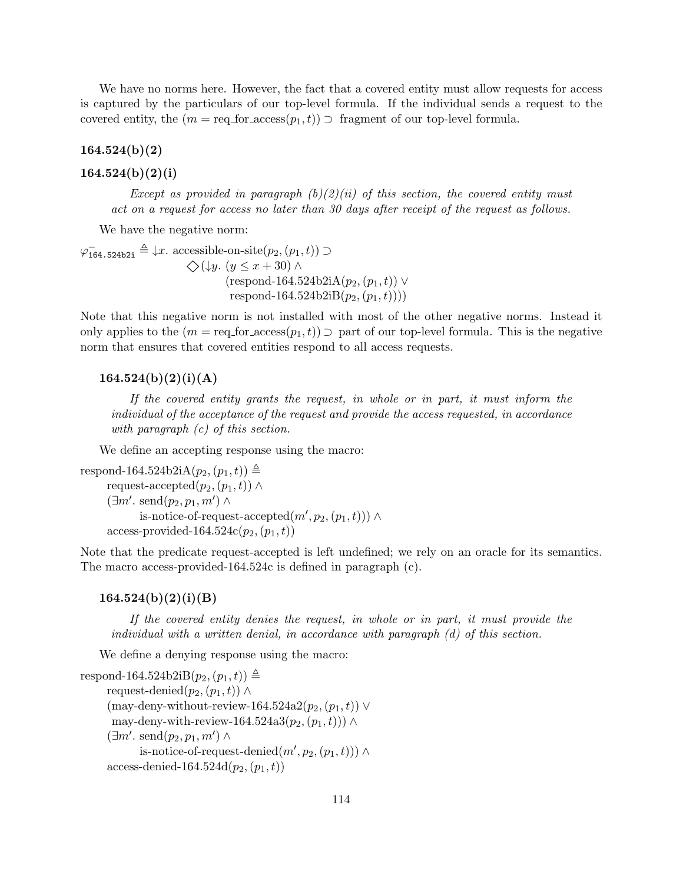We have no norms here. However, the fact that a covered entity must allow requests for access is captured by the particulars of our top-level formula. If the individual sends a request to the covered entity, the $(m = \text{req\_for\_access}(p_1, t)) \supset$ fragment of our top-level formula.

### 164.524(b)(2)

### 164.524(b)(2)(i)

> *Except as provided in paragraph (b)(2)(ii) of this section, the covered entity must act on a request for access no later than 30 days after receipt of the request as follows.*

We have the negative norm:

$$
\begin{aligned}
\varphi^{-}_{\texttt{164.524b2i}} \triangleq {\downarrow} x.\ & \text{accessible-on-site}(p_2, (p_1, t)) \supset \\
& \Diamond({\downarrow} y.\ (y \leq x + 30) \wedge \\
& \qquad (\text{respond-164.524b2iA}(p_2, (p_1, t)) \vee \\
& \qquad \ \text{respond-164.524b2iB}(p_2, (p_1, t))))
\end{aligned}
$$

Note that this negative norm is not installed with most of the other negative norms. Instead it only applies to the $(m = \text{req\_for\_access}(p_1, t)) \supset$ part of our top-level formula. This is the negative norm that ensures that covered entities respond to all access requests.

#### 164.524(b)(2)(i)(A)

> *If the covered entity grants the request, in whole or in part, it must inform the individual of the acceptance of the request and provide the access requested, in accordance with paragraph (c) of this section.*

We define an accepting response using the macro:

$$
\begin{aligned}
& \text{respond-164.524b2iA}(p_2, (p_1, t)) \triangleq \\
& \quad \text{request-accepted}(p_2, (p_1, t)) \wedge \\
& \quad (\exists m'.\ \text{send}(p_2, p_1, m') \wedge \\
& \qquad \text{is-notice-of-request-accepted}(m', p_2, (p_1, t))) \wedge \\
& \quad \text{access-provided-164.524c}(p_2, (p_1, t))
\end{aligned}
$$

Note that the predicate request-accepted is left undefined; we rely on an oracle for its semantics. The macro access-provided-164.524c is defined in paragraph (c).

#### 164.524(b)(2)(i)(B)

> *If the covered entity denies the request, in whole or in part, it must provide the individual with a written denial, in accordance with paragraph (d) of this section.*

We define a denying response using the macro:

$$
\begin{aligned}
& \text{respond-164.524b2iB}(p_2, (p_1, t)) \triangleq \\
& \quad \text{request-denied}(p_2, (p_1, t)) \wedge \\
& \quad (\text{may-deny-without-review-164.524a2}(p_2, (p_1, t)) \vee \\
& \quad\ \text{may-deny-with-review-164.524a3}(p_2, (p_1, t))) \wedge \\
& \quad (\exists m'.\ \text{send}(p_2, p_1, m') \wedge \\
& \qquad \text{is-notice-of-request-denied}(m', p_2, (p_1, t))) \wedge \\
& \quad \text{access-denied-164.524d}(p_2, (p_1, t))
\end{aligned}
$$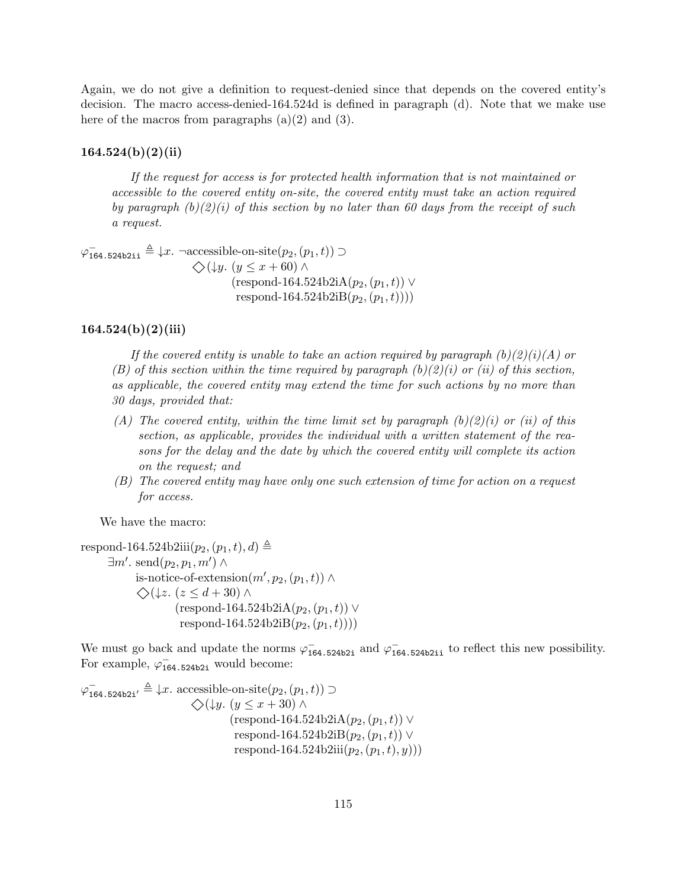Again, we do not give a definition to request-denied since that depends on the covered entity's decision. The macro access-denied-164.524d is defined in paragraph (d). Note that we make use here of the macros from paragraphs (a)(2) and (3).

### 164.524(b)(2)(ii)

> *If the request for access is for protected health information that is not maintained or accessible to the covered entity on-site, the covered entity must take an action required by paragraph (b)(2)(i) of this section by no later than 60 days from the receipt of such a request.*

$$
\begin{aligned}
\varphi^{-}_{\texttt{164.524b2ii}} \triangleq {\downarrow}x.\ & \neg\text{accessible-on-site}(p_2,(p_1,t)) \supset \\
& \Diamond({\downarrow}y.\ (y \leq x+60) \wedge \\
& \qquad (\text{respond-164.524b2iA}(p_2,(p_1,t)) \vee \\
& \qquad\ \ \text{respond-164.524b2iB}(p_2,(p_1,t))))
\end{aligned}
$$

### 164.524(b)(2)(iii)

> *If the covered entity is unable to take an action required by paragraph (b)(2)(i)(A) or (B) of this section within the time required by paragraph (b)(2)(i) or (ii) of this section, as applicable, the covered entity may extend the time for such actions by no more than 30 days, provided that:*
>
> *(A) The covered entity, within the time limit set by paragraph (b)(2)(i) or (ii) of this section, as applicable, provides the individual with a written statement of the reasons for the delay and the date by which the covered entity will complete its action on the request; and*
>
> *(B) The covered entity may have only one such extension of time for action on a request for access.*

We have the macro:

$$
\begin{aligned}
& \text{respond-164.524b2iii}(p_2,(p_1,t),d) \triangleq \\
& \quad \exists m'.\ \text{send}(p_2,p_1,m') \wedge \\
& \qquad \text{is-notice-of-extension}(m',p_2,(p_1,t)) \wedge \\
& \qquad \Diamond({\downarrow}z.\ (z \leq d+30) \wedge \\
& \qquad\qquad (\text{respond-164.524b2iA}(p_2,(p_1,t)) \vee \\
& \qquad\qquad\ \ \text{respond-164.524b2iB}(p_2,(p_1,t))))
\end{aligned}
$$

We must go back and update the norms $\varphi^{-}_{\texttt{164.524b2i}}$ and $\varphi^{-}_{\texttt{164.524b2ii}}$ to reflect this new possibility. For example, $\varphi^{-}_{\texttt{164.524b2i}}$ would become:

$$
\begin{aligned}
\varphi^{-}_{\texttt{164.524b2i}'} \triangleq {\downarrow}x.\ & \text{accessible-on-site}(p_2,(p_1,t)) \supset \\
& \Diamond({\downarrow}y.\ (y \leq x+30) \wedge \\
& \qquad (\text{respond-164.524b2iA}(p_2,(p_1,t)) \vee \\
& \qquad\ \ \text{respond-164.524b2iB}(p_2,(p_1,t)) \vee \\
& \qquad\ \ \text{respond-164.524b2iii}(p_2,(p_1,t),y)))
\end{aligned}
$$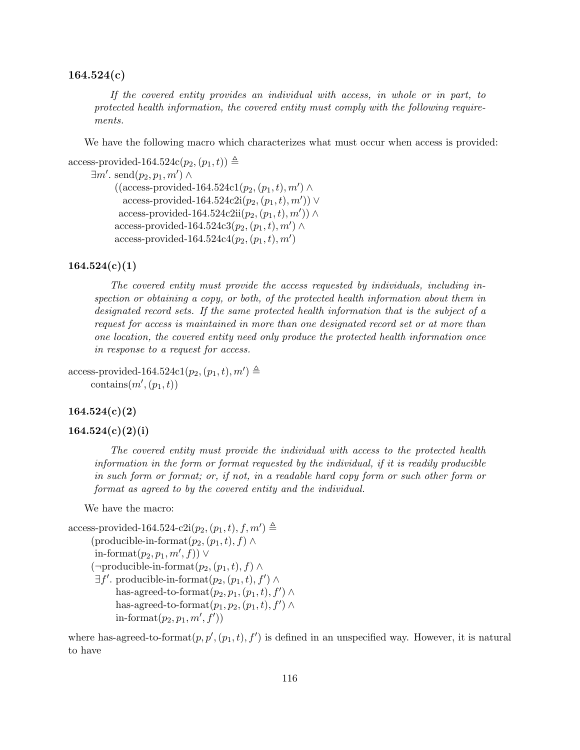### 164.524(c)

*If the covered entity provides an individual with access, in whole or in part, to protected health information, the covered entity must comply with the following requirements.*

We have the following macro which characterizes what must occur when access is provided:

$$
\begin{aligned}
&\text{access-provided-164.524c}(p_2, (p_1, t)) \triangleq \\
&\quad \exists m'.\ \text{send}(p_2, p_1, m') \wedge \\
&\qquad ((\text{access-provided-164.524c1}(p_2, (p_1, t), m') \wedge \\
&\qquad\quad \text{access-provided-164.524c2i}(p_2, (p_1, t), m')) \vee \\
&\qquad\ \ \text{access-provided-164.524c2ii}(p_2, (p_1, t), m')) \wedge \\
&\qquad \text{access-provided-164.524c3}(p_2, (p_1, t), m') \wedge \\
&\qquad \text{access-provided-164.524c4}(p_2, (p_1, t), m')
\end{aligned}
$$

### 164.524(c)(1)

*The covered entity must provide the access requested by individuals, including inspection or obtaining a copy, or both, of the protected health information about them in designated record sets. If the same protected health information that is the subject of a request for access is maintained in more than one designated record set or at more than one location, the covered entity need only produce the protected health information once in response to a request for access.*

$$
\begin{aligned}
&\text{access-provided-164.524c1}(p_2, (p_1, t), m') \triangleq \\
&\quad \text{contains}(m', (p_1, t))
\end{aligned}
$$

### 164.524(c)(2)

### 164.524(c)(2)(i)

*The covered entity must provide the individual with access to the protected health information in the form or format requested by the individual, if it is readily producible in such form or format; or, if not, in a readable hard copy form or such other form or format as agreed to by the covered entity and the individual.*

We have the macro:

$$
\begin{aligned}
&\text{access-provided-164.524-c2i}(p_2, (p_1, t), f, m') \triangleq \\
&\quad (\text{producible-in-format}(p_2, (p_1, t), f) \wedge \\
&\quad\ \text{in-format}(p_2, p_1, m', f)) \vee \\
&\quad (\neg\text{producible-in-format}(p_2, (p_1, t), f) \wedge \\
&\quad\ \exists f'.\ \text{producible-in-format}(p_2, (p_1, t), f') \wedge \\
&\qquad\quad \text{has-agreed-to-format}(p_2, p_1, (p_1, t), f') \wedge \\
&\qquad\quad \text{has-agreed-to-format}(p_1, p_2, (p_1, t), f') \wedge \\
&\qquad\quad \text{in-format}(p_2, p_1, m', f'))
\end{aligned}
$$

where has-agreed-to-format$(p, p', (p_1, t), f')$ is defined in an unspecified way. However, it is natural to have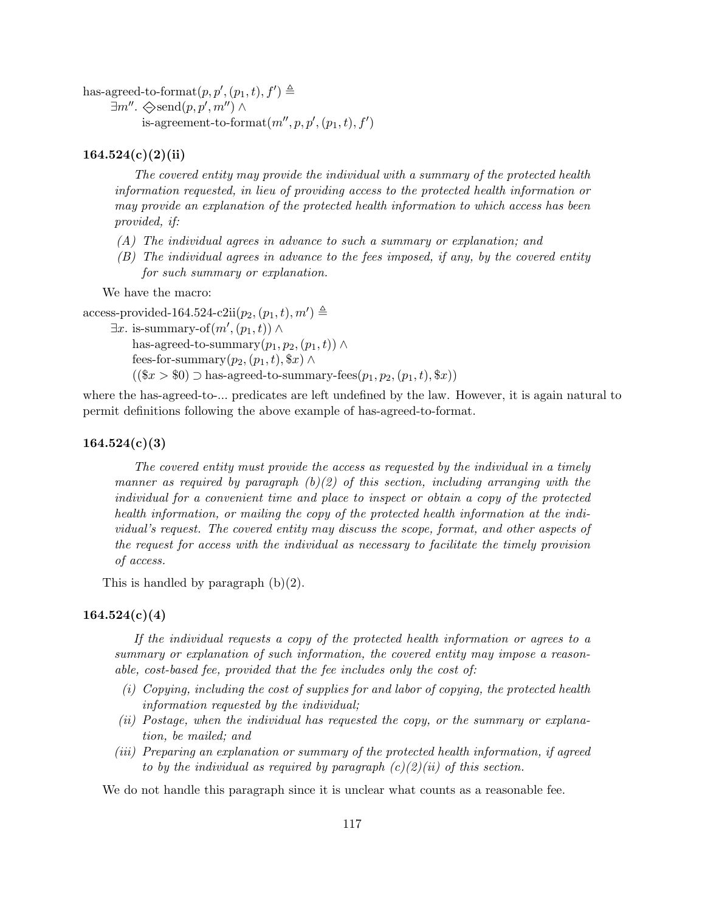$$
\begin{aligned}
&\text{has-agreed-to-format}(p, p', (p_1, t), f') \triangleq \\
&\qquad \exists m''.\ \diamondminus\text{send}(p, p', m'') \land \\
&\qquad\qquad \text{is-agreement-to-format}(m'', p, p', (p_1, t), f')
\end{aligned}
$$

### 164.524(c)(2)(ii)

*The covered entity may provide the individual with a summary of the protected health information requested, in lieu of providing access to the protected health information or may provide an explanation of the protected health information to which access has been provided, if:*

- *(A) The individual agrees in advance to such a summary or explanation; and*
- *(B) The individual agrees in advance to the fees imposed, if any, by the covered entity for such summary or explanation.*

We have the macro:

$$
\begin{aligned}
&\text{access-provided-164.524-c2ii}(p_2, (p_1, t), m') \triangleq \\
&\qquad \exists x.\ \text{is-summary-of}(m', (p_1, t)) \land \\
&\qquad\qquad \text{has-agreed-to-summary}(p_1, p_2, (p_1, t)) \land \\
&\qquad\qquad \text{fees-for-summary}(p_2, (p_1, t), \$x) \land \\
&\qquad\qquad ((\$x > \$0) \supset \text{has-agreed-to-summary-fees}(p_1, p_2, (p_1, t), \$x))
\end{aligned}
$$

where the has-agreed-to-... predicates are left undefined by the law. However, it is again natural to permit definitions following the above example of has-agreed-to-format.

### 164.524(c)(3)

*The covered entity must provide the access as requested by the individual in a timely manner as required by paragraph (b)(2) of this section, including arranging with the individual for a convenient time and place to inspect or obtain a copy of the protected health information, or mailing the copy of the protected health information at the individual's request. The covered entity may discuss the scope, format, and other aspects of the request for access with the individual as necessary to facilitate the timely provision of access.*

This is handled by paragraph (b)(2).

### 164.524(c)(4)

*If the individual requests a copy of the protected health information or agrees to a summary or explanation of such information, the covered entity may impose a reasonable, cost-based fee, provided that the fee includes only the cost of:*

- *(i) Copying, including the cost of supplies for and labor of copying, the protected health information requested by the individual;*
- *(ii) Postage, when the individual has requested the copy, or the summary or explanation, be mailed; and*
- *(iii) Preparing an explanation or summary of the protected health information, if agreed to by the individual as required by paragraph (c)(2)(ii) of this section.*

We do not handle this paragraph since it is unclear what counts as a reasonable fee.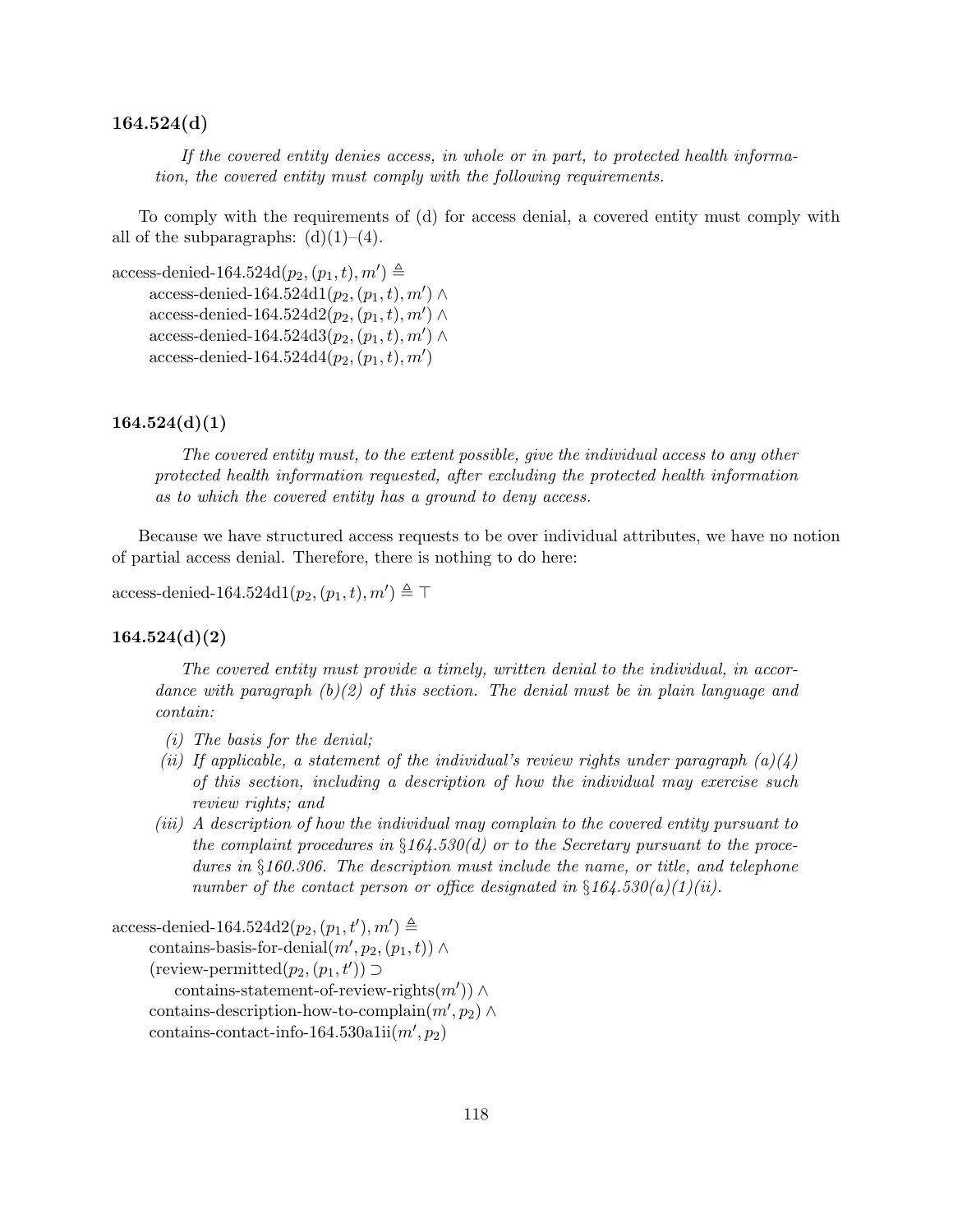### 164.524(d)

> *If the covered entity denies access, in whole or in part, to protected health information, the covered entity must comply with the following requirements.*

To comply with the requirements of (d) for access denial, a covered entity must comply with all of the subparagraphs: (d)(1)–(4).

$$
\begin{aligned}
&\text{access-denied-164.524d}(p_2, (p_1, t), m') \triangleq \\
&\quad \text{access-denied-164.524d1}(p_2, (p_1, t), m') \land \\
&\quad \text{access-denied-164.524d2}(p_2, (p_1, t), m') \land \\
&\quad \text{access-denied-164.524d3}(p_2, (p_1, t), m') \land \\
&\quad \text{access-denied-164.524d4}(p_2, (p_1, t), m')
\end{aligned}
$$

### 164.524(d)(1)

> *The covered entity must, to the extent possible, give the individual access to any other protected health information requested, after excluding the protected health information as to which the covered entity has a ground to deny access.*

Because we have structured access requests to be over individual attributes, we have no notion of partial access denial. Therefore, there is nothing to do here:

$$\text{access-denied-164.524d1}(p_2, (p_1, t), m') \triangleq \top$$

### 164.524(d)(2)

> *The covered entity must provide a timely, written denial to the individual, in accordance with paragraph (b)(2) of this section. The denial must be in plain language and contain:*
>
> *(i) The basis for the denial;*
>
> *(ii) If applicable, a statement of the individual's review rights under paragraph (a)(4) of this section, including a description of how the individual may exercise such review rights; and*
>
> *(iii) A description of how the individual may complain to the covered entity pursuant to the complaint procedures in §164.530(d) or to the Secretary pursuant to the procedures in §160.306. The description must include the name, or title, and telephone number of the contact person or office designated in §164.530(a)(1)(ii).*

$$
\begin{aligned}
&\text{access-denied-164.524d2}(p_2, (p_1, t'), m') \triangleq \\
&\quad \text{contains-basis-for-denial}(m', p_2, (p_1, t)) \land \\
&\quad (\text{review-permitted}(p_2, (p_1, t')) \supset \\
&\qquad \text{contains-statement-of-review-rights}(m')) \land \\
&\quad \text{contains-description-how-to-complain}(m', p_2) \land \\
&\quad \text{contains-contact-info-164.530a1ii}(m', p_2)
\end{aligned}
$$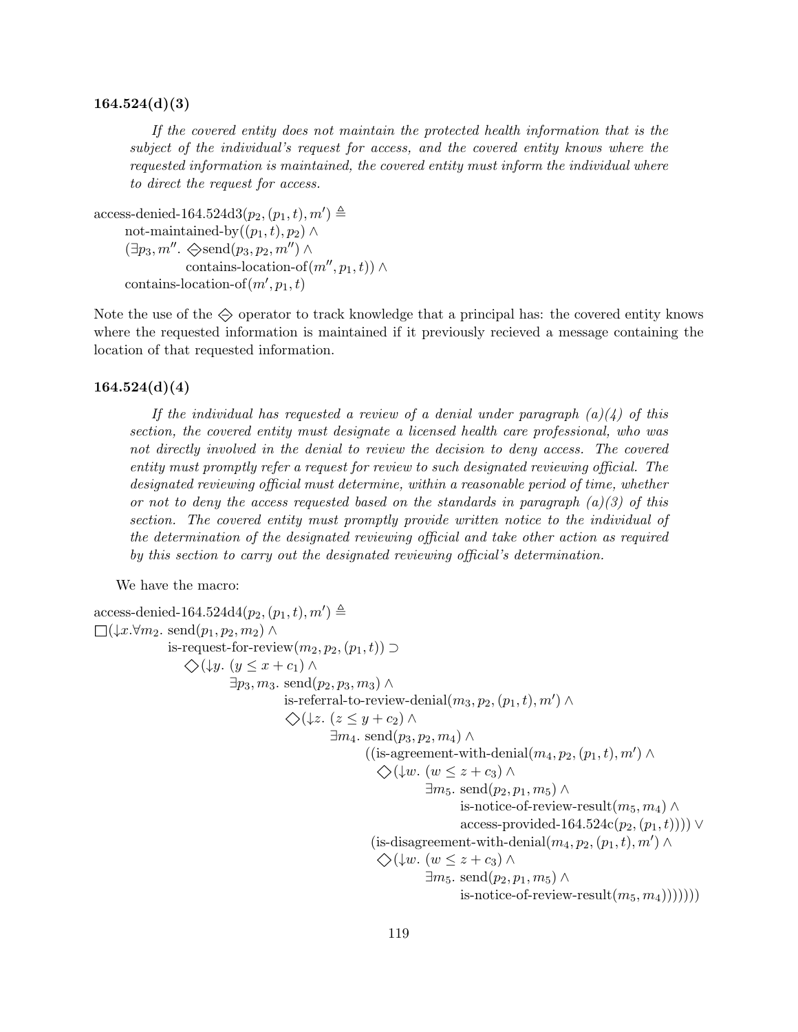### 164.524(d)(3)

> *If the covered entity does not maintain the protected health information that is the subject of the individual's request for access, and the covered entity knows where the requested information is maintained, the covered entity must inform the individual where to direct the request for access.*

$$
\begin{array}{l}
\text{access-denied-164.524d3}(p_2, (p_1, t), m') \triangleq \\
\quad \text{not-maintained-by}((p_1, t), p_2) \wedge \\
\quad (\exists p_3, m''.\ \diamondminus \text{send}(p_3, p_2, m'') \wedge \\
\qquad\qquad \text{contains-location-of}(m'', p_1, t)) \wedge \\
\quad \text{contains-location-of}(m', p_1, t)
\end{array}
$$

Note the use of the $\diamondminus$ operator to track knowledge that a principal has: the covered entity knows where the requested information is maintained if it previously recieved a message containing the location of that requested information.

### 164.524(d)(4)

> *If the individual has requested a review of a denial under paragraph (a)(4) of this section, the covered entity must designate a licensed health care professional, who was not directly involved in the denial to review the decision to deny access. The covered entity must promptly refer a request for review to such designated reviewing official. The designated reviewing official must determine, within a reasonable period of time, whether or not to deny the access requested based on the standards in paragraph (a)(3) of this section. The covered entity must promptly provide written notice to the individual of the determination of the designated reviewing official and take other action as required by this section to carry out the designated reviewing official's determination.*

We have the macro:

$$
\begin{array}{l}
\text{access-denied-164.524d4}(p_2, (p_1, t), m') \triangleq \\
\Box(\downarrow x. \forall m_2.\ \text{send}(p_1, p_2, m_2) \wedge \\
\qquad \text{is-request-for-review}(m_2, p_2, (p_1, t)) \supset \\
\qquad\quad \Diamond(\downarrow y.\ (y \leq x + c_1) \wedge \\
\qquad\qquad \exists p_3, m_3.\ \text{send}(p_2, p_3, m_3) \wedge \\
\qquad\qquad\quad \text{is-referral-to-review-denial}(m_3, p_2, (p_1, t), m') \wedge \\
\qquad\qquad\quad \Diamond(\downarrow z.\ (z \leq y + c_2) \wedge \\
\qquad\qquad\qquad \exists m_4.\ \text{send}(p_3, p_2, m_4) \wedge \\
\qquad\qquad\qquad\quad ((\text{is-agreement-with-denial}(m_4, p_2, (p_1, t), m') \wedge \\
\qquad\qquad\qquad\qquad \Diamond(\downarrow w.\ (w \leq z + c_3) \wedge \\
\qquad\qquad\qquad\qquad\quad \exists m_5.\ \text{send}(p_2, p_1, m_5) \wedge \\
\qquad\qquad\qquad\qquad\qquad \text{is-notice-of-review-result}(m_5, m_4) \wedge \\
\qquad\qquad\qquad\qquad\qquad \text{access-provided-164.524c}(p_2, (p_1, t)))) \vee \\
\qquad\qquad\qquad\quad (\text{is-disagreement-with-denial}(m_4, p_2, (p_1, t), m') \wedge \\
\qquad\qquad\qquad\qquad \Diamond(\downarrow w.\ (w \leq z + c_3) \wedge \\
\qquad\qquad\qquad\qquad\quad \exists m_5.\ \text{send}(p_2, p_1, m_5) \wedge \\
\qquad\qquad\qquad\qquad\qquad \text{is-notice-of-review-result}(m_5, m_4)))))))
\end{array}
$$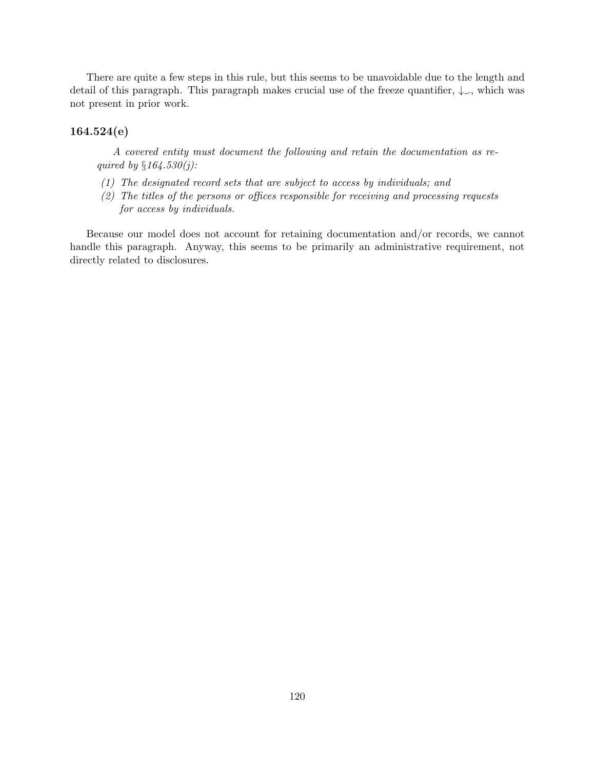There are quite a few steps in this rule, but this seems to be unavoidable due to the length and detail of this paragraph. This paragraph makes crucial use of the freeze quantifier, $\downarrow_{-}.$, which was not present in prior work.

### 164.524(e)

> *A covered entity must document the following and retain the documentation as required by §164.530(j):*
>
> *(1) The designated record sets that are subject to access by individuals; and*
>
> *(2) The titles of the persons or offices responsible for receiving and processing requests for access by individuals.*

Because our model does not account for retaining documentation and/or records, we cannot handle this paragraph. Anyway, this seems to be primarily an administrative requirement, not directly related to disclosures.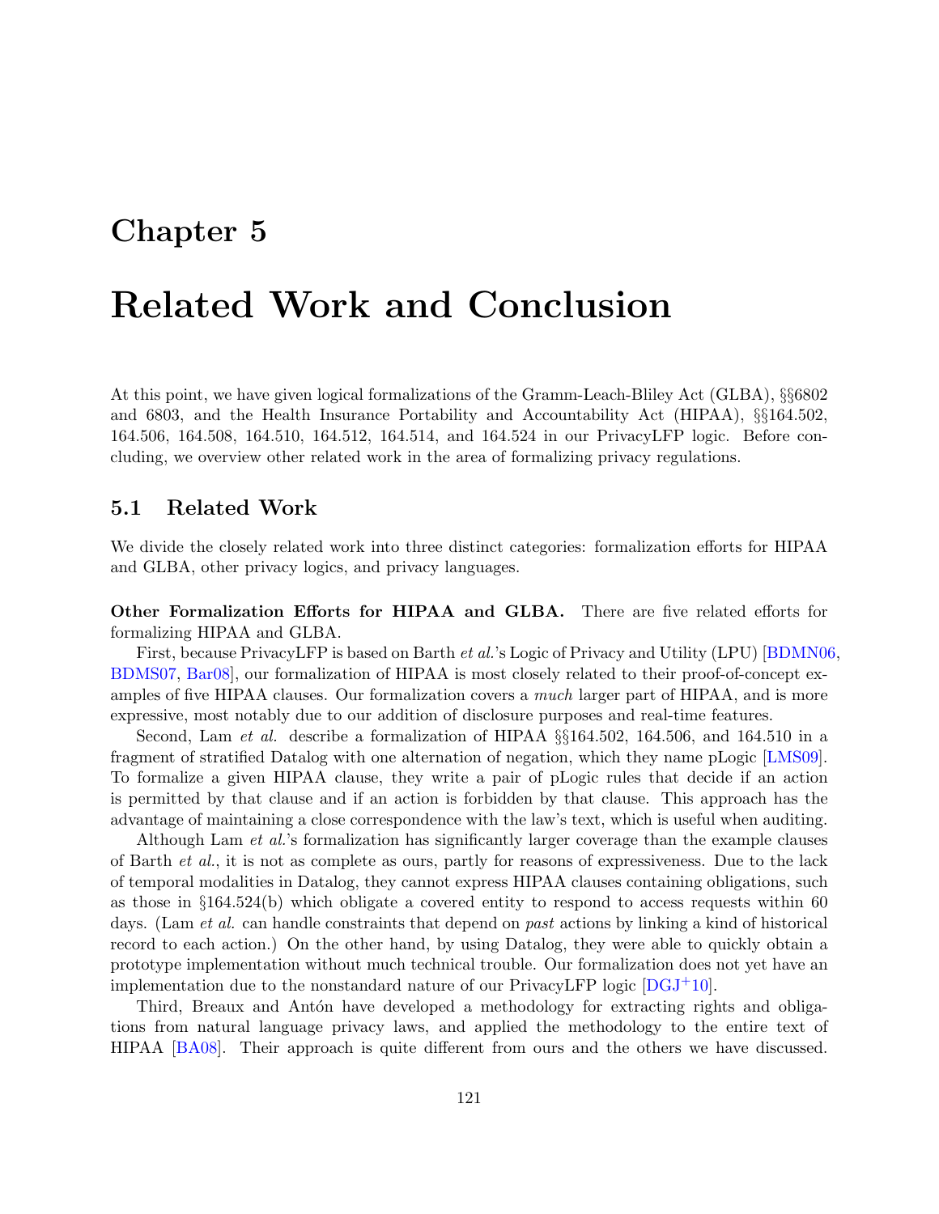# Chapter 5

# Related Work and Conclusion

At this point, we have given logical formalizations of the Gramm-Leach-Bliley Act (GLBA), §§6802 and 6803, and the Health Insurance Portability and Accountability Act (HIPAA), §§164.502, 164.506, 164.508, 164.510, 164.512, 164.514, and 164.524 in our PrivacyLFP logic. Before concluding, we overview other related work in the area of formalizing privacy regulations.

## 5.1 Related Work

We divide the closely related work into three distinct categories: formalization efforts for HIPAA and GLBA, other privacy logics, and privacy languages.

**Other Formalization Efforts for HIPAA and GLBA.** There are five related efforts for formalizing HIPAA and GLBA.

First, because PrivacyLFP is based on Barth *et al.*'s Logic of Privacy and Utility (LPU) [BDMN06, BDMS07, Bar08], our formalization of HIPAA is most closely related to their proof-of-concept examples of five HIPAA clauses. Our formalization covers a *much* larger part of HIPAA, and is more expressive, most notably due to our addition of disclosure purposes and real-time features.

Second, Lam *et al.* describe a formalization of HIPAA §§164.502, 164.506, and 164.510 in a fragment of stratified Datalog with one alternation of negation, which they name pLogic [LMS09]. To formalize a given HIPAA clause, they write a pair of pLogic rules that decide if an action is permitted by that clause and if an action is forbidden by that clause. This approach has the advantage of maintaining a close correspondence with the law's text, which is useful when auditing.

Although Lam *et al.*'s formalization has significantly larger coverage than the example clauses of Barth *et al.*, it is not as complete as ours, partly for reasons of expressiveness. Due to the lack of temporal modalities in Datalog, they cannot express HIPAA clauses containing obligations, such as those in §164.524(b) which obligate a covered entity to respond to access requests within 60 days. (Lam *et al.* can handle constraints that depend on *past* actions by linking a kind of historical record to each action.) On the other hand, by using Datalog, they were able to quickly obtain a prototype implementation without much technical trouble. Our formalization does not yet have an implementation due to the nonstandard nature of our PrivacyLFP logic [DGJ+10].

Third, Breaux and Antón have developed a methodology for extracting rights and obligations from natural language privacy laws, and applied the methodology to the entire text of HIPAA [BA08]. Their approach is quite different from ours and the others we have discussed.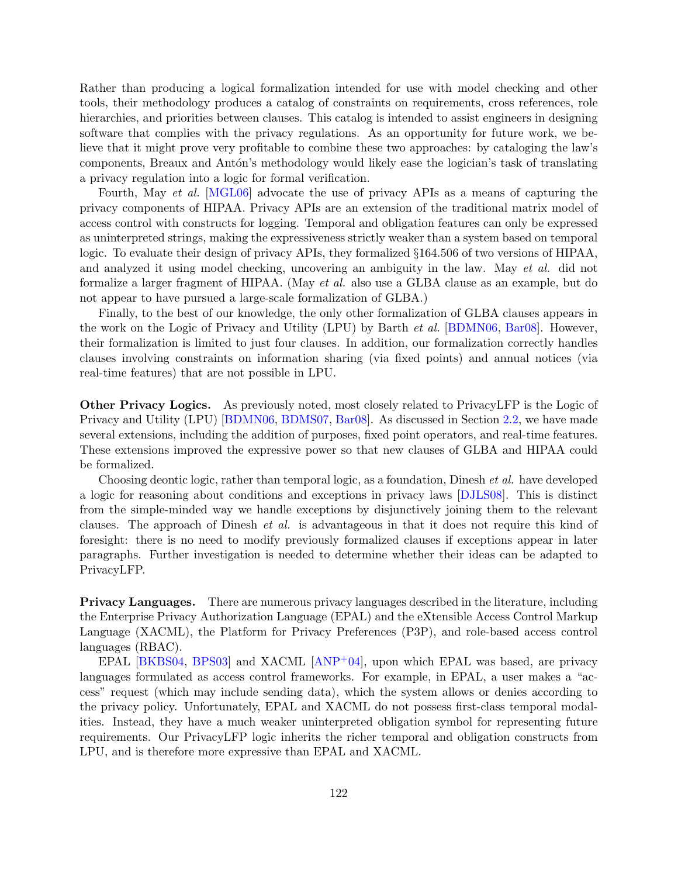Rather than producing a logical formalization intended for use with model checking and other tools, their methodology produces a catalog of constraints on requirements, cross references, role hierarchies, and priorities between clauses. This catalog is intended to assist engineers in designing software that complies with the privacy regulations. As an opportunity for future work, we believe that it might prove very profitable to combine these two approaches: by cataloging the law's components, Breaux and Antón's methodology would likely ease the logician's task of translating a privacy regulation into a logic for formal verification.

Fourth, May *et al.* [MGL06] advocate the use of privacy APIs as a means of capturing the privacy components of HIPAA. Privacy APIs are an extension of the traditional matrix model of access control with constructs for logging. Temporal and obligation features can only be expressed as uninterpreted strings, making the expressiveness strictly weaker than a system based on temporal logic. To evaluate their design of privacy APIs, they formalized §164.506 of two versions of HIPAA, and analyzed it using model checking, uncovering an ambiguity in the law. May *et al.* did not formalize a larger fragment of HIPAA. (May *et al.* also use a GLBA clause as an example, but do not appear to have pursued a large-scale formalization of GLBA.)

Finally, to the best of our knowledge, the only other formalization of GLBA clauses appears in the work on the Logic of Privacy and Utility (LPU) by Barth *et al.* [BDMN06, Bar08]. However, their formalization is limited to just four clauses. In addition, our formalization correctly handles clauses involving constraints on information sharing (via fixed points) and annual notices (via real-time features) that are not possible in LPU.

**Other Privacy Logics.** As previously noted, most closely related to PrivacyLFP is the Logic of Privacy and Utility (LPU) [BDMN06, BDMS07, Bar08]. As discussed in Section 2.2, we have made several extensions, including the addition of purposes, fixed point operators, and real-time features. These extensions improved the expressive power so that new clauses of GLBA and HIPAA could be formalized.

Choosing deontic logic, rather than temporal logic, as a foundation, Dinesh *et al.* have developed a logic for reasoning about conditions and exceptions in privacy laws [DJLS08]. This is distinct from the simple-minded way we handle exceptions by disjunctively joining them to the relevant clauses. The approach of Dinesh *et al.* is advantageous in that it does not require this kind of foresight: there is no need to modify previously formalized clauses if exceptions appear in later paragraphs. Further investigation is needed to determine whether their ideas can be adapted to PrivacyLFP.

**Privacy Languages.** There are numerous privacy languages described in the literature, including the Enterprise Privacy Authorization Language (EPAL) and the eXtensible Access Control Markup Language (XACML), the Platform for Privacy Preferences (P3P), and role-based access control languages (RBAC).

EPAL [BKBS04, BPS03] and XACML [ANP+04], upon which EPAL was based, are privacy languages formulated as access control frameworks. For example, in EPAL, a user makes a "access" request (which may include sending data), which the system allows or denies according to the privacy policy. Unfortunately, EPAL and XACML do not possess first-class temporal modalities. Instead, they have a much weaker uninterpreted obligation symbol for representing future requirements. Our PrivacyLFP logic inherits the richer temporal and obligation constructs from LPU, and is therefore more expressive than EPAL and XACML.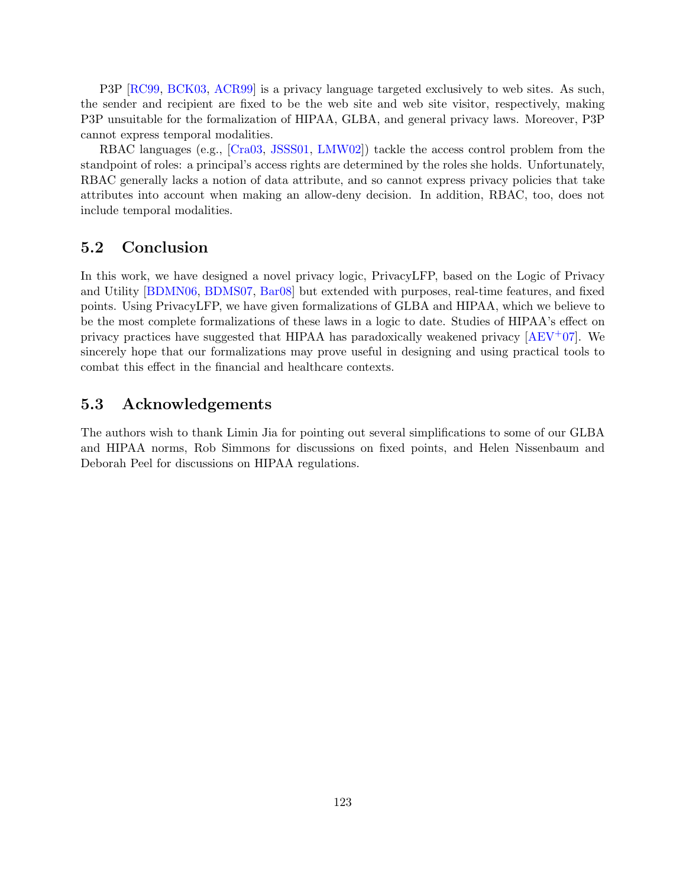P3P [RC99, BCK03, ACR99] is a privacy language targeted exclusively to web sites. As such, the sender and recipient are fixed to be the web site and web site visitor, respectively, making P3P unsuitable for the formalization of HIPAA, GLBA, and general privacy laws. Moreover, P3P cannot express temporal modalities.

RBAC languages (e.g., [Cra03, JSSS01, LMW02]) tackle the access control problem from the standpoint of roles: a principal's access rights are determined by the roles she holds. Unfortunately, RBAC generally lacks a notion of data attribute, and so cannot express privacy policies that take attributes into account when making an allow-deny decision. In addition, RBAC, too, does not include temporal modalities.

## 5.2 Conclusion

In this work, we have designed a novel privacy logic, PrivacyLFP, based on the Logic of Privacy and Utility [BDMN06, BDMS07, Bar08] but extended with purposes, real-time features, and fixed points. Using PrivacyLFP, we have given formalizations of GLBA and HIPAA, which we believe to be the most complete formalizations of these laws in a logic to date. Studies of HIPAA's effect on privacy practices have suggested that HIPAA has paradoxically weakened privacy [AEV+07]. We sincerely hope that our formalizations may prove useful in designing and using practical tools to combat this effect in the financial and healthcare contexts.

## 5.3 Acknowledgements

The authors wish to thank Limin Jia for pointing out several simplifications to some of our GLBA and HIPAA norms, Rob Simmons for discussions on fixed points, and Helen Nissenbaum and Deborah Peel for discussions on HIPAA regulations.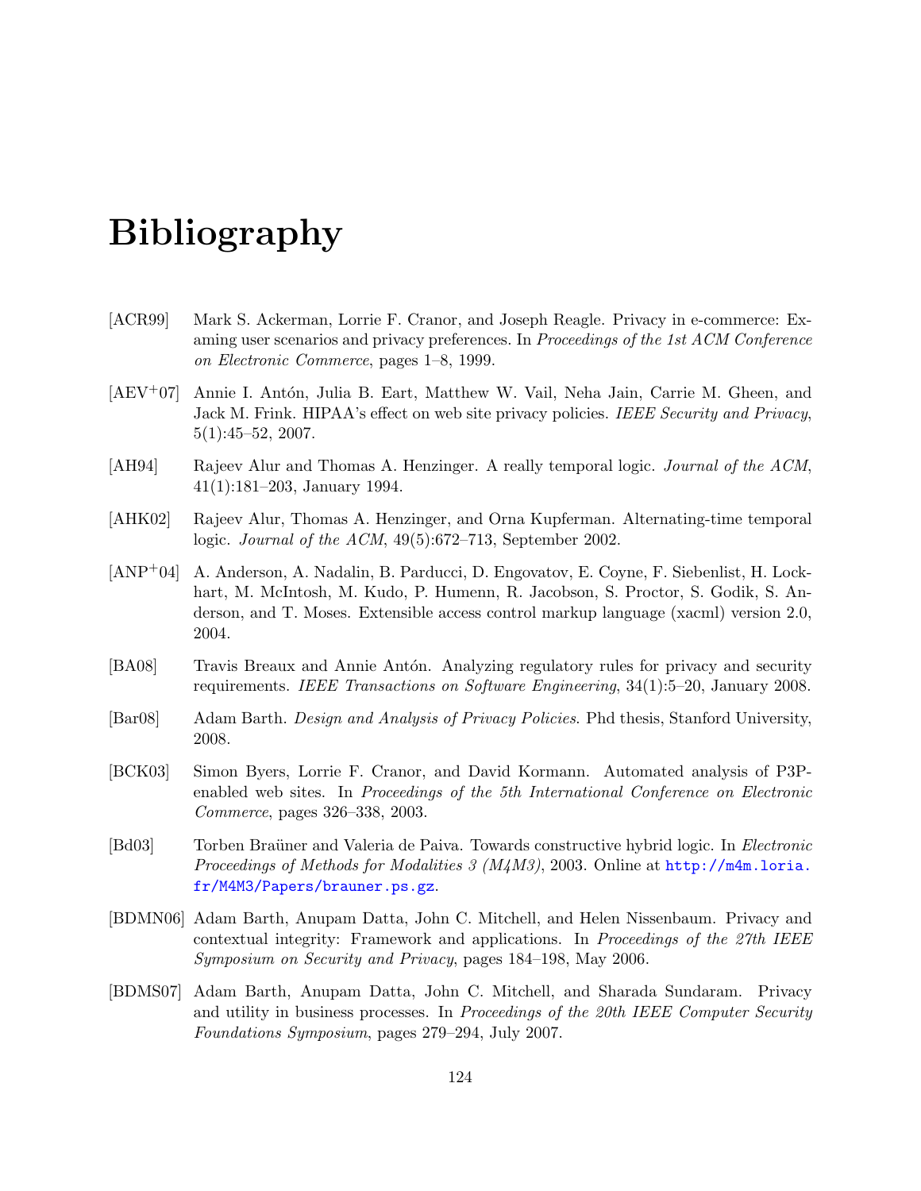# Bibliography

[ACR99] Mark S. Ackerman, Lorrie F. Cranor, and Joseph Reagle. Privacy in e-commerce: Examing user scenarios and privacy preferences. In *Proceedings of the 1st ACM Conference on Electronic Commerce*, pages 1–8, 1999.

[AEV+07] Annie I. Antón, Julia B. Eart, Matthew W. Vail, Neha Jain, Carrie M. Gheen, and Jack M. Frink. HIPAA's effect on web site privacy policies. *IEEE Security and Privacy*, 5(1):45–52, 2007.

[AH94] Rajeev Alur and Thomas A. Henzinger. A really temporal logic. *Journal of the ACM*, 41(1):181–203, January 1994.

[AHK02] Rajeev Alur, Thomas A. Henzinger, and Orna Kupferman. Alternating-time temporal logic. *Journal of the ACM*, 49(5):672–713, September 2002.

[ANP+04] A. Anderson, A. Nadalin, B. Parducci, D. Engovatov, E. Coyne, F. Siebenlist, H. Lockhart, M. McIntosh, M. Kudo, P. Humenn, R. Jacobson, S. Proctor, S. Godik, S. Anderson, and T. Moses. Extensible access control markup language (xacml) version 2.0, 2004.

[BA08] Travis Breaux and Annie Antón. Analyzing regulatory rules for privacy and security requirements. *IEEE Transactions on Software Engineering*, 34(1):5–20, January 2008.

[Bar08] Adam Barth. *Design and Analysis of Privacy Policies*. Phd thesis, Stanford University, 2008.

[BCK03] Simon Byers, Lorrie F. Cranor, and David Kormann. Automated analysis of P3P-enabled web sites. In *Proceedings of the 5th International Conference on Electronic Commerce*, pages 326–338, 2003.

[Bd03] Torben Braüner and Valeria de Paiva. Towards constructive hybrid logic. In *Electronic Proceedings of Methods for Modalities 3 (M4M3)*, 2003. Online at http://m4m.loria.fr/M4M3/Papers/brauner.ps.gz.

[BDMN06] Adam Barth, Anupam Datta, John C. Mitchell, and Helen Nissenbaum. Privacy and contextual integrity: Framework and applications. In *Proceedings of the 27th IEEE Symposium on Security and Privacy*, pages 184–198, May 2006.

[BDMS07] Adam Barth, Anupam Datta, John C. Mitchell, and Sharada Sundaram. Privacy and utility in business processes. In *Proceedings of the 20th IEEE Computer Security Foundations Symposium*, pages 279–294, July 2007.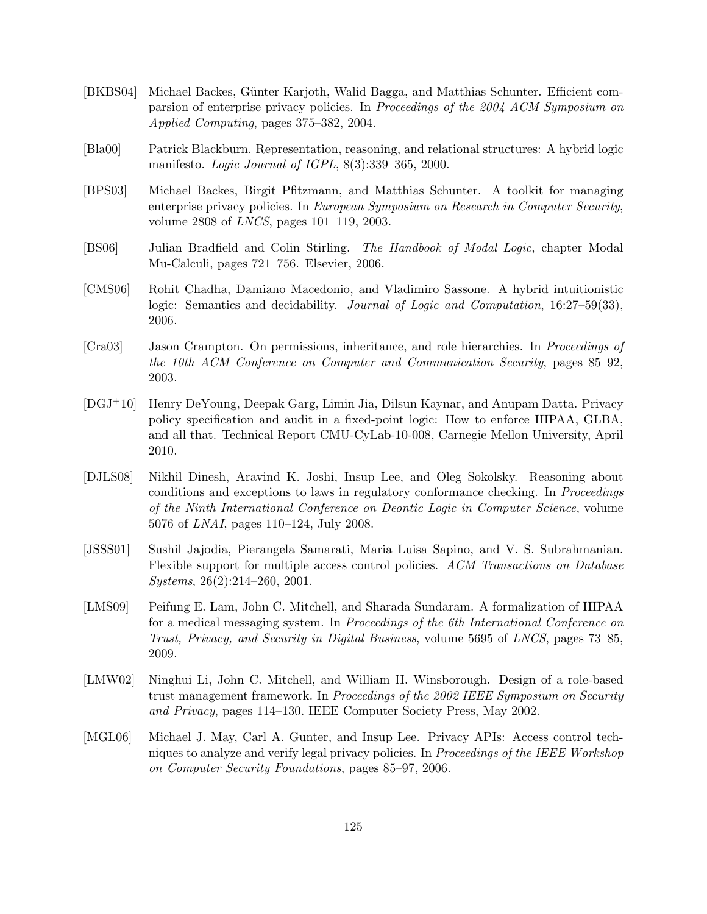[BKBS04] Michael Backes, Günter Karjoth, Walid Bagga, and Matthias Schunter. Efficient comparsion of enterprise privacy policies. In *Proceedings of the 2004 ACM Symposium on Applied Computing*, pages 375–382, 2004.

[Bla00] Patrick Blackburn. Representation, reasoning, and relational structures: A hybrid logic manifesto. *Logic Journal of IGPL*, 8(3):339–365, 2000.

[BPS03] Michael Backes, Birgit Pfitzmann, and Matthias Schunter. A toolkit for managing enterprise privacy policies. In *European Symposium on Research in Computer Security*, volume 2808 of *LNCS*, pages 101–119, 2003.

[BS06] Julian Bradfield and Colin Stirling. *The Handbook of Modal Logic*, chapter Modal Mu-Calculi, pages 721–756. Elsevier, 2006.

[CMS06] Rohit Chadha, Damiano Macedonio, and Vladimiro Sassone. A hybrid intuitionistic logic: Semantics and decidability. *Journal of Logic and Computation*, 16:27–59(33), 2006.

[Cra03] Jason Crampton. On permissions, inheritance, and role hierarchies. In *Proceedings of the 10th ACM Conference on Computer and Communication Security*, pages 85–92, 2003.

[DGJ+10] Henry DeYoung, Deepak Garg, Limin Jia, Dilsun Kaynar, and Anupam Datta. Privacy policy specification and audit in a fixed-point logic: How to enforce HIPAA, GLBA, and all that. Technical Report CMU-CyLab-10-008, Carnegie Mellon University, April 2010.

[DJLS08] Nikhil Dinesh, Aravind K. Joshi, Insup Lee, and Oleg Sokolsky. Reasoning about conditions and exceptions to laws in regulatory conformance checking. In *Proceedings of the Ninth International Conference on Deontic Logic in Computer Science*, volume 5076 of *LNAI*, pages 110–124, July 2008.

[JSSS01] Sushil Jajodia, Pierangela Samarati, Maria Luisa Sapino, and V. S. Subrahmanian. Flexible support for multiple access control policies. *ACM Transactions on Database Systems*, 26(2):214–260, 2001.

[LMS09] Peifung E. Lam, John C. Mitchell, and Sharada Sundaram. A formalization of HIPAA for a medical messaging system. In *Proceedings of the 6th International Conference on Trust, Privacy, and Security in Digital Business*, volume 5695 of *LNCS*, pages 73–85, 2009.

[LMW02] Ninghui Li, John C. Mitchell, and William H. Winsborough. Design of a role-based trust management framework. In *Proceedings of the 2002 IEEE Symposium on Security and Privacy*, pages 114–130. IEEE Computer Society Press, May 2002.

[MGL06] Michael J. May, Carl A. Gunter, and Insup Lee. Privacy APIs: Access control techniques to analyze and verify legal privacy policies. In *Proceedings of the IEEE Workshop on Computer Security Foundations*, pages 85–97, 2006.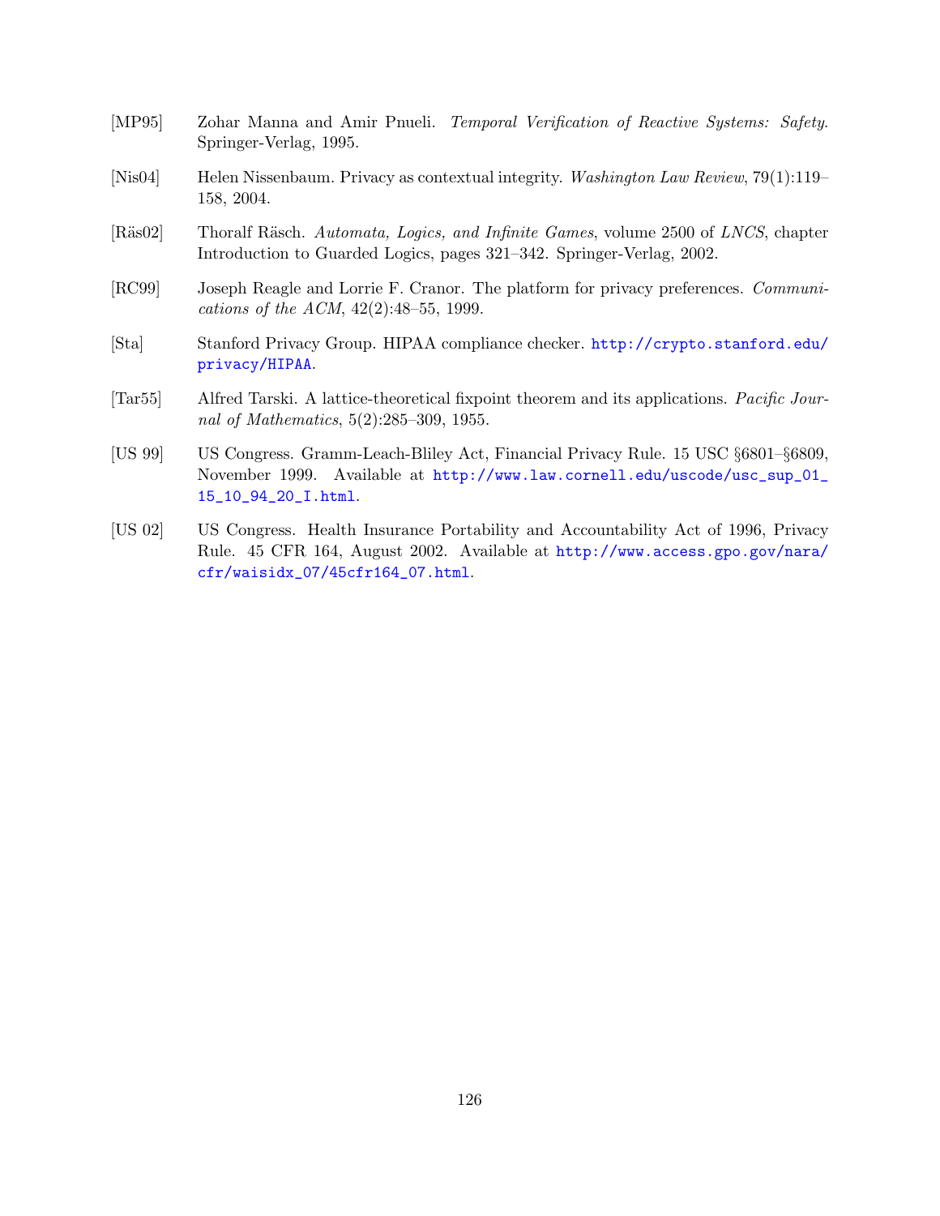[MP95] Zohar Manna and Amir Pnueli. *Temporal Verification of Reactive Systems: Safety*. Springer-Verlag, 1995.

[Nis04] Helen Nissenbaum. Privacy as contextual integrity. *Washington Law Review*, 79(1):119–158, 2004.

[Räs02] Thoralf Räsch. *Automata, Logics, and Infinite Games*, volume 2500 of *LNCS*, chapter Introduction to Guarded Logics, pages 321–342. Springer-Verlag, 2002.

[RC99] Joseph Reagle and Lorrie F. Cranor. The platform for privacy preferences. *Communications of the ACM*, 42(2):48–55, 1999.

[Sta] Stanford Privacy Group. HIPAA compliance checker. http://crypto.stanford.edu/privacy/HIPAA.

[Tar55] Alfred Tarski. A lattice-theoretical fixpoint theorem and its applications. *Pacific Journal of Mathematics*, 5(2):285–309, 1955.

[US 99] US Congress. Gramm-Leach-Bliley Act, Financial Privacy Rule. 15 USC §6801–§6809, November 1999. Available at http://www.law.cornell.edu/uscode/usc_sup_01_15_10_94_20_I.html.

[US 02] US Congress. Health Insurance Portability and Accountability Act of 1996, Privacy Rule. 45 CFR 164, August 2002. Available at http://www.access.gpo.gov/nara/cfr/waisidx_07/45cfr164_07.html.